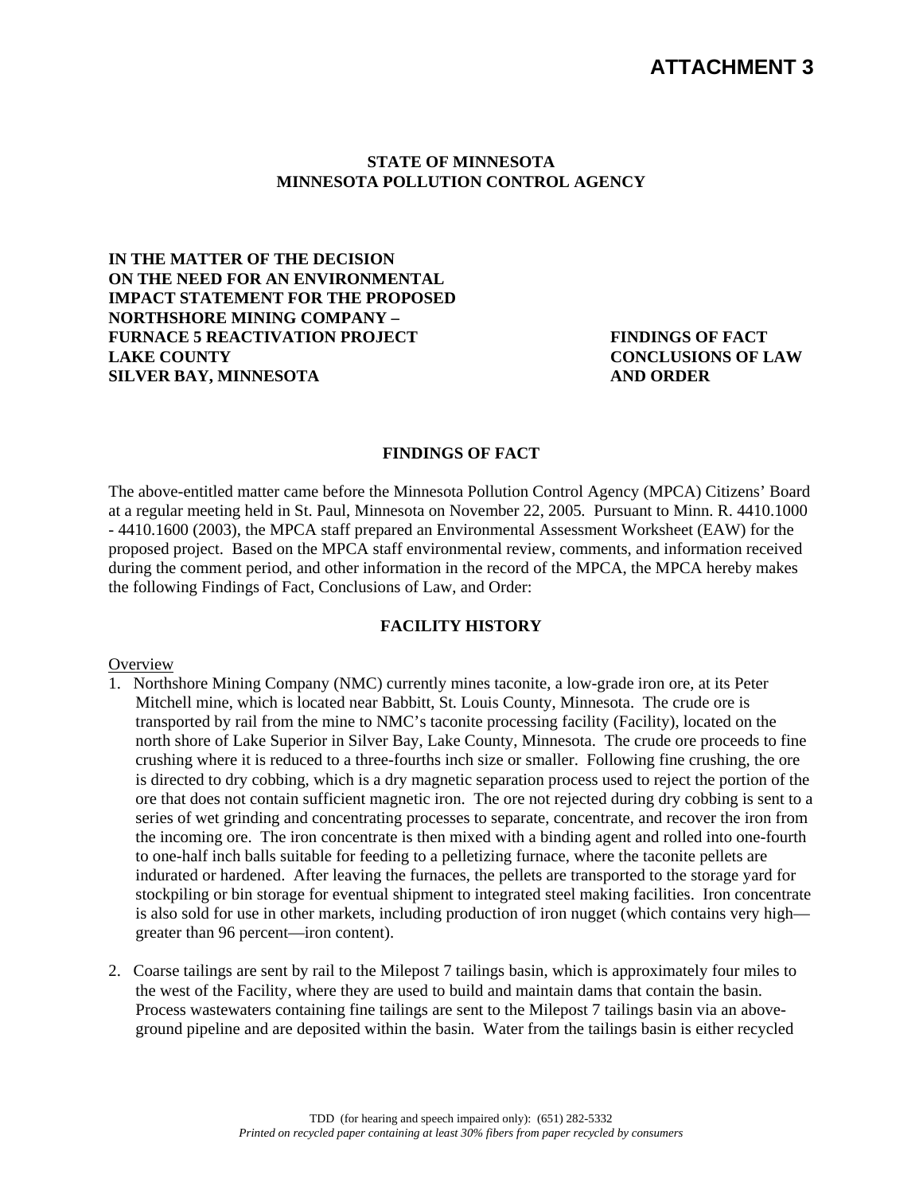# ATTACHMENT 3

**STATE OF MINNESOTA**
**MINNESOTA POLLUTION CONTROL AGENCY**

**IN THE MATTER OF THE DECISION ON THE NEED FOR AN ENVIRONMENTAL IMPACT STATEMENT FOR THE PROPOSED NORTHSHORE MINING COMPANY – FURNACE 5 REACTIVATION PROJECT LAKE COUNTY SILVER BAY, MINNESOTA**

**FINDINGS OF FACT CONCLUSIONS OF LAW AND ORDER**

## FINDINGS OF FACT

The above-entitled matter came before the Minnesota Pollution Control Agency (MPCA) Citizens' Board at a regular meeting held in St. Paul, Minnesota on November 22, 2005. Pursuant to Minn. R. 4410.1000 - 4410.1600 (2003), the MPCA staff prepared an Environmental Assessment Worksheet (EAW) for the proposed project. Based on the MPCA staff environmental review, comments, and information received during the comment period, and other information in the record of the MPCA, the MPCA hereby makes the following Findings of Fact, Conclusions of Law, and Order:

## FACILITY HISTORY

Overview

1. Northshore Mining Company (NMC) currently mines taconite, a low-grade iron ore, at its Peter Mitchell mine, which is located near Babbitt, St. Louis County, Minnesota. The crude ore is transported by rail from the mine to NMC's taconite processing facility (Facility), located on the north shore of Lake Superior in Silver Bay, Lake County, Minnesota. The crude ore proceeds to fine crushing where it is reduced to a three-fourths inch size or smaller. Following fine crushing, the ore is directed to dry cobbing, which is a dry magnetic separation process used to reject the portion of the ore that does not contain sufficient magnetic iron. The ore not rejected during dry cobbing is sent to a series of wet grinding and concentrating processes to separate, concentrate, and recover the iron from the incoming ore. The iron concentrate is then mixed with a binding agent and rolled into one-fourth to one-half inch balls suitable for feeding to a pelletizing furnace, where the taconite pellets are indurated or hardened. After leaving the furnaces, the pellets are transported to the storage yard for stockpiling or bin storage for eventual shipment to integrated steel making facilities. Iron concentrate is also sold for use in other markets, including production of iron nugget (which contains very high—greater than 96 percent—iron content).

2. Coarse tailings are sent by rail to the Milepost 7 tailings basin, which is approximately four miles to the west of the Facility, where they are used to build and maintain dams that contain the basin. Process wastewaters containing fine tailings are sent to the Milepost 7 tailings basin via an above-ground pipeline and are deposited within the basin. Water from the tailings basin is either recycled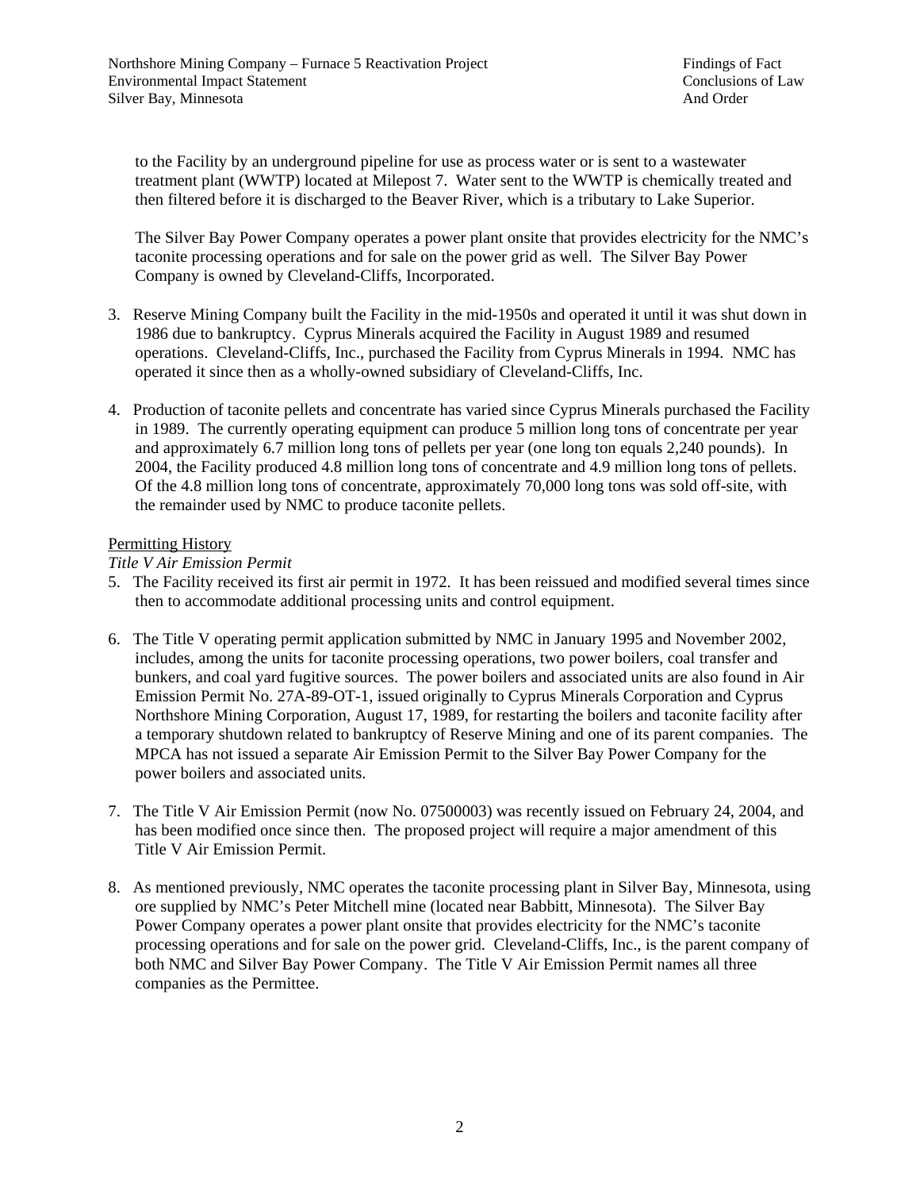to the Facility by an underground pipeline for use as process water or is sent to a wastewater treatment plant (WWTP) located at Milepost 7. Water sent to the WWTP is chemically treated and then filtered before it is discharged to the Beaver River, which is a tributary to Lake Superior.

The Silver Bay Power Company operates a power plant onsite that provides electricity for the NMC's taconite processing operations and for sale on the power grid as well. The Silver Bay Power Company is owned by Cleveland-Cliffs, Incorporated.

3. Reserve Mining Company built the Facility in the mid-1950s and operated it until it was shut down in 1986 due to bankruptcy. Cyprus Minerals acquired the Facility in August 1989 and resumed operations. Cleveland-Cliffs, Inc., purchased the Facility from Cyprus Minerals in 1994. NMC has operated it since then as a wholly-owned subsidiary of Cleveland-Cliffs, Inc.

4. Production of taconite pellets and concentrate has varied since Cyprus Minerals purchased the Facility in 1989. The currently operating equipment can produce 5 million long tons of concentrate per year and approximately 6.7 million long tons of pellets per year (one long ton equals 2,240 pounds). In 2004, the Facility produced 4.8 million long tons of concentrate and 4.9 million long tons of pellets. Of the 4.8 million long tons of concentrate, approximately 70,000 long tons was sold off-site, with the remainder used by NMC to produce taconite pellets.

<u>Permitting History</u>

*Title V Air Emission Permit*

5. The Facility received its first air permit in 1972. It has been reissued and modified several times since then to accommodate additional processing units and control equipment.

6. The Title V operating permit application submitted by NMC in January 1995 and November 2002, includes, among the units for taconite processing operations, two power boilers, coal transfer and bunkers, and coal yard fugitive sources. The power boilers and associated units are also found in Air Emission Permit No. 27A-89-OT-1, issued originally to Cyprus Minerals Corporation and Cyprus Northshore Mining Corporation, August 17, 1989, for restarting the boilers and taconite facility after a temporary shutdown related to bankruptcy of Reserve Mining and one of its parent companies. The MPCA has not issued a separate Air Emission Permit to the Silver Bay Power Company for the power boilers and associated units.

7. The Title V Air Emission Permit (now No. 07500003) was recently issued on February 24, 2004, and has been modified once since then. The proposed project will require a major amendment of this Title V Air Emission Permit.

8. As mentioned previously, NMC operates the taconite processing plant in Silver Bay, Minnesota, using ore supplied by NMC's Peter Mitchell mine (located near Babbitt, Minnesota). The Silver Bay Power Company operates a power plant onsite that provides electricity for the NMC's taconite processing operations and for sale on the power grid. Cleveland-Cliffs, Inc., is the parent company of both NMC and Silver Bay Power Company. The Title V Air Emission Permit names all three companies as the Permittee.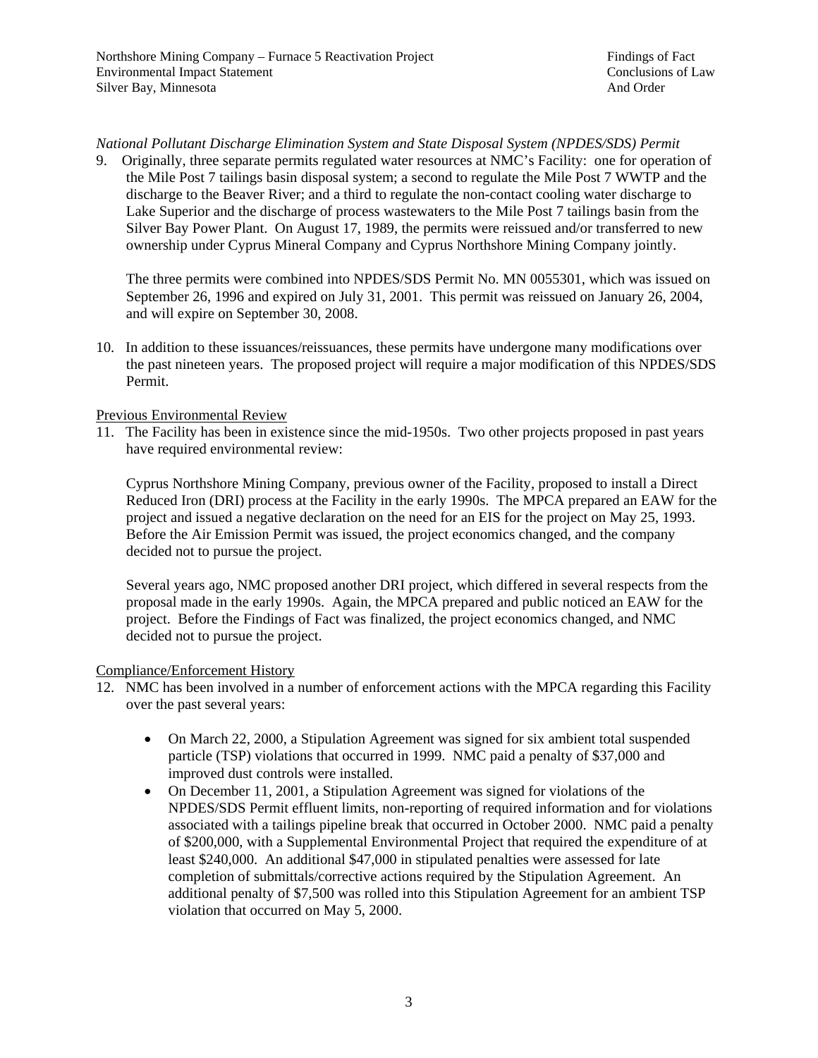*National Pollutant Discharge Elimination System and State Disposal System (NPDES/SDS) Permit*

9. Originally, three separate permits regulated water resources at NMC's Facility: one for operation of the Mile Post 7 tailings basin disposal system; a second to regulate the Mile Post 7 WWTP and the discharge to the Beaver River; and a third to regulate the non-contact cooling water discharge to Lake Superior and the discharge of process wastewaters to the Mile Post 7 tailings basin from the Silver Bay Power Plant. On August 17, 1989, the permits were reissued and/or transferred to new ownership under Cyprus Mineral Company and Cyprus Northshore Mining Company jointly.

   The three permits were combined into NPDES/SDS Permit No. MN 0055301, which was issued on September 26, 1996 and expired on July 31, 2001. This permit was reissued on January 26, 2004, and will expire on September 30, 2008.

10. In addition to these issuances/reissuances, these permits have undergone many modifications over the past nineteen years. The proposed project will require a major modification of this NPDES/SDS Permit.

Previous Environmental Review

11. The Facility has been in existence since the mid-1950s. Two other projects proposed in past years have required environmental review:

    Cyprus Northshore Mining Company, previous owner of the Facility, proposed to install a Direct Reduced Iron (DRI) process at the Facility in the early 1990s. The MPCA prepared an EAW for the project and issued a negative declaration on the need for an EIS for the project on May 25, 1993. Before the Air Emission Permit was issued, the project economics changed, and the company decided not to pursue the project.

    Several years ago, NMC proposed another DRI project, which differed in several respects from the proposal made in the early 1990s. Again, the MPCA prepared and public noticed an EAW for the project. Before the Findings of Fact was finalized, the project economics changed, and NMC decided not to pursue the project.

Compliance/Enforcement History

12. NMC has been involved in a number of enforcement actions with the MPCA regarding this Facility over the past several years:

    - On March 22, 2000, a Stipulation Agreement was signed for six ambient total suspended particle (TSP) violations that occurred in 1999. NMC paid a penalty of $37,000 and improved dust controls were installed.
    - On December 11, 2001, a Stipulation Agreement was signed for violations of the NPDES/SDS Permit effluent limits, non-reporting of required information and for violations associated with a tailings pipeline break that occurred in October 2000. NMC paid a penalty of $200,000, with a Supplemental Environmental Project that required the expenditure of at least $240,000. An additional $47,000 in stipulated penalties were assessed for late completion of submittals/corrective actions required by the Stipulation Agreement. An additional penalty of $7,500 was rolled into this Stipulation Agreement for an ambient TSP violation that occurred on May 5, 2000.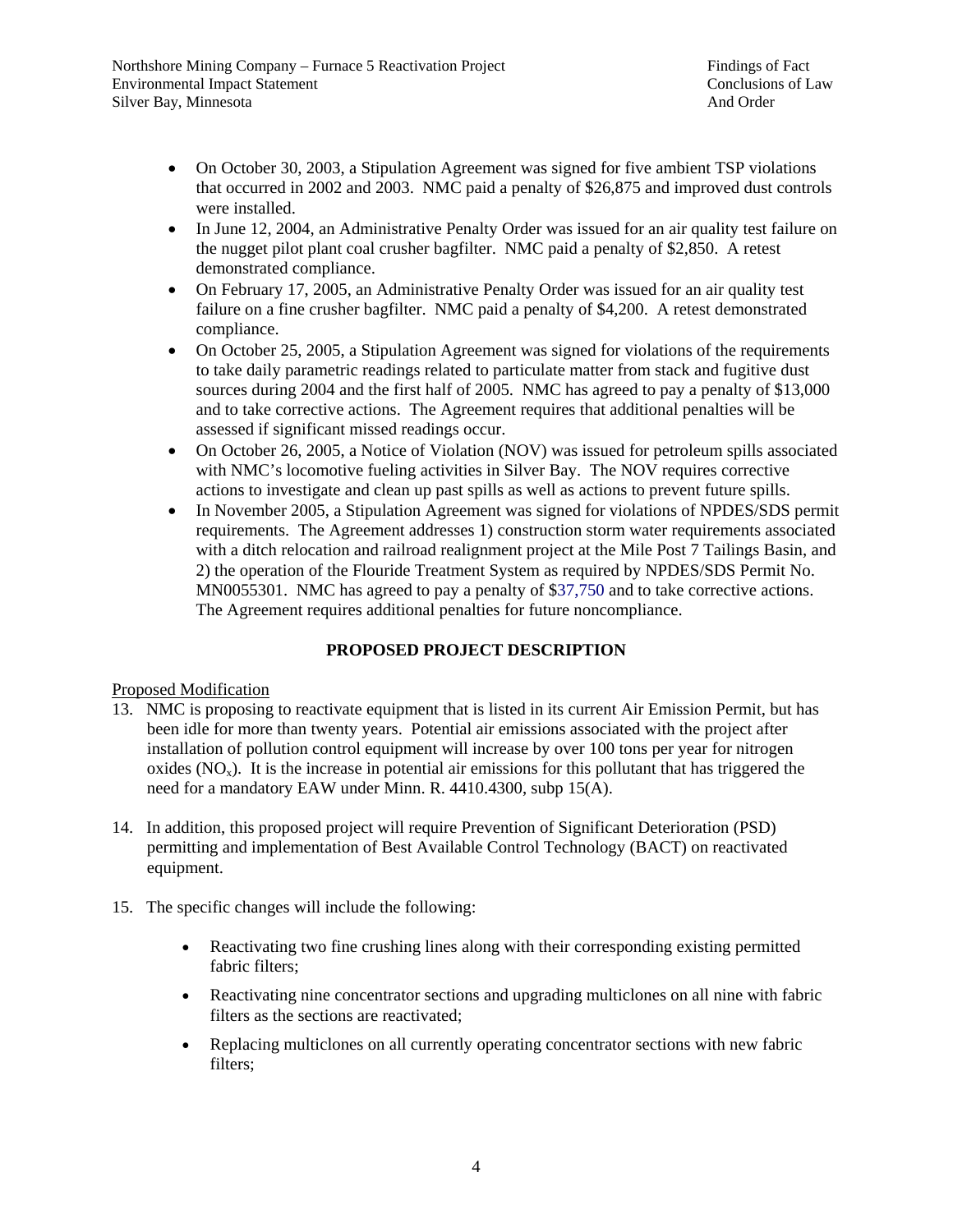- On October 30, 2003, a Stipulation Agreement was signed for five ambient TSP violations that occurred in 2002 and 2003. NMC paid a penalty of $26,875 and improved dust controls were installed.
- In June 12, 2004, an Administrative Penalty Order was issued for an air quality test failure on the nugget pilot plant coal crusher bagfilter. NMC paid a penalty of $2,850. A retest demonstrated compliance.
- On February 17, 2005, an Administrative Penalty Order was issued for an air quality test failure on a fine crusher bagfilter. NMC paid a penalty of $4,200. A retest demonstrated compliance.
- On October 25, 2005, a Stipulation Agreement was signed for violations of the requirements to take daily parametric readings related to particulate matter from stack and fugitive dust sources during 2004 and the first half of 2005. NMC has agreed to pay a penalty of $13,000 and to take corrective actions. The Agreement requires that additional penalties will be assessed if significant missed readings occur.
- On October 26, 2005, a Notice of Violation (NOV) was issued for petroleum spills associated with NMC's locomotive fueling activities in Silver Bay. The NOV requires corrective actions to investigate and clean up past spills as well as actions to prevent future spills.
- In November 2005, a Stipulation Agreement was signed for violations of NPDES/SDS permit requirements. The Agreement addresses 1) construction storm water requirements associated with a ditch relocation and railroad realignment project at the Mile Post 7 Tailings Basin, and 2) the operation of the Flouride Treatment System as required by NPDES/SDS Permit No. MN0055301. NMC has agreed to pay a penalty of $37,750 and to take corrective actions. The Agreement requires additional penalties for future noncompliance.

## PROPOSED PROJECT DESCRIPTION

Proposed Modification

13. NMC is proposing to reactivate equipment that is listed in its current Air Emission Permit, but has been idle for more than twenty years. Potential air emissions associated with the project after installation of pollution control equipment will increase by over 100 tons per year for nitrogen oxides ($NO_x$). It is the increase in potential air emissions for this pollutant that has triggered the need for a mandatory EAW under Minn. R. 4410.4300, subp 15(A).

14. In addition, this proposed project will require Prevention of Significant Deterioration (PSD) permitting and implementation of Best Available Control Technology (BACT) on reactivated equipment.

15. The specific changes will include the following:

    - Reactivating two fine crushing lines along with their corresponding existing permitted fabric filters;
    - Reactivating nine concentrator sections and upgrading multiclones on all nine with fabric filters as the sections are reactivated;
    - Replacing multiclones on all currently operating concentrator sections with new fabric filters;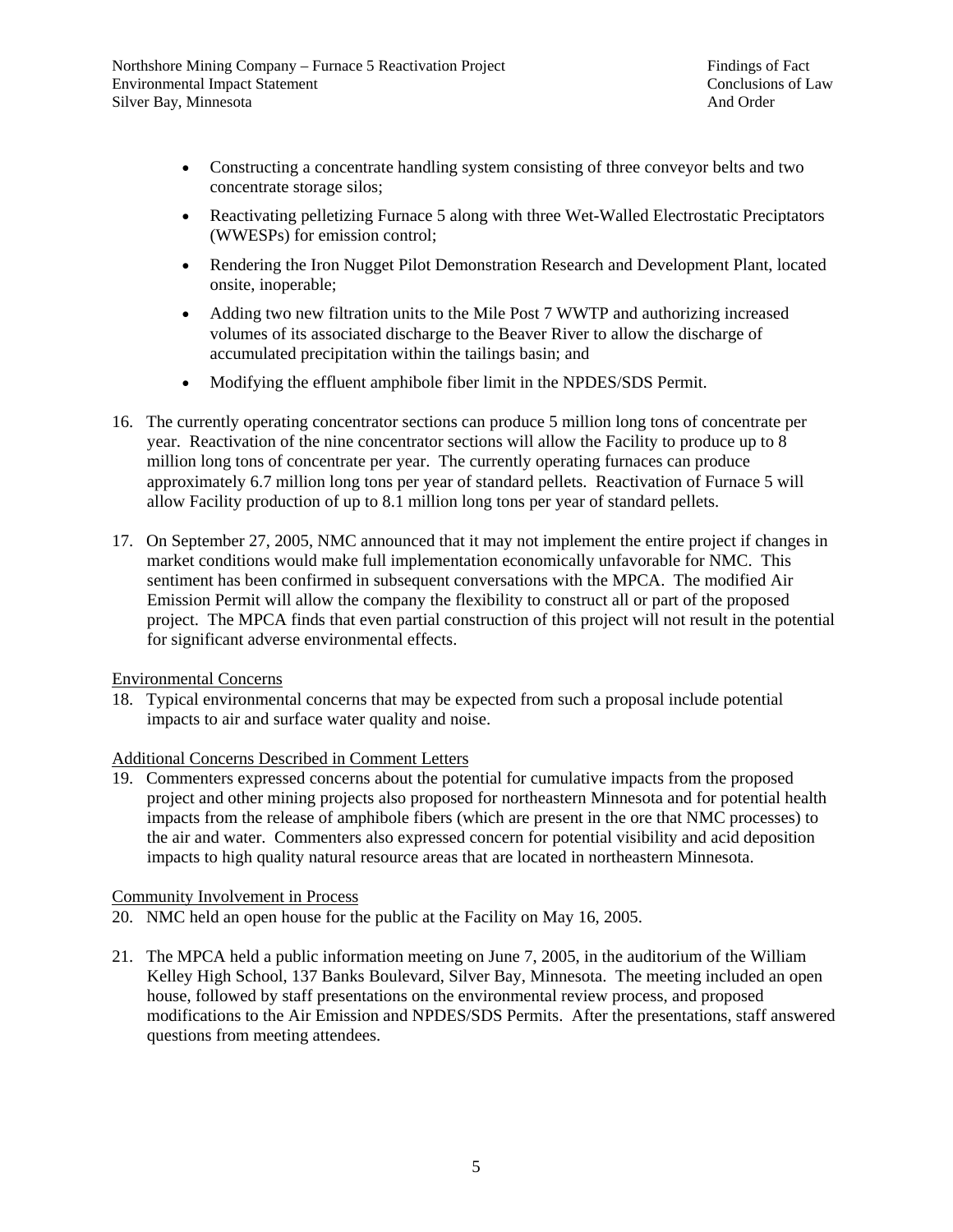- Constructing a concentrate handling system consisting of three conveyor belts and two concentrate storage silos;
- Reactivating pelletizing Furnace 5 along with three Wet-Walled Electrostatic Preciptators (WWESPs) for emission control;
- Rendering the Iron Nugget Pilot Demonstration Research and Development Plant, located onsite, inoperable;
- Adding two new filtration units to the Mile Post 7 WWTP and authorizing increased volumes of its associated discharge to the Beaver River to allow the discharge of accumulated precipitation within the tailings basin; and
- Modifying the effluent amphibole fiber limit in the NPDES/SDS Permit.

16. The currently operating concentrator sections can produce 5 million long tons of concentrate per year. Reactivation of the nine concentrator sections will allow the Facility to produce up to 8 million long tons of concentrate per year. The currently operating furnaces can produce approximately 6.7 million long tons per year of standard pellets. Reactivation of Furnace 5 will allow Facility production of up to 8.1 million long tons per year of standard pellets.

17. On September 27, 2005, NMC announced that it may not implement the entire project if changes in market conditions would make full implementation economically unfavorable for NMC. This sentiment has been confirmed in subsequent conversations with the MPCA. The modified Air Emission Permit will allow the company the flexibility to construct all or part of the proposed project. The MPCA finds that even partial construction of this project will not result in the potential for significant adverse environmental effects.

Environmental Concerns

18. Typical environmental concerns that may be expected from such a proposal include potential impacts to air and surface water quality and noise.

Additional Concerns Described in Comment Letters

19. Commenters expressed concerns about the potential for cumulative impacts from the proposed project and other mining projects also proposed for northeastern Minnesota and for potential health impacts from the release of amphibole fibers (which are present in the ore that NMC processes) to the air and water. Commenters also expressed concern for potential visibility and acid deposition impacts to high quality natural resource areas that are located in northeastern Minnesota.

Community Involvement in Process

20. NMC held an open house for the public at the Facility on May 16, 2005.

21. The MPCA held a public information meeting on June 7, 2005, in the auditorium of the William Kelley High School, 137 Banks Boulevard, Silver Bay, Minnesota. The meeting included an open house, followed by staff presentations on the environmental review process, and proposed modifications to the Air Emission and NPDES/SDS Permits. After the presentations, staff answered questions from meeting attendees.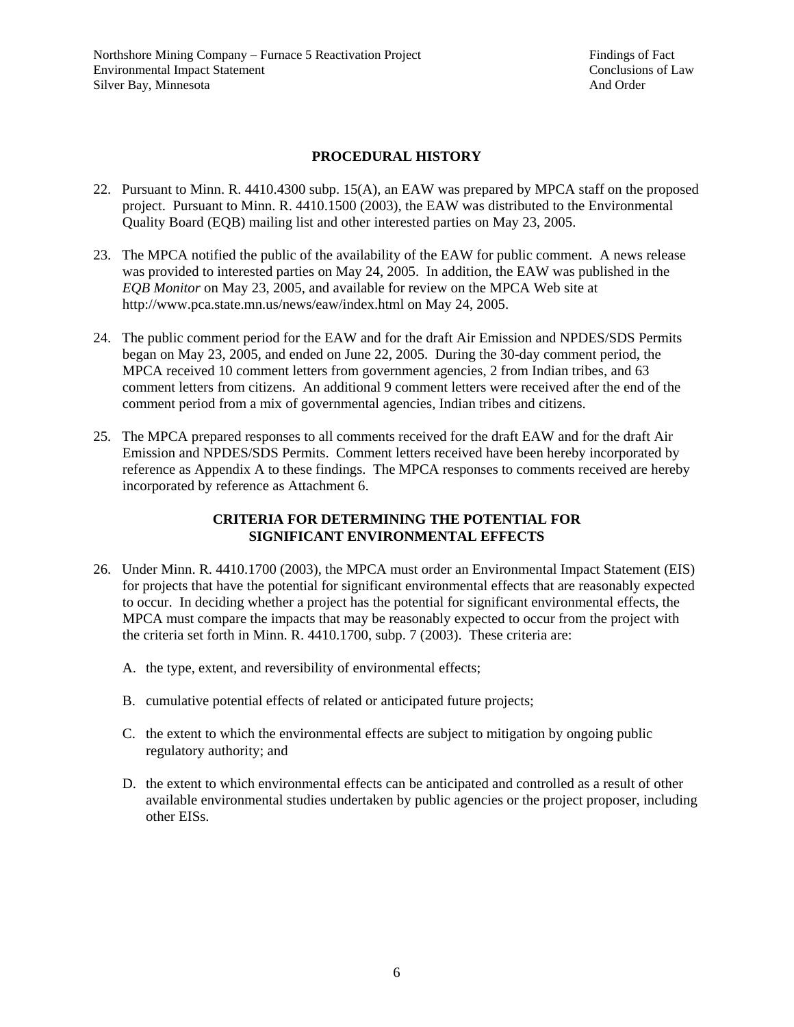## PROCEDURAL HISTORY

22. Pursuant to Minn. R. 4410.4300 subp. 15(A), an EAW was prepared by MPCA staff on the proposed project. Pursuant to Minn. R. 4410.1500 (2003), the EAW was distributed to the Environmental Quality Board (EQB) mailing list and other interested parties on May 23, 2005.

23. The MPCA notified the public of the availability of the EAW for public comment. A news release was provided to interested parties on May 24, 2005. In addition, the EAW was published in the *EQB Monitor* on May 23, 2005, and available for review on the MPCA Web site at http://www.pca.state.mn.us/news/eaw/index.html on May 24, 2005.

24. The public comment period for the EAW and for the draft Air Emission and NPDES/SDS Permits began on May 23, 2005, and ended on June 22, 2005. During the 30-day comment period, the MPCA received 10 comment letters from government agencies, 2 from Indian tribes, and 63 comment letters from citizens. An additional 9 comment letters were received after the end of the comment period from a mix of governmental agencies, Indian tribes and citizens.

25. The MPCA prepared responses to all comments received for the draft EAW and for the draft Air Emission and NPDES/SDS Permits. Comment letters received have been hereby incorporated by reference as Appendix A to these findings. The MPCA responses to comments received are hereby incorporated by reference as Attachment 6.

## CRITERIA FOR DETERMINING THE POTENTIAL FOR SIGNIFICANT ENVIRONMENTAL EFFECTS

26. Under Minn. R. 4410.1700 (2003), the MPCA must order an Environmental Impact Statement (EIS) for projects that have the potential for significant environmental effects that are reasonably expected to occur. In deciding whether a project has the potential for significant environmental effects, the MPCA must compare the impacts that may be reasonably expected to occur from the project with the criteria set forth in Minn. R. 4410.1700, subp. 7 (2003). These criteria are:

    A. the type, extent, and reversibility of environmental effects;

    B. cumulative potential effects of related or anticipated future projects;

    C. the extent to which the environmental effects are subject to mitigation by ongoing public regulatory authority; and

    D. the extent to which environmental effects can be anticipated and controlled as a result of other available environmental studies undertaken by public agencies or the project proposer, including other EISs.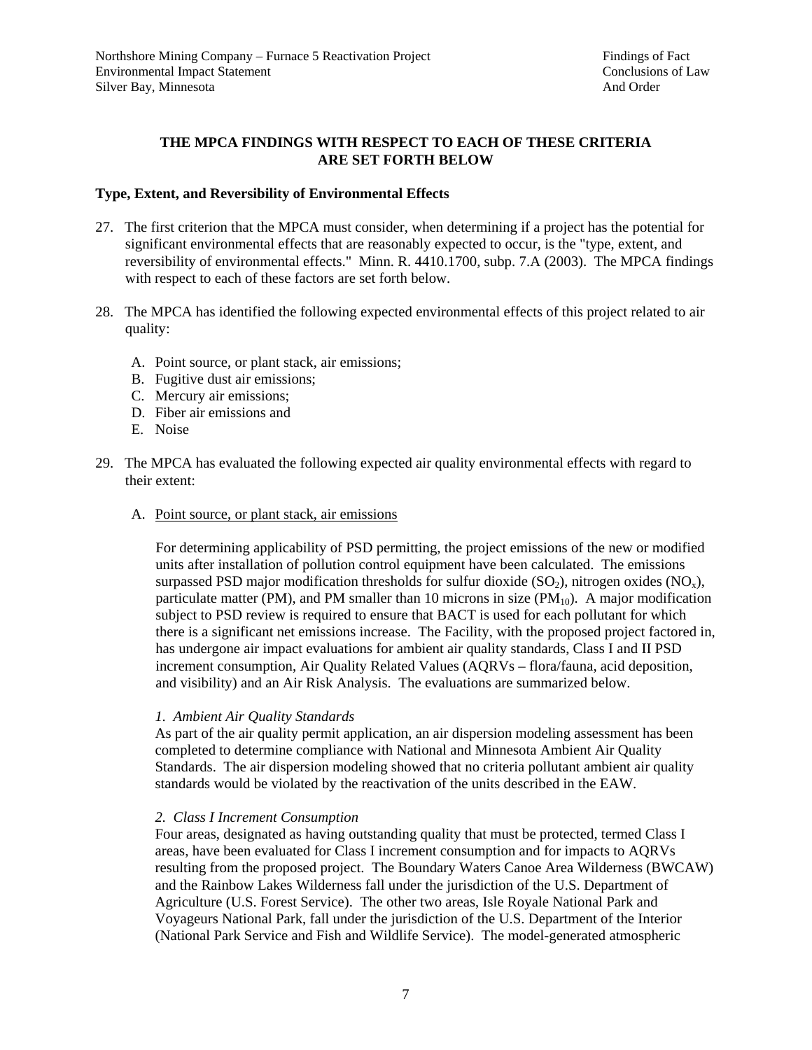**THE MPCA FINDINGS WITH RESPECT TO EACH OF THESE CRITERIA ARE SET FORTH BELOW**

**Type, Extent, and Reversibility of Environmental Effects**

27. The first criterion that the MPCA must consider, when determining if a project has the potential for significant environmental effects that are reasonably expected to occur, is the "type, extent, and reversibility of environmental effects." Minn. R. 4410.1700, subp. 7.A (2003). The MPCA findings with respect to each of these factors are set forth below.

28. The MPCA has identified the following expected environmental effects of this project related to air quality:

    A. Point source, or plant stack, air emissions;
    B. Fugitive dust air emissions;
    C. Mercury air emissions;
    D. Fiber air emissions and
    E. Noise

29. The MPCA has evaluated the following expected air quality environmental effects with regard to their extent:

    A. Point source, or plant stack, air emissions

    For determining applicability of PSD permitting, the project emissions of the new or modified units after installation of pollution control equipment have been calculated. The emissions surpassed PSD major modification thresholds for sulfur dioxide ($SO_2$), nitrogen oxides ($NO_x$), particulate matter (PM), and PM smaller than 10 microns in size ($PM_{10}$). A major modification subject to PSD review is required to ensure that BACT is used for each pollutant for which there is a significant net emissions increase. The Facility, with the proposed project factored in, has undergone air impact evaluations for ambient air quality standards, Class I and II PSD increment consumption, Air Quality Related Values (AQRVs – flora/fauna, acid deposition, and visibility) and an Air Risk Analysis. The evaluations are summarized below.

    *1. Ambient Air Quality Standards*
    As part of the air quality permit application, an air dispersion modeling assessment has been completed to determine compliance with National and Minnesota Ambient Air Quality Standards. The air dispersion modeling showed that no criteria pollutant ambient air quality standards would be violated by the reactivation of the units described in the EAW.

    *2. Class I Increment Consumption*
    Four areas, designated as having outstanding quality that must be protected, termed Class I areas, have been evaluated for Class I increment consumption and for impacts to AQRVs resulting from the proposed project. The Boundary Waters Canoe Area Wilderness (BWCAW) and the Rainbow Lakes Wilderness fall under the jurisdiction of the U.S. Department of Agriculture (U.S. Forest Service). The other two areas, Isle Royale National Park and Voyageurs National Park, fall under the jurisdiction of the U.S. Department of the Interior (National Park Service and Fish and Wildlife Service). The model-generated atmospheric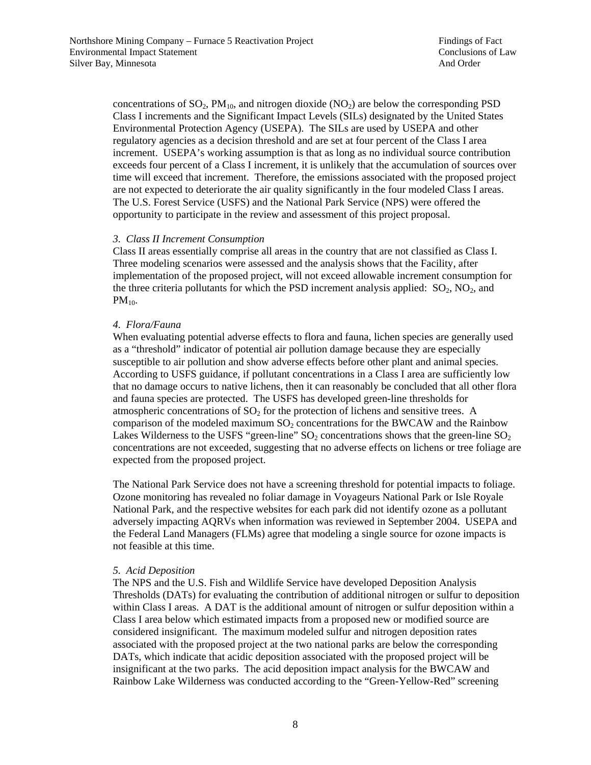concentrations of $SO_2$, $PM_{10}$, and nitrogen dioxide ($NO_2$) are below the corresponding PSD Class I increments and the Significant Impact Levels (SILs) designated by the United States Environmental Protection Agency (USEPA). The SILs are used by USEPA and other regulatory agencies as a decision threshold and are set at four percent of the Class I area increment. USEPA's working assumption is that as long as no individual source contribution exceeds four percent of a Class I increment, it is unlikely that the accumulation of sources over time will exceed that increment. Therefore, the emissions associated with the proposed project are not expected to deteriorate the air quality significantly in the four modeled Class I areas. The U.S. Forest Service (USFS) and the National Park Service (NPS) were offered the opportunity to participate in the review and assessment of this project proposal.

*3. Class II Increment Consumption*

Class II areas essentially comprise all areas in the country that are not classified as Class I. Three modeling scenarios were assessed and the analysis shows that the Facility, after implementation of the proposed project, will not exceed allowable increment consumption for the three criteria pollutants for which the PSD increment analysis applied: $SO_2$, $NO_2$, and $PM_{10}$.

*4. Flora/Fauna*

When evaluating potential adverse effects to flora and fauna, lichen species are generally used as a "threshold" indicator of potential air pollution damage because they are especially susceptible to air pollution and show adverse effects before other plant and animal species. According to USFS guidance, if pollutant concentrations in a Class I area are sufficiently low that no damage occurs to native lichens, then it can reasonably be concluded that all other flora and fauna species are protected. The USFS has developed green-line thresholds for atmospheric concentrations of $SO_2$ for the protection of lichens and sensitive trees. A comparison of the modeled maximum $SO_2$ concentrations for the BWCAW and the Rainbow Lakes Wilderness to the USFS "green-line" $SO_2$ concentrations shows that the green-line $SO_2$ concentrations are not exceeded, suggesting that no adverse effects on lichens or tree foliage are expected from the proposed project.

The National Park Service does not have a screening threshold for potential impacts to foliage. Ozone monitoring has revealed no foliar damage in Voyageurs National Park or Isle Royale National Park, and the respective websites for each park did not identify ozone as a pollutant adversely impacting AQRVs when information was reviewed in September 2004. USEPA and the Federal Land Managers (FLMs) agree that modeling a single source for ozone impacts is not feasible at this time.

*5. Acid Deposition*

The NPS and the U.S. Fish and Wildlife Service have developed Deposition Analysis Thresholds (DATs) for evaluating the contribution of additional nitrogen or sulfur to deposition within Class I areas. A DAT is the additional amount of nitrogen or sulfur deposition within a Class I area below which estimated impacts from a proposed new or modified source are considered insignificant. The maximum modeled sulfur and nitrogen deposition rates associated with the proposed project at the two national parks are below the corresponding DATs, which indicate that acidic deposition associated with the proposed project will be insignificant at the two parks. The acid deposition impact analysis for the BWCAW and Rainbow Lake Wilderness was conducted according to the "Green-Yellow-Red" screening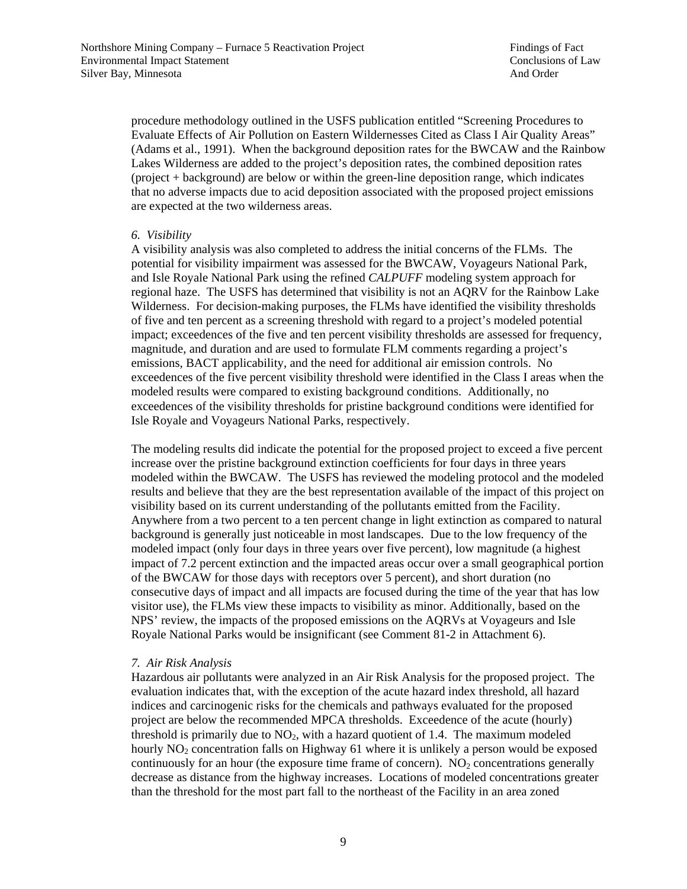procedure methodology outlined in the USFS publication entitled "Screening Procedures to Evaluate Effects of Air Pollution on Eastern Wildernesses Cited as Class I Air Quality Areas" (Adams et al., 1991). When the background deposition rates for the BWCAW and the Rainbow Lakes Wilderness are added to the project's deposition rates, the combined deposition rates (project + background) are below or within the green-line deposition range, which indicates that no adverse impacts due to acid deposition associated with the proposed project emissions are expected at the two wilderness areas.

*6. Visibility*

A visibility analysis was also completed to address the initial concerns of the FLMs. The potential for visibility impairment was assessed for the BWCAW, Voyageurs National Park, and Isle Royale National Park using the refined *CALPUFF* modeling system approach for regional haze. The USFS has determined that visibility is not an AQRV for the Rainbow Lake Wilderness. For decision-making purposes, the FLMs have identified the visibility thresholds of five and ten percent as a screening threshold with regard to a project's modeled potential impact; exceedences of the five and ten percent visibility thresholds are assessed for frequency, magnitude, and duration and are used to formulate FLM comments regarding a project's emissions, BACT applicability, and the need for additional air emission controls. No exceedences of the five percent visibility threshold were identified in the Class I areas when the modeled results were compared to existing background conditions. Additionally, no exceedences of the visibility thresholds for pristine background conditions were identified for Isle Royale and Voyageurs National Parks, respectively.

The modeling results did indicate the potential for the proposed project to exceed a five percent increase over the pristine background extinction coefficients for four days in three years modeled within the BWCAW. The USFS has reviewed the modeling protocol and the modeled results and believe that they are the best representation available of the impact of this project on visibility based on its current understanding of the pollutants emitted from the Facility. Anywhere from a two percent to a ten percent change in light extinction as compared to natural background is generally just noticeable in most landscapes. Due to the low frequency of the modeled impact (only four days in three years over five percent), low magnitude (a highest impact of 7.2 percent extinction and the impacted areas occur over a small geographical portion of the BWCAW for those days with receptors over 5 percent), and short duration (no consecutive days of impact and all impacts are focused during the time of the year that has low visitor use), the FLMs view these impacts to visibility as minor. Additionally, based on the NPS' review, the impacts of the proposed emissions on the AQRVs at Voyageurs and Isle Royale National Parks would be insignificant (see Comment 81-2 in Attachment 6).

*7. Air Risk Analysis*

Hazardous air pollutants were analyzed in an Air Risk Analysis for the proposed project. The evaluation indicates that, with the exception of the acute hazard index threshold, all hazard indices and carcinogenic risks for the chemicals and pathways evaluated for the proposed project are below the recommended MPCA thresholds. Exceedence of the acute (hourly) threshold is primarily due to $NO_2$, with a hazard quotient of 1.4. The maximum modeled hourly $NO_2$ concentration falls on Highway 61 where it is unlikely a person would be exposed continuously for an hour (the exposure time frame of concern). $NO_2$ concentrations generally decrease as distance from the highway increases. Locations of modeled concentrations greater than the threshold for the most part fall to the northeast of the Facility in an area zoned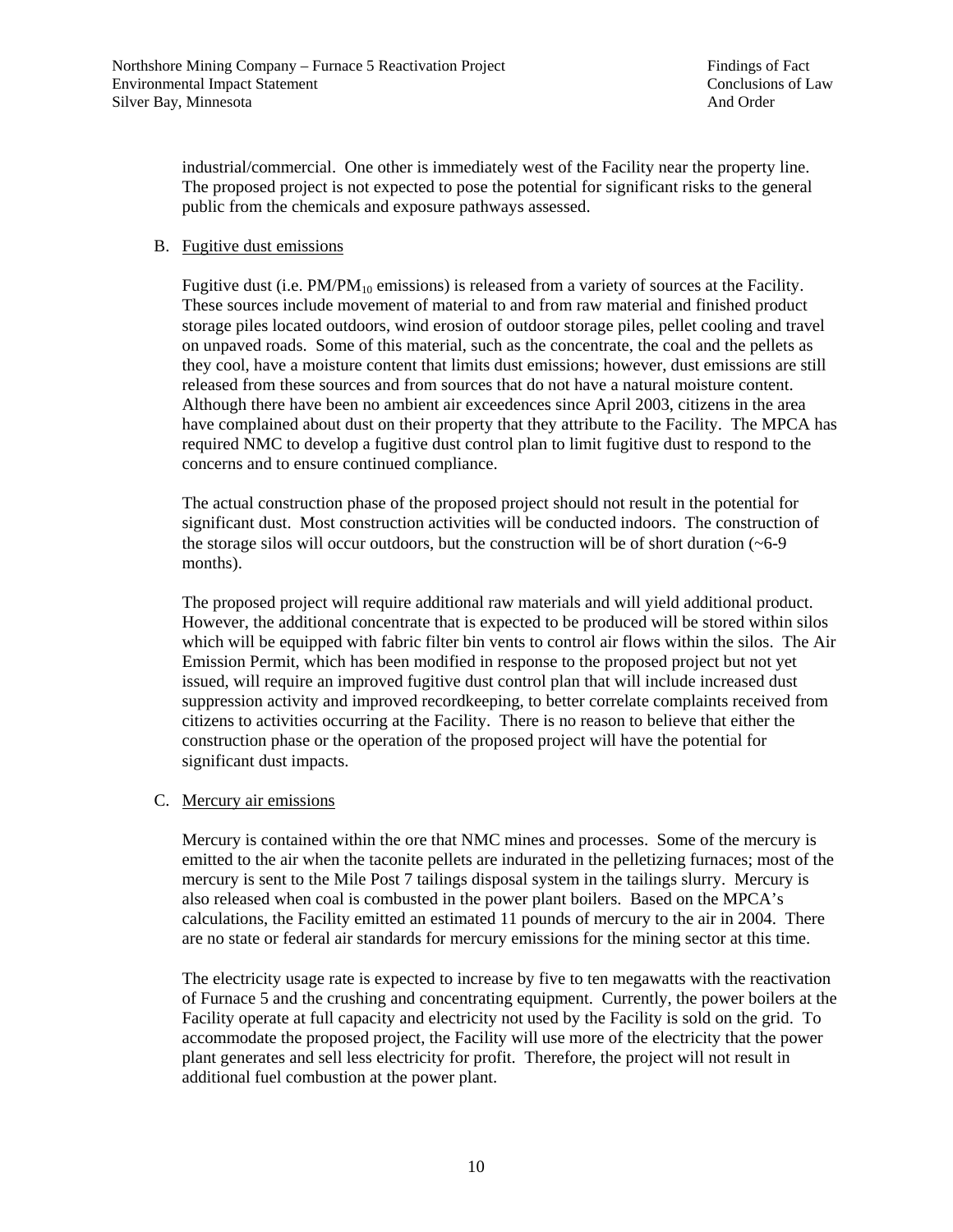industrial/commercial. One other is immediately west of the Facility near the property line. The proposed project is not expected to pose the potential for significant risks to the general public from the chemicals and exposure pathways assessed.

B. Fugitive dust emissions

Fugitive dust (i.e. PM/$PM_{10}$ emissions) is released from a variety of sources at the Facility. These sources include movement of material to and from raw material and finished product storage piles located outdoors, wind erosion of outdoor storage piles, pellet cooling and travel on unpaved roads. Some of this material, such as the concentrate, the coal and the pellets as they cool, have a moisture content that limits dust emissions; however, dust emissions are still released from these sources and from sources that do not have a natural moisture content. Although there have been no ambient air exceedences since April 2003, citizens in the area have complained about dust on their property that they attribute to the Facility. The MPCA has required NMC to develop a fugitive dust control plan to limit fugitive dust to respond to the concerns and to ensure continued compliance.

The actual construction phase of the proposed project should not result in the potential for significant dust. Most construction activities will be conducted indoors. The construction of the storage silos will occur outdoors, but the construction will be of short duration (~6-9 months).

The proposed project will require additional raw materials and will yield additional product. However, the additional concentrate that is expected to be produced will be stored within silos which will be equipped with fabric filter bin vents to control air flows within the silos. The Air Emission Permit, which has been modified in response to the proposed project but not yet issued, will require an improved fugitive dust control plan that will include increased dust suppression activity and improved recordkeeping, to better correlate complaints received from citizens to activities occurring at the Facility. There is no reason to believe that either the construction phase or the operation of the proposed project will have the potential for significant dust impacts.

C. Mercury air emissions

Mercury is contained within the ore that NMC mines and processes. Some of the mercury is emitted to the air when the taconite pellets are indurated in the pelletizing furnaces; most of the mercury is sent to the Mile Post 7 tailings disposal system in the tailings slurry. Mercury is also released when coal is combusted in the power plant boilers. Based on the MPCA's calculations, the Facility emitted an estimated 11 pounds of mercury to the air in 2004. There are no state or federal air standards for mercury emissions for the mining sector at this time.

The electricity usage rate is expected to increase by five to ten megawatts with the reactivation of Furnace 5 and the crushing and concentrating equipment. Currently, the power boilers at the Facility operate at full capacity and electricity not used by the Facility is sold on the grid. To accommodate the proposed project, the Facility will use more of the electricity that the power plant generates and sell less electricity for profit. Therefore, the project will not result in additional fuel combustion at the power plant.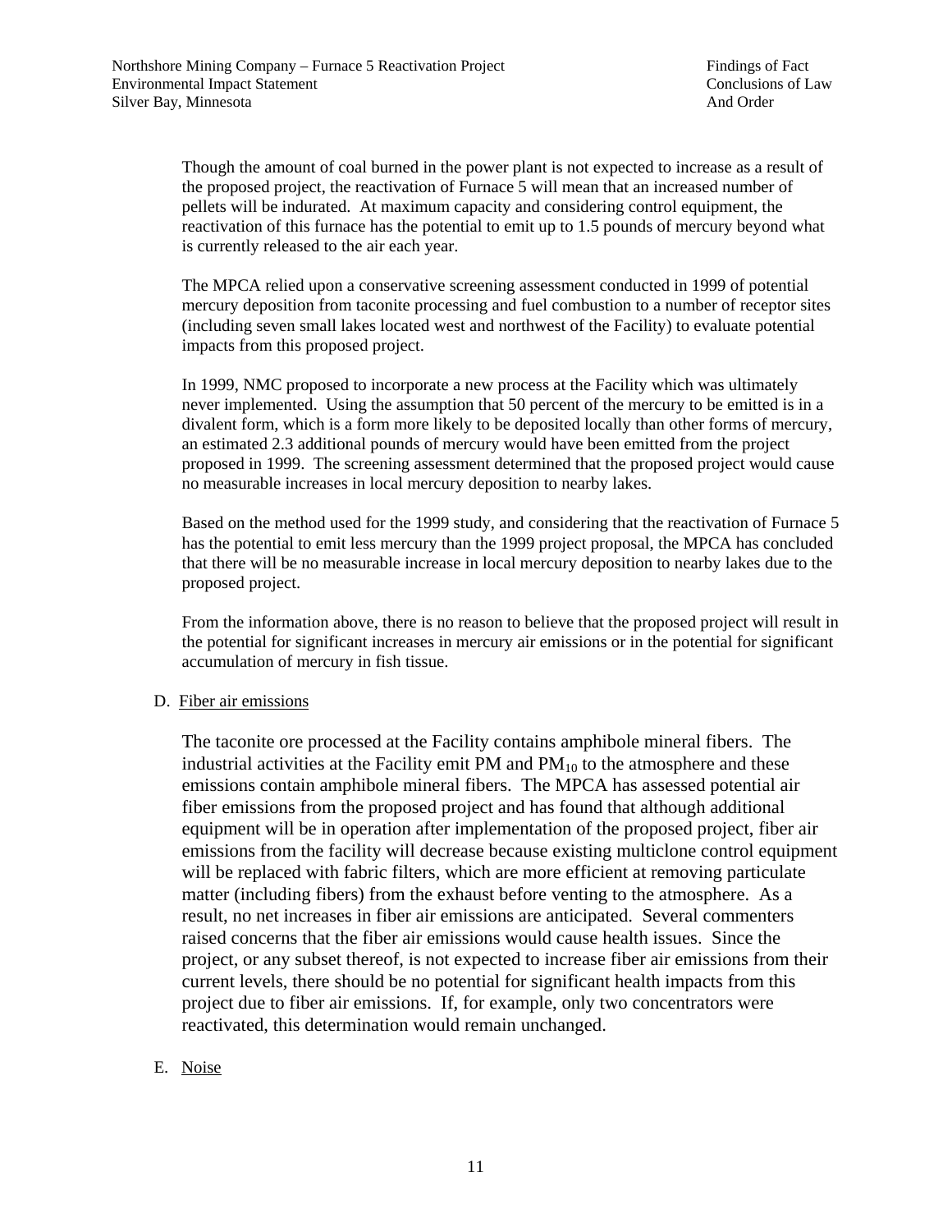Though the amount of coal burned in the power plant is not expected to increase as a result of the proposed project, the reactivation of Furnace 5 will mean that an increased number of pellets will be indurated. At maximum capacity and considering control equipment, the reactivation of this furnace has the potential to emit up to 1.5 pounds of mercury beyond what is currently released to the air each year.

The MPCA relied upon a conservative screening assessment conducted in 1999 of potential mercury deposition from taconite processing and fuel combustion to a number of receptor sites (including seven small lakes located west and northwest of the Facility) to evaluate potential impacts from this proposed project.

In 1999, NMC proposed to incorporate a new process at the Facility which was ultimately never implemented. Using the assumption that 50 percent of the mercury to be emitted is in a divalent form, which is a form more likely to be deposited locally than other forms of mercury, an estimated 2.3 additional pounds of mercury would have been emitted from the project proposed in 1999. The screening assessment determined that the proposed project would cause no measurable increases in local mercury deposition to nearby lakes.

Based on the method used for the 1999 study, and considering that the reactivation of Furnace 5 has the potential to emit less mercury than the 1999 project proposal, the MPCA has concluded that there will be no measurable increase in local mercury deposition to nearby lakes due to the proposed project.

From the information above, there is no reason to believe that the proposed project will result in the potential for significant increases in mercury air emissions or in the potential for significant accumulation of mercury in fish tissue.

D. Fiber air emissions

The taconite ore processed at the Facility contains amphibole mineral fibers. The industrial activities at the Facility emit PM and $PM_{10}$ to the atmosphere and these emissions contain amphibole mineral fibers. The MPCA has assessed potential air fiber emissions from the proposed project and has found that although additional equipment will be in operation after implementation of the proposed project, fiber air emissions from the facility will decrease because existing multiclone control equipment will be replaced with fabric filters, which are more efficient at removing particulate matter (including fibers) from the exhaust before venting to the atmosphere. As a result, no net increases in fiber air emissions are anticipated. Several commenters raised concerns that the fiber air emissions would cause health issues. Since the project, or any subset thereof, is not expected to increase fiber air emissions from their current levels, there should be no potential for significant health impacts from this project due to fiber air emissions. If, for example, only two concentrators were reactivated, this determination would remain unchanged.

E. Noise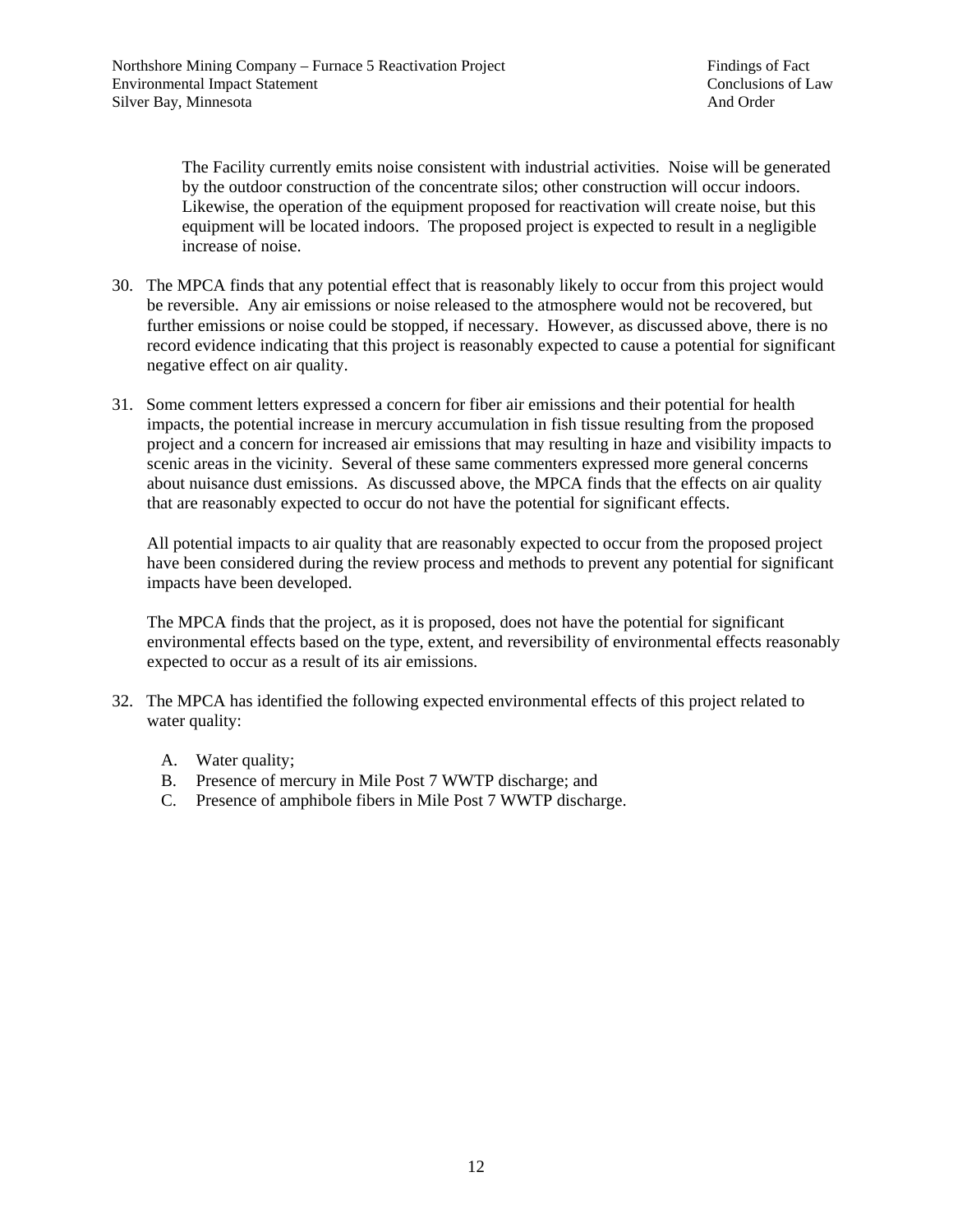The Facility currently emits noise consistent with industrial activities. Noise will be generated by the outdoor construction of the concentrate silos; other construction will occur indoors. Likewise, the operation of the equipment proposed for reactivation will create noise, but this equipment will be located indoors. The proposed project is expected to result in a negligible increase of noise.

30. The MPCA finds that any potential effect that is reasonably likely to occur from this project would be reversible. Any air emissions or noise released to the atmosphere would not be recovered, but further emissions or noise could be stopped, if necessary. However, as discussed above, there is no record evidence indicating that this project is reasonably expected to cause a potential for significant negative effect on air quality.

31. Some comment letters expressed a concern for fiber air emissions and their potential for health impacts, the potential increase in mercury accumulation in fish tissue resulting from the proposed project and a concern for increased air emissions that may resulting in haze and visibility impacts to scenic areas in the vicinity. Several of these same commenters expressed more general concerns about nuisance dust emissions. As discussed above, the MPCA finds that the effects on air quality that are reasonably expected to occur do not have the potential for significant effects.

    All potential impacts to air quality that are reasonably expected to occur from the proposed project have been considered during the review process and methods to prevent any potential for significant impacts have been developed.

    The MPCA finds that the project, as it is proposed, does not have the potential for significant environmental effects based on the type, extent, and reversibility of environmental effects reasonably expected to occur as a result of its air emissions.

32. The MPCA has identified the following expected environmental effects of this project related to water quality:

    A. Water quality;
    B. Presence of mercury in Mile Post 7 WWTP discharge; and
    C. Presence of amphibole fibers in Mile Post 7 WWTP discharge.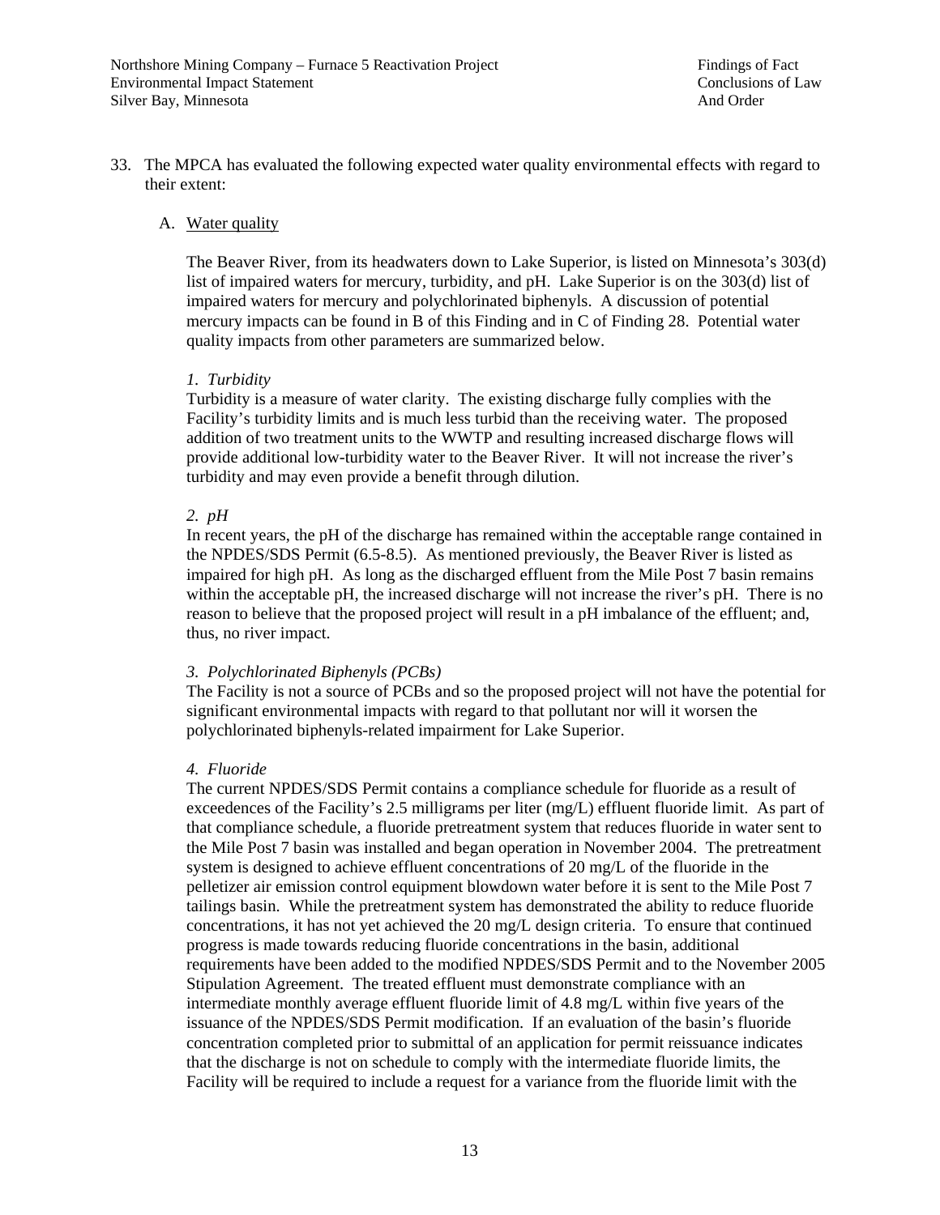33. The MPCA has evaluated the following expected water quality environmental effects with regard to their extent:

   A. Water quality

   The Beaver River, from its headwaters down to Lake Superior, is listed on Minnesota's 303(d) list of impaired waters for mercury, turbidity, and pH. Lake Superior is on the 303(d) list of impaired waters for mercury and polychlorinated biphenyls. A discussion of potential mercury impacts can be found in B of this Finding and in C of Finding 28. Potential water quality impacts from other parameters are summarized below.

   *1. Turbidity*
   Turbidity is a measure of water clarity. The existing discharge fully complies with the Facility's turbidity limits and is much less turbid than the receiving water. The proposed addition of two treatment units to the WWTP and resulting increased discharge flows will provide additional low-turbidity water to the Beaver River. It will not increase the river's turbidity and may even provide a benefit through dilution.

   *2. pH*
   In recent years, the pH of the discharge has remained within the acceptable range contained in the NPDES/SDS Permit (6.5-8.5). As mentioned previously, the Beaver River is listed as impaired for high pH. As long as the discharged effluent from the Mile Post 7 basin remains within the acceptable pH, the increased discharge will not increase the river's pH. There is no reason to believe that the proposed project will result in a pH imbalance of the effluent; and, thus, no river impact.

   *3. Polychlorinated Biphenyls (PCBs)*
   The Facility is not a source of PCBs and so the proposed project will not have the potential for significant environmental impacts with regard to that pollutant nor will it worsen the polychlorinated biphenyls-related impairment for Lake Superior.

   *4. Fluoride*
   The current NPDES/SDS Permit contains a compliance schedule for fluoride as a result of exceedences of the Facility's 2.5 milligrams per liter (mg/L) effluent fluoride limit. As part of that compliance schedule, a fluoride pretreatment system that reduces fluoride in water sent to the Mile Post 7 basin was installed and began operation in November 2004. The pretreatment system is designed to achieve effluent concentrations of 20 mg/L of the fluoride in the pelletizer air emission control equipment blowdown water before it is sent to the Mile Post 7 tailings basin. While the pretreatment system has demonstrated the ability to reduce fluoride concentrations, it has not yet achieved the 20 mg/L design criteria. To ensure that continued progress is made towards reducing fluoride concentrations in the basin, additional requirements have been added to the modified NPDES/SDS Permit and to the November 2005 Stipulation Agreement. The treated effluent must demonstrate compliance with an intermediate monthly average effluent fluoride limit of 4.8 mg/L within five years of the issuance of the NPDES/SDS Permit modification. If an evaluation of the basin's fluoride concentration completed prior to submittal of an application for permit reissuance indicates that the discharge is not on schedule to comply with the intermediate fluoride limits, the Facility will be required to include a request for a variance from the fluoride limit with the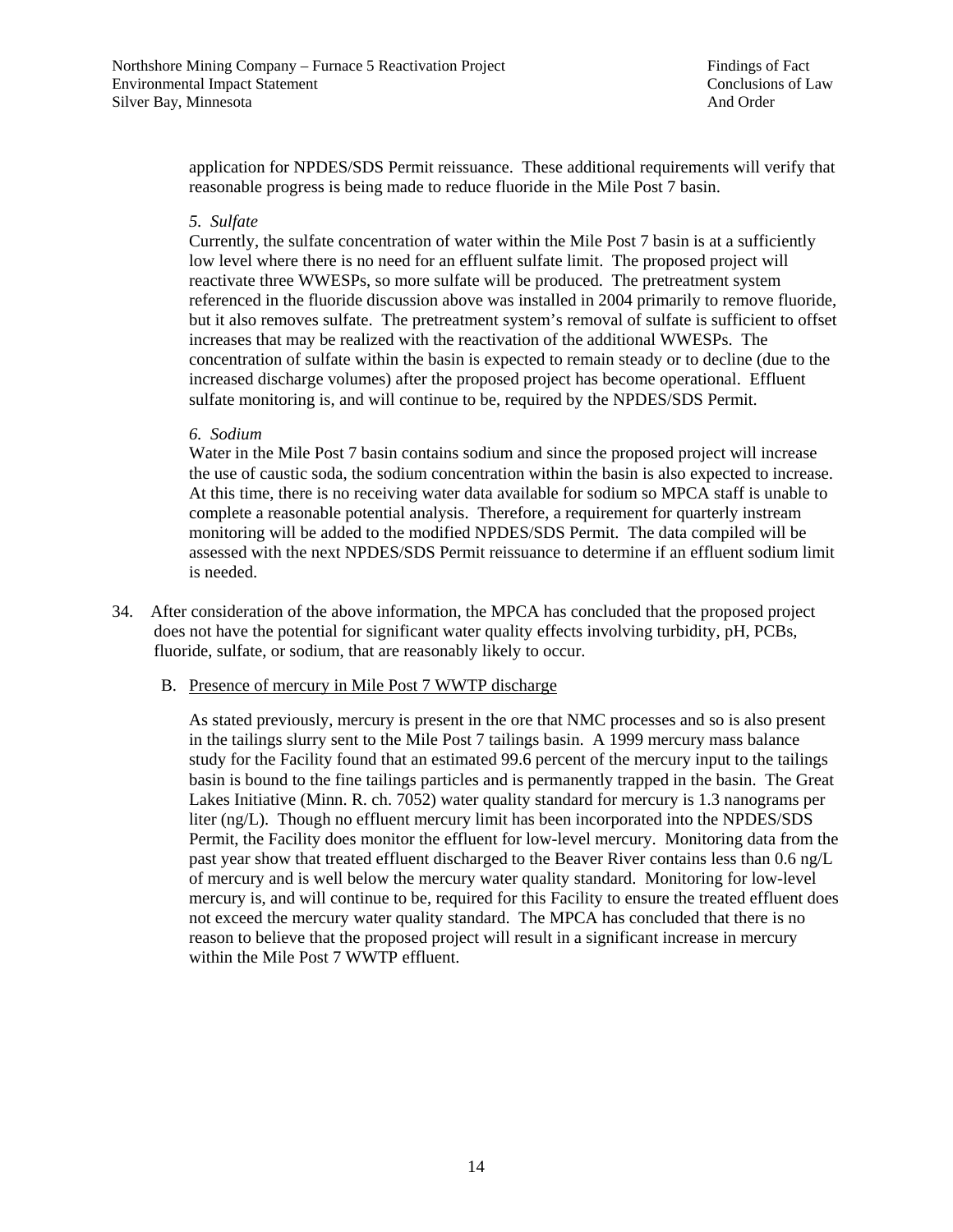application for NPDES/SDS Permit reissuance. These additional requirements will verify that reasonable progress is being made to reduce fluoride in the Mile Post 7 basin.

*5. Sulfate*

Currently, the sulfate concentration of water within the Mile Post 7 basin is at a sufficiently low level where there is no need for an effluent sulfate limit. The proposed project will reactivate three WWESPs, so more sulfate will be produced. The pretreatment system referenced in the fluoride discussion above was installed in 2004 primarily to remove fluoride, but it also removes sulfate. The pretreatment system's removal of sulfate is sufficient to offset increases that may be realized with the reactivation of the additional WWESPs. The concentration of sulfate within the basin is expected to remain steady or to decline (due to the increased discharge volumes) after the proposed project has become operational. Effluent sulfate monitoring is, and will continue to be, required by the NPDES/SDS Permit.

*6. Sodium*

Water in the Mile Post 7 basin contains sodium and since the proposed project will increase the use of caustic soda, the sodium concentration within the basin is also expected to increase. At this time, there is no receiving water data available for sodium so MPCA staff is unable to complete a reasonable potential analysis. Therefore, a requirement for quarterly instream monitoring will be added to the modified NPDES/SDS Permit. The data compiled will be assessed with the next NPDES/SDS Permit reissuance to determine if an effluent sodium limit is needed.

34. After consideration of the above information, the MPCA has concluded that the proposed project does not have the potential for significant water quality effects involving turbidity, pH, PCBs, fluoride, sulfate, or sodium, that are reasonably likely to occur.

B. Presence of mercury in Mile Post 7 WWTP discharge

As stated previously, mercury is present in the ore that NMC processes and so is also present in the tailings slurry sent to the Mile Post 7 tailings basin. A 1999 mercury mass balance study for the Facility found that an estimated 99.6 percent of the mercury input to the tailings basin is bound to the fine tailings particles and is permanently trapped in the basin. The Great Lakes Initiative (Minn. R. ch. 7052) water quality standard for mercury is 1.3 nanograms per liter (ng/L). Though no effluent mercury limit has been incorporated into the NPDES/SDS Permit, the Facility does monitor the effluent for low-level mercury. Monitoring data from the past year show that treated effluent discharged to the Beaver River contains less than 0.6 ng/L of mercury and is well below the mercury water quality standard. Monitoring for low-level mercury is, and will continue to be, required for this Facility to ensure the treated effluent does not exceed the mercury water quality standard. The MPCA has concluded that there is no reason to believe that the proposed project will result in a significant increase in mercury within the Mile Post 7 WWTP effluent.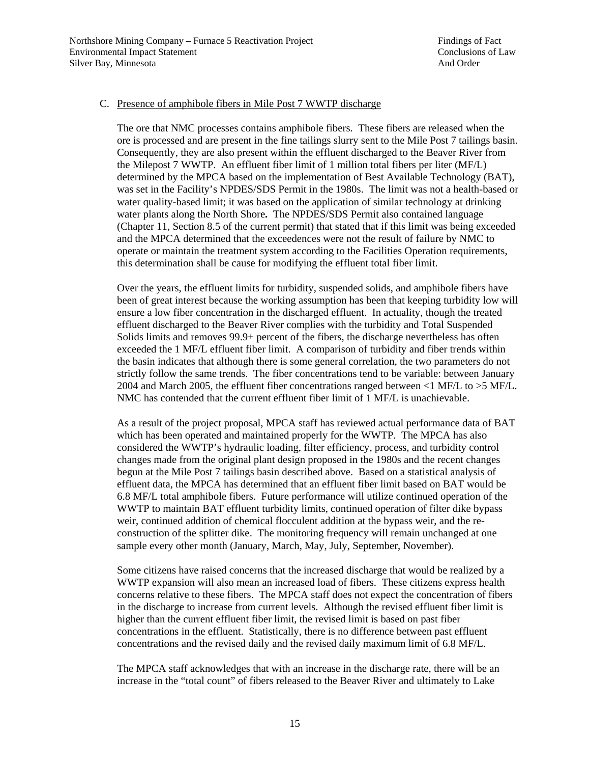C. <u>Presence of amphibole fibers in Mile Post 7 WWTP discharge</u>

The ore that NMC processes contains amphibole fibers. These fibers are released when the ore is processed and are present in the fine tailings slurry sent to the Mile Post 7 tailings basin. Consequently, they are also present within the effluent discharged to the Beaver River from the Milepost 7 WWTP. An effluent fiber limit of 1 million total fibers per liter (MF/L) determined by the MPCA based on the implementation of Best Available Technology (BAT), was set in the Facility's NPDES/SDS Permit in the 1980s. The limit was not a health-based or water quality-based limit; it was based on the application of similar technology at drinking water plants along the North Shore**.** The NPDES/SDS Permit also contained language (Chapter 11, Section 8.5 of the current permit) that stated that if this limit was being exceeded and the MPCA determined that the exceedences were not the result of failure by NMC to operate or maintain the treatment system according to the Facilities Operation requirements, this determination shall be cause for modifying the effluent total fiber limit.

Over the years, the effluent limits for turbidity, suspended solids, and amphibole fibers have been of great interest because the working assumption has been that keeping turbidity low will ensure a low fiber concentration in the discharged effluent. In actuality, though the treated effluent discharged to the Beaver River complies with the turbidity and Total Suspended Solids limits and removes 99.9+ percent of the fibers, the discharge nevertheless has often exceeded the 1 MF/L effluent fiber limit. A comparison of turbidity and fiber trends within the basin indicates that although there is some general correlation, the two parameters do not strictly follow the same trends. The fiber concentrations tend to be variable: between January 2004 and March 2005, the effluent fiber concentrations ranged between <1 MF/L to >5 MF/L. NMC has contended that the current effluent fiber limit of 1 MF/L is unachievable.

As a result of the project proposal, MPCA staff has reviewed actual performance data of BAT which has been operated and maintained properly for the WWTP. The MPCA has also considered the WWTP's hydraulic loading, filter efficiency, process, and turbidity control changes made from the original plant design proposed in the 1980s and the recent changes begun at the Mile Post 7 tailings basin described above. Based on a statistical analysis of effluent data, the MPCA has determined that an effluent fiber limit based on BAT would be 6.8 MF/L total amphibole fibers. Future performance will utilize continued operation of the WWTP to maintain BAT effluent turbidity limits, continued operation of filter dike bypass weir, continued addition of chemical flocculent addition at the bypass weir, and the re-construction of the splitter dike. The monitoring frequency will remain unchanged at one sample every other month (January, March, May, July, September, November).

Some citizens have raised concerns that the increased discharge that would be realized by a WWTP expansion will also mean an increased load of fibers. These citizens express health concerns relative to these fibers. The MPCA staff does not expect the concentration of fibers in the discharge to increase from current levels. Although the revised effluent fiber limit is higher than the current effluent fiber limit, the revised limit is based on past fiber concentrations in the effluent. Statistically, there is no difference between past effluent concentrations and the revised daily and the revised daily maximum limit of 6.8 MF/L.

The MPCA staff acknowledges that with an increase in the discharge rate, there will be an increase in the "total count" of fibers released to the Beaver River and ultimately to Lake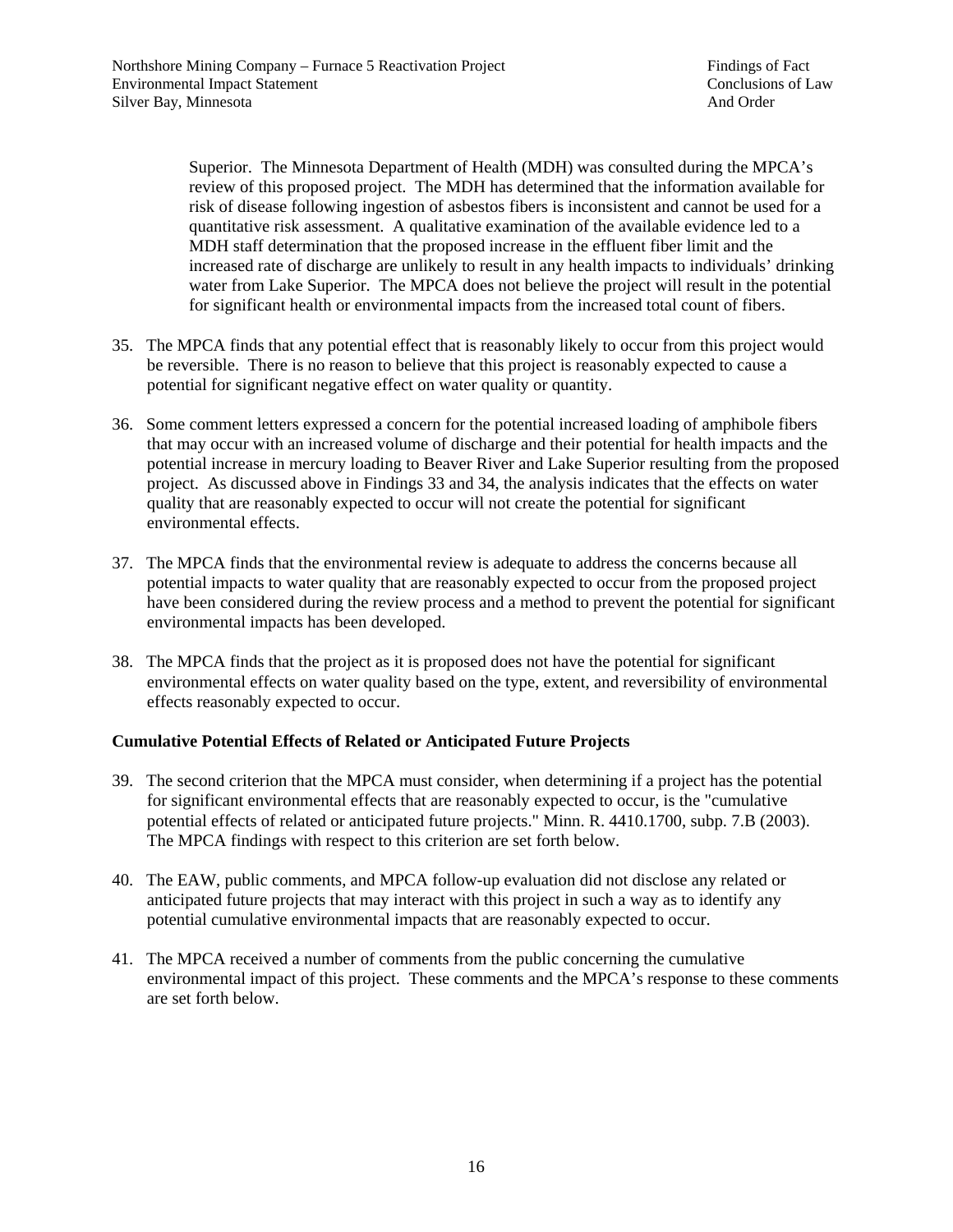Superior. The Minnesota Department of Health (MDH) was consulted during the MPCA's review of this proposed project. The MDH has determined that the information available for risk of disease following ingestion of asbestos fibers is inconsistent and cannot be used for a quantitative risk assessment. A qualitative examination of the available evidence led to a MDH staff determination that the proposed increase in the effluent fiber limit and the increased rate of discharge are unlikely to result in any health impacts to individuals' drinking water from Lake Superior. The MPCA does not believe the project will result in the potential for significant health or environmental impacts from the increased total count of fibers.

35. The MPCA finds that any potential effect that is reasonably likely to occur from this project would be reversible. There is no reason to believe that this project is reasonably expected to cause a potential for significant negative effect on water quality or quantity.

36. Some comment letters expressed a concern for the potential increased loading of amphibole fibers that may occur with an increased volume of discharge and their potential for health impacts and the potential increase in mercury loading to Beaver River and Lake Superior resulting from the proposed project. As discussed above in Findings 33 and 34, the analysis indicates that the effects on water quality that are reasonably expected to occur will not create the potential for significant environmental effects.

37. The MPCA finds that the environmental review is adequate to address the concerns because all potential impacts to water quality that are reasonably expected to occur from the proposed project have been considered during the review process and a method to prevent the potential for significant environmental impacts has been developed.

38. The MPCA finds that the project as it is proposed does not have the potential for significant environmental effects on water quality based on the type, extent, and reversibility of environmental effects reasonably expected to occur.

**Cumulative Potential Effects of Related or Anticipated Future Projects**

39. The second criterion that the MPCA must consider, when determining if a project has the potential for significant environmental effects that are reasonably expected to occur, is the "cumulative potential effects of related or anticipated future projects." Minn. R. 4410.1700, subp. 7.B (2003). The MPCA findings with respect to this criterion are set forth below.

40. The EAW, public comments, and MPCA follow-up evaluation did not disclose any related or anticipated future projects that may interact with this project in such a way as to identify any potential cumulative environmental impacts that are reasonably expected to occur.

41. The MPCA received a number of comments from the public concerning the cumulative environmental impact of this project. These comments and the MPCA's response to these comments are set forth below.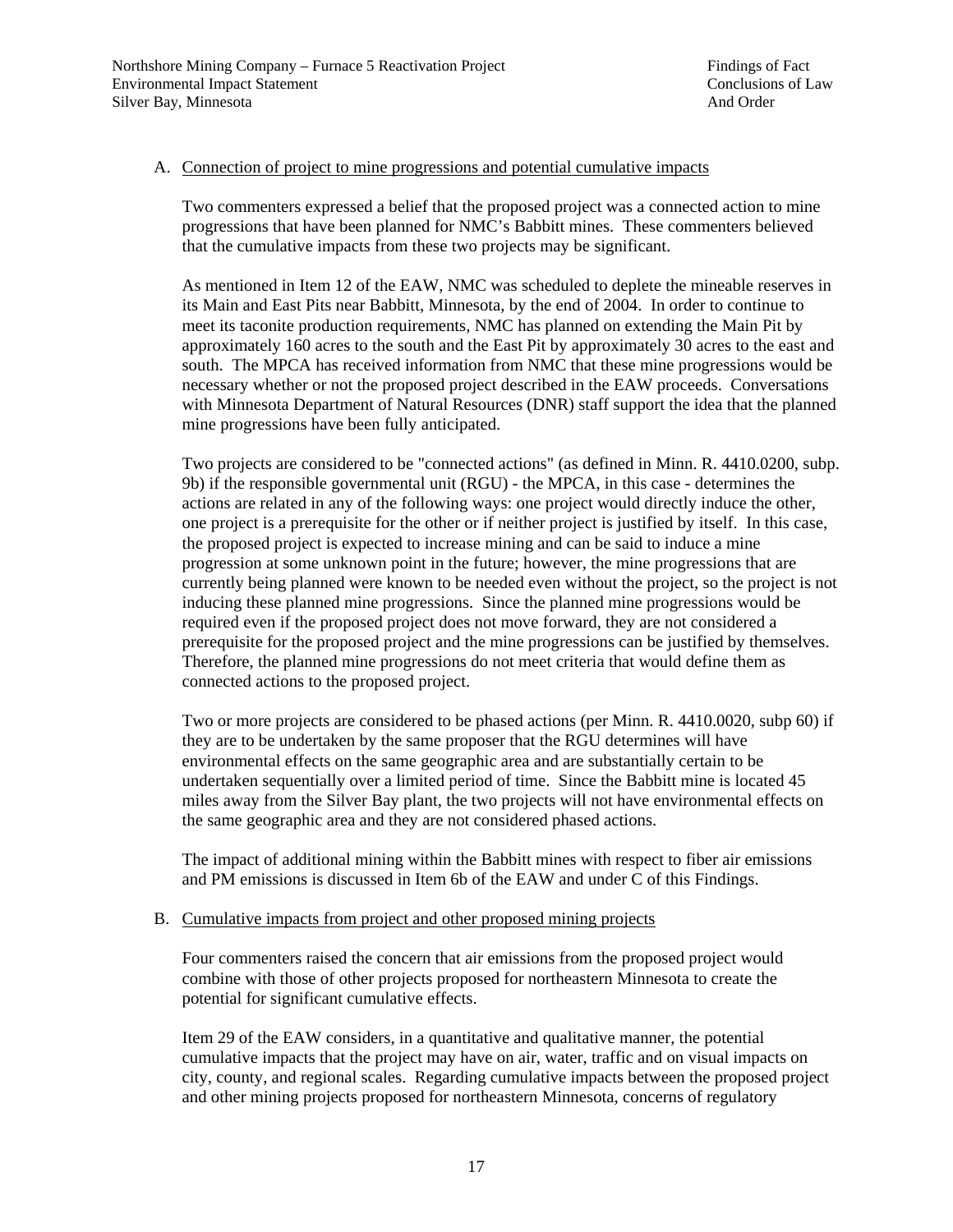A. Connection of project to mine progressions and potential cumulative impacts

Two commenters expressed a belief that the proposed project was a connected action to mine progressions that have been planned for NMC's Babbitt mines. These commenters believed that the cumulative impacts from these two projects may be significant.

As mentioned in Item 12 of the EAW, NMC was scheduled to deplete the mineable reserves in its Main and East Pits near Babbitt, Minnesota, by the end of 2004. In order to continue to meet its taconite production requirements, NMC has planned on extending the Main Pit by approximately 160 acres to the south and the East Pit by approximately 30 acres to the east and south. The MPCA has received information from NMC that these mine progressions would be necessary whether or not the proposed project described in the EAW proceeds. Conversations with Minnesota Department of Natural Resources (DNR) staff support the idea that the planned mine progressions have been fully anticipated.

Two projects are considered to be "connected actions" (as defined in Minn. R. 4410.0200, subp. 9b) if the responsible governmental unit (RGU) - the MPCA, in this case - determines the actions are related in any of the following ways: one project would directly induce the other, one project is a prerequisite for the other or if neither project is justified by itself. In this case, the proposed project is expected to increase mining and can be said to induce a mine progression at some unknown point in the future; however, the mine progressions that are currently being planned were known to be needed even without the project, so the project is not inducing these planned mine progressions. Since the planned mine progressions would be required even if the proposed project does not move forward, they are not considered a prerequisite for the proposed project and the mine progressions can be justified by themselves. Therefore, the planned mine progressions do not meet criteria that would define them as connected actions to the proposed project.

Two or more projects are considered to be phased actions (per Minn. R. 4410.0020, subp 60) if they are to be undertaken by the same proposer that the RGU determines will have environmental effects on the same geographic area and are substantially certain to be undertaken sequentially over a limited period of time. Since the Babbitt mine is located 45 miles away from the Silver Bay plant, the two projects will not have environmental effects on the same geographic area and they are not considered phased actions.

The impact of additional mining within the Babbitt mines with respect to fiber air emissions and PM emissions is discussed in Item 6b of the EAW and under C of this Findings.

B. Cumulative impacts from project and other proposed mining projects

Four commenters raised the concern that air emissions from the proposed project would combine with those of other projects proposed for northeastern Minnesota to create the potential for significant cumulative effects.

Item 29 of the EAW considers, in a quantitative and qualitative manner, the potential cumulative impacts that the project may have on air, water, traffic and on visual impacts on city, county, and regional scales. Regarding cumulative impacts between the proposed project and other mining projects proposed for northeastern Minnesota, concerns of regulatory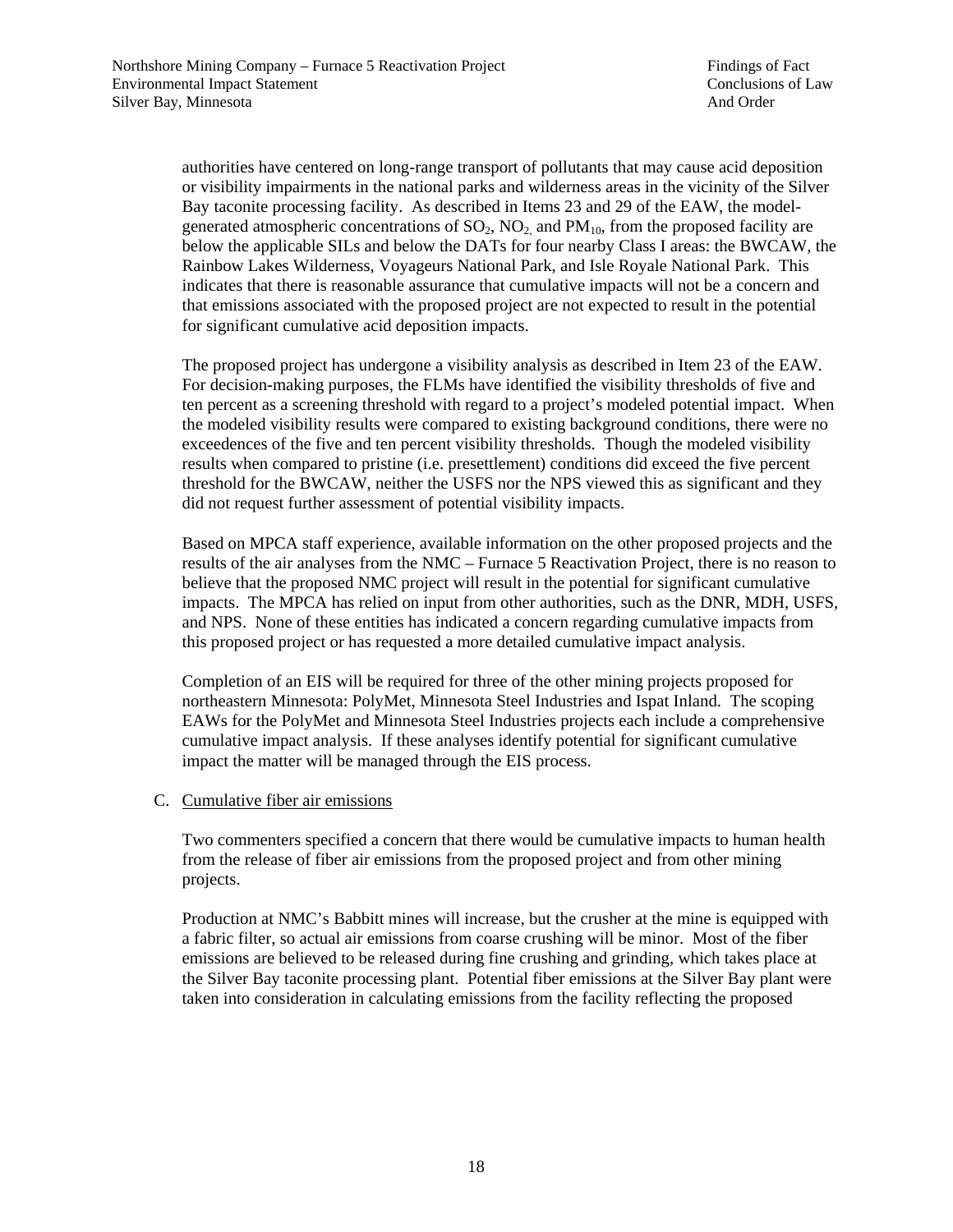authorities have centered on long-range transport of pollutants that may cause acid deposition or visibility impairments in the national parks and wilderness areas in the vicinity of the Silver Bay taconite processing facility. As described in Items 23 and 29 of the EAW, the model-generated atmospheric concentrations of $SO_2$, $NO_2$, and $PM_{10}$, from the proposed facility are below the applicable SILs and below the DATs for four nearby Class I areas: the BWCAW, the Rainbow Lakes Wilderness, Voyageurs National Park, and Isle Royale National Park. This indicates that there is reasonable assurance that cumulative impacts will not be a concern and that emissions associated with the proposed project are not expected to result in the potential for significant cumulative acid deposition impacts.

The proposed project has undergone a visibility analysis as described in Item 23 of the EAW. For decision-making purposes, the FLMs have identified the visibility thresholds of five and ten percent as a screening threshold with regard to a project's modeled potential impact. When the modeled visibility results were compared to existing background conditions, there were no exceedences of the five and ten percent visibility thresholds. Though the modeled visibility results when compared to pristine (i.e. presettlement) conditions did exceed the five percent threshold for the BWCAW, neither the USFS nor the NPS viewed this as significant and they did not request further assessment of potential visibility impacts.

Based on MPCA staff experience, available information on the other proposed projects and the results of the air analyses from the NMC – Furnace 5 Reactivation Project, there is no reason to believe that the proposed NMC project will result in the potential for significant cumulative impacts. The MPCA has relied on input from other authorities, such as the DNR, MDH, USFS, and NPS. None of these entities has indicated a concern regarding cumulative impacts from this proposed project or has requested a more detailed cumulative impact analysis.

Completion of an EIS will be required for three of the other mining projects proposed for northeastern Minnesota: PolyMet, Minnesota Steel Industries and Ispat Inland. The scoping EAWs for the PolyMet and Minnesota Steel Industries projects each include a comprehensive cumulative impact analysis. If these analyses identify potential for significant cumulative impact the matter will be managed through the EIS process.

C. Cumulative fiber air emissions

Two commenters specified a concern that there would be cumulative impacts to human health from the release of fiber air emissions from the proposed project and from other mining projects.

Production at NMC's Babbitt mines will increase, but the crusher at the mine is equipped with a fabric filter, so actual air emissions from coarse crushing will be minor. Most of the fiber emissions are believed to be released during fine crushing and grinding, which takes place at the Silver Bay taconite processing plant. Potential fiber emissions at the Silver Bay plant were taken into consideration in calculating emissions from the facility reflecting the proposed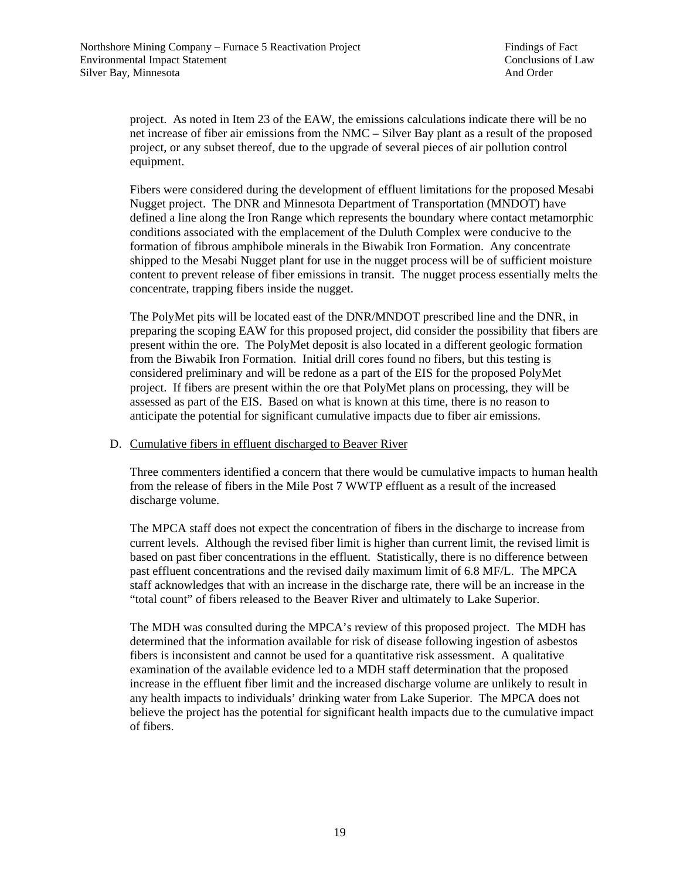project. As noted in Item 23 of the EAW, the emissions calculations indicate there will be no net increase of fiber air emissions from the NMC – Silver Bay plant as a result of the proposed project, or any subset thereof, due to the upgrade of several pieces of air pollution control equipment.

Fibers were considered during the development of effluent limitations for the proposed Mesabi Nugget project. The DNR and Minnesota Department of Transportation (MNDOT) have defined a line along the Iron Range which represents the boundary where contact metamorphic conditions associated with the emplacement of the Duluth Complex were conducive to the formation of fibrous amphibole minerals in the Biwabik Iron Formation. Any concentrate shipped to the Mesabi Nugget plant for use in the nugget process will be of sufficient moisture content to prevent release of fiber emissions in transit. The nugget process essentially melts the concentrate, trapping fibers inside the nugget.

The PolyMet pits will be located east of the DNR/MNDOT prescribed line and the DNR, in preparing the scoping EAW for this proposed project, did consider the possibility that fibers are present within the ore. The PolyMet deposit is also located in a different geologic formation from the Biwabik Iron Formation. Initial drill cores found no fibers, but this testing is considered preliminary and will be redone as a part of the EIS for the proposed PolyMet project. If fibers are present within the ore that PolyMet plans on processing, they will be assessed as part of the EIS. Based on what is known at this time, there is no reason to anticipate the potential for significant cumulative impacts due to fiber air emissions.

D. Cumulative fibers in effluent discharged to Beaver River

Three commenters identified a concern that there would be cumulative impacts to human health from the release of fibers in the Mile Post 7 WWTP effluent as a result of the increased discharge volume.

The MPCA staff does not expect the concentration of fibers in the discharge to increase from current levels. Although the revised fiber limit is higher than current limit, the revised limit is based on past fiber concentrations in the effluent. Statistically, there is no difference between past effluent concentrations and the revised daily maximum limit of 6.8 MF/L. The MPCA staff acknowledges that with an increase in the discharge rate, there will be an increase in the "total count" of fibers released to the Beaver River and ultimately to Lake Superior.

The MDH was consulted during the MPCA's review of this proposed project. The MDH has determined that the information available for risk of disease following ingestion of asbestos fibers is inconsistent and cannot be used for a quantitative risk assessment. A qualitative examination of the available evidence led to a MDH staff determination that the proposed increase in the effluent fiber limit and the increased discharge volume are unlikely to result in any health impacts to individuals' drinking water from Lake Superior. The MPCA does not believe the project has the potential for significant health impacts due to the cumulative impact of fibers.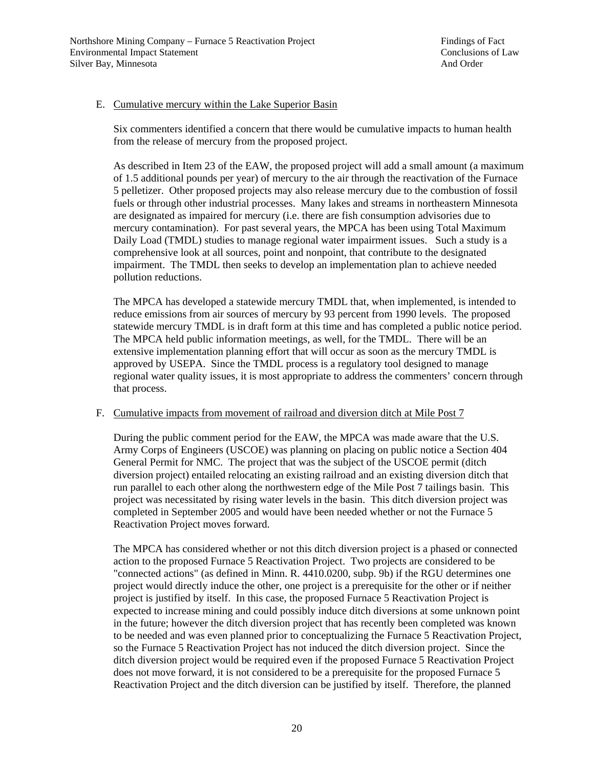E. Cumulative mercury within the Lake Superior Basin

Six commenters identified a concern that there would be cumulative impacts to human health from the release of mercury from the proposed project.

As described in Item 23 of the EAW, the proposed project will add a small amount (a maximum of 1.5 additional pounds per year) of mercury to the air through the reactivation of the Furnace 5 pelletizer. Other proposed projects may also release mercury due to the combustion of fossil fuels or through other industrial processes. Many lakes and streams in northeastern Minnesota are designated as impaired for mercury (i.e. there are fish consumption advisories due to mercury contamination). For past several years, the MPCA has been using Total Maximum Daily Load (TMDL) studies to manage regional water impairment issues. Such a study is a comprehensive look at all sources, point and nonpoint, that contribute to the designated impairment. The TMDL then seeks to develop an implementation plan to achieve needed pollution reductions.

The MPCA has developed a statewide mercury TMDL that, when implemented, is intended to reduce emissions from air sources of mercury by 93 percent from 1990 levels. The proposed statewide mercury TMDL is in draft form at this time and has completed a public notice period. The MPCA held public information meetings, as well, for the TMDL. There will be an extensive implementation planning effort that will occur as soon as the mercury TMDL is approved by USEPA. Since the TMDL process is a regulatory tool designed to manage regional water quality issues, it is most appropriate to address the commenters' concern through that process.

F. Cumulative impacts from movement of railroad and diversion ditch at Mile Post 7

During the public comment period for the EAW, the MPCA was made aware that the U.S. Army Corps of Engineers (USCOE) was planning on placing on public notice a Section 404 General Permit for NMC. The project that was the subject of the USCOE permit (ditch diversion project) entailed relocating an existing railroad and an existing diversion ditch that run parallel to each other along the northwestern edge of the Mile Post 7 tailings basin. This project was necessitated by rising water levels in the basin. This ditch diversion project was completed in September 2005 and would have been needed whether or not the Furnace 5 Reactivation Project moves forward.

The MPCA has considered whether or not this ditch diversion project is a phased or connected action to the proposed Furnace 5 Reactivation Project. Two projects are considered to be "connected actions" (as defined in Minn. R. 4410.0200, subp. 9b) if the RGU determines one project would directly induce the other, one project is a prerequisite for the other or if neither project is justified by itself. In this case, the proposed Furnace 5 Reactivation Project is expected to increase mining and could possibly induce ditch diversions at some unknown point in the future; however the ditch diversion project that has recently been completed was known to be needed and was even planned prior to conceptualizing the Furnace 5 Reactivation Project, so the Furnace 5 Reactivation Project has not induced the ditch diversion project. Since the ditch diversion project would be required even if the proposed Furnace 5 Reactivation Project does not move forward, it is not considered to be a prerequisite for the proposed Furnace 5 Reactivation Project and the ditch diversion can be justified by itself. Therefore, the planned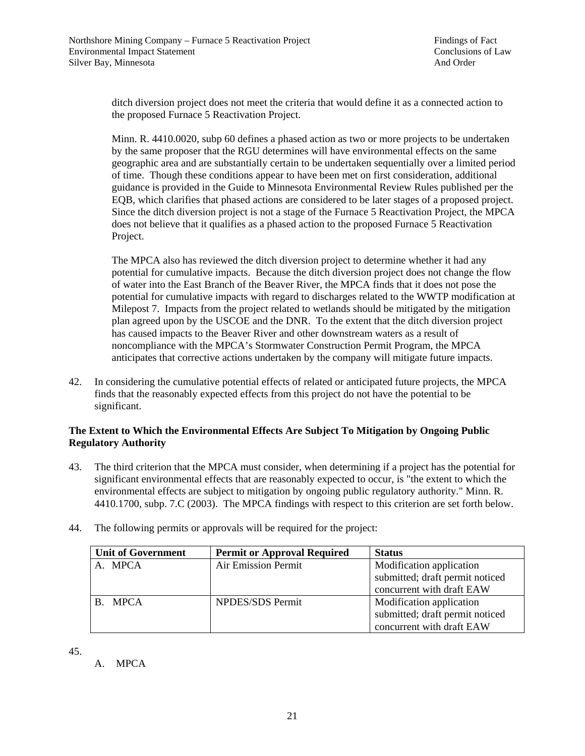ditch diversion project does not meet the criteria that would define it as a connected action to the proposed Furnace 5 Reactivation Project.

Minn. R. 4410.0020, subp 60 defines a phased action as two or more projects to be undertaken by the same proposer that the RGU determines will have environmental effects on the same geographic area and are substantially certain to be undertaken sequentially over a limited period of time. Though these conditions appear to have been met on first consideration, additional guidance is provided in the Guide to Minnesota Environmental Review Rules published per the EQB, which clarifies that phased actions are considered to be later stages of a proposed project. Since the ditch diversion project is not a stage of the Furnace 5 Reactivation Project, the MPCA does not believe that it qualifies as a phased action to the proposed Furnace 5 Reactivation Project.

The MPCA also has reviewed the ditch diversion project to determine whether it had any potential for cumulative impacts. Because the ditch diversion project does not change the flow of water into the East Branch of the Beaver River, the MPCA finds that it does not pose the potential for cumulative impacts with regard to discharges related to the WWTP modification at Milepost 7. Impacts from the project related to wetlands should be mitigated by the mitigation plan agreed upon by the USCOE and the DNR. To the extent that the ditch diversion project has caused impacts to the Beaver River and other downstream waters as a result of noncompliance with the MPCA's Stormwater Construction Permit Program, the MPCA anticipates that corrective actions undertaken by the company will mitigate future impacts.

42. In considering the cumulative potential effects of related or anticipated future projects, the MPCA finds that the reasonably expected effects from this project do not have the potential to be significant.

**The Extent to Which the Environmental Effects Are Subject To Mitigation by Ongoing Public Regulatory Authority**

43. The third criterion that the MPCA must consider, when determining if a project has the potential for significant environmental effects that are reasonably expected to occur, is "the extent to which the environmental effects are subject to mitigation by ongoing public regulatory authority." Minn. R. 4410.1700, subp. 7.C (2003). The MPCA findings with respect to this criterion are set forth below.

44. The following permits or approvals will be required for the project:

| Unit of Government | Permit or Approval Required | Status |
|---|---|---|
| A. MPCA | Air Emission Permit | Modification application submitted; draft permit noticed concurrent with draft EAW |
| B. MPCA | NPDES/SDS Permit | Modification application submitted; draft permit noticed concurrent with draft EAW |

45.

A. MPCA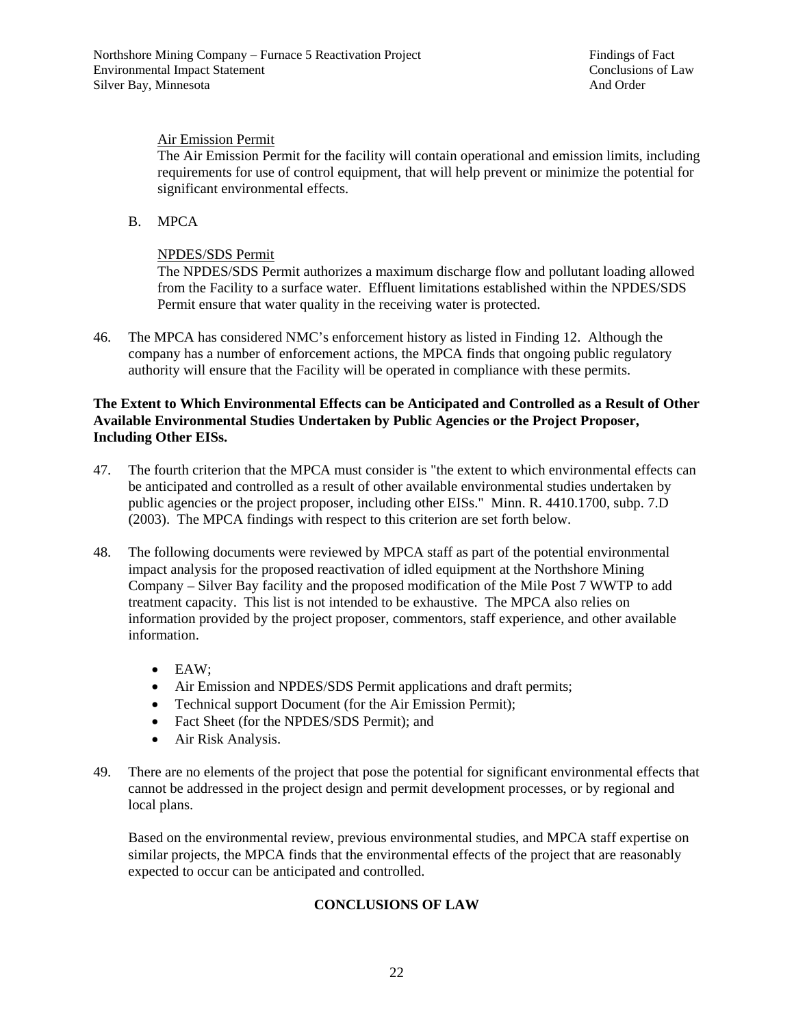Air Emission Permit

The Air Emission Permit for the facility will contain operational and emission limits, including requirements for use of control equipment, that will help prevent or minimize the potential for significant environmental effects.

B. MPCA

NPDES/SDS Permit

The NPDES/SDS Permit authorizes a maximum discharge flow and pollutant loading allowed from the Facility to a surface water. Effluent limitations established within the NPDES/SDS Permit ensure that water quality in the receiving water is protected.

46. The MPCA has considered NMC's enforcement history as listed in Finding 12. Although the company has a number of enforcement actions, the MPCA finds that ongoing public regulatory authority will ensure that the Facility will be operated in compliance with these permits.

**The Extent to Which Environmental Effects can be Anticipated and Controlled as a Result of Other Available Environmental Studies Undertaken by Public Agencies or the Project Proposer, Including Other EISs.**

47. The fourth criterion that the MPCA must consider is "the extent to which environmental effects can be anticipated and controlled as a result of other available environmental studies undertaken by public agencies or the project proposer, including other EISs." Minn. R. 4410.1700, subp. 7.D (2003). The MPCA findings with respect to this criterion are set forth below.

48. The following documents were reviewed by MPCA staff as part of the potential environmental impact analysis for the proposed reactivation of idled equipment at the Northshore Mining Company – Silver Bay facility and the proposed modification of the Mile Post 7 WWTP to add treatment capacity. This list is not intended to be exhaustive. The MPCA also relies on information provided by the project proposer, commentors, staff experience, and other available information.

- EAW;
- Air Emission and NPDES/SDS Permit applications and draft permits;
- Technical support Document (for the Air Emission Permit);
- Fact Sheet (for the NPDES/SDS Permit); and
- Air Risk Analysis.

49. There are no elements of the project that pose the potential for significant environmental effects that cannot be addressed in the project design and permit development processes, or by regional and local plans.

Based on the environmental review, previous environmental studies, and MPCA staff expertise on similar projects, the MPCA finds that the environmental effects of the project that are reasonably expected to occur can be anticipated and controlled.

## CONCLUSIONS OF LAW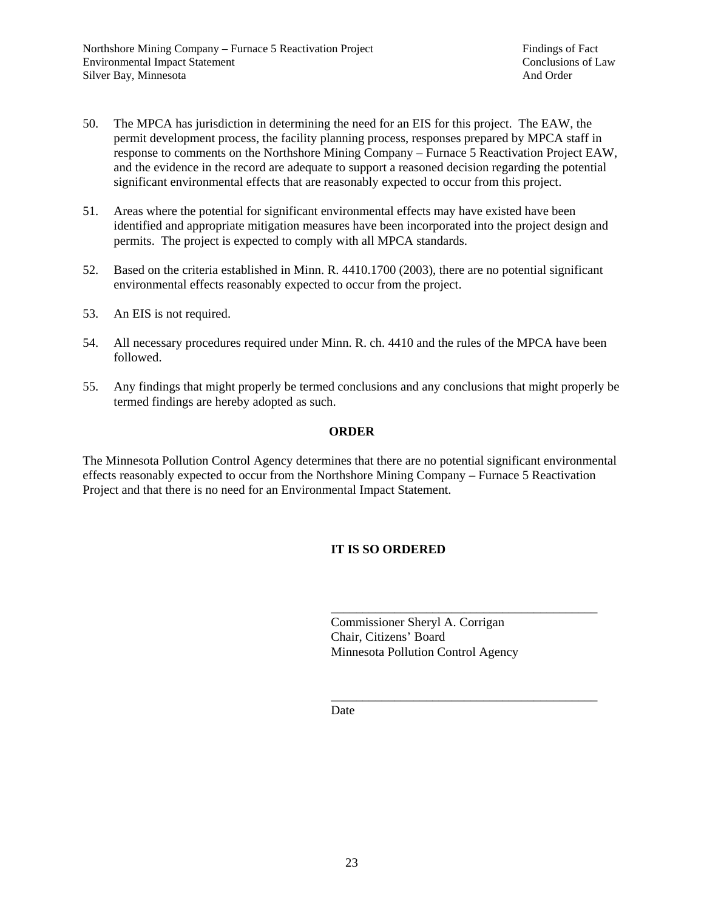50. The MPCA has jurisdiction in determining the need for an EIS for this project. The EAW, the permit development process, the facility planning process, responses prepared by MPCA staff in response to comments on the Northshore Mining Company – Furnace 5 Reactivation Project EAW, and the evidence in the record are adequate to support a reasoned decision regarding the potential significant environmental effects that are reasonably expected to occur from this project.

51. Areas where the potential for significant environmental effects may have existed have been identified and appropriate mitigation measures have been incorporated into the project design and permits. The project is expected to comply with all MPCA standards.

52. Based on the criteria established in Minn. R. 4410.1700 (2003), there are no potential significant environmental effects reasonably expected to occur from the project.

53. An EIS is not required.

54. All necessary procedures required under Minn. R. ch. 4410 and the rules of the MPCA have been followed.

55. Any findings that might properly be termed conclusions and any conclusions that might properly be termed findings are hereby adopted as such.

**ORDER**

The Minnesota Pollution Control Agency determines that there are no potential significant environmental effects reasonably expected to occur from the Northshore Mining Company – Furnace 5 Reactivation Project and that there is no need for an Environmental Impact Statement.

**IT IS SO ORDERED**

\_\_\_\_\_\_\_\_\_\_\_\_\_\_\_\_\_\_\_\_\_\_\_\_\_\_\_\_\_\_\_\_\_\_\_\_\_\_\_\_\_\_\_\_

Commissioner Sheryl A. Corrigan
Chair, Citizens' Board
Minnesota Pollution Control Agency

\_\_\_\_\_\_\_\_\_\_\_\_\_\_\_\_\_\_\_\_\_\_\_\_\_\_\_\_\_\_\_\_\_\_\_\_\_\_\_\_\_\_\_\_

Date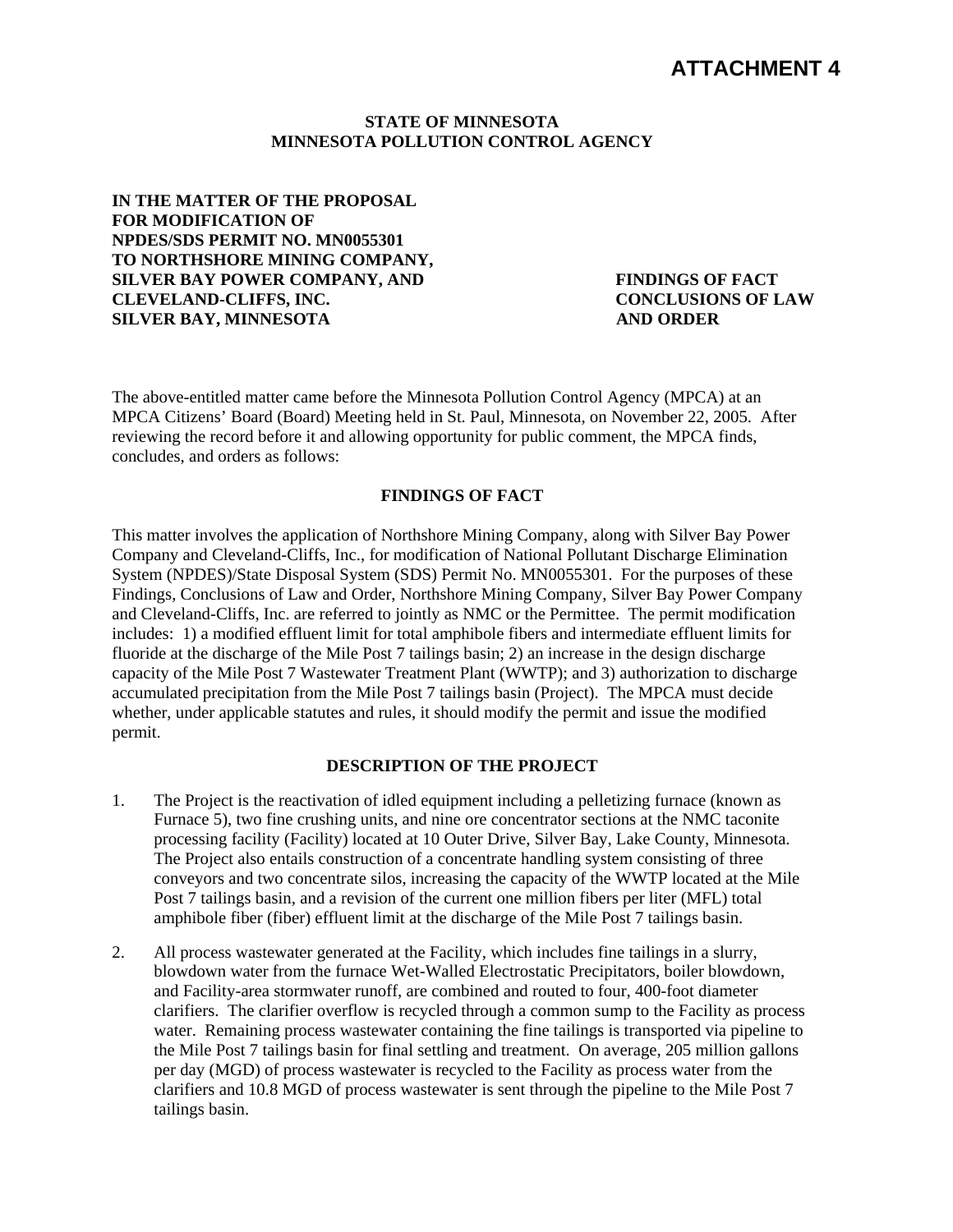**ATTACHMENT 4**

**STATE OF MINNESOTA**
**MINNESOTA POLLUTION CONTROL AGENCY**

**IN THE MATTER OF THE PROPOSAL FOR MODIFICATION OF NPDES/SDS PERMIT NO. MN0055301 TO NORTHSHORE MINING COMPANY, SILVER BAY POWER COMPANY, AND CLEVELAND-CLIFFS, INC. SILVER BAY, MINNESOTA**

**FINDINGS OF FACT CONCLUSIONS OF LAW AND ORDER**

The above-entitled matter came before the Minnesota Pollution Control Agency (MPCA) at an MPCA Citizens' Board (Board) Meeting held in St. Paul, Minnesota, on November 22, 2005. After reviewing the record before it and allowing opportunity for public comment, the MPCA finds, concludes, and orders as follows:

## FINDINGS OF FACT

This matter involves the application of Northshore Mining Company, along with Silver Bay Power Company and Cleveland-Cliffs, Inc., for modification of National Pollutant Discharge Elimination System (NPDES)/State Disposal System (SDS) Permit No. MN0055301. For the purposes of these Findings, Conclusions of Law and Order, Northshore Mining Company, Silver Bay Power Company and Cleveland-Cliffs, Inc. are referred to jointly as NMC or the Permittee. The permit modification includes: 1) a modified effluent limit for total amphibole fibers and intermediate effluent limits for fluoride at the discharge of the Mile Post 7 tailings basin; 2) an increase in the design discharge capacity of the Mile Post 7 Wastewater Treatment Plant (WWTP); and 3) authorization to discharge accumulated precipitation from the Mile Post 7 tailings basin (Project). The MPCA must decide whether, under applicable statutes and rules, it should modify the permit and issue the modified permit.

### DESCRIPTION OF THE PROJECT

1. The Project is the reactivation of idled equipment including a pelletizing furnace (known as Furnace 5), two fine crushing units, and nine ore concentrator sections at the NMC taconite processing facility (Facility) located at 10 Outer Drive, Silver Bay, Lake County, Minnesota. The Project also entails construction of a concentrate handling system consisting of three conveyors and two concentrate silos, increasing the capacity of the WWTP located at the Mile Post 7 tailings basin, and a revision of the current one million fibers per liter (MFL) total amphibole fiber (fiber) effluent limit at the discharge of the Mile Post 7 tailings basin.

2. All process wastewater generated at the Facility, which includes fine tailings in a slurry, blowdown water from the furnace Wet-Walled Electrostatic Precipitators, boiler blowdown, and Facility-area stormwater runoff, are combined and routed to four, 400-foot diameter clarifiers. The clarifier overflow is recycled through a common sump to the Facility as process water. Remaining process wastewater containing the fine tailings is transported via pipeline to the Mile Post 7 tailings basin for final settling and treatment. On average, 205 million gallons per day (MGD) of process wastewater is recycled to the Facility as process water from the clarifiers and 10.8 MGD of process wastewater is sent through the pipeline to the Mile Post 7 tailings basin.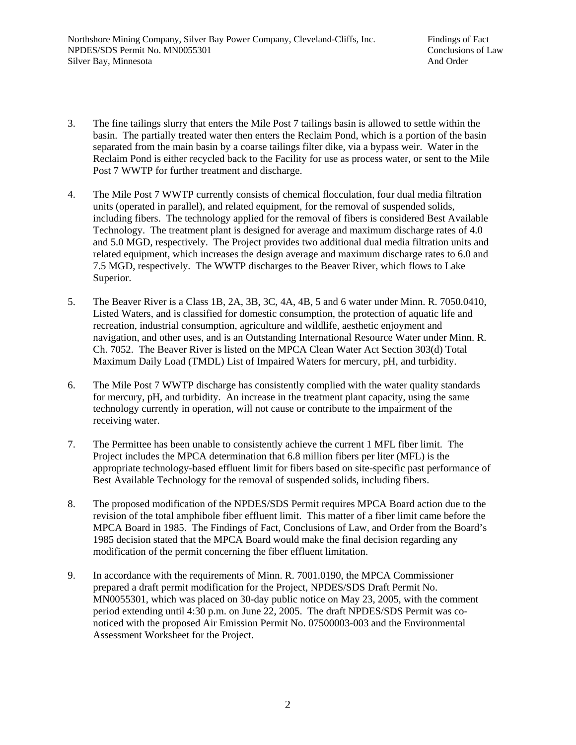3. The fine tailings slurry that enters the Mile Post 7 tailings basin is allowed to settle within the basin. The partially treated water then enters the Reclaim Pond, which is a portion of the basin separated from the main basin by a coarse tailings filter dike, via a bypass weir. Water in the Reclaim Pond is either recycled back to the Facility for use as process water, or sent to the Mile Post 7 WWTP for further treatment and discharge.

4. The Mile Post 7 WWTP currently consists of chemical flocculation, four dual media filtration units (operated in parallel), and related equipment, for the removal of suspended solids, including fibers. The technology applied for the removal of fibers is considered Best Available Technology. The treatment plant is designed for average and maximum discharge rates of 4.0 and 5.0 MGD, respectively. The Project provides two additional dual media filtration units and related equipment, which increases the design average and maximum discharge rates to 6.0 and 7.5 MGD, respectively. The WWTP discharges to the Beaver River, which flows to Lake Superior.

5. The Beaver River is a Class 1B, 2A, 3B, 3C, 4A, 4B, 5 and 6 water under Minn. R. 7050.0410, Listed Waters, and is classified for domestic consumption, the protection of aquatic life and recreation, industrial consumption, agriculture and wildlife, aesthetic enjoyment and navigation, and other uses, and is an Outstanding International Resource Water under Minn. R. Ch. 7052. The Beaver River is listed on the MPCA Clean Water Act Section 303(d) Total Maximum Daily Load (TMDL) List of Impaired Waters for mercury, pH, and turbidity.

6. The Mile Post 7 WWTP discharge has consistently complied with the water quality standards for mercury, pH, and turbidity. An increase in the treatment plant capacity, using the same technology currently in operation, will not cause or contribute to the impairment of the receiving water.

7. The Permittee has been unable to consistently achieve the current 1 MFL fiber limit. The Project includes the MPCA determination that 6.8 million fibers per liter (MFL) is the appropriate technology-based effluent limit for fibers based on site-specific past performance of Best Available Technology for the removal of suspended solids, including fibers.

8. The proposed modification of the NPDES/SDS Permit requires MPCA Board action due to the revision of the total amphibole fiber effluent limit. This matter of a fiber limit came before the MPCA Board in 1985. The Findings of Fact, Conclusions of Law, and Order from the Board's 1985 decision stated that the MPCA Board would make the final decision regarding any modification of the permit concerning the fiber effluent limitation.

9. In accordance with the requirements of Minn. R. 7001.0190, the MPCA Commissioner prepared a draft permit modification for the Project, NPDES/SDS Draft Permit No. MN0055301, which was placed on 30-day public notice on May 23, 2005, with the comment period extending until 4:30 p.m. on June 22, 2005. The draft NPDES/SDS Permit was co-noticed with the proposed Air Emission Permit No. 07500003-003 and the Environmental Assessment Worksheet for the Project.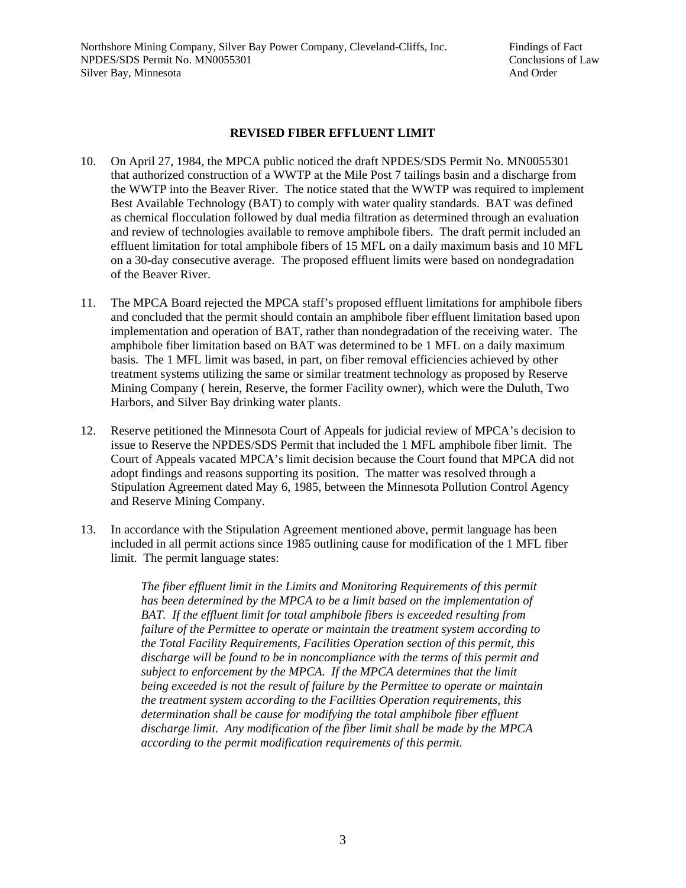## REVISED FIBER EFFLUENT LIMIT

10. On April 27, 1984, the MPCA public noticed the draft NPDES/SDS Permit No. MN0055301 that authorized construction of a WWTP at the Mile Post 7 tailings basin and a discharge from the WWTP into the Beaver River. The notice stated that the WWTP was required to implement Best Available Technology (BAT) to comply with water quality standards. BAT was defined as chemical flocculation followed by dual media filtration as determined through an evaluation and review of technologies available to remove amphibole fibers. The draft permit included an effluent limitation for total amphibole fibers of 15 MFL on a daily maximum basis and 10 MFL on a 30-day consecutive average. The proposed effluent limits were based on nondegradation of the Beaver River.

11. The MPCA Board rejected the MPCA staff's proposed effluent limitations for amphibole fibers and concluded that the permit should contain an amphibole fiber effluent limitation based upon implementation and operation of BAT, rather than nondegradation of the receiving water. The amphibole fiber limitation based on BAT was determined to be 1 MFL on a daily maximum basis. The 1 MFL limit was based, in part, on fiber removal efficiencies achieved by other treatment systems utilizing the same or similar treatment technology as proposed by Reserve Mining Company ( herein, Reserve, the former Facility owner), which were the Duluth, Two Harbors, and Silver Bay drinking water plants.

12. Reserve petitioned the Minnesota Court of Appeals for judicial review of MPCA's decision to issue to Reserve the NPDES/SDS Permit that included the 1 MFL amphibole fiber limit. The Court of Appeals vacated MPCA's limit decision because the Court found that MPCA did not adopt findings and reasons supporting its position. The matter was resolved through a Stipulation Agreement dated May 6, 1985, between the Minnesota Pollution Control Agency and Reserve Mining Company.

13. In accordance with the Stipulation Agreement mentioned above, permit language has been included in all permit actions since 1985 outlining cause for modification of the 1 MFL fiber limit. The permit language states:

    *The fiber effluent limit in the Limits and Monitoring Requirements of this permit has been determined by the MPCA to be a limit based on the implementation of BAT. If the effluent limit for total amphibole fibers is exceeded resulting from failure of the Permittee to operate or maintain the treatment system according to the Total Facility Requirements, Facilities Operation section of this permit, this discharge will be found to be in noncompliance with the terms of this permit and subject to enforcement by the MPCA. If the MPCA determines that the limit being exceeded is not the result of failure by the Permittee to operate or maintain the treatment system according to the Facilities Operation requirements, this determination shall be cause for modifying the total amphibole fiber effluent discharge limit. Any modification of the fiber limit shall be made by the MPCA according to the permit modification requirements of this permit.*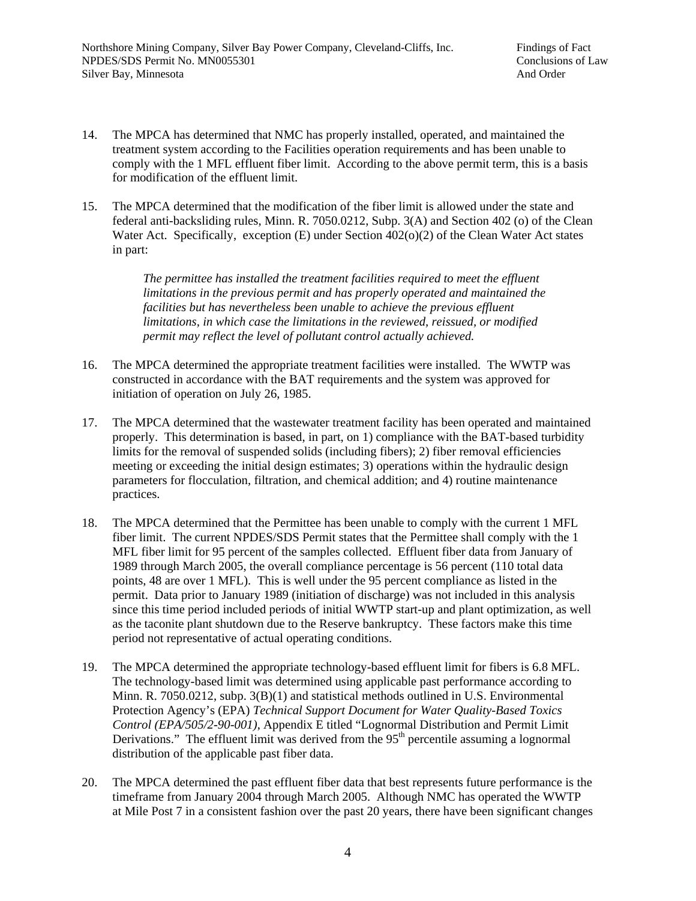14. The MPCA has determined that NMC has properly installed, operated, and maintained the treatment system according to the Facilities operation requirements and has been unable to comply with the 1 MFL effluent fiber limit. According to the above permit term, this is a basis for modification of the effluent limit.

15. The MPCA determined that the modification of the fiber limit is allowed under the state and federal anti-backsliding rules, Minn. R. 7050.0212, Subp. 3(A) and Section 402 (o) of the Clean Water Act. Specifically, exception (E) under Section 402(o)(2) of the Clean Water Act states in part:

    *The permittee has installed the treatment facilities required to meet the effluent limitations in the previous permit and has properly operated and maintained the facilities but has nevertheless been unable to achieve the previous effluent limitations, in which case the limitations in the reviewed, reissued, or modified permit may reflect the level of pollutant control actually achieved.*

16. The MPCA determined the appropriate treatment facilities were installed. The WWTP was constructed in accordance with the BAT requirements and the system was approved for initiation of operation on July 26, 1985.

17. The MPCA determined that the wastewater treatment facility has been operated and maintained properly. This determination is based, in part, on 1) compliance with the BAT-based turbidity limits for the removal of suspended solids (including fibers); 2) fiber removal efficiencies meeting or exceeding the initial design estimates; 3) operations within the hydraulic design parameters for flocculation, filtration, and chemical addition; and 4) routine maintenance practices.

18. The MPCA determined that the Permittee has been unable to comply with the current 1 MFL fiber limit. The current NPDES/SDS Permit states that the Permittee shall comply with the 1 MFL fiber limit for 95 percent of the samples collected. Effluent fiber data from January of 1989 through March 2005, the overall compliance percentage is 56 percent (110 total data points, 48 are over 1 MFL). This is well under the 95 percent compliance as listed in the permit. Data prior to January 1989 (initiation of discharge) was not included in this analysis since this time period included periods of initial WWTP start-up and plant optimization, as well as the taconite plant shutdown due to the Reserve bankruptcy. These factors make this time period not representative of actual operating conditions.

19. The MPCA determined the appropriate technology-based effluent limit for fibers is 6.8 MFL. The technology-based limit was determined using applicable past performance according to Minn. R. 7050.0212, subp. 3(B)(1) and statistical methods outlined in U.S. Environmental Protection Agency's (EPA) *Technical Support Document for Water Quality-Based Toxics Control (EPA/505/2-90-001)*, Appendix E titled "Lognormal Distribution and Permit Limit Derivations." The effluent limit was derived from the 95$^{th}$ percentile assuming a lognormal distribution of the applicable past fiber data.

20. The MPCA determined the past effluent fiber data that best represents future performance is the timeframe from January 2004 through March 2005. Although NMC has operated the WWTP at Mile Post 7 in a consistent fashion over the past 20 years, there have been significant changes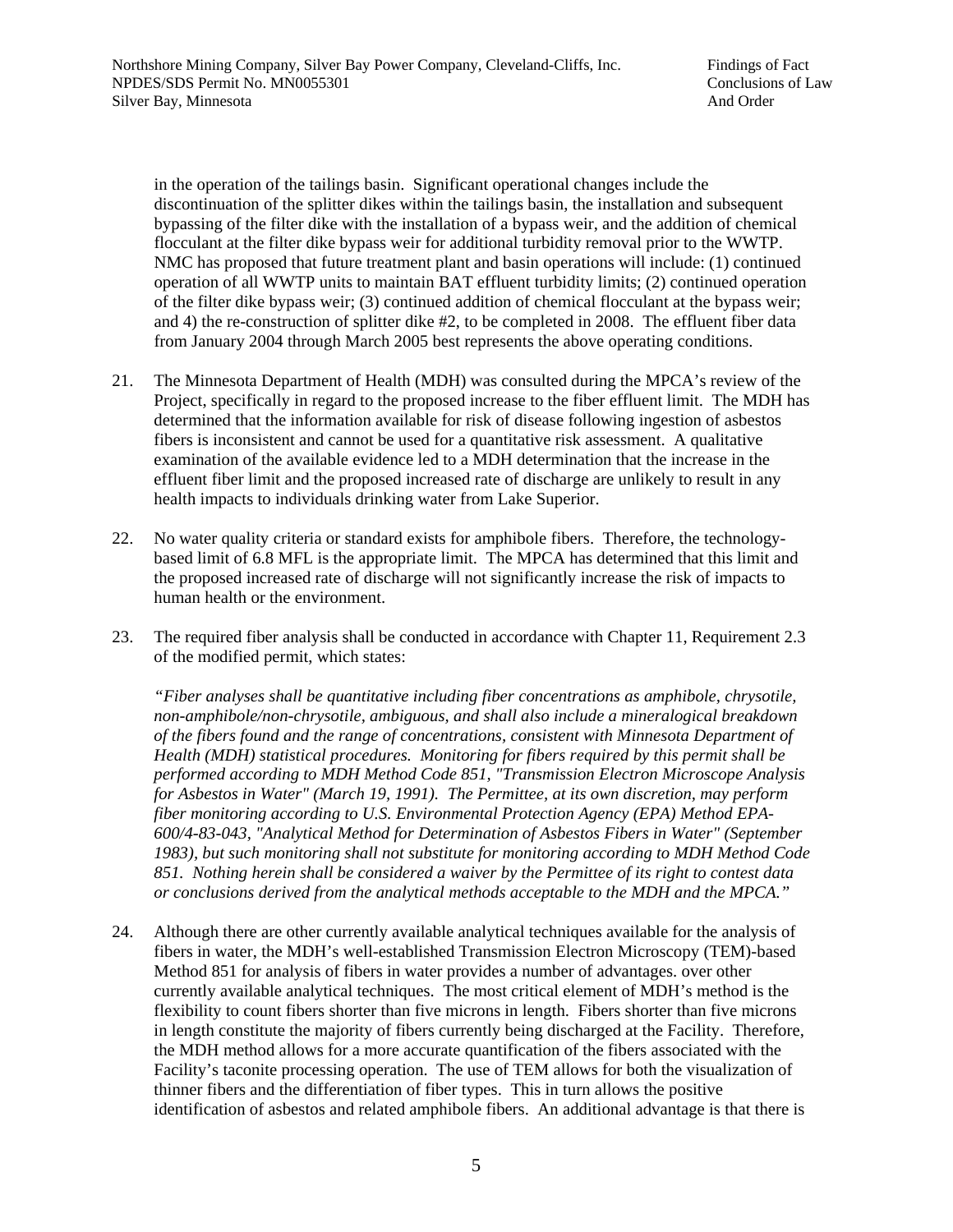in the operation of the tailings basin. Significant operational changes include the discontinuation of the splitter dikes within the tailings basin, the installation and subsequent bypassing of the filter dike with the installation of a bypass weir, and the addition of chemical flocculant at the filter dike bypass weir for additional turbidity removal prior to the WWTP. NMC has proposed that future treatment plant and basin operations will include: (1) continued operation of all WWTP units to maintain BAT effluent turbidity limits; (2) continued operation of the filter dike bypass weir; (3) continued addition of chemical flocculant at the bypass weir; and 4) the re-construction of splitter dike #2, to be completed in 2008. The effluent fiber data from January 2004 through March 2005 best represents the above operating conditions.

21. The Minnesota Department of Health (MDH) was consulted during the MPCA's review of the Project, specifically in regard to the proposed increase to the fiber effluent limit. The MDH has determined that the information available for risk of disease following ingestion of asbestos fibers is inconsistent and cannot be used for a quantitative risk assessment. A qualitative examination of the available evidence led to a MDH determination that the increase in the effluent fiber limit and the proposed increased rate of discharge are unlikely to result in any health impacts to individuals drinking water from Lake Superior.

22. No water quality criteria or standard exists for amphibole fibers. Therefore, the technology-based limit of 6.8 MFL is the appropriate limit. The MPCA has determined that this limit and the proposed increased rate of discharge will not significantly increase the risk of impacts to human health or the environment.

23. The required fiber analysis shall be conducted in accordance with Chapter 11, Requirement 2.3 of the modified permit, which states:

    *"Fiber analyses shall be quantitative including fiber concentrations as amphibole, chrysotile, non-amphibole/non-chrysotile, ambiguous, and shall also include a mineralogical breakdown of the fibers found and the range of concentrations, consistent with Minnesota Department of Health (MDH) statistical procedures. Monitoring for fibers required by this permit shall be performed according to MDH Method Code 851, "Transmission Electron Microscope Analysis for Asbestos in Water" (March 19, 1991). The Permittee, at its own discretion, may perform fiber monitoring according to U.S. Environmental Protection Agency (EPA) Method EPA-600/4-83-043, "Analytical Method for Determination of Asbestos Fibers in Water" (September 1983), but such monitoring shall not substitute for monitoring according to MDH Method Code 851. Nothing herein shall be considered a waiver by the Permittee of its right to contest data or conclusions derived from the analytical methods acceptable to the MDH and the MPCA."*

24. Although there are other currently available analytical techniques available for the analysis of fibers in water, the MDH's well-established Transmission Electron Microscopy (TEM)-based Method 851 for analysis of fibers in water provides a number of advantages. over other currently available analytical techniques. The most critical element of MDH's method is the flexibility to count fibers shorter than five microns in length. Fibers shorter than five microns in length constitute the majority of fibers currently being discharged at the Facility. Therefore, the MDH method allows for a more accurate quantification of the fibers associated with the Facility's taconite processing operation. The use of TEM allows for both the visualization of thinner fibers and the differentiation of fiber types. This in turn allows the positive identification of asbestos and related amphibole fibers. An additional advantage is that there is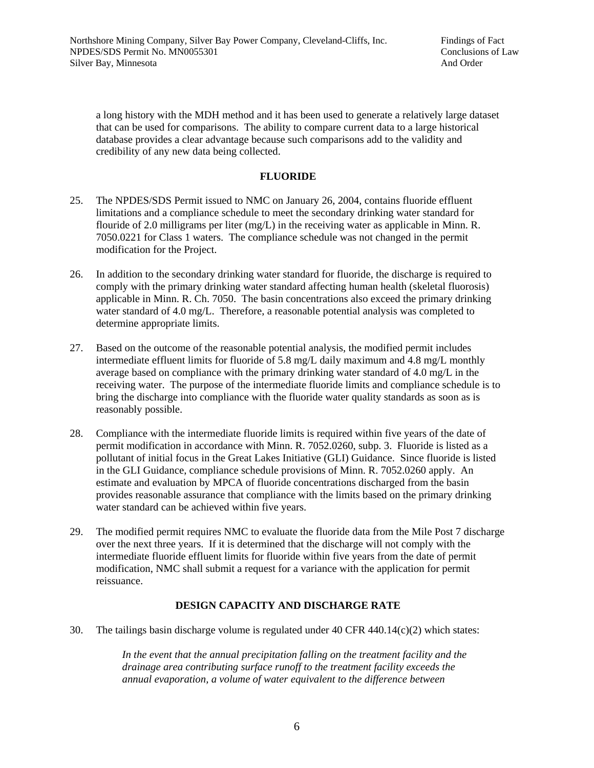a long history with the MDH method and it has been used to generate a relatively large dataset that can be used for comparisons. The ability to compare current data to a large historical database provides a clear advantage because such comparisons add to the validity and credibility of any new data being collected.

## FLUORIDE

25. The NPDES/SDS Permit issued to NMC on January 26, 2004, contains fluoride effluent limitations and a compliance schedule to meet the secondary drinking water standard for flouride of 2.0 milligrams per liter (mg/L) in the receiving water as applicable in Minn. R. 7050.0221 for Class 1 waters. The compliance schedule was not changed in the permit modification for the Project.

26. In addition to the secondary drinking water standard for fluoride, the discharge is required to comply with the primary drinking water standard affecting human health (skeletal fluorosis) applicable in Minn. R. Ch. 7050. The basin concentrations also exceed the primary drinking water standard of 4.0 mg/L. Therefore, a reasonable potential analysis was completed to determine appropriate limits.

27. Based on the outcome of the reasonable potential analysis, the modified permit includes intermediate effluent limits for fluoride of 5.8 mg/L daily maximum and 4.8 mg/L monthly average based on compliance with the primary drinking water standard of 4.0 mg/L in the receiving water. The purpose of the intermediate fluoride limits and compliance schedule is to bring the discharge into compliance with the fluoride water quality standards as soon as is reasonably possible.

28. Compliance with the intermediate fluoride limits is required within five years of the date of permit modification in accordance with Minn. R. 7052.0260, subp. 3. Fluoride is listed as a pollutant of initial focus in the Great Lakes Initiative (GLI) Guidance. Since fluoride is listed in the GLI Guidance, compliance schedule provisions of Minn. R. 7052.0260 apply. An estimate and evaluation by MPCA of fluoride concentrations discharged from the basin provides reasonable assurance that compliance with the limits based on the primary drinking water standard can be achieved within five years.

29. The modified permit requires NMC to evaluate the fluoride data from the Mile Post 7 discharge over the next three years. If it is determined that the discharge will not comply with the intermediate fluoride effluent limits for fluoride within five years from the date of permit modification, NMC shall submit a request for a variance with the application for permit reissuance.

## DESIGN CAPACITY AND DISCHARGE RATE

30. The tailings basin discharge volume is regulated under 40 CFR 440.14(c)(2) which states:

    *In the event that the annual precipitation falling on the treatment facility and the drainage area contributing surface runoff to the treatment facility exceeds the annual evaporation, a volume of water equivalent to the difference between*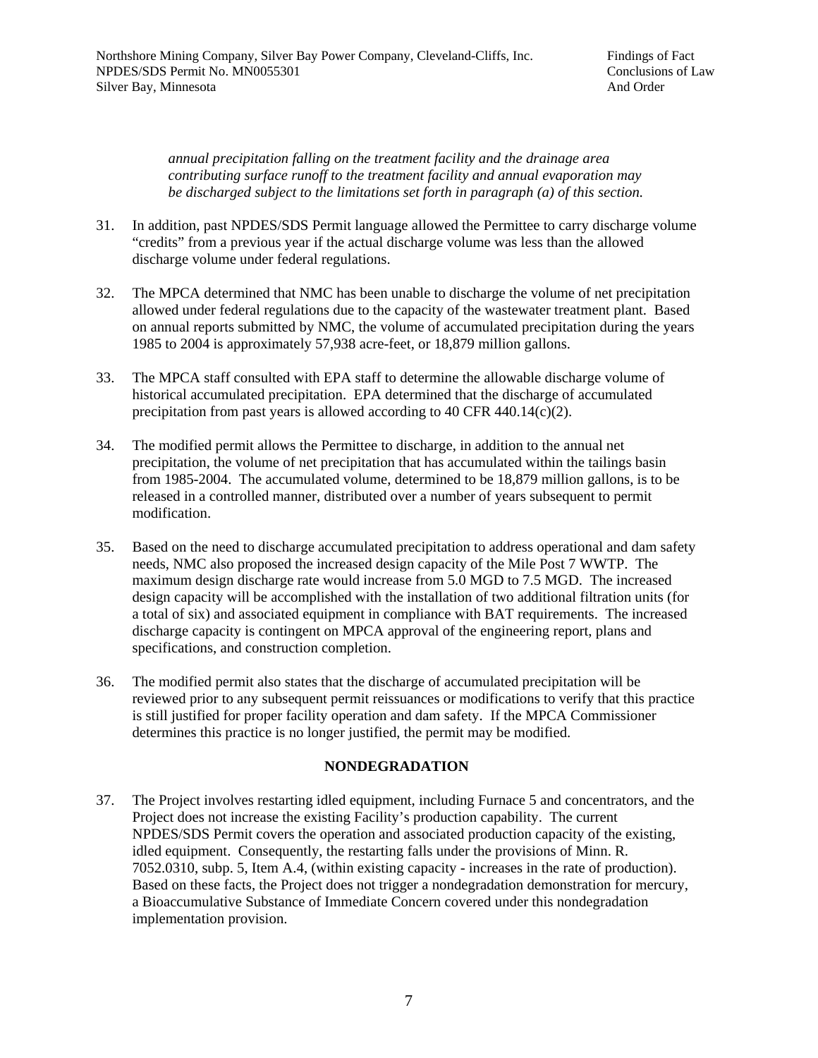*annual precipitation falling on the treatment facility and the drainage area contributing surface runoff to the treatment facility and annual evaporation may be discharged subject to the limitations set forth in paragraph (a) of this section.*

31. In addition, past NPDES/SDS Permit language allowed the Permittee to carry discharge volume "credits" from a previous year if the actual discharge volume was less than the allowed discharge volume under federal regulations.

32. The MPCA determined that NMC has been unable to discharge the volume of net precipitation allowed under federal regulations due to the capacity of the wastewater treatment plant. Based on annual reports submitted by NMC, the volume of accumulated precipitation during the years 1985 to 2004 is approximately 57,938 acre-feet, or 18,879 million gallons.

33. The MPCA staff consulted with EPA staff to determine the allowable discharge volume of historical accumulated precipitation. EPA determined that the discharge of accumulated precipitation from past years is allowed according to 40 CFR 440.14(c)(2).

34. The modified permit allows the Permittee to discharge, in addition to the annual net precipitation, the volume of net precipitation that has accumulated within the tailings basin from 1985-2004. The accumulated volume, determined to be 18,879 million gallons, is to be released in a controlled manner, distributed over a number of years subsequent to permit modification.

35. Based on the need to discharge accumulated precipitation to address operational and dam safety needs, NMC also proposed the increased design capacity of the Mile Post 7 WWTP. The maximum design discharge rate would increase from 5.0 MGD to 7.5 MGD. The increased design capacity will be accomplished with the installation of two additional filtration units (for a total of six) and associated equipment in compliance with BAT requirements. The increased discharge capacity is contingent on MPCA approval of the engineering report, plans and specifications, and construction completion.

36. The modified permit also states that the discharge of accumulated precipitation will be reviewed prior to any subsequent permit reissuances or modifications to verify that this practice is still justified for proper facility operation and dam safety. If the MPCA Commissioner determines this practice is no longer justified, the permit may be modified.

## NONDEGRADATION

37. The Project involves restarting idled equipment, including Furnace 5 and concentrators, and the Project does not increase the existing Facility's production capability. The current NPDES/SDS Permit covers the operation and associated production capacity of the existing, idled equipment. Consequently, the restarting falls under the provisions of Minn. R. 7052.0310, subp. 5, Item A.4, (within existing capacity - increases in the rate of production). Based on these facts, the Project does not trigger a nondegradation demonstration for mercury, a Bioaccumulative Substance of Immediate Concern covered under this nondegradation implementation provision.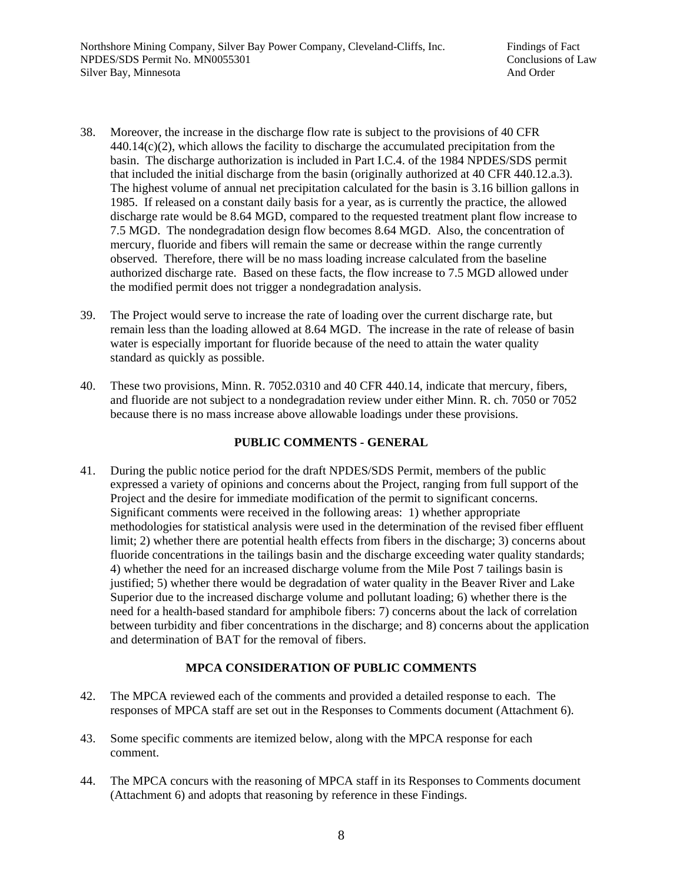38. Moreover, the increase in the discharge flow rate is subject to the provisions of 40 CFR 440.14(c)(2), which allows the facility to discharge the accumulated precipitation from the basin. The discharge authorization is included in Part I.C.4. of the 1984 NPDES/SDS permit that included the initial discharge from the basin (originally authorized at 40 CFR 440.12.a.3). The highest volume of annual net precipitation calculated for the basin is 3.16 billion gallons in 1985. If released on a constant daily basis for a year, as is currently the practice, the allowed discharge rate would be 8.64 MGD, compared to the requested treatment plant flow increase to 7.5 MGD. The nondegradation design flow becomes 8.64 MGD. Also, the concentration of mercury, fluoride and fibers will remain the same or decrease within the range currently observed. Therefore, there will be no mass loading increase calculated from the baseline authorized discharge rate. Based on these facts, the flow increase to 7.5 MGD allowed under the modified permit does not trigger a nondegradation analysis.

39. The Project would serve to increase the rate of loading over the current discharge rate, but remain less than the loading allowed at 8.64 MGD. The increase in the rate of release of basin water is especially important for fluoride because of the need to attain the water quality standard as quickly as possible.

40. These two provisions, Minn. R. 7052.0310 and 40 CFR 440.14, indicate that mercury, fibers, and fluoride are not subject to a nondegradation review under either Minn. R. ch. 7050 or 7052 because there is no mass increase above allowable loadings under these provisions.

## PUBLIC COMMENTS - GENERAL

41. During the public notice period for the draft NPDES/SDS Permit, members of the public expressed a variety of opinions and concerns about the Project, ranging from full support of the Project and the desire for immediate modification of the permit to significant concerns. Significant comments were received in the following areas: 1) whether appropriate methodologies for statistical analysis were used in the determination of the revised fiber effluent limit; 2) whether there are potential health effects from fibers in the discharge; 3) concerns about fluoride concentrations in the tailings basin and the discharge exceeding water quality standards; 4) whether the need for an increased discharge volume from the Mile Post 7 tailings basin is justified; 5) whether there would be degradation of water quality in the Beaver River and Lake Superior due to the increased discharge volume and pollutant loading; 6) whether there is the need for a health-based standard for amphibole fibers: 7) concerns about the lack of correlation between turbidity and fiber concentrations in the discharge; and 8) concerns about the application and determination of BAT for the removal of fibers.

## MPCA CONSIDERATION OF PUBLIC COMMENTS

42. The MPCA reviewed each of the comments and provided a detailed response to each. The responses of MPCA staff are set out in the Responses to Comments document (Attachment 6).

43. Some specific comments are itemized below, along with the MPCA response for each comment.

44. The MPCA concurs with the reasoning of MPCA staff in its Responses to Comments document (Attachment 6) and adopts that reasoning by reference in these Findings.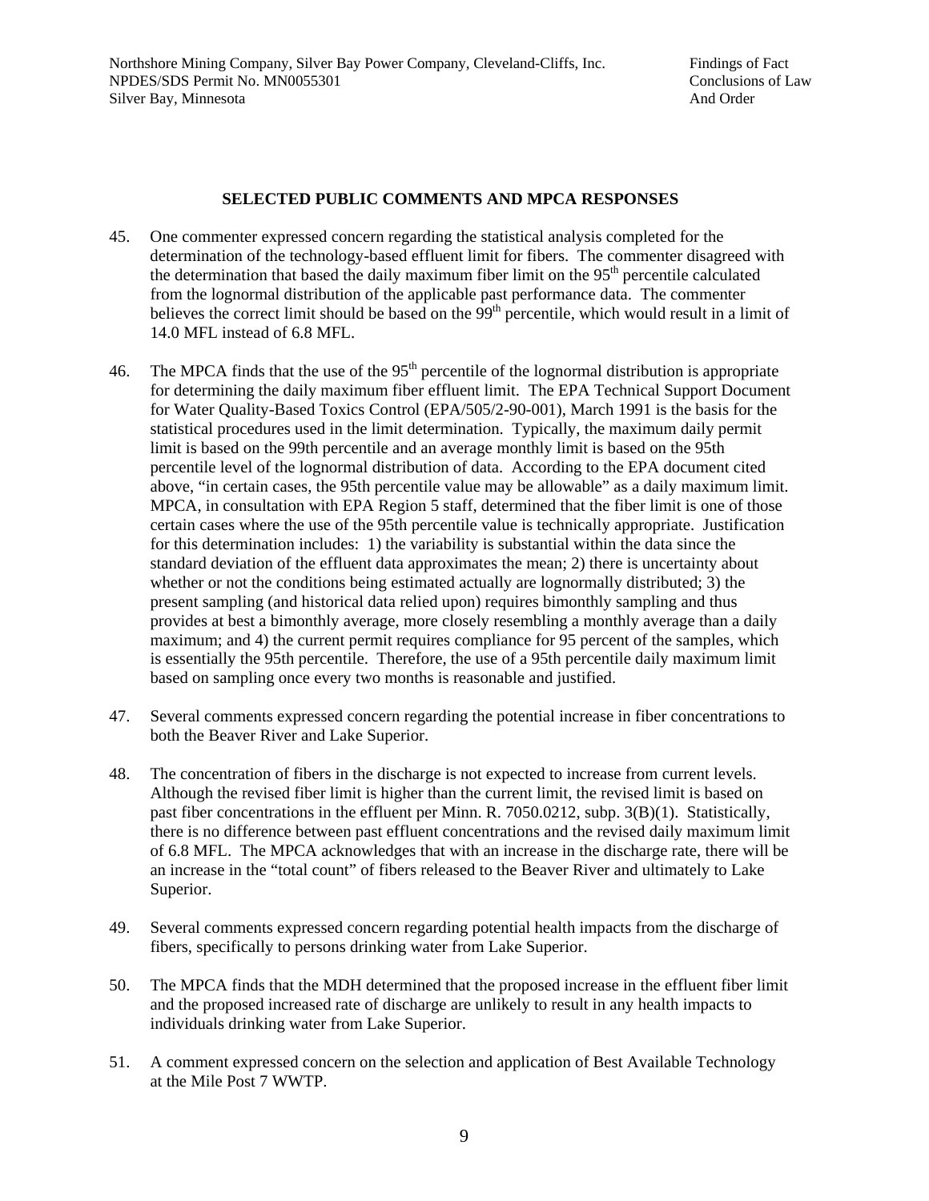## SELECTED PUBLIC COMMENTS AND MPCA RESPONSES

45. One commenter expressed concern regarding the statistical analysis completed for the determination of the technology-based effluent limit for fibers. The commenter disagreed with the determination that based the daily maximum fiber limit on the 95th percentile calculated from the lognormal distribution of the applicable past performance data. The commenter believes the correct limit should be based on the 99th percentile, which would result in a limit of 14.0 MFL instead of 6.8 MFL.

46. The MPCA finds that the use of the 95th percentile of the lognormal distribution is appropriate for determining the daily maximum fiber effluent limit. The EPA Technical Support Document for Water Quality-Based Toxics Control (EPA/505/2-90-001), March 1991 is the basis for the statistical procedures used in the limit determination. Typically, the maximum daily permit limit is based on the 99th percentile and an average monthly limit is based on the 95th percentile level of the lognormal distribution of data. According to the EPA document cited above, "in certain cases, the 95th percentile value may be allowable" as a daily maximum limit. MPCA, in consultation with EPA Region 5 staff, determined that the fiber limit is one of those certain cases where the use of the 95th percentile value is technically appropriate. Justification for this determination includes: 1) the variability is substantial within the data since the standard deviation of the effluent data approximates the mean; 2) there is uncertainty about whether or not the conditions being estimated actually are lognormally distributed; 3) the present sampling (and historical data relied upon) requires bimonthly sampling and thus provides at best a bimonthly average, more closely resembling a monthly average than a daily maximum; and 4) the current permit requires compliance for 95 percent of the samples, which is essentially the 95th percentile. Therefore, the use of a 95th percentile daily maximum limit based on sampling once every two months is reasonable and justified.

47. Several comments expressed concern regarding the potential increase in fiber concentrations to both the Beaver River and Lake Superior.

48. The concentration of fibers in the discharge is not expected to increase from current levels. Although the revised fiber limit is higher than the current limit, the revised limit is based on past fiber concentrations in the effluent per Minn. R. 7050.0212, subp. 3(B)(1). Statistically, there is no difference between past effluent concentrations and the revised daily maximum limit of 6.8 MFL. The MPCA acknowledges that with an increase in the discharge rate, there will be an increase in the "total count" of fibers released to the Beaver River and ultimately to Lake Superior.

49. Several comments expressed concern regarding potential health impacts from the discharge of fibers, specifically to persons drinking water from Lake Superior.

50. The MPCA finds that the MDH determined that the proposed increase in the effluent fiber limit and the proposed increased rate of discharge are unlikely to result in any health impacts to individuals drinking water from Lake Superior.

51. A comment expressed concern on the selection and application of Best Available Technology at the Mile Post 7 WWTP.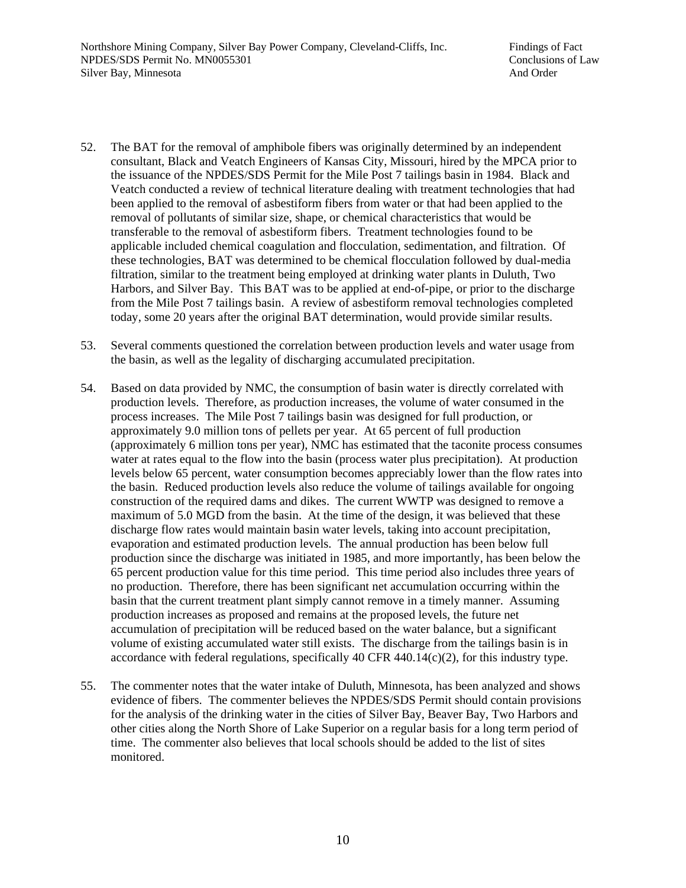52. The BAT for the removal of amphibole fibers was originally determined by an independent consultant, Black and Veatch Engineers of Kansas City, Missouri, hired by the MPCA prior to the issuance of the NPDES/SDS Permit for the Mile Post 7 tailings basin in 1984. Black and Veatch conducted a review of technical literature dealing with treatment technologies that had been applied to the removal of asbestiform fibers from water or that had been applied to the removal of pollutants of similar size, shape, or chemical characteristics that would be transferable to the removal of asbestiform fibers. Treatment technologies found to be applicable included chemical coagulation and flocculation, sedimentation, and filtration. Of these technologies, BAT was determined to be chemical flocculation followed by dual-media filtration, similar to the treatment being employed at drinking water plants in Duluth, Two Harbors, and Silver Bay. This BAT was to be applied at end-of-pipe, or prior to the discharge from the Mile Post 7 tailings basin. A review of asbestiform removal technologies completed today, some 20 years after the original BAT determination, would provide similar results.

53. Several comments questioned the correlation between production levels and water usage from the basin, as well as the legality of discharging accumulated precipitation.

54. Based on data provided by NMC, the consumption of basin water is directly correlated with production levels. Therefore, as production increases, the volume of water consumed in the process increases. The Mile Post 7 tailings basin was designed for full production, or approximately 9.0 million tons of pellets per year. At 65 percent of full production (approximately 6 million tons per year), NMC has estimated that the taconite process consumes water at rates equal to the flow into the basin (process water plus precipitation). At production levels below 65 percent, water consumption becomes appreciably lower than the flow rates into the basin. Reduced production levels also reduce the volume of tailings available for ongoing construction of the required dams and dikes. The current WWTP was designed to remove a maximum of 5.0 MGD from the basin. At the time of the design, it was believed that these discharge flow rates would maintain basin water levels, taking into account precipitation, evaporation and estimated production levels. The annual production has been below full production since the discharge was initiated in 1985, and more importantly, has been below the 65 percent production value for this time period. This time period also includes three years of no production. Therefore, there has been significant net accumulation occurring within the basin that the current treatment plant simply cannot remove in a timely manner. Assuming production increases as proposed and remains at the proposed levels, the future net accumulation of precipitation will be reduced based on the water balance, but a significant volume of existing accumulated water still exists. The discharge from the tailings basin is in accordance with federal regulations, specifically 40 CFR 440.14(c)(2), for this industry type.

55. The commenter notes that the water intake of Duluth, Minnesota, has been analyzed and shows evidence of fibers. The commenter believes the NPDES/SDS Permit should contain provisions for the analysis of the drinking water in the cities of Silver Bay, Beaver Bay, Two Harbors and other cities along the North Shore of Lake Superior on a regular basis for a long term period of time. The commenter also believes that local schools should be added to the list of sites monitored.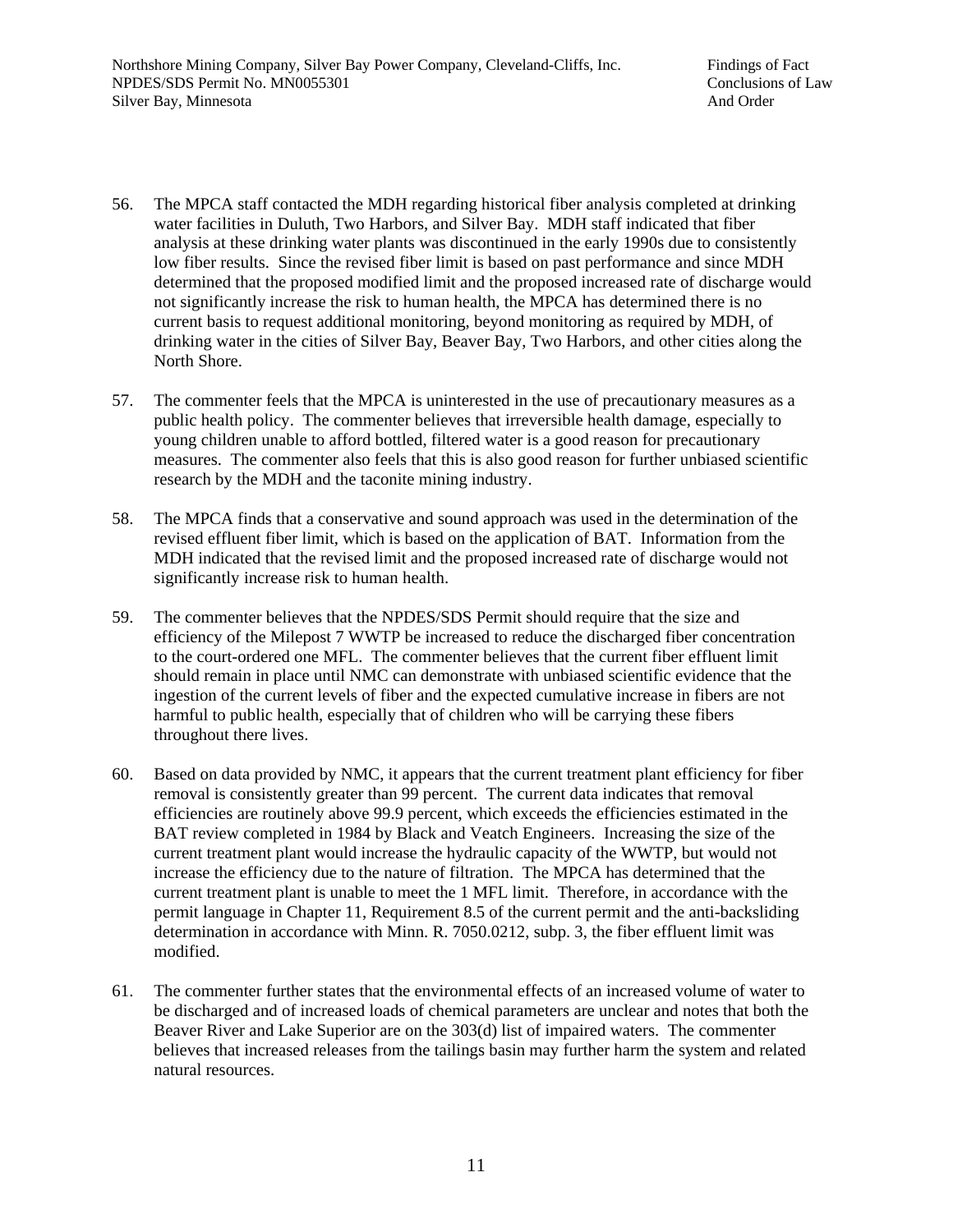56. The MPCA staff contacted the MDH regarding historical fiber analysis completed at drinking water facilities in Duluth, Two Harbors, and Silver Bay. MDH staff indicated that fiber analysis at these drinking water plants was discontinued in the early 1990s due to consistently low fiber results. Since the revised fiber limit is based on past performance and since MDH determined that the proposed modified limit and the proposed increased rate of discharge would not significantly increase the risk to human health, the MPCA has determined there is no current basis to request additional monitoring, beyond monitoring as required by MDH, of drinking water in the cities of Silver Bay, Beaver Bay, Two Harbors, and other cities along the North Shore.

57. The commenter feels that the MPCA is uninterested in the use of precautionary measures as a public health policy. The commenter believes that irreversible health damage, especially to young children unable to afford bottled, filtered water is a good reason for precautionary measures. The commenter also feels that this is also good reason for further unbiased scientific research by the MDH and the taconite mining industry.

58. The MPCA finds that a conservative and sound approach was used in the determination of the revised effluent fiber limit, which is based on the application of BAT. Information from the MDH indicated that the revised limit and the proposed increased rate of discharge would not significantly increase risk to human health.

59. The commenter believes that the NPDES/SDS Permit should require that the size and efficiency of the Milepost 7 WWTP be increased to reduce the discharged fiber concentration to the court-ordered one MFL. The commenter believes that the current fiber effluent limit should remain in place until NMC can demonstrate with unbiased scientific evidence that the ingestion of the current levels of fiber and the expected cumulative increase in fibers are not harmful to public health, especially that of children who will be carrying these fibers throughout there lives.

60. Based on data provided by NMC, it appears that the current treatment plant efficiency for fiber removal is consistently greater than 99 percent. The current data indicates that removal efficiencies are routinely above 99.9 percent, which exceeds the efficiencies estimated in the BAT review completed in 1984 by Black and Veatch Engineers. Increasing the size of the current treatment plant would increase the hydraulic capacity of the WWTP, but would not increase the efficiency due to the nature of filtration. The MPCA has determined that the current treatment plant is unable to meet the 1 MFL limit. Therefore, in accordance with the permit language in Chapter 11, Requirement 8.5 of the current permit and the anti-backsliding determination in accordance with Minn. R. 7050.0212, subp. 3, the fiber effluent limit was modified.

61. The commenter further states that the environmental effects of an increased volume of water to be discharged and of increased loads of chemical parameters are unclear and notes that both the Beaver River and Lake Superior are on the 303(d) list of impaired waters. The commenter believes that increased releases from the tailings basin may further harm the system and related natural resources.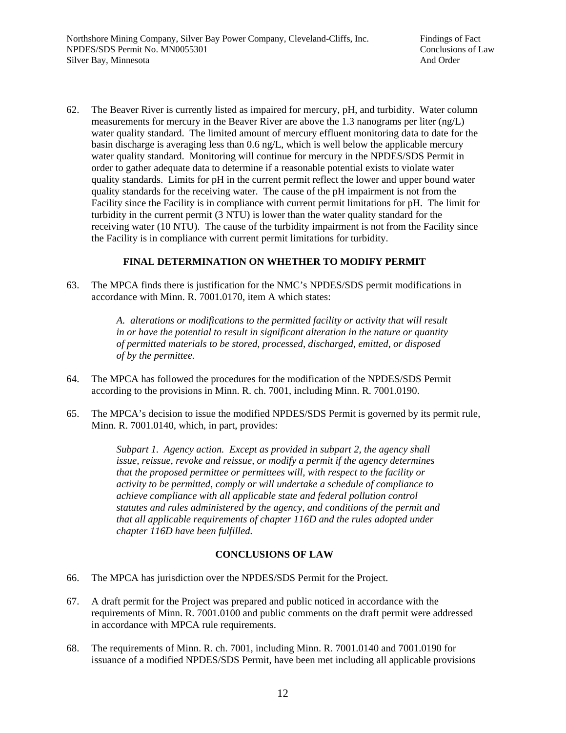62. The Beaver River is currently listed as impaired for mercury, pH, and turbidity. Water column measurements for mercury in the Beaver River are above the 1.3 nanograms per liter (ng/L) water quality standard. The limited amount of mercury effluent monitoring data to date for the basin discharge is averaging less than 0.6 ng/L, which is well below the applicable mercury water quality standard. Monitoring will continue for mercury in the NPDES/SDS Permit in order to gather adequate data to determine if a reasonable potential exists to violate water quality standards. Limits for pH in the current permit reflect the lower and upper bound water quality standards for the receiving water. The cause of the pH impairment is not from the Facility since the Facility is in compliance with current permit limitations for pH. The limit for turbidity in the current permit (3 NTU) is lower than the water quality standard for the receiving water (10 NTU). The cause of the turbidity impairment is not from the Facility since the Facility is in compliance with current permit limitations for turbidity.

## FINAL DETERMINATION ON WHETHER TO MODIFY PERMIT

63. The MPCA finds there is justification for the NMC's NPDES/SDS permit modifications in accordance with Minn. R. 7001.0170, item A which states:

    *A. alterations or modifications to the permitted facility or activity that will result in or have the potential to result in significant alteration in the nature or quantity of permitted materials to be stored, processed, discharged, emitted, or disposed of by the permittee.*

64. The MPCA has followed the procedures for the modification of the NPDES/SDS Permit according to the provisions in Minn. R. ch. 7001, including Minn. R. 7001.0190.

65. The MPCA's decision to issue the modified NPDES/SDS Permit is governed by its permit rule, Minn. R. 7001.0140, which, in part, provides:

    *Subpart 1. Agency action. Except as provided in subpart 2, the agency shall issue, reissue, revoke and reissue, or modify a permit if the agency determines that the proposed permittee or permittees will, with respect to the facility or activity to be permitted, comply or will undertake a schedule of compliance to achieve compliance with all applicable state and federal pollution control statutes and rules administered by the agency, and conditions of the permit and that all applicable requirements of chapter 116D and the rules adopted under chapter 116D have been fulfilled.*

## CONCLUSIONS OF LAW

66. The MPCA has jurisdiction over the NPDES/SDS Permit for the Project.

67. A draft permit for the Project was prepared and public noticed in accordance with the requirements of Minn. R. 7001.0100 and public comments on the draft permit were addressed in accordance with MPCA rule requirements.

68. The requirements of Minn. R. ch. 7001, including Minn. R. 7001.0140 and 7001.0190 for issuance of a modified NPDES/SDS Permit, have been met including all applicable provisions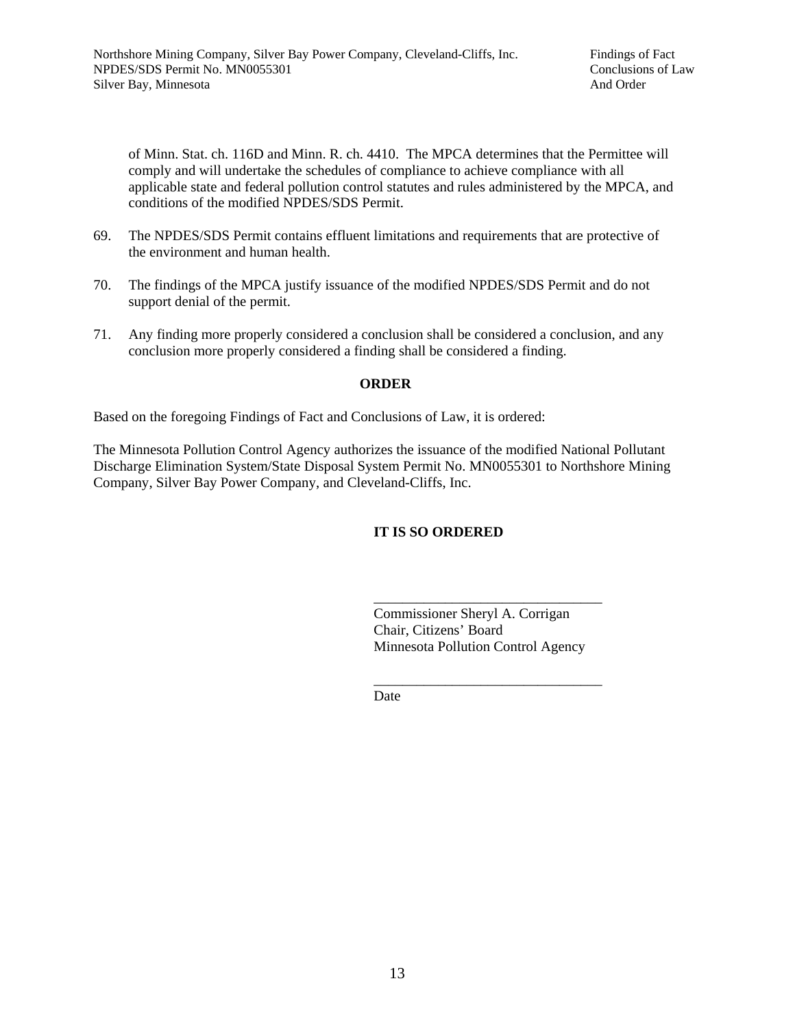of Minn. Stat. ch. 116D and Minn. R. ch. 4410. The MPCA determines that the Permittee will comply and will undertake the schedules of compliance to achieve compliance with all applicable state and federal pollution control statutes and rules administered by the MPCA, and conditions of the modified NPDES/SDS Permit.

69. The NPDES/SDS Permit contains effluent limitations and requirements that are protective of the environment and human health.

70. The findings of the MPCA justify issuance of the modified NPDES/SDS Permit and do not support denial of the permit.

71. Any finding more properly considered a conclusion shall be considered a conclusion, and any conclusion more properly considered a finding shall be considered a finding.

**ORDER**

Based on the foregoing Findings of Fact and Conclusions of Law, it is ordered:

The Minnesota Pollution Control Agency authorizes the issuance of the modified National Pollutant Discharge Elimination System/State Disposal System Permit No. MN0055301 to Northshore Mining Company, Silver Bay Power Company, and Cleveland-Cliffs, Inc.

**IT IS SO ORDERED**

\_\_\_\_\_\_\_\_\_\_\_\_\_\_\_\_\_\_\_\_\_\_\_\_\_\_\_\_\_\_\_\_
Commissioner Sheryl A. Corrigan
Chair, Citizens' Board
Minnesota Pollution Control Agency

\_\_\_\_\_\_\_\_\_\_\_\_\_\_\_\_\_\_\_\_\_\_\_\_\_\_\_\_\_\_\_\_
Date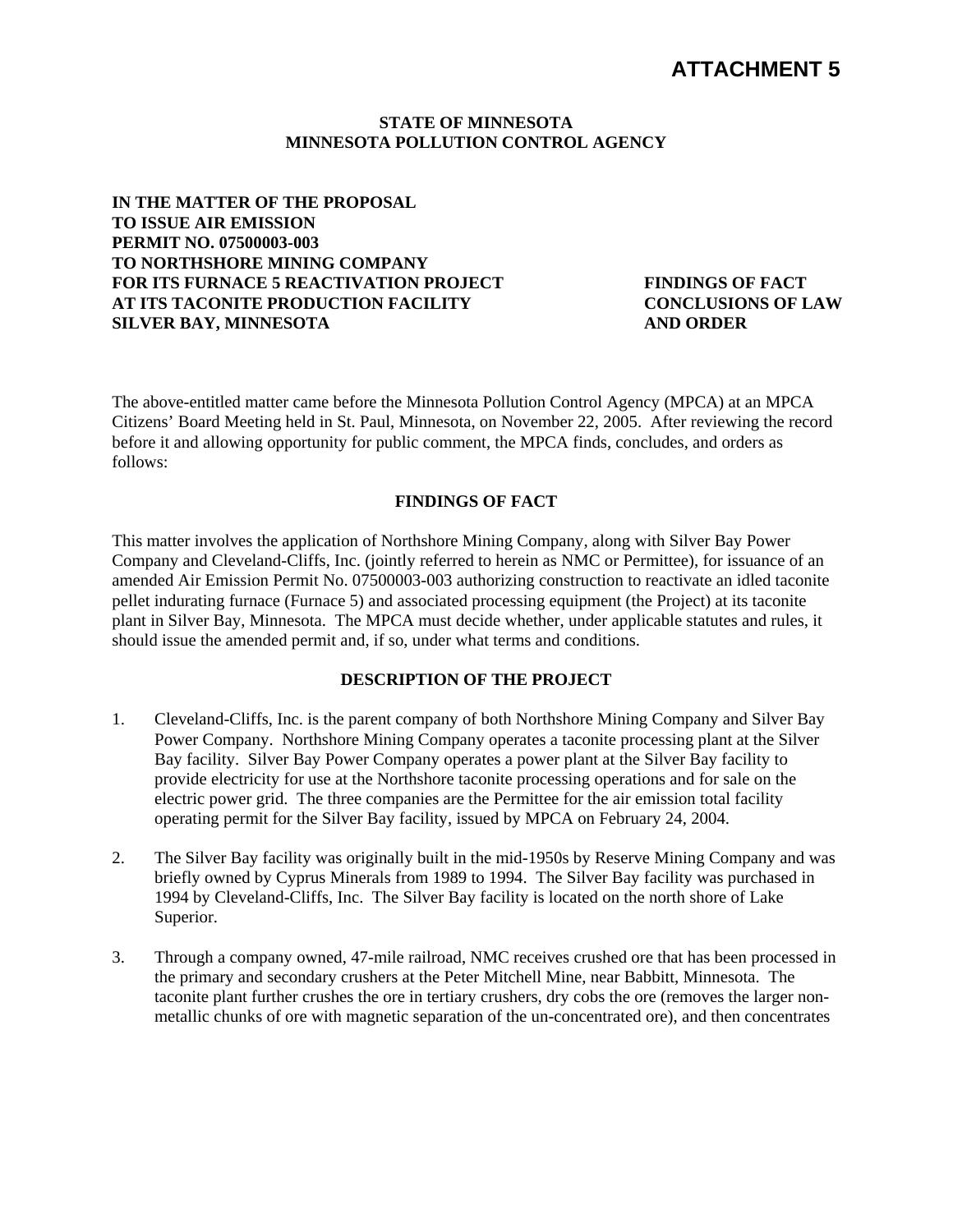# ATTACHMENT 5

**STATE OF MINNESOTA**
**MINNESOTA POLLUTION CONTROL AGENCY**

**IN THE MATTER OF THE PROPOSAL TO ISSUE AIR EMISSION PERMIT NO. 07500003-003 TO NORTHSHORE MINING COMPANY FOR ITS FURNACE 5 REACTIVATION PROJECT AT ITS TACONITE PRODUCTION FACILITY SILVER BAY, MINNESOTA**

**FINDINGS OF FACT CONCLUSIONS OF LAW AND ORDER**

The above-entitled matter came before the Minnesota Pollution Control Agency (MPCA) at an MPCA Citizens' Board Meeting held in St. Paul, Minnesota, on November 22, 2005. After reviewing the record before it and allowing opportunity for public comment, the MPCA finds, concludes, and orders as follows:

## FINDINGS OF FACT

This matter involves the application of Northshore Mining Company, along with Silver Bay Power Company and Cleveland-Cliffs, Inc. (jointly referred to herein as NMC or Permittee), for issuance of an amended Air Emission Permit No. 07500003-003 authorizing construction to reactivate an idled taconite pellet indurating furnace (Furnace 5) and associated processing equipment (the Project) at its taconite plant in Silver Bay, Minnesota. The MPCA must decide whether, under applicable statutes and rules, it should issue the amended permit and, if so, under what terms and conditions.

## DESCRIPTION OF THE PROJECT

1. Cleveland-Cliffs, Inc. is the parent company of both Northshore Mining Company and Silver Bay Power Company. Northshore Mining Company operates a taconite processing plant at the Silver Bay facility. Silver Bay Power Company operates a power plant at the Silver Bay facility to provide electricity for use at the Northshore taconite processing operations and for sale on the electric power grid. The three companies are the Permittee for the air emission total facility operating permit for the Silver Bay facility, issued by MPCA on February 24, 2004.

2. The Silver Bay facility was originally built in the mid-1950s by Reserve Mining Company and was briefly owned by Cyprus Minerals from 1989 to 1994. The Silver Bay facility was purchased in 1994 by Cleveland-Cliffs, Inc. The Silver Bay facility is located on the north shore of Lake Superior.

3. Through a company owned, 47-mile railroad, NMC receives crushed ore that has been processed in the primary and secondary crushers at the Peter Mitchell Mine, near Babbitt, Minnesota. The taconite plant further crushes the ore in tertiary crushers, dry cobs the ore (removes the larger non-metallic chunks of ore with magnetic separation of the un-concentrated ore), and then concentrates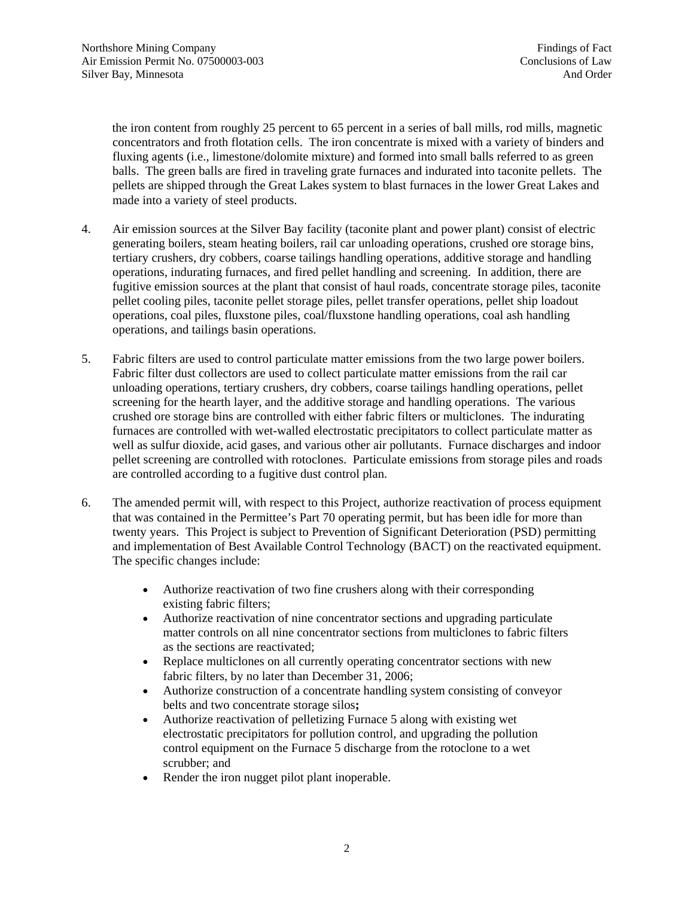the iron content from roughly 25 percent to 65 percent in a series of ball mills, rod mills, magnetic concentrators and froth flotation cells. The iron concentrate is mixed with a variety of binders and fluxing agents (i.e., limestone/dolomite mixture) and formed into small balls referred to as green balls. The green balls are fired in traveling grate furnaces and indurated into taconite pellets. The pellets are shipped through the Great Lakes system to blast furnaces in the lower Great Lakes and made into a variety of steel products.

4. Air emission sources at the Silver Bay facility (taconite plant and power plant) consist of electric generating boilers, steam heating boilers, rail car unloading operations, crushed ore storage bins, tertiary crushers, dry cobbers, coarse tailings handling operations, additive storage and handling operations, indurating furnaces, and fired pellet handling and screening. In addition, there are fugitive emission sources at the plant that consist of haul roads, concentrate storage piles, taconite pellet cooling piles, taconite pellet storage piles, pellet transfer operations, pellet ship loadout operations, coal piles, fluxstone piles, coal/fluxstone handling operations, coal ash handling operations, and tailings basin operations.

5. Fabric filters are used to control particulate matter emissions from the two large power boilers. Fabric filter dust collectors are used to collect particulate matter emissions from the rail car unloading operations, tertiary crushers, dry cobbers, coarse tailings handling operations, pellet screening for the hearth layer, and the additive storage and handling operations. The various crushed ore storage bins are controlled with either fabric filters or multiclones. The indurating furnaces are controlled with wet-walled electrostatic precipitators to collect particulate matter as well as sulfur dioxide, acid gases, and various other air pollutants. Furnace discharges and indoor pellet screening are controlled with rotoclones. Particulate emissions from storage piles and roads are controlled according to a fugitive dust control plan.

6. The amended permit will, with respect to this Project, authorize reactivation of process equipment that was contained in the Permittee's Part 70 operating permit, but has been idle for more than twenty years. This Project is subject to Prevention of Significant Deterioration (PSD) permitting and implementation of Best Available Control Technology (BACT) on the reactivated equipment. The specific changes include:

   - Authorize reactivation of two fine crushers along with their corresponding existing fabric filters;
   - Authorize reactivation of nine concentrator sections and upgrading particulate matter controls on all nine concentrator sections from multiclones to fabric filters as the sections are reactivated;
   - Replace multiclones on all currently operating concentrator sections with new fabric filters, by no later than December 31, 2006;
   - Authorize construction of a concentrate handling system consisting of conveyor belts and two concentrate storage silos**;**
   - Authorize reactivation of pelletizing Furnace 5 along with existing wet electrostatic precipitators for pollution control, and upgrading the pollution control equipment on the Furnace 5 discharge from the rotoclone to a wet scrubber; and
   - Render the iron nugget pilot plant inoperable.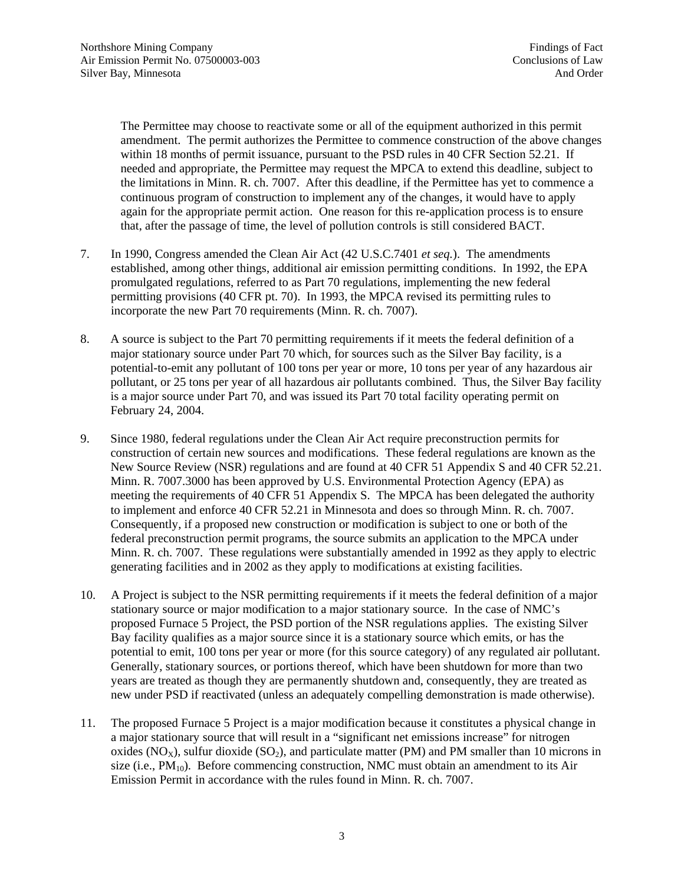The Permittee may choose to reactivate some or all of the equipment authorized in this permit amendment. The permit authorizes the Permittee to commence construction of the above changes within 18 months of permit issuance, pursuant to the PSD rules in 40 CFR Section 52.21. If needed and appropriate, the Permittee may request the MPCA to extend this deadline, subject to the limitations in Minn. R. ch. 7007. After this deadline, if the Permittee has yet to commence a continuous program of construction to implement any of the changes, it would have to apply again for the appropriate permit action. One reason for this re-application process is to ensure that, after the passage of time, the level of pollution controls is still considered BACT.

7. In 1990, Congress amended the Clean Air Act (42 U.S.C.7401 *et seq.*). The amendments established, among other things, additional air emission permitting conditions. In 1992, the EPA promulgated regulations, referred to as Part 70 regulations, implementing the new federal permitting provisions (40 CFR pt. 70). In 1993, the MPCA revised its permitting rules to incorporate the new Part 70 requirements (Minn. R. ch. 7007).

8. A source is subject to the Part 70 permitting requirements if it meets the federal definition of a major stationary source under Part 70 which, for sources such as the Silver Bay facility, is a potential-to-emit any pollutant of 100 tons per year or more, 10 tons per year of any hazardous air pollutant, or 25 tons per year of all hazardous air pollutants combined. Thus, the Silver Bay facility is a major source under Part 70, and was issued its Part 70 total facility operating permit on February 24, 2004.

9. Since 1980, federal regulations under the Clean Air Act require preconstruction permits for construction of certain new sources and modifications. These federal regulations are known as the New Source Review (NSR) regulations and are found at 40 CFR 51 Appendix S and 40 CFR 52.21. Minn. R. 7007.3000 has been approved by U.S. Environmental Protection Agency (EPA) as meeting the requirements of 40 CFR 51 Appendix S. The MPCA has been delegated the authority to implement and enforce 40 CFR 52.21 in Minnesota and does so through Minn. R. ch. 7007. Consequently, if a proposed new construction or modification is subject to one or both of the federal preconstruction permit programs, the source submits an application to the MPCA under Minn. R. ch. 7007. These regulations were substantially amended in 1992 as they apply to electric generating facilities and in 2002 as they apply to modifications at existing facilities.

10. A Project is subject to the NSR permitting requirements if it meets the federal definition of a major stationary source or major modification to a major stationary source. In the case of NMC's proposed Furnace 5 Project, the PSD portion of the NSR regulations applies. The existing Silver Bay facility qualifies as a major source since it is a stationary source which emits, or has the potential to emit, 100 tons per year or more (for this source category) of any regulated air pollutant. Generally, stationary sources, or portions thereof, which have been shutdown for more than two years are treated as though they are permanently shutdown and, consequently, they are treated as new under PSD if reactivated (unless an adequately compelling demonstration is made otherwise).

11. The proposed Furnace 5 Project is a major modification because it constitutes a physical change in a major stationary source that will result in a "significant net emissions increase" for nitrogen oxides ($NO_X$), sulfur dioxide ($SO_2$), and particulate matter (PM) and PM smaller than 10 microns in size (i.e., $PM_{10}$). Before commencing construction, NMC must obtain an amendment to its Air Emission Permit in accordance with the rules found in Minn. R. ch. 7007.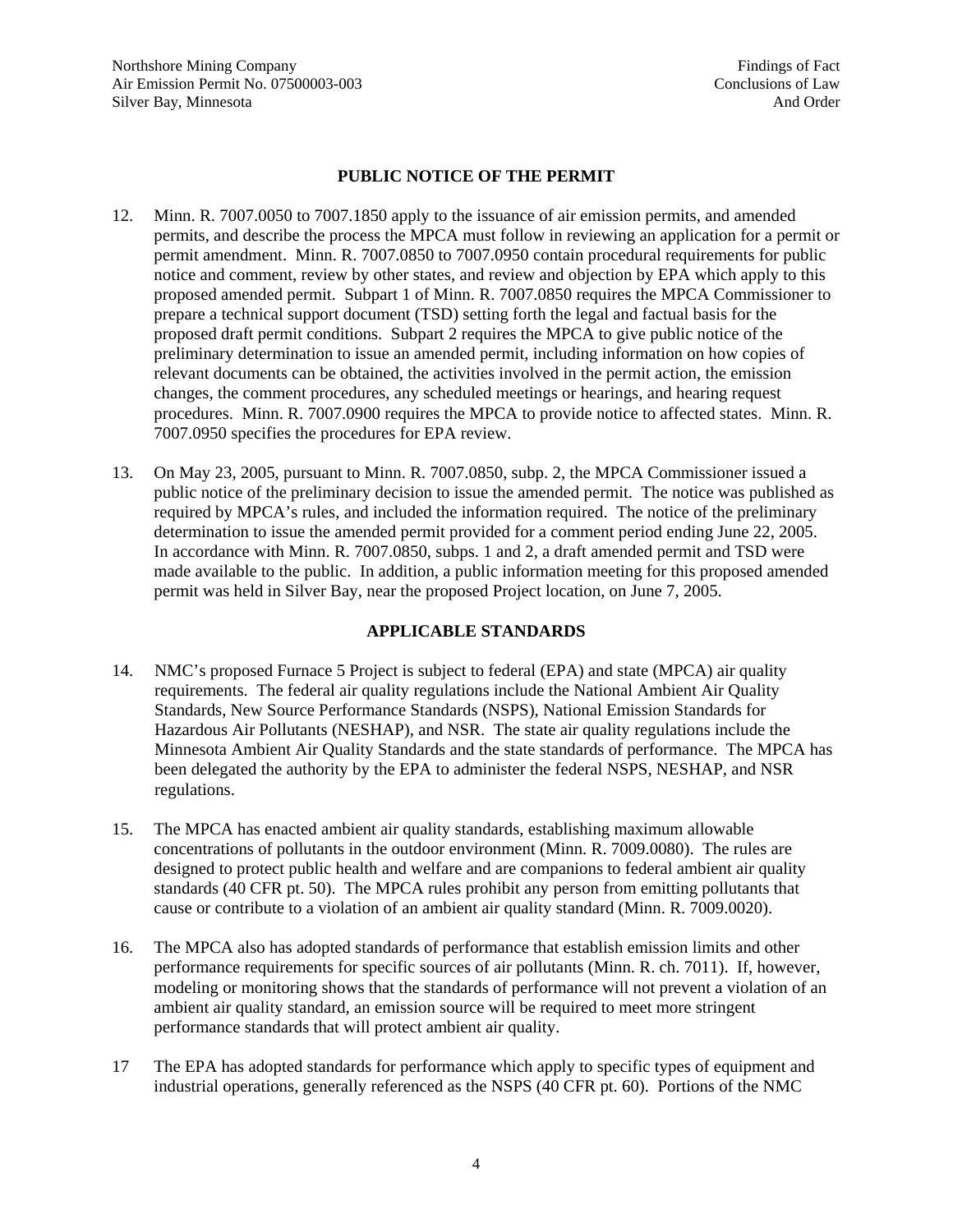## PUBLIC NOTICE OF THE PERMIT

12. Minn. R. 7007.0050 to 7007.1850 apply to the issuance of air emission permits, and amended permits, and describe the process the MPCA must follow in reviewing an application for a permit or permit amendment. Minn. R. 7007.0850 to 7007.0950 contain procedural requirements for public notice and comment, review by other states, and review and objection by EPA which apply to this proposed amended permit. Subpart 1 of Minn. R. 7007.0850 requires the MPCA Commissioner to prepare a technical support document (TSD) setting forth the legal and factual basis for the proposed draft permit conditions. Subpart 2 requires the MPCA to give public notice of the preliminary determination to issue an amended permit, including information on how copies of relevant documents can be obtained, the activities involved in the permit action, the emission changes, the comment procedures, any scheduled meetings or hearings, and hearing request procedures. Minn. R. 7007.0900 requires the MPCA to provide notice to affected states. Minn. R. 7007.0950 specifies the procedures for EPA review.

13. On May 23, 2005, pursuant to Minn. R. 7007.0850, subp. 2, the MPCA Commissioner issued a public notice of the preliminary decision to issue the amended permit. The notice was published as required by MPCA's rules, and included the information required. The notice of the preliminary determination to issue the amended permit provided for a comment period ending June 22, 2005. In accordance with Minn. R. 7007.0850, subps. 1 and 2, a draft amended permit and TSD were made available to the public. In addition, a public information meeting for this proposed amended permit was held in Silver Bay, near the proposed Project location, on June 7, 2005.

## APPLICABLE STANDARDS

14. NMC's proposed Furnace 5 Project is subject to federal (EPA) and state (MPCA) air quality requirements. The federal air quality regulations include the National Ambient Air Quality Standards, New Source Performance Standards (NSPS), National Emission Standards for Hazardous Air Pollutants (NESHAP), and NSR. The state air quality regulations include the Minnesota Ambient Air Quality Standards and the state standards of performance. The MPCA has been delegated the authority by the EPA to administer the federal NSPS, NESHAP, and NSR regulations.

15. The MPCA has enacted ambient air quality standards, establishing maximum allowable concentrations of pollutants in the outdoor environment (Minn. R. 7009.0080). The rules are designed to protect public health and welfare and are companions to federal ambient air quality standards (40 CFR pt. 50). The MPCA rules prohibit any person from emitting pollutants that cause or contribute to a violation of an ambient air quality standard (Minn. R. 7009.0020).

16. The MPCA also has adopted standards of performance that establish emission limits and other performance requirements for specific sources of air pollutants (Minn. R. ch. 7011). If, however, modeling or monitoring shows that the standards of performance will not prevent a violation of an ambient air quality standard, an emission source will be required to meet more stringent performance standards that will protect ambient air quality.

17 The EPA has adopted standards for performance which apply to specific types of equipment and industrial operations, generally referenced as the NSPS (40 CFR pt. 60). Portions of the NMC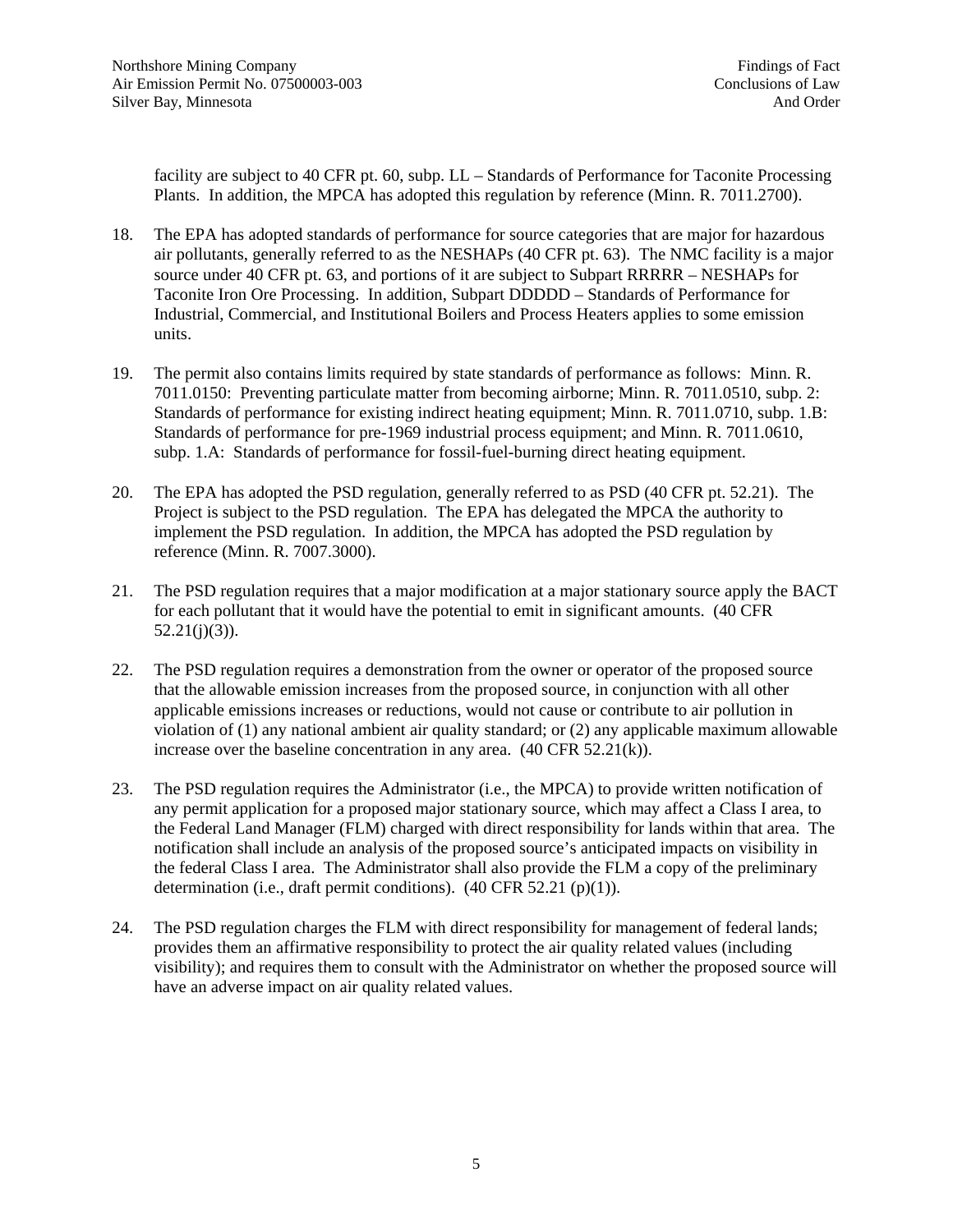facility are subject to 40 CFR pt. 60, subp. LL – Standards of Performance for Taconite Processing Plants. In addition, the MPCA has adopted this regulation by reference (Minn. R. 7011.2700).

18. The EPA has adopted standards of performance for source categories that are major for hazardous air pollutants, generally referred to as the NESHAPs (40 CFR pt. 63). The NMC facility is a major source under 40 CFR pt. 63, and portions of it are subject to Subpart RRRRR – NESHAPs for Taconite Iron Ore Processing. In addition, Subpart DDDDD – Standards of Performance for Industrial, Commercial, and Institutional Boilers and Process Heaters applies to some emission units.

19. The permit also contains limits required by state standards of performance as follows: Minn. R. 7011.0150: Preventing particulate matter from becoming airborne; Minn. R. 7011.0510, subp. 2: Standards of performance for existing indirect heating equipment; Minn. R. 7011.0710, subp. 1.B: Standards of performance for pre-1969 industrial process equipment; and Minn. R. 7011.0610, subp. 1.A: Standards of performance for fossil-fuel-burning direct heating equipment.

20. The EPA has adopted the PSD regulation, generally referred to as PSD (40 CFR pt. 52.21). The Project is subject to the PSD regulation. The EPA has delegated the MPCA the authority to implement the PSD regulation. In addition, the MPCA has adopted the PSD regulation by reference (Minn. R. 7007.3000).

21. The PSD regulation requires that a major modification at a major stationary source apply the BACT for each pollutant that it would have the potential to emit in significant amounts. (40 CFR 52.21(j)(3)).

22. The PSD regulation requires a demonstration from the owner or operator of the proposed source that the allowable emission increases from the proposed source, in conjunction with all other applicable emissions increases or reductions, would not cause or contribute to air pollution in violation of (1) any national ambient air quality standard; or (2) any applicable maximum allowable increase over the baseline concentration in any area. (40 CFR 52.21(k)).

23. The PSD regulation requires the Administrator (i.e., the MPCA) to provide written notification of any permit application for a proposed major stationary source, which may affect a Class I area, to the Federal Land Manager (FLM) charged with direct responsibility for lands within that area. The notification shall include an analysis of the proposed source's anticipated impacts on visibility in the federal Class I area. The Administrator shall also provide the FLM a copy of the preliminary determination (i.e., draft permit conditions). (40 CFR 52.21 (p)(1)).

24. The PSD regulation charges the FLM with direct responsibility for management of federal lands; provides them an affirmative responsibility to protect the air quality related values (including visibility); and requires them to consult with the Administrator on whether the proposed source will have an adverse impact on air quality related values.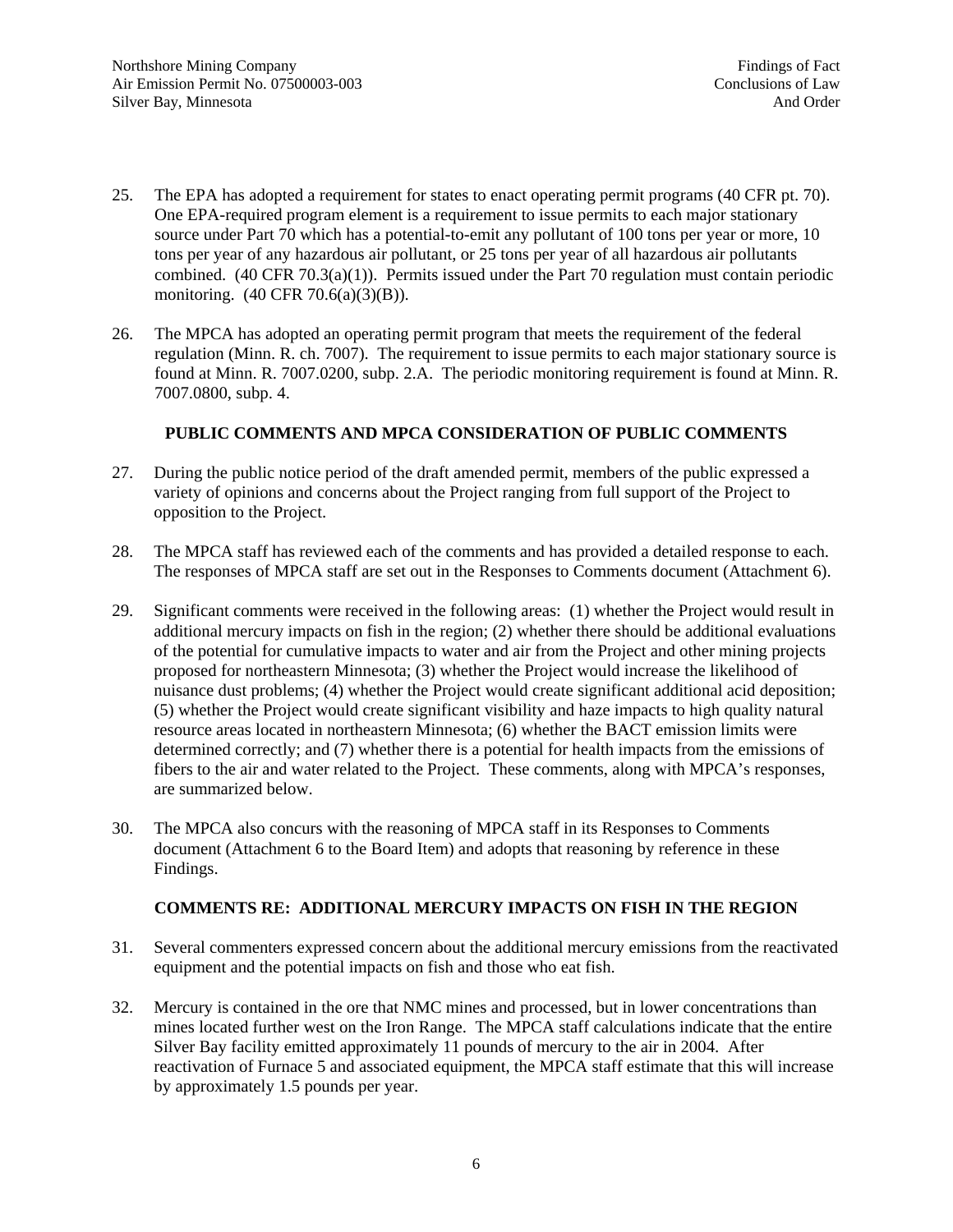25. The EPA has adopted a requirement for states to enact operating permit programs (40 CFR pt. 70). One EPA-required program element is a requirement to issue permits to each major stationary source under Part 70 which has a potential-to-emit any pollutant of 100 tons per year or more, 10 tons per year of any hazardous air pollutant, or 25 tons per year of all hazardous air pollutants combined. (40 CFR 70.3(a)(1)). Permits issued under the Part 70 regulation must contain periodic monitoring. (40 CFR 70.6(a)(3)(B)).

26. The MPCA has adopted an operating permit program that meets the requirement of the federal regulation (Minn. R. ch. 7007). The requirement to issue permits to each major stationary source is found at Minn. R. 7007.0200, subp. 2.A. The periodic monitoring requirement is found at Minn. R. 7007.0800, subp. 4.

## PUBLIC COMMENTS AND MPCA CONSIDERATION OF PUBLIC COMMENTS

27. During the public notice period of the draft amended permit, members of the public expressed a variety of opinions and concerns about the Project ranging from full support of the Project to opposition to the Project.

28. The MPCA staff has reviewed each of the comments and has provided a detailed response to each. The responses of MPCA staff are set out in the Responses to Comments document (Attachment 6).

29. Significant comments were received in the following areas: (1) whether the Project would result in additional mercury impacts on fish in the region; (2) whether there should be additional evaluations of the potential for cumulative impacts to water and air from the Project and other mining projects proposed for northeastern Minnesota; (3) whether the Project would increase the likelihood of nuisance dust problems; (4) whether the Project would create significant additional acid deposition; (5) whether the Project would create significant visibility and haze impacts to high quality natural resource areas located in northeastern Minnesota; (6) whether the BACT emission limits were determined correctly; and (7) whether there is a potential for health impacts from the emissions of fibers to the air and water related to the Project. These comments, along with MPCA's responses, are summarized below.

30. The MPCA also concurs with the reasoning of MPCA staff in its Responses to Comments document (Attachment 6 to the Board Item) and adopts that reasoning by reference in these Findings.

## COMMENTS RE: ADDITIONAL MERCURY IMPACTS ON FISH IN THE REGION

31. Several commenters expressed concern about the additional mercury emissions from the reactivated equipment and the potential impacts on fish and those who eat fish.

32. Mercury is contained in the ore that NMC mines and processed, but in lower concentrations than mines located further west on the Iron Range. The MPCA staff calculations indicate that the entire Silver Bay facility emitted approximately 11 pounds of mercury to the air in 2004. After reactivation of Furnace 5 and associated equipment, the MPCA staff estimate that this will increase by approximately 1.5 pounds per year.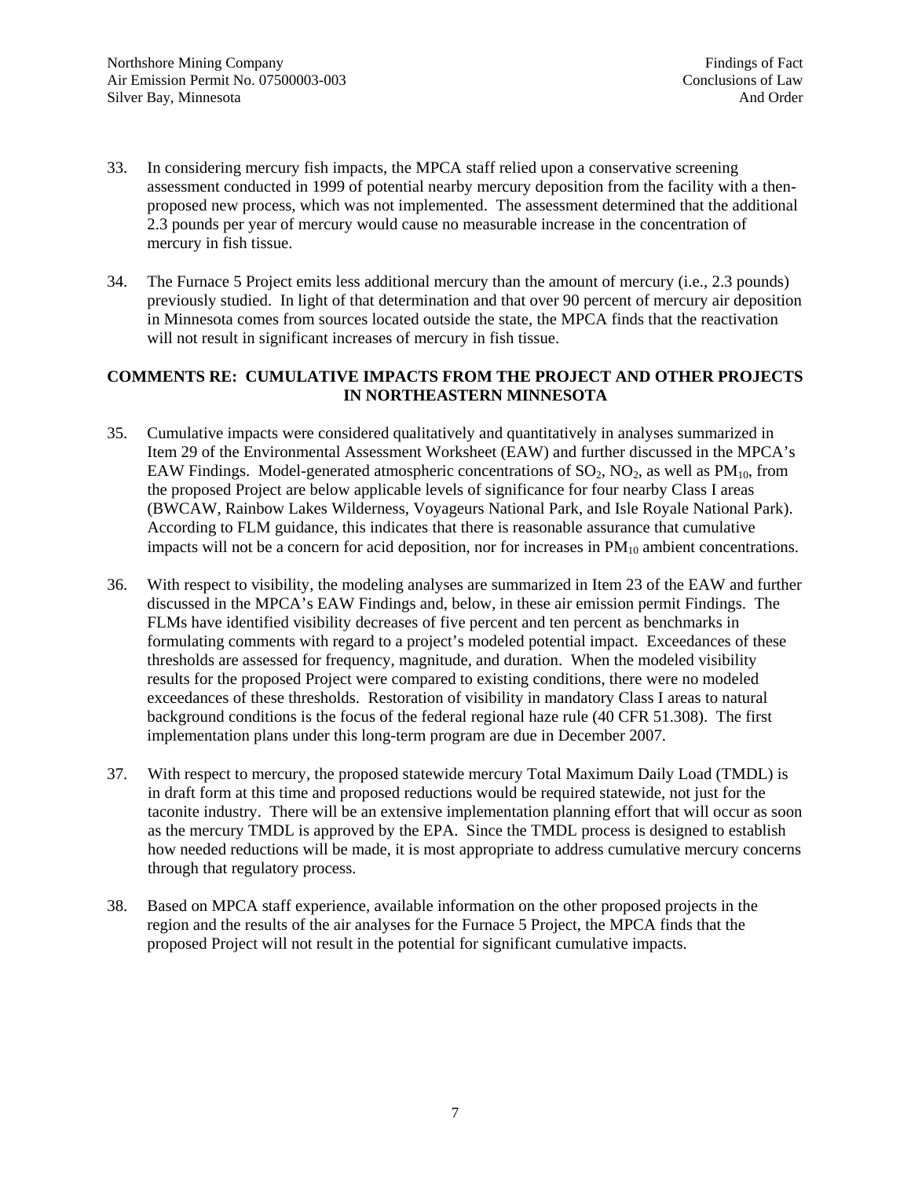33. In considering mercury fish impacts, the MPCA staff relied upon a conservative screening assessment conducted in 1999 of potential nearby mercury deposition from the facility with a then-proposed new process, which was not implemented. The assessment determined that the additional 2.3 pounds per year of mercury would cause no measurable increase in the concentration of mercury in fish tissue.

34. The Furnace 5 Project emits less additional mercury than the amount of mercury (i.e., 2.3 pounds) previously studied. In light of that determination and that over 90 percent of mercury air deposition in Minnesota comes from sources located outside the state, the MPCA finds that the reactivation will not result in significant increases of mercury in fish tissue.

**COMMENTS RE: CUMULATIVE IMPACTS FROM THE PROJECT AND OTHER PROJECTS IN NORTHEASTERN MINNESOTA**

35. Cumulative impacts were considered qualitatively and quantitatively in analyses summarized in Item 29 of the Environmental Assessment Worksheet (EAW) and further discussed in the MPCA's EAW Findings. Model-generated atmospheric concentrations of $SO_2$, $NO_2$, as well as $PM_{10}$, from the proposed Project are below applicable levels of significance for four nearby Class I areas (BWCAW, Rainbow Lakes Wilderness, Voyageurs National Park, and Isle Royale National Park). According to FLM guidance, this indicates that there is reasonable assurance that cumulative impacts will not be a concern for acid deposition, nor for increases in $PM_{10}$ ambient concentrations.

36. With respect to visibility, the modeling analyses are summarized in Item 23 of the EAW and further discussed in the MPCA's EAW Findings and, below, in these air emission permit Findings. The FLMs have identified visibility decreases of five percent and ten percent as benchmarks in formulating comments with regard to a project's modeled potential impact. Exceedances of these thresholds are assessed for frequency, magnitude, and duration. When the modeled visibility results for the proposed Project were compared to existing conditions, there were no modeled exceedances of these thresholds. Restoration of visibility in mandatory Class I areas to natural background conditions is the focus of the federal regional haze rule (40 CFR 51.308). The first implementation plans under this long-term program are due in December 2007.

37. With respect to mercury, the proposed statewide mercury Total Maximum Daily Load (TMDL) is in draft form at this time and proposed reductions would be required statewide, not just for the taconite industry. There will be an extensive implementation planning effort that will occur as soon as the mercury TMDL is approved by the EPA. Since the TMDL process is designed to establish how needed reductions will be made, it is most appropriate to address cumulative mercury concerns through that regulatory process.

38. Based on MPCA staff experience, available information on the other proposed projects in the region and the results of the air analyses for the Furnace 5 Project, the MPCA finds that the proposed Project will not result in the potential for significant cumulative impacts.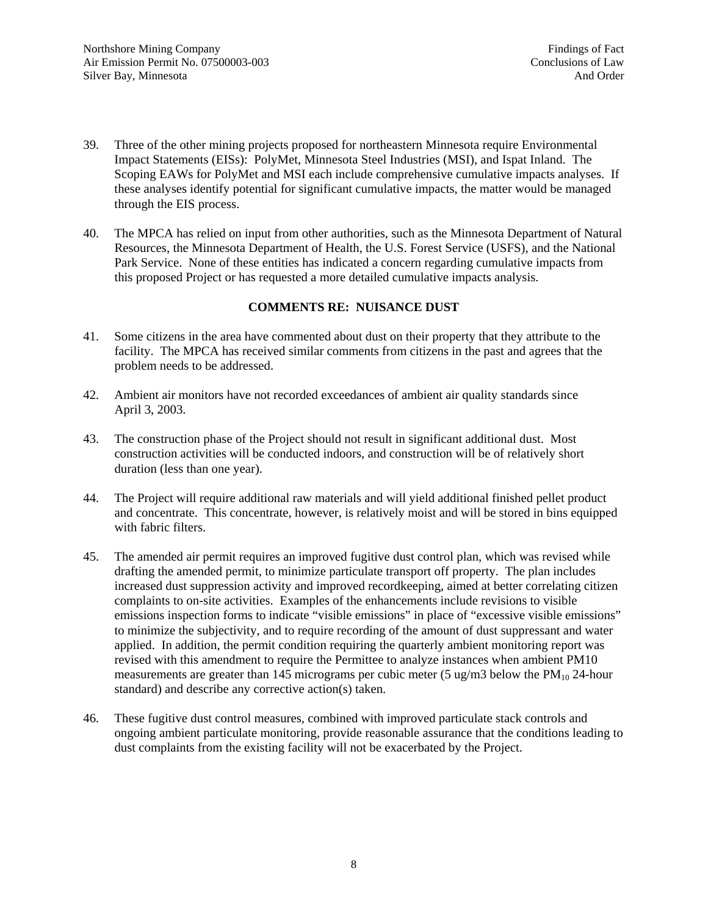39. Three of the other mining projects proposed for northeastern Minnesota require Environmental Impact Statements (EISs): PolyMet, Minnesota Steel Industries (MSI), and Ispat Inland. The Scoping EAWs for PolyMet and MSI each include comprehensive cumulative impacts analyses. If these analyses identify potential for significant cumulative impacts, the matter would be managed through the EIS process.

40. The MPCA has relied on input from other authorities, such as the Minnesota Department of Natural Resources, the Minnesota Department of Health, the U.S. Forest Service (USFS), and the National Park Service. None of these entities has indicated a concern regarding cumulative impacts from this proposed Project or has requested a more detailed cumulative impacts analysis.

**COMMENTS RE: NUISANCE DUST**

41. Some citizens in the area have commented about dust on their property that they attribute to the facility. The MPCA has received similar comments from citizens in the past and agrees that the problem needs to be addressed.

42. Ambient air monitors have not recorded exceedances of ambient air quality standards since April 3, 2003.

43. The construction phase of the Project should not result in significant additional dust. Most construction activities will be conducted indoors, and construction will be of relatively short duration (less than one year).

44. The Project will require additional raw materials and will yield additional finished pellet product and concentrate. This concentrate, however, is relatively moist and will be stored in bins equipped with fabric filters.

45. The amended air permit requires an improved fugitive dust control plan, which was revised while drafting the amended permit, to minimize particulate transport off property. The plan includes increased dust suppression activity and improved recordkeeping, aimed at better correlating citizen complaints to on-site activities. Examples of the enhancements include revisions to visible emissions inspection forms to indicate "visible emissions" in place of "excessive visible emissions" to minimize the subjectivity, and to require recording of the amount of dust suppressant and water applied. In addition, the permit condition requiring the quarterly ambient monitoring report was revised with this amendment to require the Permittee to analyze instances when ambient PM10 measurements are greater than 145 micrograms per cubic meter (5 ug/m3 below the $PM_{10}$ 24-hour standard) and describe any corrective action(s) taken.

46. These fugitive dust control measures, combined with improved particulate stack controls and ongoing ambient particulate monitoring, provide reasonable assurance that the conditions leading to dust complaints from the existing facility will not be exacerbated by the Project.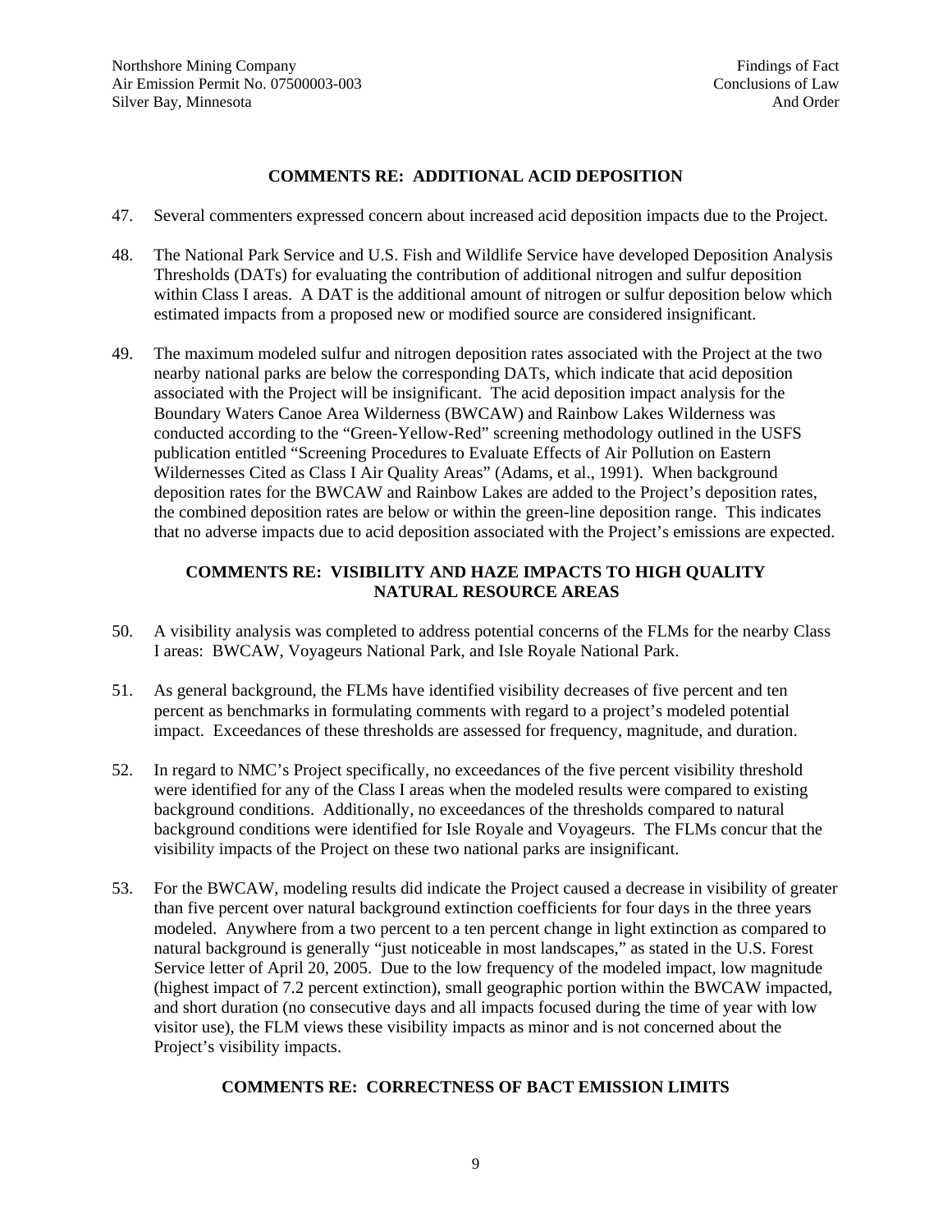## COMMENTS RE: ADDITIONAL ACID DEPOSITION

47. Several commenters expressed concern about increased acid deposition impacts due to the Project.

48. The National Park Service and U.S. Fish and Wildlife Service have developed Deposition Analysis Thresholds (DATs) for evaluating the contribution of additional nitrogen and sulfur deposition within Class I areas. A DAT is the additional amount of nitrogen or sulfur deposition below which estimated impacts from a proposed new or modified source are considered insignificant.

49. The maximum modeled sulfur and nitrogen deposition rates associated with the Project at the two nearby national parks are below the corresponding DATs, which indicate that acid deposition associated with the Project will be insignificant. The acid deposition impact analysis for the Boundary Waters Canoe Area Wilderness (BWCAW) and Rainbow Lakes Wilderness was conducted according to the "Green-Yellow-Red" screening methodology outlined in the USFS publication entitled "Screening Procedures to Evaluate Effects of Air Pollution on Eastern Wildernesses Cited as Class I Air Quality Areas" (Adams, et al., 1991). When background deposition rates for the BWCAW and Rainbow Lakes are added to the Project's deposition rates, the combined deposition rates are below or within the green-line deposition range. This indicates that no adverse impacts due to acid deposition associated with the Project's emissions are expected.

## COMMENTS RE: VISIBILITY AND HAZE IMPACTS TO HIGH QUALITY NATURAL RESOURCE AREAS

50. A visibility analysis was completed to address potential concerns of the FLMs for the nearby Class I areas: BWCAW, Voyageurs National Park, and Isle Royale National Park.

51. As general background, the FLMs have identified visibility decreases of five percent and ten percent as benchmarks in formulating comments with regard to a project's modeled potential impact. Exceedances of these thresholds are assessed for frequency, magnitude, and duration.

52. In regard to NMC's Project specifically, no exceedances of the five percent visibility threshold were identified for any of the Class I areas when the modeled results were compared to existing background conditions. Additionally, no exceedances of the thresholds compared to natural background conditions were identified for Isle Royale and Voyageurs. The FLMs concur that the visibility impacts of the Project on these two national parks are insignificant.

53. For the BWCAW, modeling results did indicate the Project caused a decrease in visibility of greater than five percent over natural background extinction coefficients for four days in the three years modeled. Anywhere from a two percent to a ten percent change in light extinction as compared to natural background is generally "just noticeable in most landscapes," as stated in the U.S. Forest Service letter of April 20, 2005. Due to the low frequency of the modeled impact, low magnitude (highest impact of 7.2 percent extinction), small geographic portion within the BWCAW impacted, and short duration (no consecutive days and all impacts focused during the time of year with low visitor use), the FLM views these visibility impacts as minor and is not concerned about the Project's visibility impacts.

## COMMENTS RE: CORRECTNESS OF BACT EMISSION LIMITS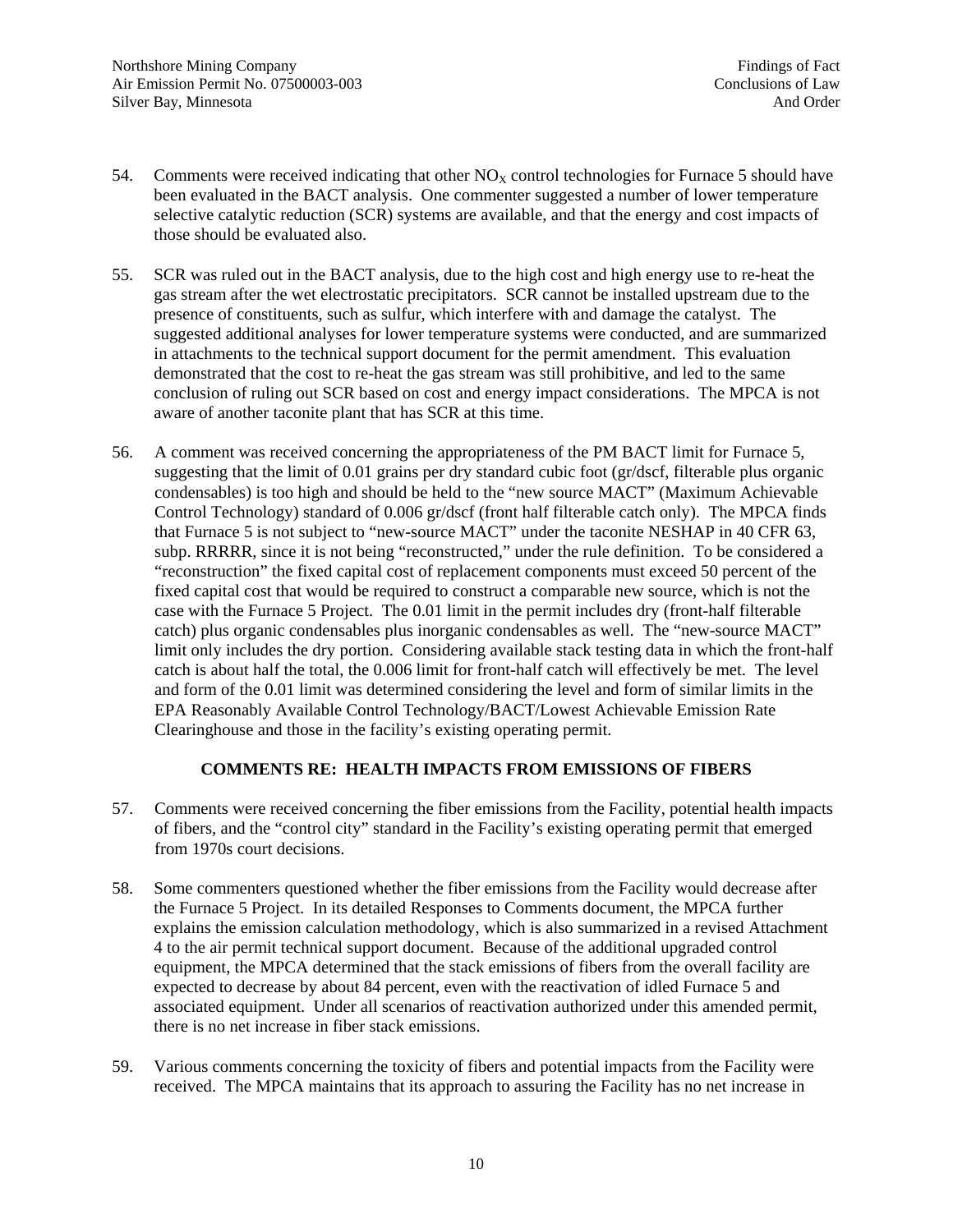54. Comments were received indicating that other $NO_X$ control technologies for Furnace 5 should have been evaluated in the BACT analysis. One commenter suggested a number of lower temperature selective catalytic reduction (SCR) systems are available, and that the energy and cost impacts of those should be evaluated also.

55. SCR was ruled out in the BACT analysis, due to the high cost and high energy use to re-heat the gas stream after the wet electrostatic precipitators. SCR cannot be installed upstream due to the presence of constituents, such as sulfur, which interfere with and damage the catalyst. The suggested additional analyses for lower temperature systems were conducted, and are summarized in attachments to the technical support document for the permit amendment. This evaluation demonstrated that the cost to re-heat the gas stream was still prohibitive, and led to the same conclusion of ruling out SCR based on cost and energy impact considerations. The MPCA is not aware of another taconite plant that has SCR at this time.

56. A comment was received concerning the appropriateness of the PM BACT limit for Furnace 5, suggesting that the limit of 0.01 grains per dry standard cubic foot (gr/dscf, filterable plus organic condensables) is too high and should be held to the "new source MACT" (Maximum Achievable Control Technology) standard of 0.006 gr/dscf (front half filterable catch only). The MPCA finds that Furnace 5 is not subject to "new-source MACT" under the taconite NESHAP in 40 CFR 63, subp. RRRRR, since it is not being "reconstructed," under the rule definition. To be considered a "reconstruction" the fixed capital cost of replacement components must exceed 50 percent of the fixed capital cost that would be required to construct a comparable new source, which is not the case with the Furnace 5 Project. The 0.01 limit in the permit includes dry (front-half filterable catch) plus organic condensables plus inorganic condensables as well. The "new-source MACT" limit only includes the dry portion. Considering available stack testing data in which the front-half catch is about half the total, the 0.006 limit for front-half catch will effectively be met. The level and form of the 0.01 limit was determined considering the level and form of similar limits in the EPA Reasonably Available Control Technology/BACT/Lowest Achievable Emission Rate Clearinghouse and those in the facility's existing operating permit.

## COMMENTS RE: HEALTH IMPACTS FROM EMISSIONS OF FIBERS

57. Comments were received concerning the fiber emissions from the Facility, potential health impacts of fibers, and the "control city" standard in the Facility's existing operating permit that emerged from 1970s court decisions.

58. Some commenters questioned whether the fiber emissions from the Facility would decrease after the Furnace 5 Project. In its detailed Responses to Comments document, the MPCA further explains the emission calculation methodology, which is also summarized in a revised Attachment 4 to the air permit technical support document. Because of the additional upgraded control equipment, the MPCA determined that the stack emissions of fibers from the overall facility are expected to decrease by about 84 percent, even with the reactivation of idled Furnace 5 and associated equipment. Under all scenarios of reactivation authorized under this amended permit, there is no net increase in fiber stack emissions.

59. Various comments concerning the toxicity of fibers and potential impacts from the Facility were received. The MPCA maintains that its approach to assuring the Facility has no net increase in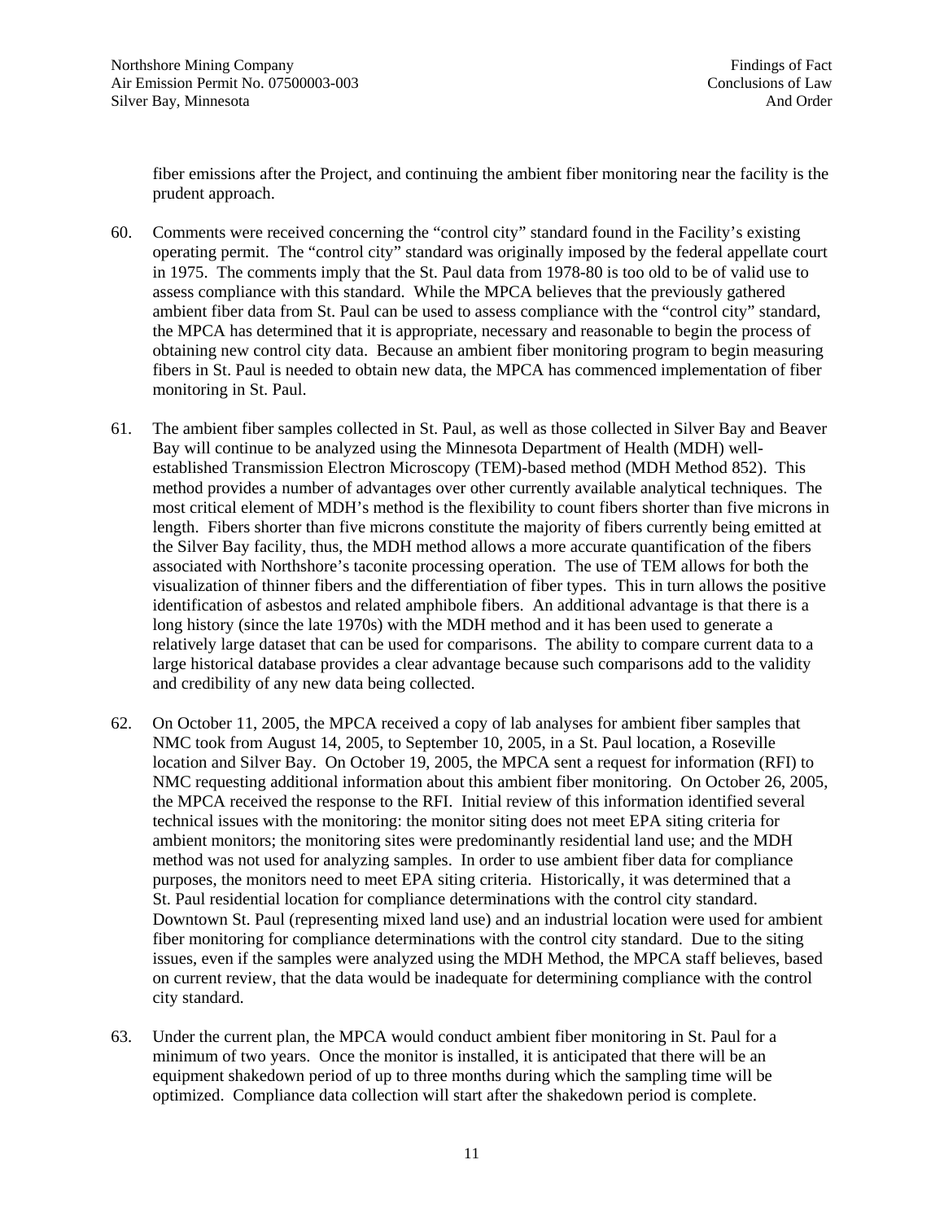fiber emissions after the Project, and continuing the ambient fiber monitoring near the facility is the prudent approach.

60. Comments were received concerning the "control city" standard found in the Facility's existing operating permit. The "control city" standard was originally imposed by the federal appellate court in 1975. The comments imply that the St. Paul data from 1978-80 is too old to be of valid use to assess compliance with this standard. While the MPCA believes that the previously gathered ambient fiber data from St. Paul can be used to assess compliance with the "control city" standard, the MPCA has determined that it is appropriate, necessary and reasonable to begin the process of obtaining new control city data. Because an ambient fiber monitoring program to begin measuring fibers in St. Paul is needed to obtain new data, the MPCA has commenced implementation of fiber monitoring in St. Paul.

61. The ambient fiber samples collected in St. Paul, as well as those collected in Silver Bay and Beaver Bay will continue to be analyzed using the Minnesota Department of Health (MDH) well-established Transmission Electron Microscopy (TEM)-based method (MDH Method 852). This method provides a number of advantages over other currently available analytical techniques. The most critical element of MDH's method is the flexibility to count fibers shorter than five microns in length. Fibers shorter than five microns constitute the majority of fibers currently being emitted at the Silver Bay facility, thus, the MDH method allows a more accurate quantification of the fibers associated with Northshore's taconite processing operation. The use of TEM allows for both the visualization of thinner fibers and the differentiation of fiber types. This in turn allows the positive identification of asbestos and related amphibole fibers. An additional advantage is that there is a long history (since the late 1970s) with the MDH method and it has been used to generate a relatively large dataset that can be used for comparisons. The ability to compare current data to a large historical database provides a clear advantage because such comparisons add to the validity and credibility of any new data being collected.

62. On October 11, 2005, the MPCA received a copy of lab analyses for ambient fiber samples that NMC took from August 14, 2005, to September 10, 2005, in a St. Paul location, a Roseville location and Silver Bay. On October 19, 2005, the MPCA sent a request for information (RFI) to NMC requesting additional information about this ambient fiber monitoring. On October 26, 2005, the MPCA received the response to the RFI. Initial review of this information identified several technical issues with the monitoring: the monitor siting does not meet EPA siting criteria for ambient monitors; the monitoring sites were predominantly residential land use; and the MDH method was not used for analyzing samples. In order to use ambient fiber data for compliance purposes, the monitors need to meet EPA siting criteria. Historically, it was determined that a St. Paul residential location for compliance determinations with the control city standard. Downtown St. Paul (representing mixed land use) and an industrial location were used for ambient fiber monitoring for compliance determinations with the control city standard. Due to the siting issues, even if the samples were analyzed using the MDH Method, the MPCA staff believes, based on current review, that the data would be inadequate for determining compliance with the control city standard.

63. Under the current plan, the MPCA would conduct ambient fiber monitoring in St. Paul for a minimum of two years. Once the monitor is installed, it is anticipated that there will be an equipment shakedown period of up to three months during which the sampling time will be optimized. Compliance data collection will start after the shakedown period is complete.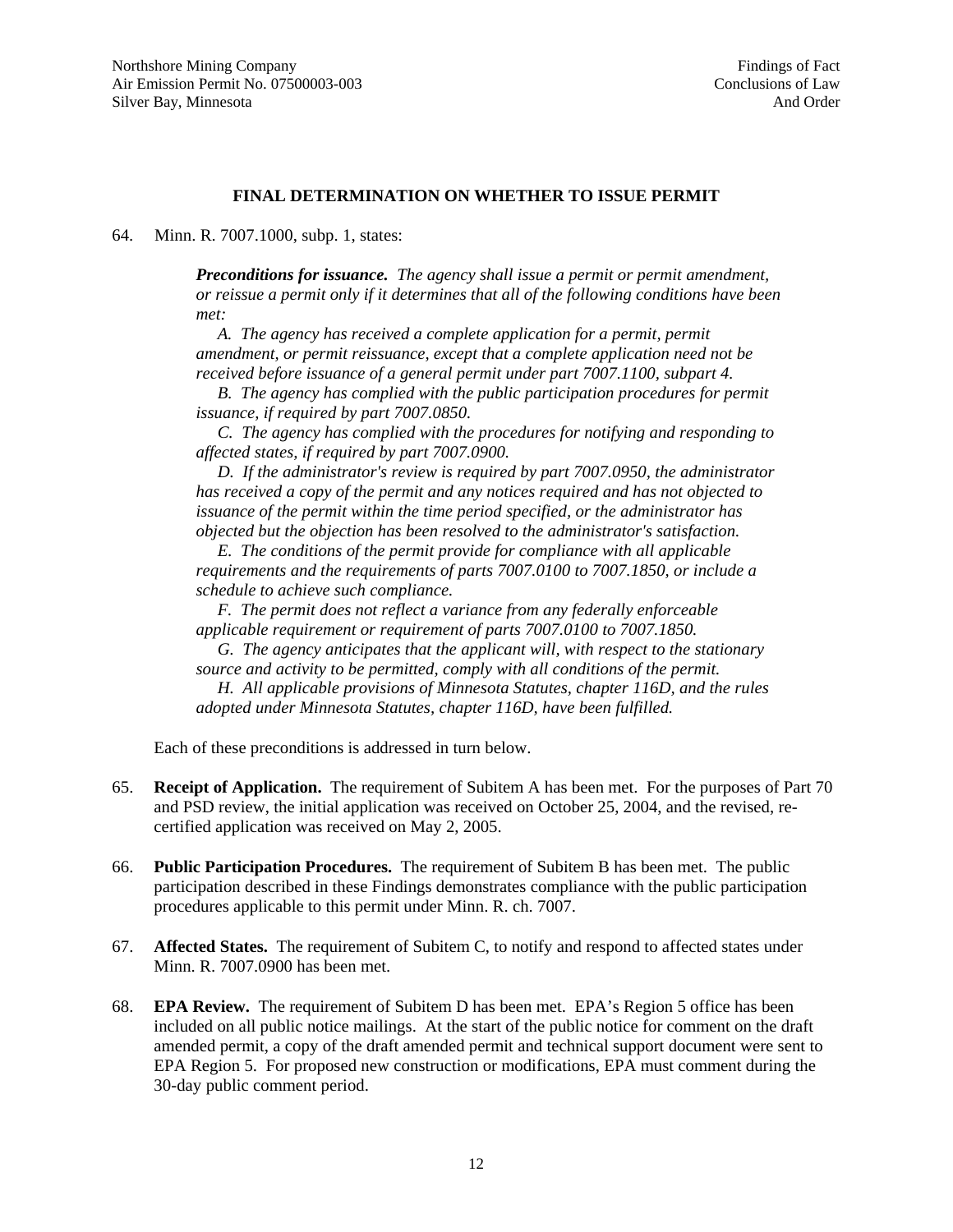## FINAL DETERMINATION ON WHETHER TO ISSUE PERMIT

64. Minn. R. 7007.1000, subp. 1, states:

> ***Preconditions for issuance.*** *The agency shall issue a permit or permit amendment, or reissue a permit only if it determines that all of the following conditions have been met:*
>
> *A. The agency has received a complete application for a permit, permit amendment, or permit reissuance, except that a complete application need not be received before issuance of a general permit under part 7007.1100, subpart 4.*
>
> *B. The agency has complied with the public participation procedures for permit issuance, if required by part 7007.0850.*
>
> *C. The agency has complied with the procedures for notifying and responding to affected states, if required by part 7007.0900.*
>
> *D. If the administrator's review is required by part 7007.0950, the administrator has received a copy of the permit and any notices required and has not objected to issuance of the permit within the time period specified, or the administrator has objected but the objection has been resolved to the administrator's satisfaction.*
>
> *E. The conditions of the permit provide for compliance with all applicable requirements and the requirements of parts 7007.0100 to 7007.1850, or include a schedule to achieve such compliance.*
>
> *F. The permit does not reflect a variance from any federally enforceable applicable requirement or requirement of parts 7007.0100 to 7007.1850.*
>
> *G. The agency anticipates that the applicant will, with respect to the stationary source and activity to be permitted, comply with all conditions of the permit.*
>
> *H. All applicable provisions of Minnesota Statutes, chapter 116D, and the rules adopted under Minnesota Statutes, chapter 116D, have been fulfilled.*

Each of these preconditions is addressed in turn below.

65. **Receipt of Application.** The requirement of Subitem A has been met. For the purposes of Part 70 and PSD review, the initial application was received on October 25, 2004, and the revised, re-certified application was received on May 2, 2005.

66. **Public Participation Procedures.** The requirement of Subitem B has been met. The public participation described in these Findings demonstrates compliance with the public participation procedures applicable to this permit under Minn. R. ch. 7007.

67. **Affected States.** The requirement of Subitem C, to notify and respond to affected states under Minn. R. 7007.0900 has been met.

68. **EPA Review.** The requirement of Subitem D has been met. EPA's Region 5 office has been included on all public notice mailings. At the start of the public notice for comment on the draft amended permit, a copy of the draft amended permit and technical support document were sent to EPA Region 5. For proposed new construction or modifications, EPA must comment during the 30-day public comment period.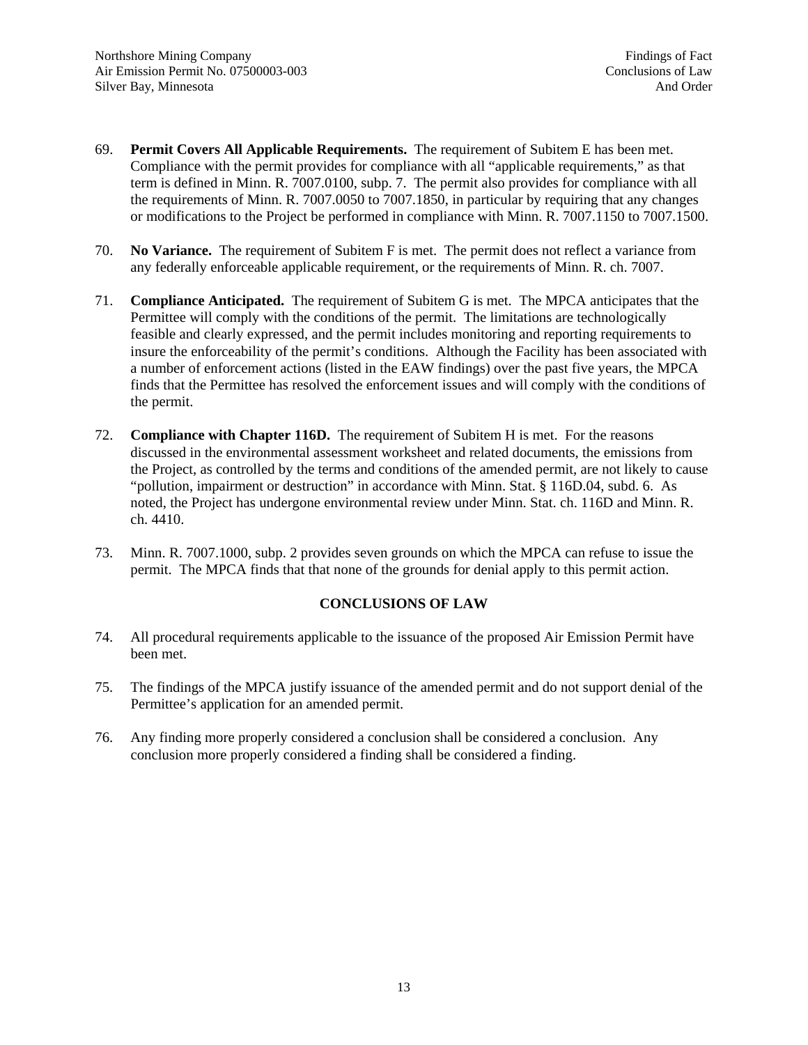69. **Permit Covers All Applicable Requirements.** The requirement of Subitem E has been met. Compliance with the permit provides for compliance with all "applicable requirements," as that term is defined in Minn. R. 7007.0100, subp. 7. The permit also provides for compliance with all the requirements of Minn. R. 7007.0050 to 7007.1850, in particular by requiring that any changes or modifications to the Project be performed in compliance with Minn. R. 7007.1150 to 7007.1500.

70. **No Variance.** The requirement of Subitem F is met. The permit does not reflect a variance from any federally enforceable applicable requirement, or the requirements of Minn. R. ch. 7007.

71. **Compliance Anticipated.** The requirement of Subitem G is met. The MPCA anticipates that the Permittee will comply with the conditions of the permit. The limitations are technologically feasible and clearly expressed, and the permit includes monitoring and reporting requirements to insure the enforceability of the permit's conditions. Although the Facility has been associated with a number of enforcement actions (listed in the EAW findings) over the past five years, the MPCA finds that the Permittee has resolved the enforcement issues and will comply with the conditions of the permit.

72. **Compliance with Chapter 116D.** The requirement of Subitem H is met. For the reasons discussed in the environmental assessment worksheet and related documents, the emissions from the Project, as controlled by the terms and conditions of the amended permit, are not likely to cause "pollution, impairment or destruction" in accordance with Minn. Stat. § 116D.04, subd. 6. As noted, the Project has undergone environmental review under Minn. Stat. ch. 116D and Minn. R. ch. 4410.

73. Minn. R. 7007.1000, subp. 2 provides seven grounds on which the MPCA can refuse to issue the permit. The MPCA finds that that none of the grounds for denial apply to this permit action.

## CONCLUSIONS OF LAW

74. All procedural requirements applicable to the issuance of the proposed Air Emission Permit have been met.

75. The findings of the MPCA justify issuance of the amended permit and do not support denial of the Permittee's application for an amended permit.

76. Any finding more properly considered a conclusion shall be considered a conclusion. Any conclusion more properly considered a finding shall be considered a finding.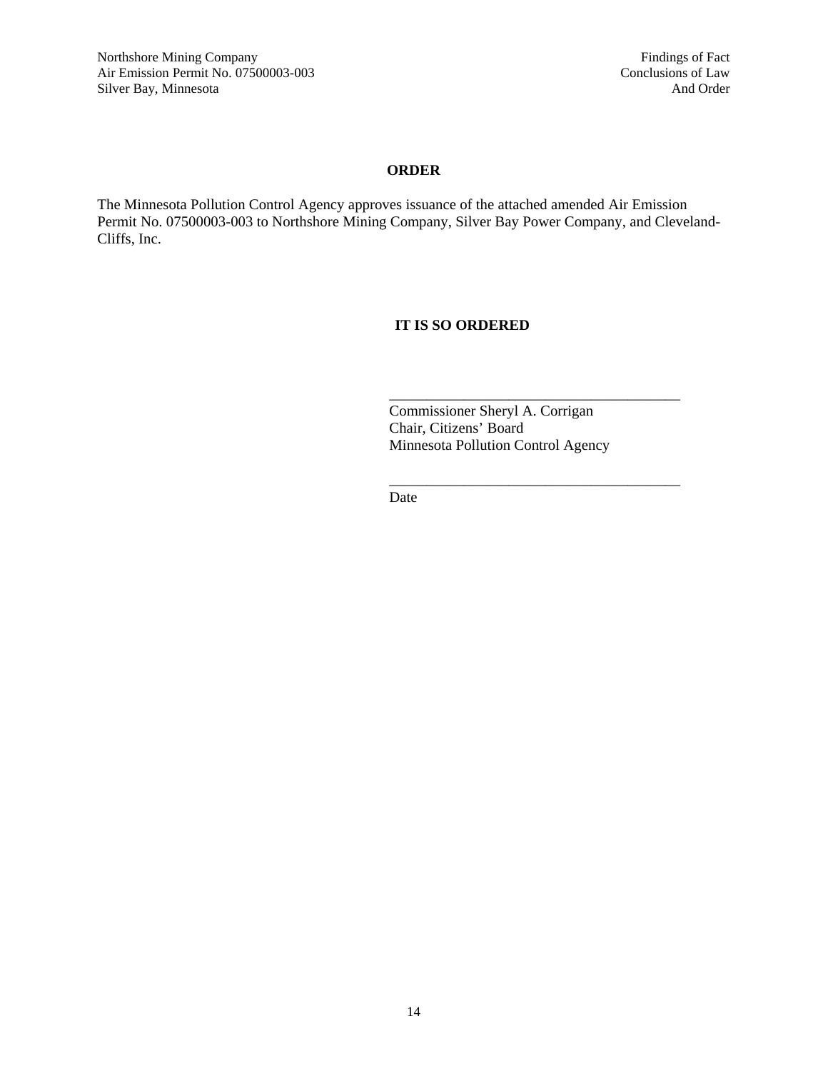## ORDER

The Minnesota Pollution Control Agency approves issuance of the attached amended Air Emission Permit No. 07500003-003 to Northshore Mining Company, Silver Bay Power Company, and Cleveland-Cliffs, Inc.

**IT IS SO ORDERED**

\_\_\_\_\_\_\_\_\_\_\_\_\_\_\_\_\_\_\_\_\_\_\_\_\_\_\_\_\_\_\_\_\_\_\_\_\_\_\_\_

Commissioner Sheryl A. Corrigan
Chair, Citizens' Board
Minnesota Pollution Control Agency

\_\_\_\_\_\_\_\_\_\_\_\_\_\_\_\_\_\_\_\_\_\_\_\_\_\_\_\_\_\_\_\_\_\_\_\_\_\_\_\_

Date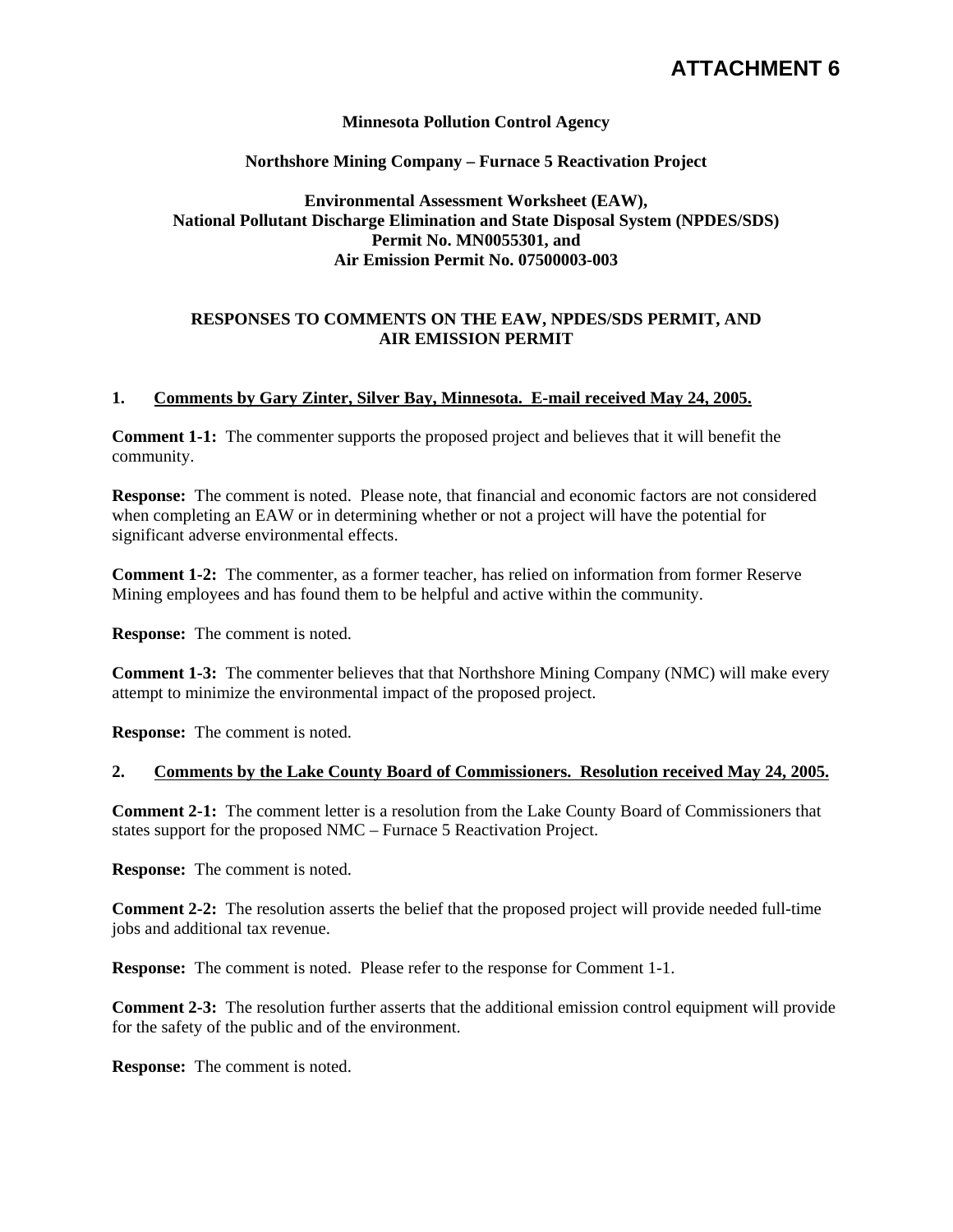# ATTACHMENT 6

**Minnesota Pollution Control Agency**

**Northshore Mining Company – Furnace 5 Reactivation Project**

**Environmental Assessment Worksheet (EAW),
National Pollutant Discharge Elimination and State Disposal System (NPDES/SDS)
Permit No. MN0055301, and
Air Emission Permit No. 07500003-003**

**RESPONSES TO COMMENTS ON THE EAW, NPDES/SDS PERMIT, AND AIR EMISSION PERMIT**

**1. Comments by Gary Zinter, Silver Bay, Minnesota. E-mail received May 24, 2005.**

**Comment 1-1:** The commenter supports the proposed project and believes that it will benefit the community.

**Response:** The comment is noted. Please note, that financial and economic factors are not considered when completing an EAW or in determining whether or not a project will have the potential for significant adverse environmental effects.

**Comment 1-2:** The commenter, as a former teacher, has relied on information from former Reserve Mining employees and has found them to be helpful and active within the community.

**Response:** The comment is noted.

**Comment 1-3:** The commenter believes that that Northshore Mining Company (NMC) will make every attempt to minimize the environmental impact of the proposed project.

**Response:** The comment is noted.

**2. Comments by the Lake County Board of Commissioners. Resolution received May 24, 2005.**

**Comment 2-1:** The comment letter is a resolution from the Lake County Board of Commissioners that states support for the proposed NMC – Furnace 5 Reactivation Project.

**Response:** The comment is noted.

**Comment 2-2:** The resolution asserts the belief that the proposed project will provide needed full-time jobs and additional tax revenue.

**Response:** The comment is noted. Please refer to the response for Comment 1-1.

**Comment 2-3:** The resolution further asserts that the additional emission control equipment will provide for the safety of the public and of the environment.

**Response:** The comment is noted.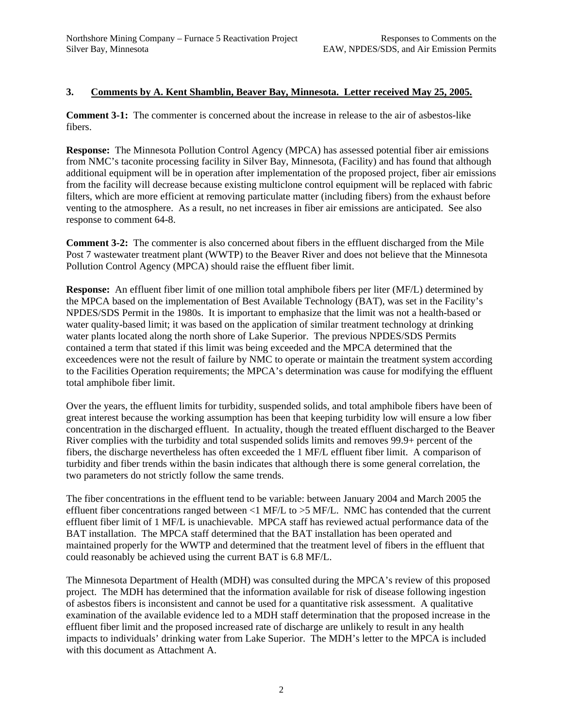### 3. Comments by A. Kent Shamblin, Beaver Bay, Minnesota. Letter received May 25, 2005.

**Comment 3-1:** The commenter is concerned about the increase in release to the air of asbestos-like fibers.

**Response:** The Minnesota Pollution Control Agency (MPCA) has assessed potential fiber air emissions from NMC's taconite processing facility in Silver Bay, Minnesota, (Facility) and has found that although additional equipment will be in operation after implementation of the proposed project, fiber air emissions from the facility will decrease because existing multiclone control equipment will be replaced with fabric filters, which are more efficient at removing particulate matter (including fibers) from the exhaust before venting to the atmosphere. As a result, no net increases in fiber air emissions are anticipated. See also response to comment 64-8.

**Comment 3-2:** The commenter is also concerned about fibers in the effluent discharged from the Mile Post 7 wastewater treatment plant (WWTP) to the Beaver River and does not believe that the Minnesota Pollution Control Agency (MPCA) should raise the effluent fiber limit.

**Response:** An effluent fiber limit of one million total amphibole fibers per liter (MF/L) determined by the MPCA based on the implementation of Best Available Technology (BAT), was set in the Facility's NPDES/SDS Permit in the 1980s. It is important to emphasize that the limit was not a health-based or water quality-based limit; it was based on the application of similar treatment technology at drinking water plants located along the north shore of Lake Superior. The previous NPDES/SDS Permits contained a term that stated if this limit was being exceeded and the MPCA determined that the exceedences were not the result of failure by NMC to operate or maintain the treatment system according to the Facilities Operation requirements; the MPCA's determination was cause for modifying the effluent total amphibole fiber limit.

Over the years, the effluent limits for turbidity, suspended solids, and total amphibole fibers have been of great interest because the working assumption has been that keeping turbidity low will ensure a low fiber concentration in the discharged effluent. In actuality, though the treated effluent discharged to the Beaver River complies with the turbidity and total suspended solids limits and removes 99.9+ percent of the fibers, the discharge nevertheless has often exceeded the 1 MF/L effluent fiber limit. A comparison of turbidity and fiber trends within the basin indicates that although there is some general correlation, the two parameters do not strictly follow the same trends.

The fiber concentrations in the effluent tend to be variable: between January 2004 and March 2005 the effluent fiber concentrations ranged between <1 MF/L to >5 MF/L. NMC has contended that the current effluent fiber limit of 1 MF/L is unachievable. MPCA staff has reviewed actual performance data of the BAT installation. The MPCA staff determined that the BAT installation has been operated and maintained properly for the WWTP and determined that the treatment level of fibers in the effluent that could reasonably be achieved using the current BAT is 6.8 MF/L.

The Minnesota Department of Health (MDH) was consulted during the MPCA's review of this proposed project. The MDH has determined that the information available for risk of disease following ingestion of asbestos fibers is inconsistent and cannot be used for a quantitative risk assessment. A qualitative examination of the available evidence led to a MDH staff determination that the proposed increase in the effluent fiber limit and the proposed increased rate of discharge are unlikely to result in any health impacts to individuals' drinking water from Lake Superior. The MDH's letter to the MPCA is included with this document as Attachment A.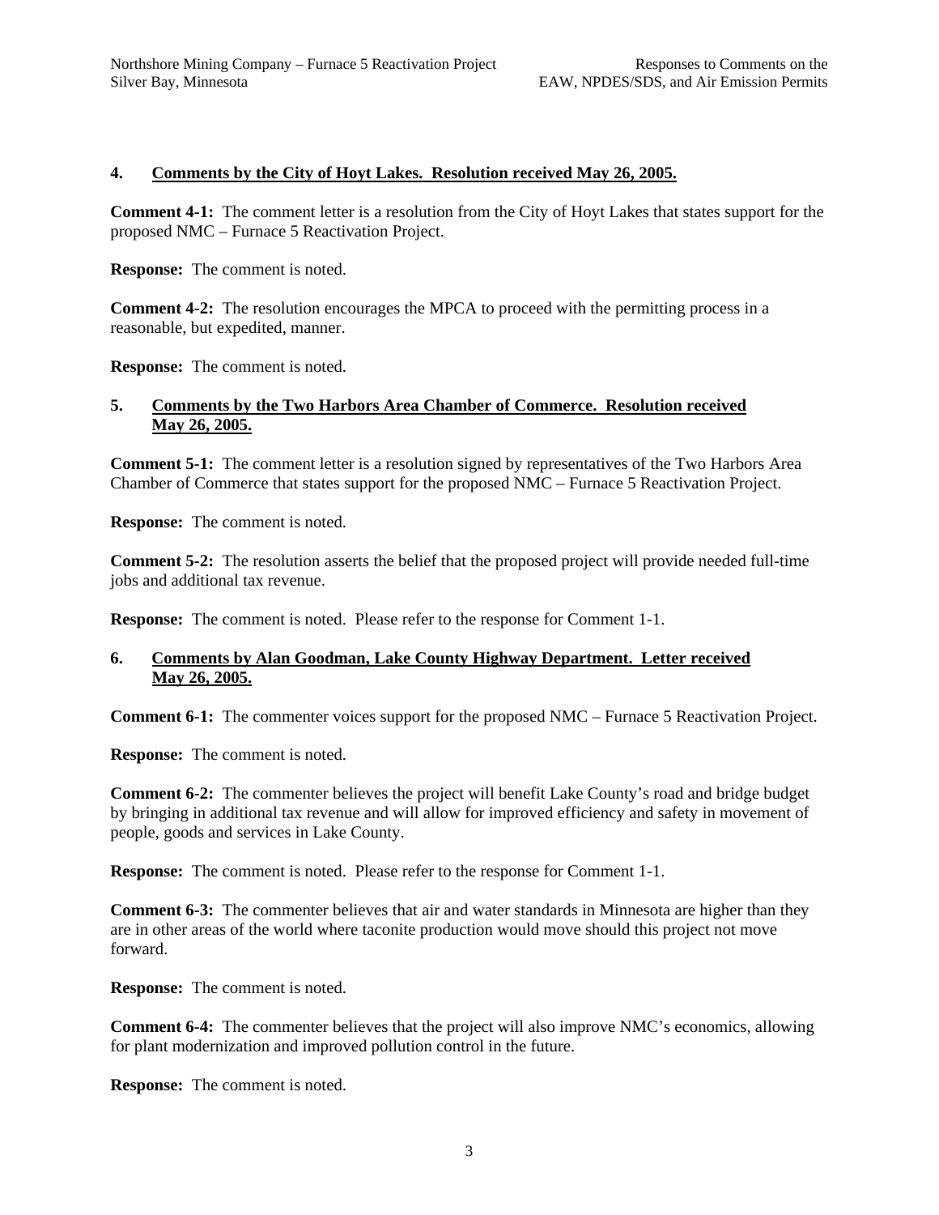## 4. Comments by the City of Hoyt Lakes. Resolution received May 26, 2005.

**Comment 4-1:** The comment letter is a resolution from the City of Hoyt Lakes that states support for the proposed NMC – Furnace 5 Reactivation Project.

**Response:** The comment is noted.

**Comment 4-2:** The resolution encourages the MPCA to proceed with the permitting process in a reasonable, but expedited, manner.

**Response:** The comment is noted.

## 5. Comments by the Two Harbors Area Chamber of Commerce. Resolution received May 26, 2005.

**Comment 5-1:** The comment letter is a resolution signed by representatives of the Two Harbors Area Chamber of Commerce that states support for the proposed NMC – Furnace 5 Reactivation Project.

**Response:** The comment is noted.

**Comment 5-2:** The resolution asserts the belief that the proposed project will provide needed full-time jobs and additional tax revenue.

**Response:** The comment is noted. Please refer to the response for Comment 1-1.

## 6. Comments by Alan Goodman, Lake County Highway Department. Letter received May 26, 2005.

**Comment 6-1:** The commenter voices support for the proposed NMC – Furnace 5 Reactivation Project.

**Response:** The comment is noted.

**Comment 6-2:** The commenter believes the project will benefit Lake County's road and bridge budget by bringing in additional tax revenue and will allow for improved efficiency and safety in movement of people, goods and services in Lake County.

**Response:** The comment is noted. Please refer to the response for Comment 1-1.

**Comment 6-3:** The commenter believes that air and water standards in Minnesota are higher than they are in other areas of the world where taconite production would move should this project not move forward.

**Response:** The comment is noted.

**Comment 6-4:** The commenter believes that the project will also improve NMC's economics, allowing for plant modernization and improved pollution control in the future.

**Response:** The comment is noted.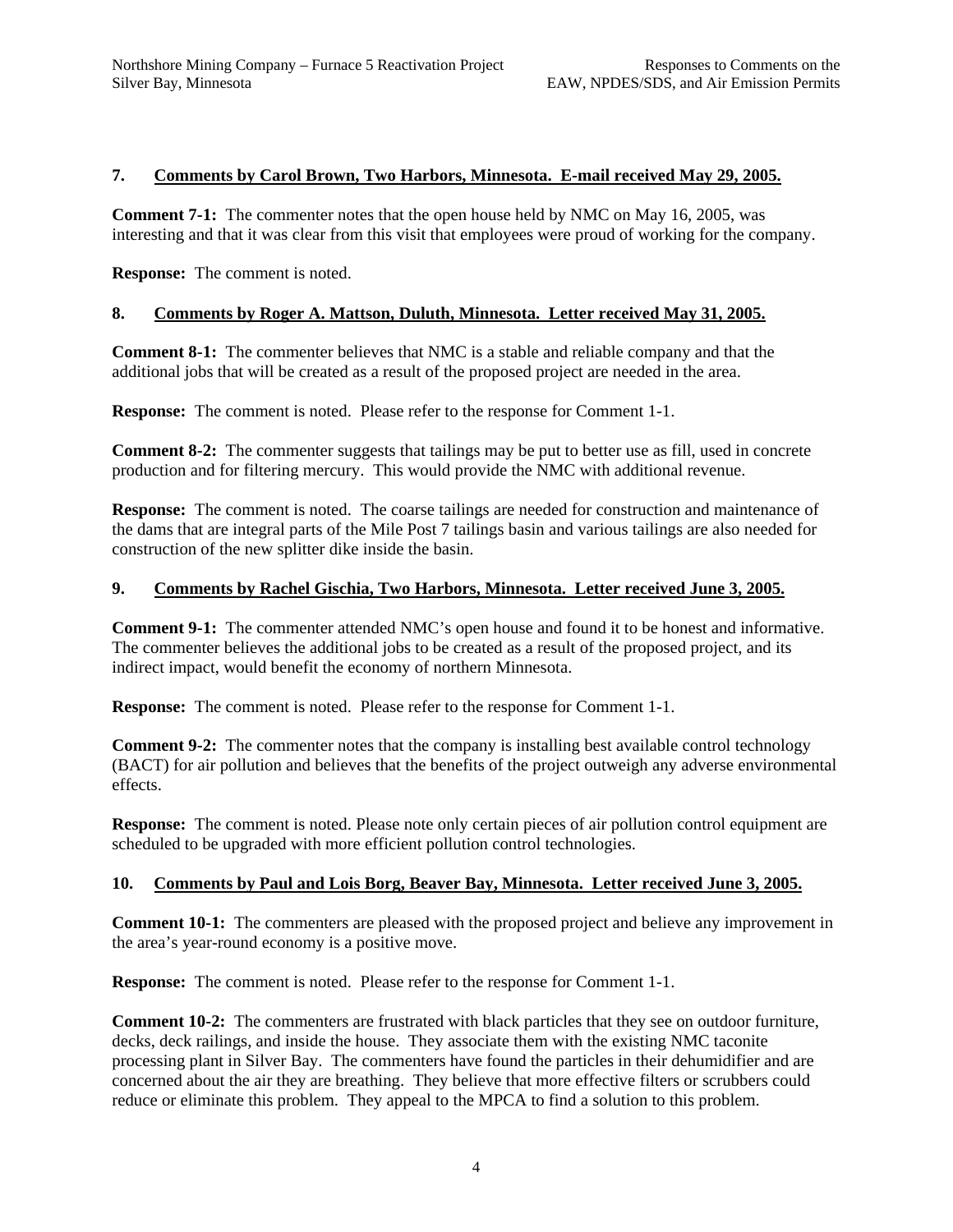**7. Comments by Carol Brown, Two Harbors, Minnesota. E-mail received May 29, 2005.**

**Comment 7-1:** The commenter notes that the open house held by NMC on May 16, 2005, was interesting and that it was clear from this visit that employees were proud of working for the company.

**Response:** The comment is noted.

**8. Comments by Roger A. Mattson, Duluth, Minnesota. Letter received May 31, 2005.**

**Comment 8-1:** The commenter believes that NMC is a stable and reliable company and that the additional jobs that will be created as a result of the proposed project are needed in the area.

**Response:** The comment is noted. Please refer to the response for Comment 1-1.

**Comment 8-2:** The commenter suggests that tailings may be put to better use as fill, used in concrete production and for filtering mercury. This would provide the NMC with additional revenue.

**Response:** The comment is noted. The coarse tailings are needed for construction and maintenance of the dams that are integral parts of the Mile Post 7 tailings basin and various tailings are also needed for construction of the new splitter dike inside the basin.

**9. Comments by Rachel Gischia, Two Harbors, Minnesota. Letter received June 3, 2005.**

**Comment 9-1:** The commenter attended NMC's open house and found it to be honest and informative. The commenter believes the additional jobs to be created as a result of the proposed project, and its indirect impact, would benefit the economy of northern Minnesota.

**Response:** The comment is noted. Please refer to the response for Comment 1-1.

**Comment 9-2:** The commenter notes that the company is installing best available control technology (BACT) for air pollution and believes that the benefits of the project outweigh any adverse environmental effects.

**Response:** The comment is noted. Please note only certain pieces of air pollution control equipment are scheduled to be upgraded with more efficient pollution control technologies.

**10. Comments by Paul and Lois Borg, Beaver Bay, Minnesota. Letter received June 3, 2005.**

**Comment 10-1:** The commenters are pleased with the proposed project and believe any improvement in the area's year-round economy is a positive move.

**Response:** The comment is noted. Please refer to the response for Comment 1-1.

**Comment 10-2:** The commenters are frustrated with black particles that they see on outdoor furniture, decks, deck railings, and inside the house. They associate them with the existing NMC taconite processing plant in Silver Bay. The commenters have found the particles in their dehumidifier and are concerned about the air they are breathing. They believe that more effective filters or scrubbers could reduce or eliminate this problem. They appeal to the MPCA to find a solution to this problem.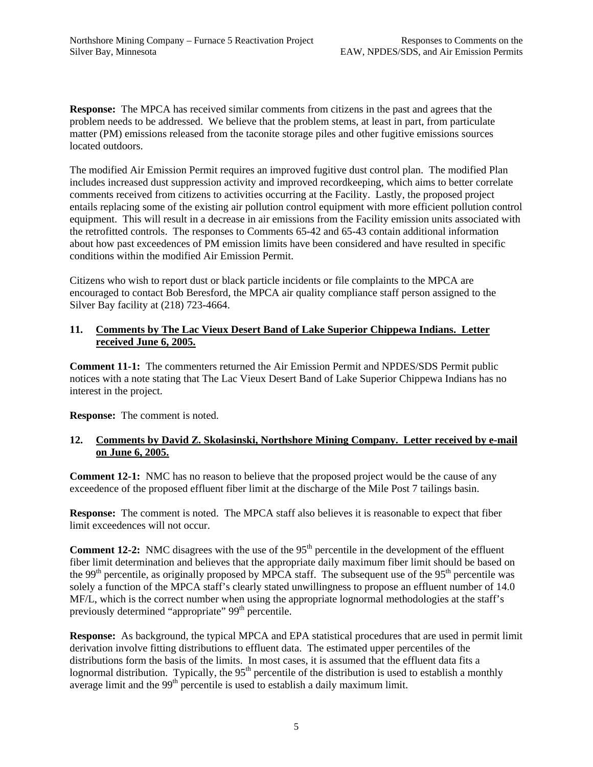**Response:** The MPCA has received similar comments from citizens in the past and agrees that the problem needs to be addressed. We believe that the problem stems, at least in part, from particulate matter (PM) emissions released from the taconite storage piles and other fugitive emissions sources located outdoors.

The modified Air Emission Permit requires an improved fugitive dust control plan. The modified Plan includes increased dust suppression activity and improved recordkeeping, which aims to better correlate comments received from citizens to activities occurring at the Facility. Lastly, the proposed project entails replacing some of the existing air pollution control equipment with more efficient pollution control equipment. This will result in a decrease in air emissions from the Facility emission units associated with the retrofitted controls. The responses to Comments 65-42 and 65-43 contain additional information about how past exceedences of PM emission limits have been considered and have resulted in specific conditions within the modified Air Emission Permit.

Citizens who wish to report dust or black particle incidents or file complaints to the MPCA are encouraged to contact Bob Beresford, the MPCA air quality compliance staff person assigned to the Silver Bay facility at (218) 723-4664.

## 11. Comments by The Lac Vieux Desert Band of Lake Superior Chippewa Indians. Letter received June 6, 2005.

**Comment 11-1:** The commenters returned the Air Emission Permit and NPDES/SDS Permit public notices with a note stating that The Lac Vieux Desert Band of Lake Superior Chippewa Indians has no interest in the project.

**Response:** The comment is noted.

## 12. Comments by David Z. Skolasinski, Northshore Mining Company. Letter received by e-mail on June 6, 2005.

**Comment 12-1:** NMC has no reason to believe that the proposed project would be the cause of any exceedence of the proposed effluent fiber limit at the discharge of the Mile Post 7 tailings basin.

**Response:** The comment is noted. The MPCA staff also believes it is reasonable to expect that fiber limit exceedences will not occur.

**Comment 12-2:** NMC disagrees with the use of the 95th percentile in the development of the effluent fiber limit determination and believes that the appropriate daily maximum fiber limit should be based on the 99th percentile, as originally proposed by MPCA staff. The subsequent use of the 95th percentile was solely a function of the MPCA staff's clearly stated unwillingness to propose an effluent number of 14.0 MF/L, which is the correct number when using the appropriate lognormal methodologies at the staff's previously determined "appropriate" 99th percentile.

**Response:** As background, the typical MPCA and EPA statistical procedures that are used in permit limit derivation involve fitting distributions to effluent data. The estimated upper percentiles of the distributions form the basis of the limits. In most cases, it is assumed that the effluent data fits a lognormal distribution. Typically, the 95th percentile of the distribution is used to establish a monthly average limit and the 99th percentile is used to establish a daily maximum limit.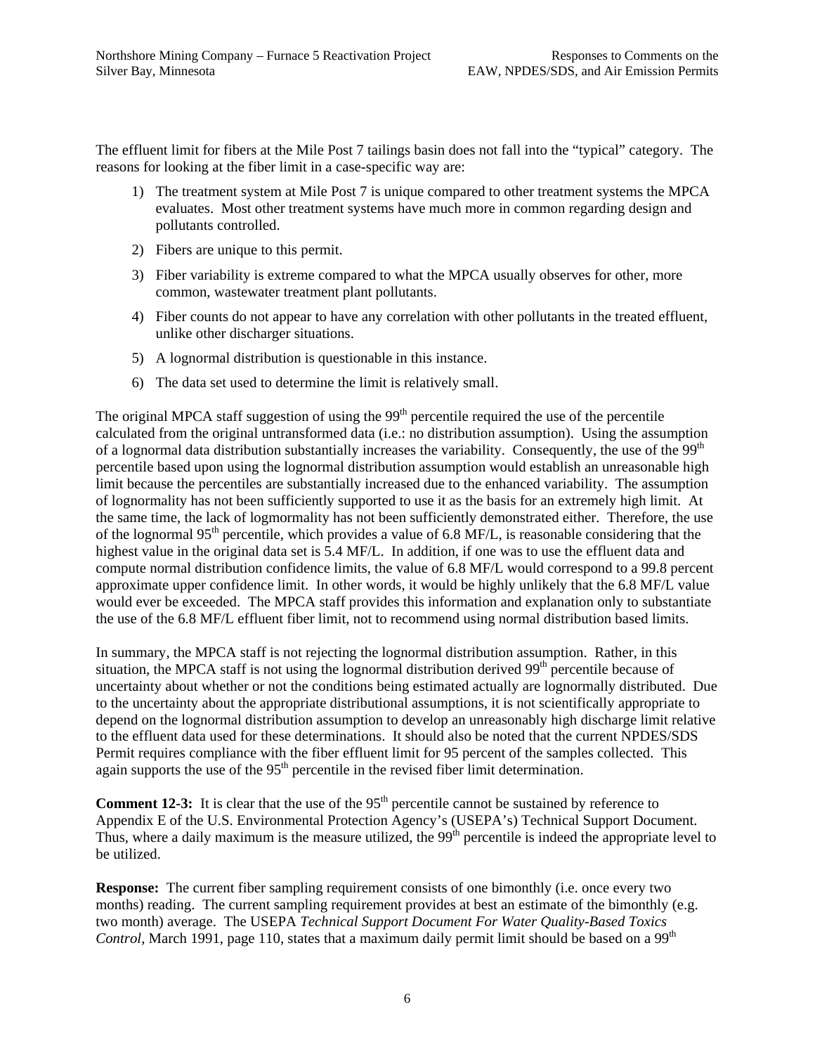The effluent limit for fibers at the Mile Post 7 tailings basin does not fall into the "typical" category. The reasons for looking at the fiber limit in a case-specific way are:

1) The treatment system at Mile Post 7 is unique compared to other treatment systems the MPCA evaluates. Most other treatment systems have much more in common regarding design and pollutants controlled.
2) Fibers are unique to this permit.
3) Fiber variability is extreme compared to what the MPCA usually observes for other, more common, wastewater treatment plant pollutants.
4) Fiber counts do not appear to have any correlation with other pollutants in the treated effluent, unlike other discharger situations.
5) A lognormal distribution is questionable in this instance.
6) The data set used to determine the limit is relatively small.

The original MPCA staff suggestion of using the 99th percentile required the use of the percentile calculated from the original untransformed data (i.e.: no distribution assumption). Using the assumption of a lognormal data distribution substantially increases the variability. Consequently, the use of the 99th percentile based upon using the lognormal distribution assumption would establish an unreasonable high limit because the percentiles are substantially increased due to the enhanced variability. The assumption of lognormality has not been sufficiently supported to use it as the basis for an extremely high limit. At the same time, the lack of logmormality has not been sufficiently demonstrated either. Therefore, the use of the lognormal 95th percentile, which provides a value of 6.8 MF/L, is reasonable considering that the highest value in the original data set is 5.4 MF/L. In addition, if one was to use the effluent data and compute normal distribution confidence limits, the value of 6.8 MF/L would correspond to a 99.8 percent approximate upper confidence limit. In other words, it would be highly unlikely that the 6.8 MF/L value would ever be exceeded. The MPCA staff provides this information and explanation only to substantiate the use of the 6.8 MF/L effluent fiber limit, not to recommend using normal distribution based limits.

In summary, the MPCA staff is not rejecting the lognormal distribution assumption. Rather, in this situation, the MPCA staff is not using the lognormal distribution derived 99th percentile because of uncertainty about whether or not the conditions being estimated actually are lognormally distributed. Due to the uncertainty about the appropriate distributional assumptions, it is not scientifically appropriate to depend on the lognormal distribution assumption to develop an unreasonably high discharge limit relative to the effluent data used for these determinations. It should also be noted that the current NPDES/SDS Permit requires compliance with the fiber effluent limit for 95 percent of the samples collected. This again supports the use of the 95th percentile in the revised fiber limit determination.

**Comment 12-3:** It is clear that the use of the 95th percentile cannot be sustained by reference to Appendix E of the U.S. Environmental Protection Agency's (USEPA's) Technical Support Document. Thus, where a daily maximum is the measure utilized, the 99th percentile is indeed the appropriate level to be utilized.

**Response:** The current fiber sampling requirement consists of one bimonthly (i.e. once every two months) reading. The current sampling requirement provides at best an estimate of the bimonthly (e.g. two month) average. The USEPA *Technical Support Document For Water Quality-Based Toxics Control*, March 1991, page 110, states that a maximum daily permit limit should be based on a 99th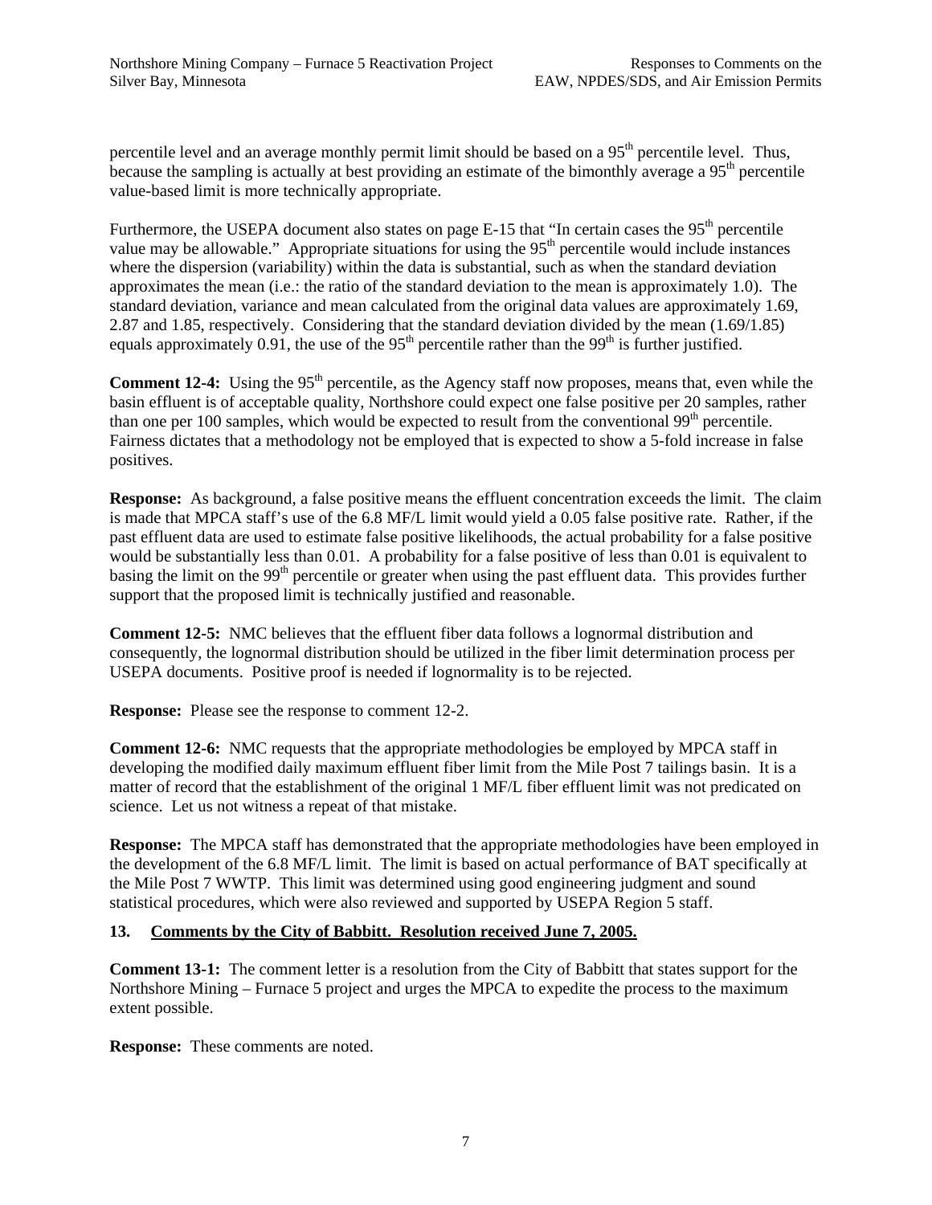percentile level and an average monthly permit limit should be based on a 95th percentile level. Thus, because the sampling is actually at best providing an estimate of the bimonthly average a 95th percentile value-based limit is more technically appropriate.

Furthermore, the USEPA document also states on page E-15 that "In certain cases the 95th percentile value may be allowable." Appropriate situations for using the 95th percentile would include instances where the dispersion (variability) within the data is substantial, such as when the standard deviation approximates the mean (i.e.: the ratio of the standard deviation to the mean is approximately 1.0). The standard deviation, variance and mean calculated from the original data values are approximately 1.69, 2.87 and 1.85, respectively. Considering that the standard deviation divided by the mean (1.69/1.85) equals approximately 0.91, the use of the 95th percentile rather than the 99th is further justified.

**Comment 12-4:** Using the 95th percentile, as the Agency staff now proposes, means that, even while the basin effluent is of acceptable quality, Northshore could expect one false positive per 20 samples, rather than one per 100 samples, which would be expected to result from the conventional 99th percentile. Fairness dictates that a methodology not be employed that is expected to show a 5-fold increase in false positives.

**Response:** As background, a false positive means the effluent concentration exceeds the limit. The claim is made that MPCA staff's use of the 6.8 MF/L limit would yield a 0.05 false positive rate. Rather, if the past effluent data are used to estimate false positive likelihoods, the actual probability for a false positive would be substantially less than 0.01. A probability for a false positive of less than 0.01 is equivalent to basing the limit on the 99th percentile or greater when using the past effluent data. This provides further support that the proposed limit is technically justified and reasonable.

**Comment 12-5:** NMC believes that the effluent fiber data follows a lognormal distribution and consequently, the lognormal distribution should be utilized in the fiber limit determination process per USEPA documents. Positive proof is needed if lognormality is to be rejected.

**Response:** Please see the response to comment 12-2.

**Comment 12-6:** NMC requests that the appropriate methodologies be employed by MPCA staff in developing the modified daily maximum effluent fiber limit from the Mile Post 7 tailings basin. It is a matter of record that the establishment of the original 1 MF/L fiber effluent limit was not predicated on science. Let us not witness a repeat of that mistake.

**Response:** The MPCA staff has demonstrated that the appropriate methodologies have been employed in the development of the 6.8 MF/L limit. The limit is based on actual performance of BAT specifically at the Mile Post 7 WWTP. This limit was determined using good engineering judgment and sound statistical procedures, which were also reviewed and supported by USEPA Region 5 staff.

## 13. Comments by the City of Babbitt. Resolution received June 7, 2005.

**Comment 13-1:** The comment letter is a resolution from the City of Babbitt that states support for the Northshore Mining – Furnace 5 project and urges the MPCA to expedite the process to the maximum extent possible.

**Response:** These comments are noted.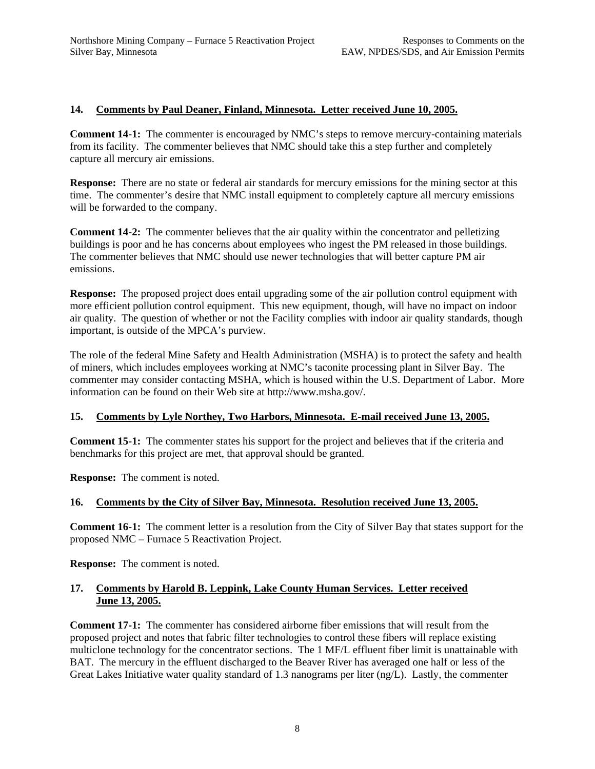**14. Comments by Paul Deaner, Finland, Minnesota. Letter received June 10, 2005.**

**Comment 14-1:** The commenter is encouraged by NMC's steps to remove mercury-containing materials from its facility. The commenter believes that NMC should take this a step further and completely capture all mercury air emissions.

**Response:** There are no state or federal air standards for mercury emissions for the mining sector at this time. The commenter's desire that NMC install equipment to completely capture all mercury emissions will be forwarded to the company.

**Comment 14-2:** The commenter believes that the air quality within the concentrator and pelletizing buildings is poor and he has concerns about employees who ingest the PM released in those buildings. The commenter believes that NMC should use newer technologies that will better capture PM air emissions.

**Response:** The proposed project does entail upgrading some of the air pollution control equipment with more efficient pollution control equipment. This new equipment, though, will have no impact on indoor air quality. The question of whether or not the Facility complies with indoor air quality standards, though important, is outside of the MPCA's purview.

The role of the federal Mine Safety and Health Administration (MSHA) is to protect the safety and health of miners, which includes employees working at NMC's taconite processing plant in Silver Bay. The commenter may consider contacting MSHA, which is housed within the U.S. Department of Labor. More information can be found on their Web site at http://www.msha.gov/.

**15. Comments by Lyle Northey, Two Harbors, Minnesota. E-mail received June 13, 2005.**

**Comment 15-1:** The commenter states his support for the project and believes that if the criteria and benchmarks for this project are met, that approval should be granted.

**Response:** The comment is noted.

**16. Comments by the City of Silver Bay, Minnesota. Resolution received June 13, 2005.**

**Comment 16-1:** The comment letter is a resolution from the City of Silver Bay that states support for the proposed NMC – Furnace 5 Reactivation Project.

**Response:** The comment is noted.

**17. Comments by Harold B. Leppink, Lake County Human Services. Letter received June 13, 2005.**

**Comment 17-1:** The commenter has considered airborne fiber emissions that will result from the proposed project and notes that fabric filter technologies to control these fibers will replace existing multiclone technology for the concentrator sections. The 1 MF/L effluent fiber limit is unattainable with BAT. The mercury in the effluent discharged to the Beaver River has averaged one half or less of the Great Lakes Initiative water quality standard of 1.3 nanograms per liter (ng/L). Lastly, the commenter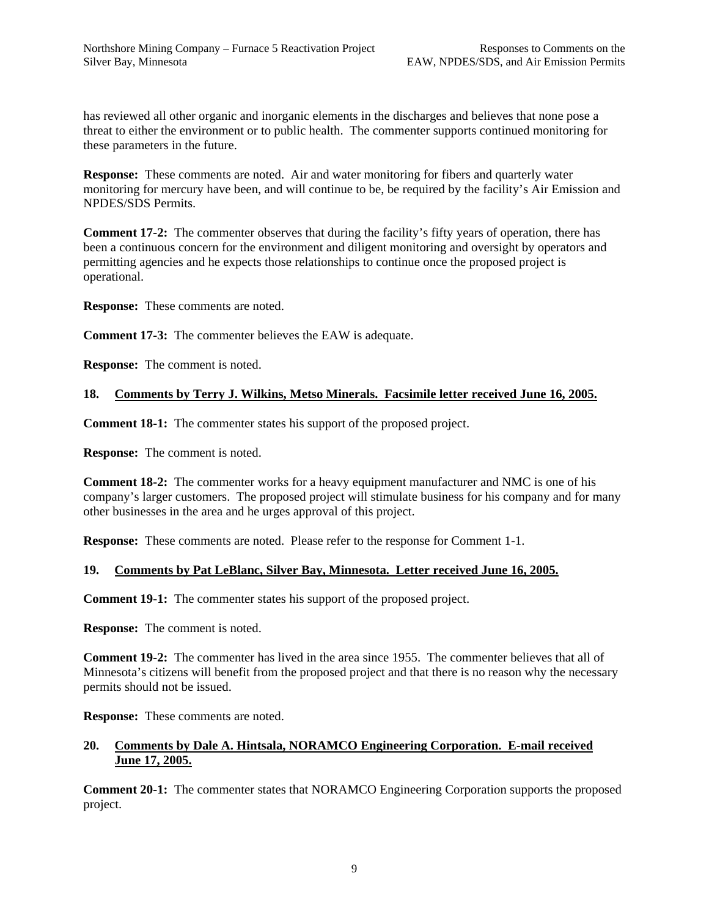has reviewed all other organic and inorganic elements in the discharges and believes that none pose a threat to either the environment or to public health. The commenter supports continued monitoring for these parameters in the future.

**Response:** These comments are noted. Air and water monitoring for fibers and quarterly water monitoring for mercury have been, and will continue to be, be required by the facility's Air Emission and NPDES/SDS Permits.

**Comment 17-2:** The commenter observes that during the facility's fifty years of operation, there has been a continuous concern for the environment and diligent monitoring and oversight by operators and permitting agencies and he expects those relationships to continue once the proposed project is operational.

**Response:** These comments are noted.

**Comment 17-3:** The commenter believes the EAW is adequate.

**Response:** The comment is noted.

### 18. <u>Comments by Terry J. Wilkins, Metso Minerals. Facsimile letter received June 16, 2005.</u>

**Comment 18-1:** The commenter states his support of the proposed project.

**Response:** The comment is noted.

**Comment 18-2:** The commenter works for a heavy equipment manufacturer and NMC is one of his company's larger customers. The proposed project will stimulate business for his company and for many other businesses in the area and he urges approval of this project.

**Response:** These comments are noted. Please refer to the response for Comment 1-1.

### 19. <u>Comments by Pat LeBlanc, Silver Bay, Minnesota. Letter received June 16, 2005.</u>

**Comment 19-1:** The commenter states his support of the proposed project.

**Response:** The comment is noted.

**Comment 19-2:** The commenter has lived in the area since 1955. The commenter believes that all of Minnesota's citizens will benefit from the proposed project and that there is no reason why the necessary permits should not be issued.

**Response:** These comments are noted.

### 20. <u>Comments by Dale A. Hintsala, NORAMCO Engineering Corporation. E-mail received June 17, 2005.</u>

**Comment 20-1:** The commenter states that NORAMCO Engineering Corporation supports the proposed project.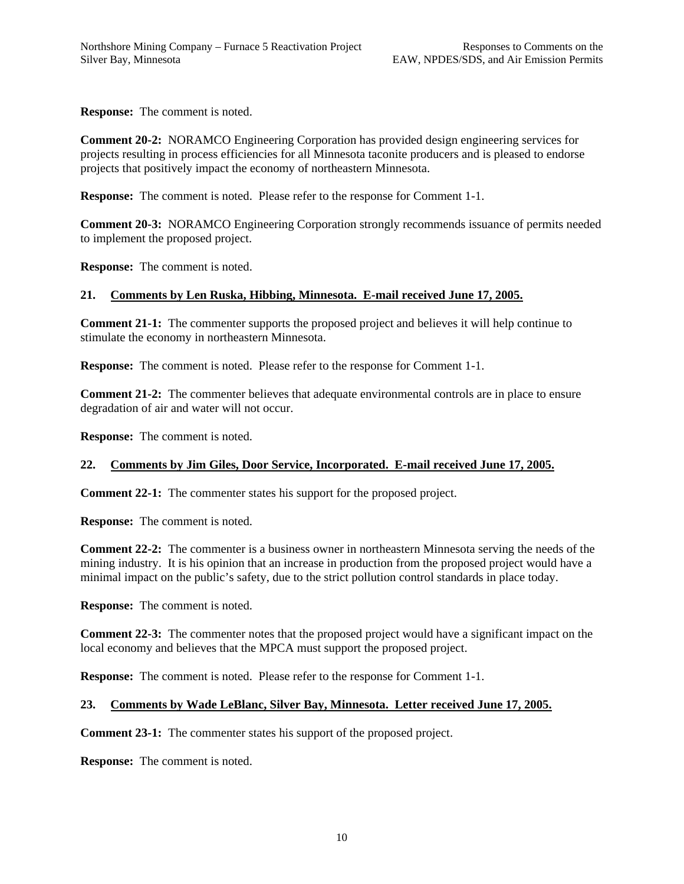**Response:** The comment is noted.

**Comment 20-2:** NORAMCO Engineering Corporation has provided design engineering services for projects resulting in process efficiencies for all Minnesota taconite producers and is pleased to endorse projects that positively impact the economy of northeastern Minnesota.

**Response:** The comment is noted. Please refer to the response for Comment 1-1.

**Comment 20-3:** NORAMCO Engineering Corporation strongly recommends issuance of permits needed to implement the proposed project.

**Response:** The comment is noted.

### 21. Comments by Len Ruska, Hibbing, Minnesota. E-mail received June 17, 2005.

**Comment 21-1:** The commenter supports the proposed project and believes it will help continue to stimulate the economy in northeastern Minnesota.

**Response:** The comment is noted. Please refer to the response for Comment 1-1.

**Comment 21-2:** The commenter believes that adequate environmental controls are in place to ensure degradation of air and water will not occur.

**Response:** The comment is noted.

### 22. Comments by Jim Giles, Door Service, Incorporated. E-mail received June 17, 2005.

**Comment 22-1:** The commenter states his support for the proposed project.

**Response:** The comment is noted.

**Comment 22-2:** The commenter is a business owner in northeastern Minnesota serving the needs of the mining industry. It is his opinion that an increase in production from the proposed project would have a minimal impact on the public's safety, due to the strict pollution control standards in place today.

**Response:** The comment is noted.

**Comment 22-3:** The commenter notes that the proposed project would have a significant impact on the local economy and believes that the MPCA must support the proposed project.

**Response:** The comment is noted. Please refer to the response for Comment 1-1.

### 23. Comments by Wade LeBlanc, Silver Bay, Minnesota. Letter received June 17, 2005.

**Comment 23-1:** The commenter states his support of the proposed project.

**Response:** The comment is noted.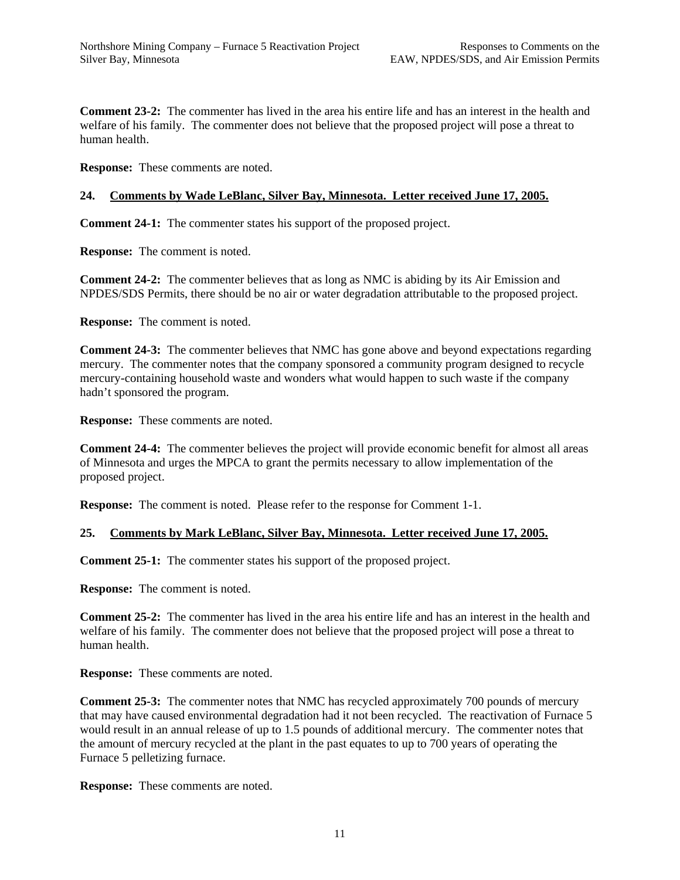**Comment 23-2:** The commenter has lived in the area his entire life and has an interest in the health and welfare of his family. The commenter does not believe that the proposed project will pose a threat to human health.

**Response:** These comments are noted.

### 24. Comments by Wade LeBlanc, Silver Bay, Minnesota. Letter received June 17, 2005.

**Comment 24-1:** The commenter states his support of the proposed project.

**Response:** The comment is noted.

**Comment 24-2:** The commenter believes that as long as NMC is abiding by its Air Emission and NPDES/SDS Permits, there should be no air or water degradation attributable to the proposed project.

**Response:** The comment is noted.

**Comment 24-3:** The commenter believes that NMC has gone above and beyond expectations regarding mercury. The commenter notes that the company sponsored a community program designed to recycle mercury-containing household waste and wonders what would happen to such waste if the company hadn't sponsored the program.

**Response:** These comments are noted.

**Comment 24-4:** The commenter believes the project will provide economic benefit for almost all areas of Minnesota and urges the MPCA to grant the permits necessary to allow implementation of the proposed project.

**Response:** The comment is noted. Please refer to the response for Comment 1-1.

### 25. Comments by Mark LeBlanc, Silver Bay, Minnesota. Letter received June 17, 2005.

**Comment 25-1:** The commenter states his support of the proposed project.

**Response:** The comment is noted.

**Comment 25-2:** The commenter has lived in the area his entire life and has an interest in the health and welfare of his family. The commenter does not believe that the proposed project will pose a threat to human health.

**Response:** These comments are noted.

**Comment 25-3:** The commenter notes that NMC has recycled approximately 700 pounds of mercury that may have caused environmental degradation had it not been recycled. The reactivation of Furnace 5 would result in an annual release of up to 1.5 pounds of additional mercury. The commenter notes that the amount of mercury recycled at the plant in the past equates to up to 700 years of operating the Furnace 5 pelletizing furnace.

**Response:** These comments are noted.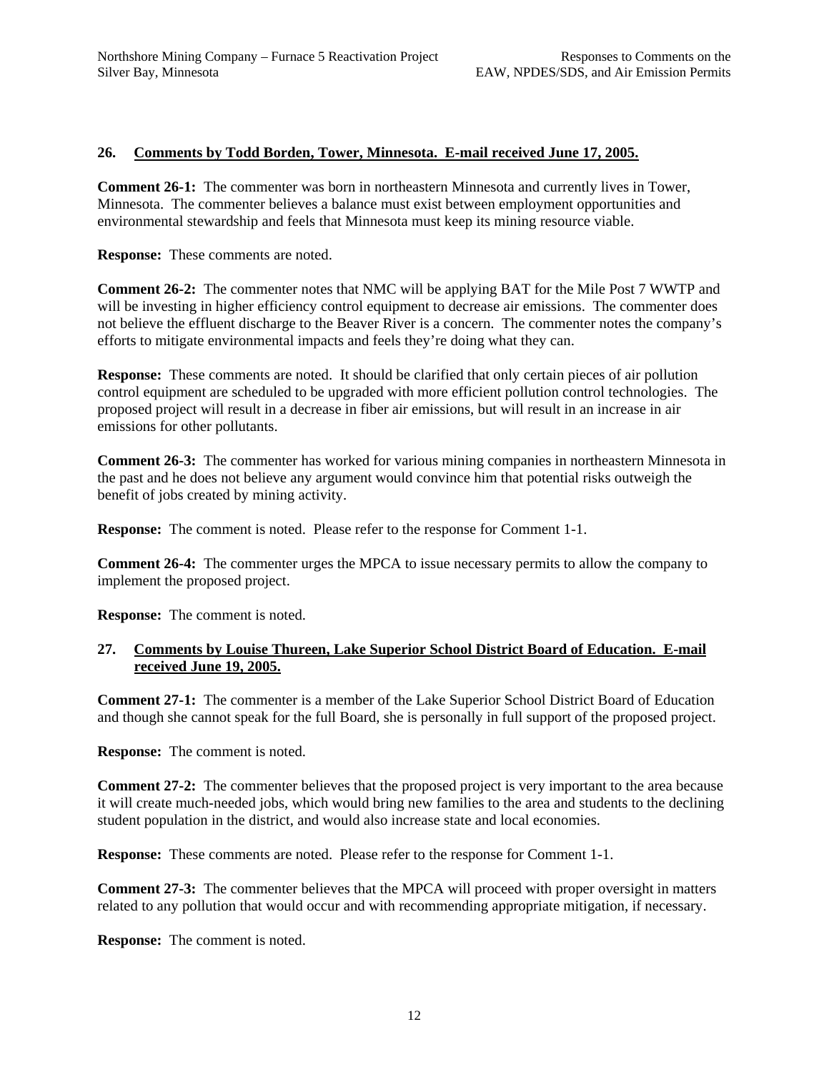### 26. Comments by Todd Borden, Tower, Minnesota. E-mail received June 17, 2005.

**Comment 26-1:** The commenter was born in northeastern Minnesota and currently lives in Tower, Minnesota. The commenter believes a balance must exist between employment opportunities and environmental stewardship and feels that Minnesota must keep its mining resource viable.

**Response:** These comments are noted.

**Comment 26-2:** The commenter notes that NMC will be applying BAT for the Mile Post 7 WWTP and will be investing in higher efficiency control equipment to decrease air emissions. The commenter does not believe the effluent discharge to the Beaver River is a concern. The commenter notes the company's efforts to mitigate environmental impacts and feels they're doing what they can.

**Response:** These comments are noted. It should be clarified that only certain pieces of air pollution control equipment are scheduled to be upgraded with more efficient pollution control technologies. The proposed project will result in a decrease in fiber air emissions, but will result in an increase in air emissions for other pollutants.

**Comment 26-3:** The commenter has worked for various mining companies in northeastern Minnesota in the past and he does not believe any argument would convince him that potential risks outweigh the benefit of jobs created by mining activity.

**Response:** The comment is noted. Please refer to the response for Comment 1-1.

**Comment 26-4:** The commenter urges the MPCA to issue necessary permits to allow the company to implement the proposed project.

**Response:** The comment is noted.

### 27. Comments by Louise Thureen, Lake Superior School District Board of Education. E-mail received June 19, 2005.

**Comment 27-1:** The commenter is a member of the Lake Superior School District Board of Education and though she cannot speak for the full Board, she is personally in full support of the proposed project.

**Response:** The comment is noted.

**Comment 27-2:** The commenter believes that the proposed project is very important to the area because it will create much-needed jobs, which would bring new families to the area and students to the declining student population in the district, and would also increase state and local economies.

**Response:** These comments are noted. Please refer to the response for Comment 1-1.

**Comment 27-3:** The commenter believes that the MPCA will proceed with proper oversight in matters related to any pollution that would occur and with recommending appropriate mitigation, if necessary.

**Response:** The comment is noted.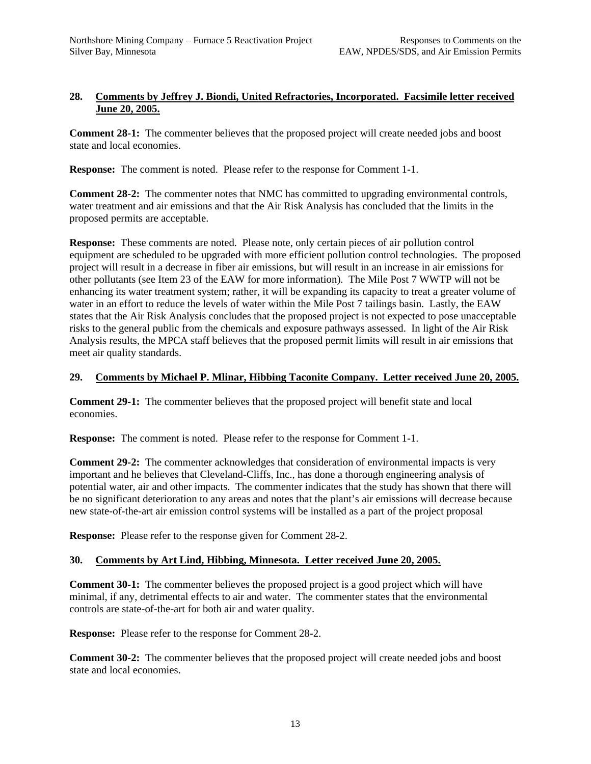## 28. Comments by Jeffrey J. Biondi, United Refractories, Incorporated. Facsimile letter received June 20, 2005.

**Comment 28-1:** The commenter believes that the proposed project will create needed jobs and boost state and local economies.

**Response:** The comment is noted. Please refer to the response for Comment 1-1.

**Comment 28-2:** The commenter notes that NMC has committed to upgrading environmental controls, water treatment and air emissions and that the Air Risk Analysis has concluded that the limits in the proposed permits are acceptable.

**Response:** These comments are noted. Please note, only certain pieces of air pollution control equipment are scheduled to be upgraded with more efficient pollution control technologies. The proposed project will result in a decrease in fiber air emissions, but will result in an increase in air emissions for other pollutants (see Item 23 of the EAW for more information). The Mile Post 7 WWTP will not be enhancing its water treatment system; rather, it will be expanding its capacity to treat a greater volume of water in an effort to reduce the levels of water within the Mile Post 7 tailings basin. Lastly, the EAW states that the Air Risk Analysis concludes that the proposed project is not expected to pose unacceptable risks to the general public from the chemicals and exposure pathways assessed. In light of the Air Risk Analysis results, the MPCA staff believes that the proposed permit limits will result in air emissions that meet air quality standards.

## 29. Comments by Michael P. Mlinar, Hibbing Taconite Company. Letter received June 20, 2005.

**Comment 29-1:** The commenter believes that the proposed project will benefit state and local economies.

**Response:** The comment is noted. Please refer to the response for Comment 1-1.

**Comment 29-2:** The commenter acknowledges that consideration of environmental impacts is very important and he believes that Cleveland-Cliffs, Inc., has done a thorough engineering analysis of potential water, air and other impacts. The commenter indicates that the study has shown that there will be no significant deterioration to any areas and notes that the plant's air emissions will decrease because new state-of-the-art air emission control systems will be installed as a part of the project proposal

**Response:** Please refer to the response given for Comment 28-2.

## 30. Comments by Art Lind, Hibbing, Minnesota. Letter received June 20, 2005.

**Comment 30-1:** The commenter believes the proposed project is a good project which will have minimal, if any, detrimental effects to air and water. The commenter states that the environmental controls are state-of-the-art for both air and water quality.

**Response:** Please refer to the response for Comment 28-2.

**Comment 30-2:** The commenter believes that the proposed project will create needed jobs and boost state and local economies.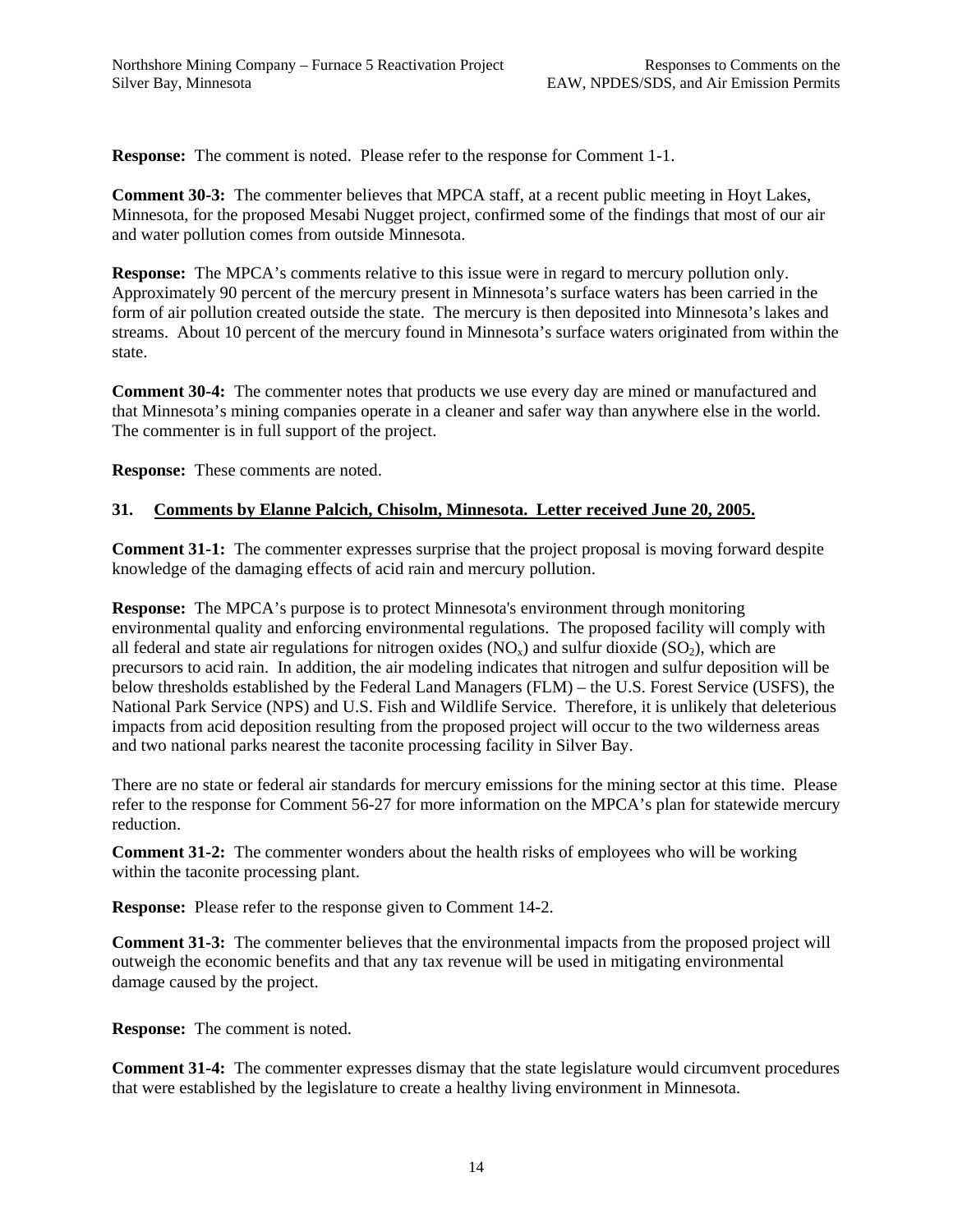**Response:** The comment is noted. Please refer to the response for Comment 1-1.

**Comment 30-3:** The commenter believes that MPCA staff, at a recent public meeting in Hoyt Lakes, Minnesota, for the proposed Mesabi Nugget project, confirmed some of the findings that most of our air and water pollution comes from outside Minnesota.

**Response:** The MPCA's comments relative to this issue were in regard to mercury pollution only. Approximately 90 percent of the mercury present in Minnesota's surface waters has been carried in the form of air pollution created outside the state. The mercury is then deposited into Minnesota's lakes and streams. About 10 percent of the mercury found in Minnesota's surface waters originated from within the state.

**Comment 30-4:** The commenter notes that products we use every day are mined or manufactured and that Minnesota's mining companies operate in a cleaner and safer way than anywhere else in the world. The commenter is in full support of the project.

**Response:** These comments are noted.

**31. Comments by Elanne Palcich, Chisolm, Minnesota. Letter received June 20, 2005.**

**Comment 31-1:** The commenter expresses surprise that the project proposal is moving forward despite knowledge of the damaging effects of acid rain and mercury pollution.

**Response:** The MPCA's purpose is to protect Minnesota's environment through monitoring environmental quality and enforcing environmental regulations. The proposed facility will comply with all federal and state air regulations for nitrogen oxides ($NO_x$) and sulfur dioxide ($SO_2$), which are precursors to acid rain. In addition, the air modeling indicates that nitrogen and sulfur deposition will be below thresholds established by the Federal Land Managers (FLM) – the U.S. Forest Service (USFS), the National Park Service (NPS) and U.S. Fish and Wildlife Service. Therefore, it is unlikely that deleterious impacts from acid deposition resulting from the proposed project will occur to the two wilderness areas and two national parks nearest the taconite processing facility in Silver Bay.

There are no state or federal air standards for mercury emissions for the mining sector at this time. Please refer to the response for Comment 56-27 for more information on the MPCA's plan for statewide mercury reduction.

**Comment 31-2:** The commenter wonders about the health risks of employees who will be working within the taconite processing plant.

**Response:** Please refer to the response given to Comment 14-2.

**Comment 31-3:** The commenter believes that the environmental impacts from the proposed project will outweigh the economic benefits and that any tax revenue will be used in mitigating environmental damage caused by the project.

**Response:** The comment is noted.

**Comment 31-4:** The commenter expresses dismay that the state legislature would circumvent procedures that were established by the legislature to create a healthy living environment in Minnesota.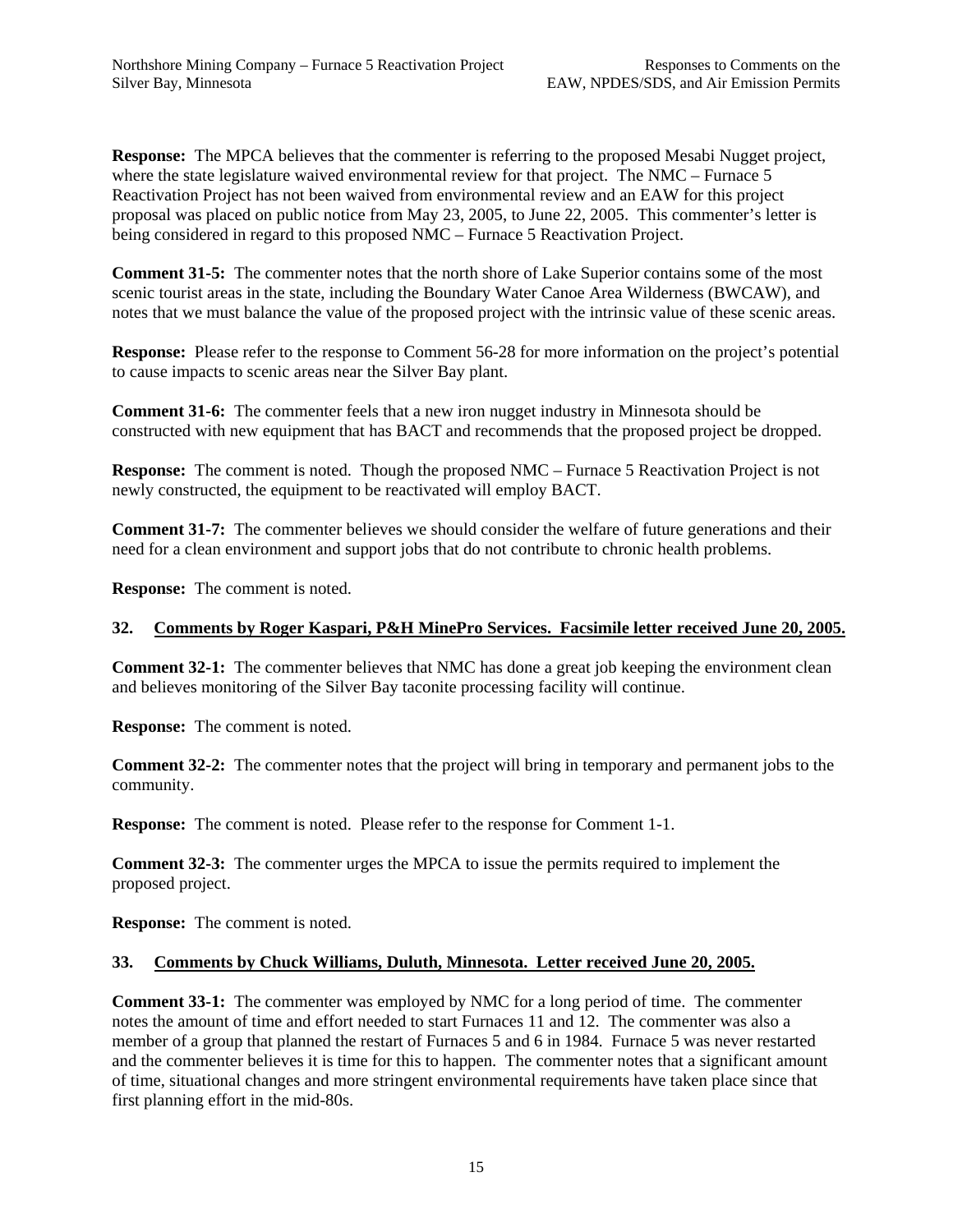**Response:** The MPCA believes that the commenter is referring to the proposed Mesabi Nugget project, where the state legislature waived environmental review for that project. The NMC – Furnace 5 Reactivation Project has not been waived from environmental review and an EAW for this project proposal was placed on public notice from May 23, 2005, to June 22, 2005. This commenter's letter is being considered in regard to this proposed NMC – Furnace 5 Reactivation Project.

**Comment 31-5:** The commenter notes that the north shore of Lake Superior contains some of the most scenic tourist areas in the state, including the Boundary Water Canoe Area Wilderness (BWCAW), and notes that we must balance the value of the proposed project with the intrinsic value of these scenic areas.

**Response:** Please refer to the response to Comment 56-28 for more information on the project's potential to cause impacts to scenic areas near the Silver Bay plant.

**Comment 31-6:** The commenter feels that a new iron nugget industry in Minnesota should be constructed with new equipment that has BACT and recommends that the proposed project be dropped.

**Response:** The comment is noted. Though the proposed NMC – Furnace 5 Reactivation Project is not newly constructed, the equipment to be reactivated will employ BACT.

**Comment 31-7:** The commenter believes we should consider the welfare of future generations and their need for a clean environment and support jobs that do not contribute to chronic health problems.

**Response:** The comment is noted.

## 32. Comments by Roger Kaspari, P&H MinePro Services. Facsimile letter received June 20, 2005.

**Comment 32-1:** The commenter believes that NMC has done a great job keeping the environment clean and believes monitoring of the Silver Bay taconite processing facility will continue.

**Response:** The comment is noted.

**Comment 32-2:** The commenter notes that the project will bring in temporary and permanent jobs to the community.

**Response:** The comment is noted. Please refer to the response for Comment 1-1.

**Comment 32-3:** The commenter urges the MPCA to issue the permits required to implement the proposed project.

**Response:** The comment is noted.

## 33. Comments by Chuck Williams, Duluth, Minnesota. Letter received June 20, 2005.

**Comment 33-1:** The commenter was employed by NMC for a long period of time. The commenter notes the amount of time and effort needed to start Furnaces 11 and 12. The commenter was also a member of a group that planned the restart of Furnaces 5 and 6 in 1984. Furnace 5 was never restarted and the commenter believes it is time for this to happen. The commenter notes that a significant amount of time, situational changes and more stringent environmental requirements have taken place since that first planning effort in the mid-80s.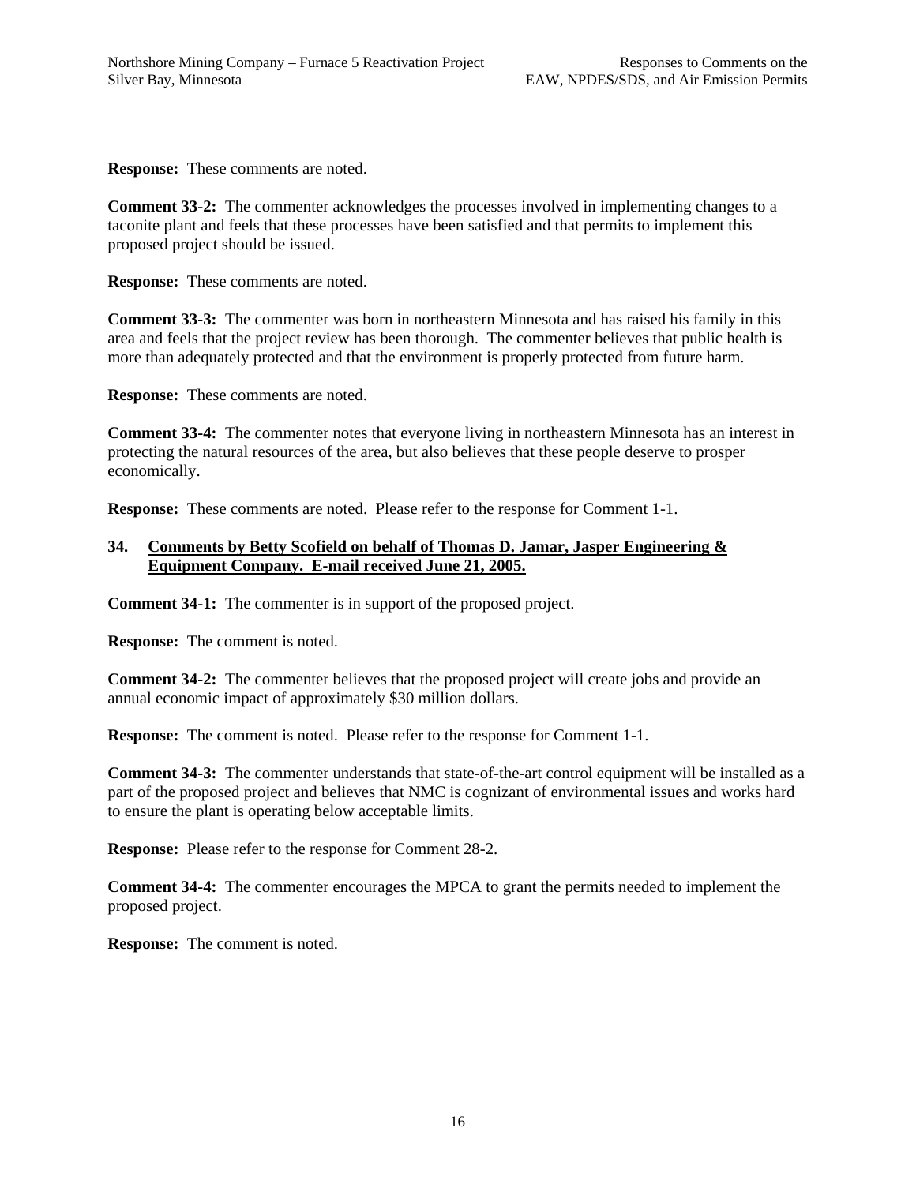**Response:** These comments are noted.

**Comment 33-2:** The commenter acknowledges the processes involved in implementing changes to a taconite plant and feels that these processes have been satisfied and that permits to implement this proposed project should be issued.

**Response:** These comments are noted.

**Comment 33-3:** The commenter was born in northeastern Minnesota and has raised his family in this area and feels that the project review has been thorough. The commenter believes that public health is more than adequately protected and that the environment is properly protected from future harm.

**Response:** These comments are noted.

**Comment 33-4:** The commenter notes that everyone living in northeastern Minnesota has an interest in protecting the natural resources of the area, but also believes that these people deserve to prosper economically.

**Response:** These comments are noted. Please refer to the response for Comment 1-1.

### 34. Comments by Betty Scofield on behalf of Thomas D. Jamar, Jasper Engineering & Equipment Company. E-mail received June 21, 2005.

**Comment 34-1:** The commenter is in support of the proposed project.

**Response:** The comment is noted.

**Comment 34-2:** The commenter believes that the proposed project will create jobs and provide an annual economic impact of approximately $30 million dollars.

**Response:** The comment is noted. Please refer to the response for Comment 1-1.

**Comment 34-3:** The commenter understands that state-of-the-art control equipment will be installed as a part of the proposed project and believes that NMC is cognizant of environmental issues and works hard to ensure the plant is operating below acceptable limits.

**Response:** Please refer to the response for Comment 28-2.

**Comment 34-4:** The commenter encourages the MPCA to grant the permits needed to implement the proposed project.

**Response:** The comment is noted.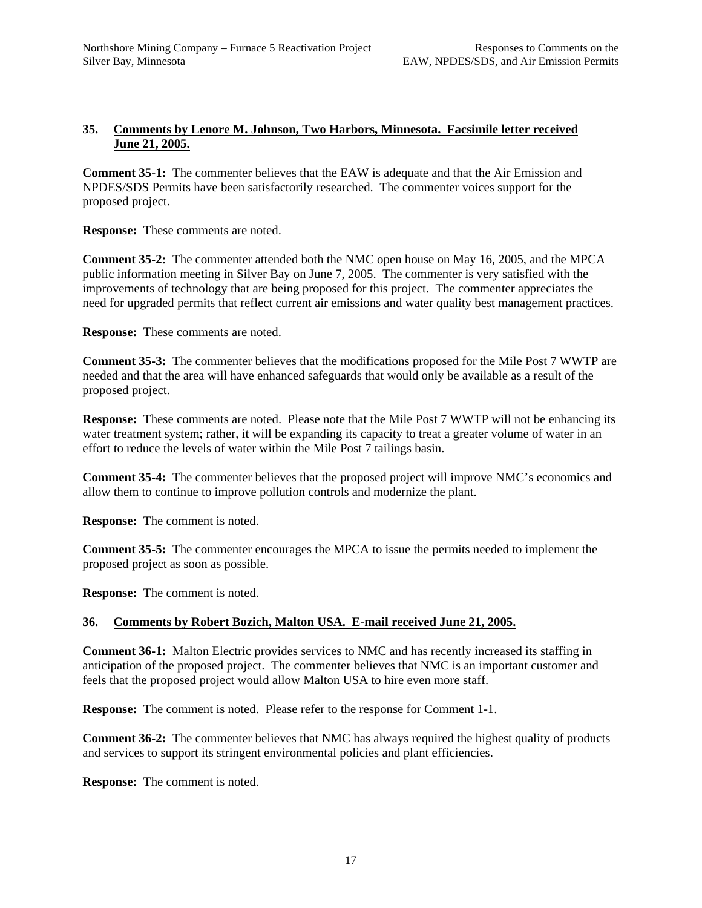### 35. Comments by Lenore M. Johnson, Two Harbors, Minnesota. Facsimile letter received June 21, 2005.

**Comment 35-1:** The commenter believes that the EAW is adequate and that the Air Emission and NPDES/SDS Permits have been satisfactorily researched. The commenter voices support for the proposed project.

**Response:** These comments are noted.

**Comment 35-2:** The commenter attended both the NMC open house on May 16, 2005, and the MPCA public information meeting in Silver Bay on June 7, 2005. The commenter is very satisfied with the improvements of technology that are being proposed for this project. The commenter appreciates the need for upgraded permits that reflect current air emissions and water quality best management practices.

**Response:** These comments are noted.

**Comment 35-3:** The commenter believes that the modifications proposed for the Mile Post 7 WWTP are needed and that the area will have enhanced safeguards that would only be available as a result of the proposed project.

**Response:** These comments are noted. Please note that the Mile Post 7 WWTP will not be enhancing its water treatment system; rather, it will be expanding its capacity to treat a greater volume of water in an effort to reduce the levels of water within the Mile Post 7 tailings basin.

**Comment 35-4:** The commenter believes that the proposed project will improve NMC's economics and allow them to continue to improve pollution controls and modernize the plant.

**Response:** The comment is noted.

**Comment 35-5:** The commenter encourages the MPCA to issue the permits needed to implement the proposed project as soon as possible.

**Response:** The comment is noted.

### 36. Comments by Robert Bozich, Malton USA. E-mail received June 21, 2005.

**Comment 36-1:** Malton Electric provides services to NMC and has recently increased its staffing in anticipation of the proposed project. The commenter believes that NMC is an important customer and feels that the proposed project would allow Malton USA to hire even more staff.

**Response:** The comment is noted. Please refer to the response for Comment 1-1.

**Comment 36-2:** The commenter believes that NMC has always required the highest quality of products and services to support its stringent environmental policies and plant efficiencies.

**Response:** The comment is noted.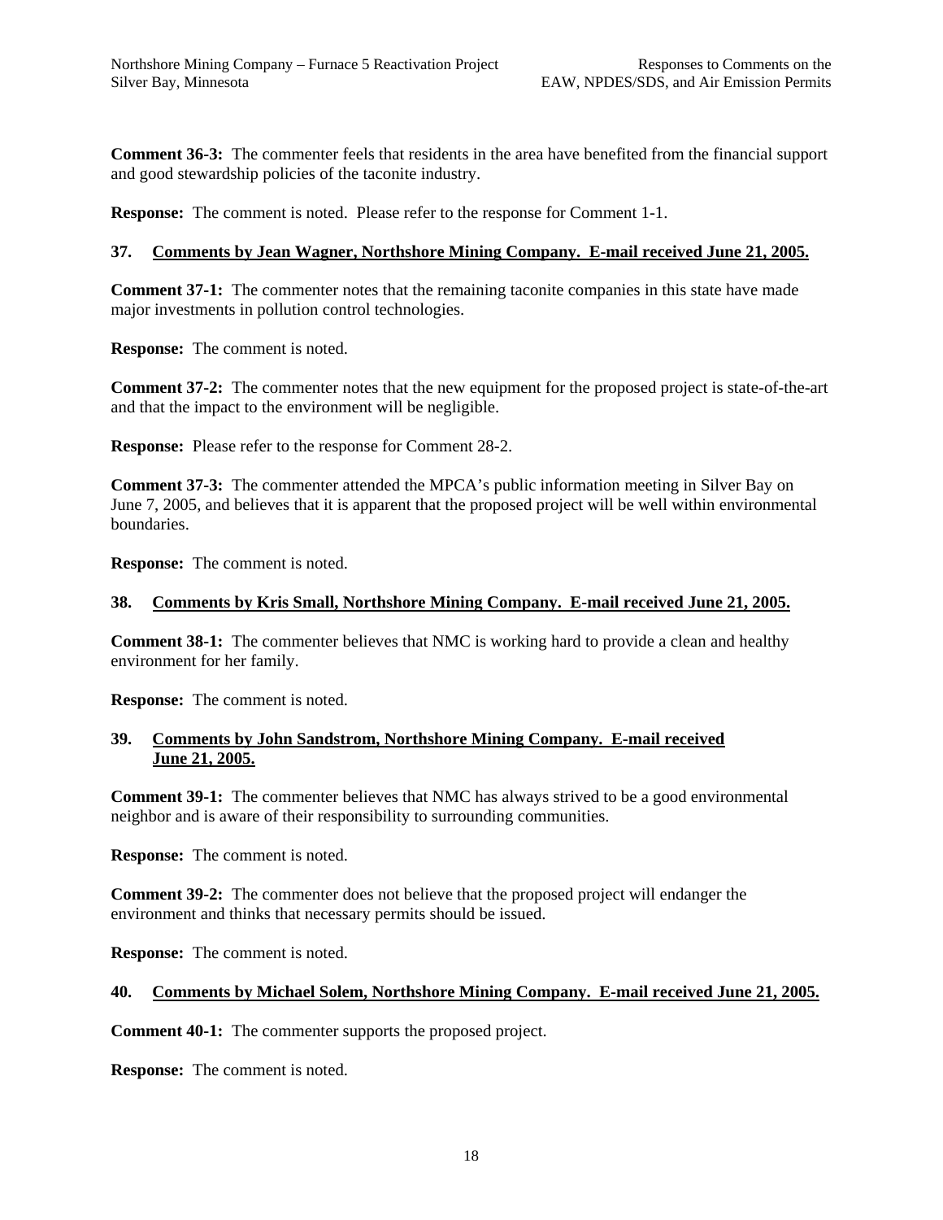**Comment 36-3:** The commenter feels that residents in the area have benefited from the financial support and good stewardship policies of the taconite industry.

**Response:** The comment is noted. Please refer to the response for Comment 1-1.

### 37. Comments by Jean Wagner, Northshore Mining Company. E-mail received June 21, 2005.

**Comment 37-1:** The commenter notes that the remaining taconite companies in this state have made major investments in pollution control technologies.

**Response:** The comment is noted.

**Comment 37-2:** The commenter notes that the new equipment for the proposed project is state-of-the-art and that the impact to the environment will be negligible.

**Response:** Please refer to the response for Comment 28-2.

**Comment 37-3:** The commenter attended the MPCA's public information meeting in Silver Bay on June 7, 2005, and believes that it is apparent that the proposed project will be well within environmental boundaries.

**Response:** The comment is noted.

### 38. Comments by Kris Small, Northshore Mining Company. E-mail received June 21, 2005.

**Comment 38-1:** The commenter believes that NMC is working hard to provide a clean and healthy environment for her family.

**Response:** The comment is noted.

### 39. Comments by John Sandstrom, Northshore Mining Company. E-mail received June 21, 2005.

**Comment 39-1:** The commenter believes that NMC has always strived to be a good environmental neighbor and is aware of their responsibility to surrounding communities.

**Response:** The comment is noted.

**Comment 39-2:** The commenter does not believe that the proposed project will endanger the environment and thinks that necessary permits should be issued.

**Response:** The comment is noted.

### 40. Comments by Michael Solem, Northshore Mining Company. E-mail received June 21, 2005.

**Comment 40-1:** The commenter supports the proposed project.

**Response:** The comment is noted.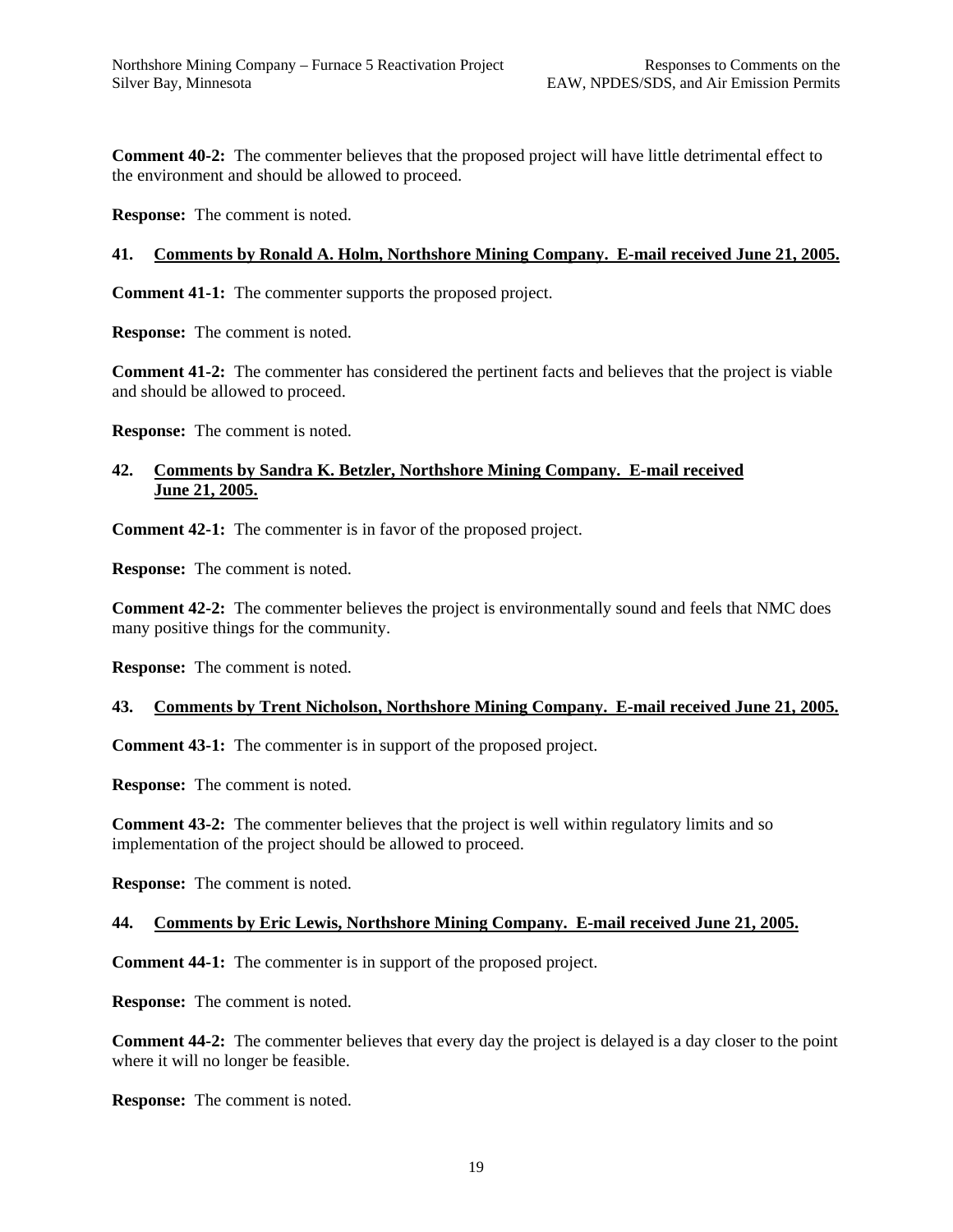**Comment 40-2:** The commenter believes that the proposed project will have little detrimental effect to the environment and should be allowed to proceed.

**Response:** The comment is noted.

### 41. Comments by Ronald A. Holm, Northshore Mining Company. E-mail received June 21, 2005.

**Comment 41-1:** The commenter supports the proposed project.

**Response:** The comment is noted.

**Comment 41-2:** The commenter has considered the pertinent facts and believes that the project is viable and should be allowed to proceed.

**Response:** The comment is noted.

### 42. Comments by Sandra K. Betzler, Northshore Mining Company. E-mail received June 21, 2005.

**Comment 42-1:** The commenter is in favor of the proposed project.

**Response:** The comment is noted.

**Comment 42-2:** The commenter believes the project is environmentally sound and feels that NMC does many positive things for the community.

**Response:** The comment is noted.

### 43. Comments by Trent Nicholson, Northshore Mining Company. E-mail received June 21, 2005.

**Comment 43-1:** The commenter is in support of the proposed project.

**Response:** The comment is noted.

**Comment 43-2:** The commenter believes that the project is well within regulatory limits and so implementation of the project should be allowed to proceed.

**Response:** The comment is noted.

### 44. Comments by Eric Lewis, Northshore Mining Company. E-mail received June 21, 2005.

**Comment 44-1:** The commenter is in support of the proposed project.

**Response:** The comment is noted.

**Comment 44-2:** The commenter believes that every day the project is delayed is a day closer to the point where it will no longer be feasible.

**Response:** The comment is noted.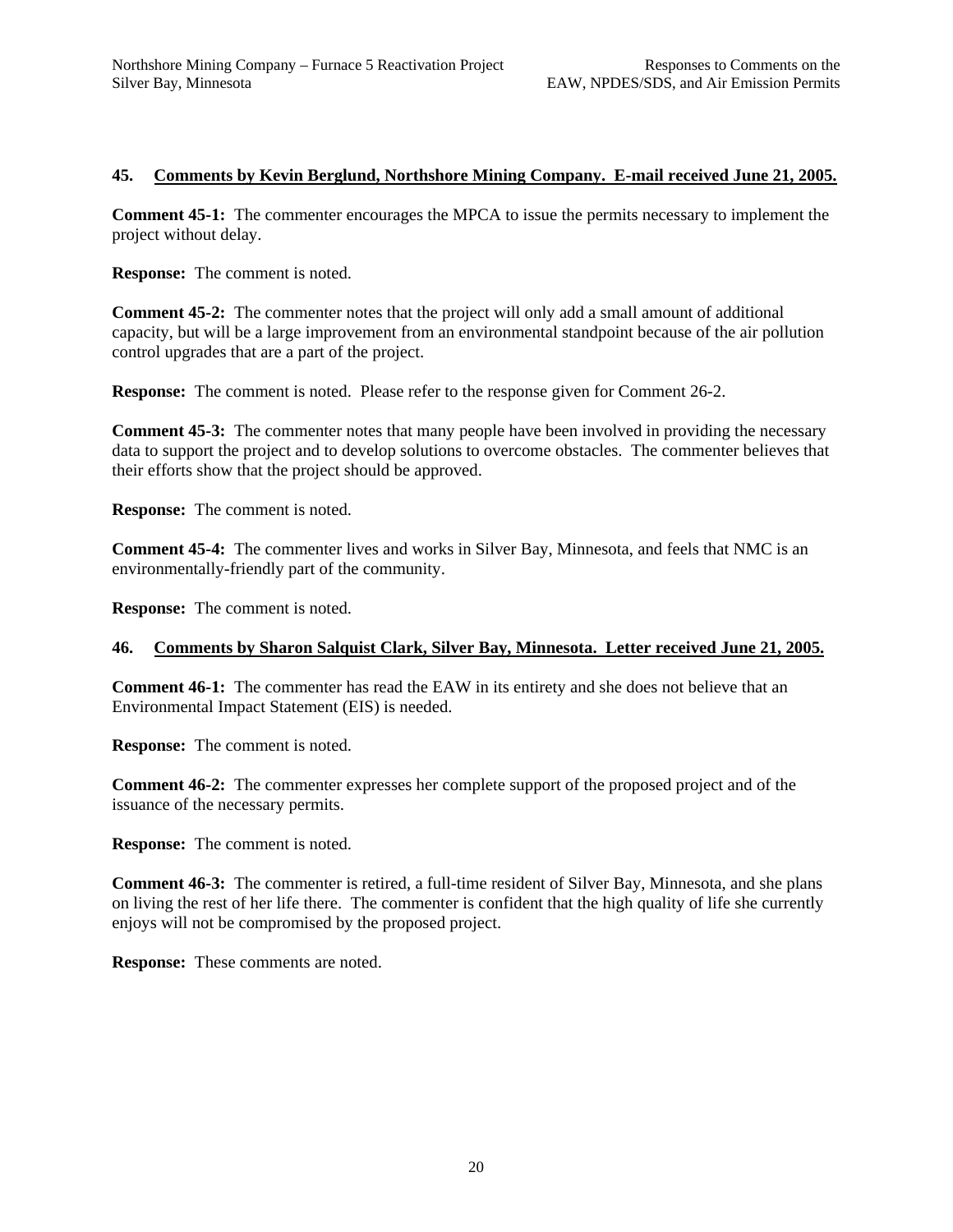### 45. Comments by Kevin Berglund, Northshore Mining Company. E-mail received June 21, 2005.

**Comment 45-1:** The commenter encourages the MPCA to issue the permits necessary to implement the project without delay.

**Response:** The comment is noted.

**Comment 45-2:** The commenter notes that the project will only add a small amount of additional capacity, but will be a large improvement from an environmental standpoint because of the air pollution control upgrades that are a part of the project.

**Response:** The comment is noted. Please refer to the response given for Comment 26-2.

**Comment 45-3:** The commenter notes that many people have been involved in providing the necessary data to support the project and to develop solutions to overcome obstacles. The commenter believes that their efforts show that the project should be approved.

**Response:** The comment is noted.

**Comment 45-4:** The commenter lives and works in Silver Bay, Minnesota, and feels that NMC is an environmentally-friendly part of the community.

**Response:** The comment is noted.

### 46. Comments by Sharon Salquist Clark, Silver Bay, Minnesota. Letter received June 21, 2005.

**Comment 46-1:** The commenter has read the EAW in its entirety and she does not believe that an Environmental Impact Statement (EIS) is needed.

**Response:** The comment is noted.

**Comment 46-2:** The commenter expresses her complete support of the proposed project and of the issuance of the necessary permits.

**Response:** The comment is noted.

**Comment 46-3:** The commenter is retired, a full-time resident of Silver Bay, Minnesota, and she plans on living the rest of her life there. The commenter is confident that the high quality of life she currently enjoys will not be compromised by the proposed project.

**Response:** These comments are noted.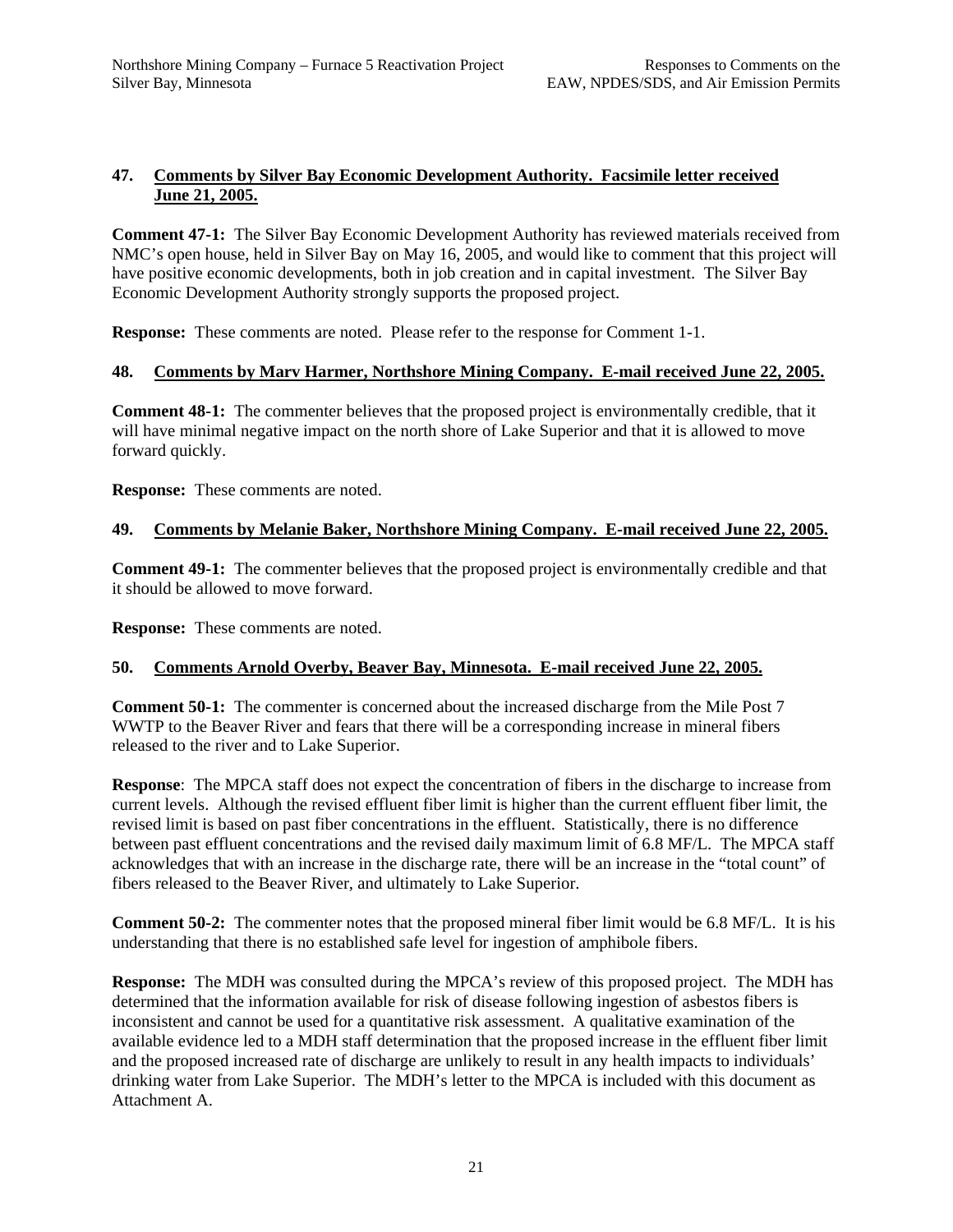**47. Comments by Silver Bay Economic Development Authority. Facsimile letter received June 21, 2005.**

**Comment 47-1:** The Silver Bay Economic Development Authority has reviewed materials received from NMC's open house, held in Silver Bay on May 16, 2005, and would like to comment that this project will have positive economic developments, both in job creation and in capital investment. The Silver Bay Economic Development Authority strongly supports the proposed project.

**Response:** These comments are noted. Please refer to the response for Comment 1-1.

**48. Comments by Marv Harmer, Northshore Mining Company. E-mail received June 22, 2005.**

**Comment 48-1:** The commenter believes that the proposed project is environmentally credible, that it will have minimal negative impact on the north shore of Lake Superior and that it is allowed to move forward quickly.

**Response:** These comments are noted.

**49. Comments by Melanie Baker, Northshore Mining Company. E-mail received June 22, 2005.**

**Comment 49-1:** The commenter believes that the proposed project is environmentally credible and that it should be allowed to move forward.

**Response:** These comments are noted.

**50. Comments Arnold Overby, Beaver Bay, Minnesota. E-mail received June 22, 2005.**

**Comment 50-1:** The commenter is concerned about the increased discharge from the Mile Post 7 WWTP to the Beaver River and fears that there will be a corresponding increase in mineral fibers released to the river and to Lake Superior.

**Response**: The MPCA staff does not expect the concentration of fibers in the discharge to increase from current levels. Although the revised effluent fiber limit is higher than the current effluent fiber limit, the revised limit is based on past fiber concentrations in the effluent. Statistically, there is no difference between past effluent concentrations and the revised daily maximum limit of 6.8 MF/L. The MPCA staff acknowledges that with an increase in the discharge rate, there will be an increase in the "total count" of fibers released to the Beaver River, and ultimately to Lake Superior.

**Comment 50-2:** The commenter notes that the proposed mineral fiber limit would be 6.8 MF/L. It is his understanding that there is no established safe level for ingestion of amphibole fibers.

**Response:** The MDH was consulted during the MPCA's review of this proposed project. The MDH has determined that the information available for risk of disease following ingestion of asbestos fibers is inconsistent and cannot be used for a quantitative risk assessment. A qualitative examination of the available evidence led to a MDH staff determination that the proposed increase in the effluent fiber limit and the proposed increased rate of discharge are unlikely to result in any health impacts to individuals' drinking water from Lake Superior. The MDH's letter to the MPCA is included with this document as Attachment A.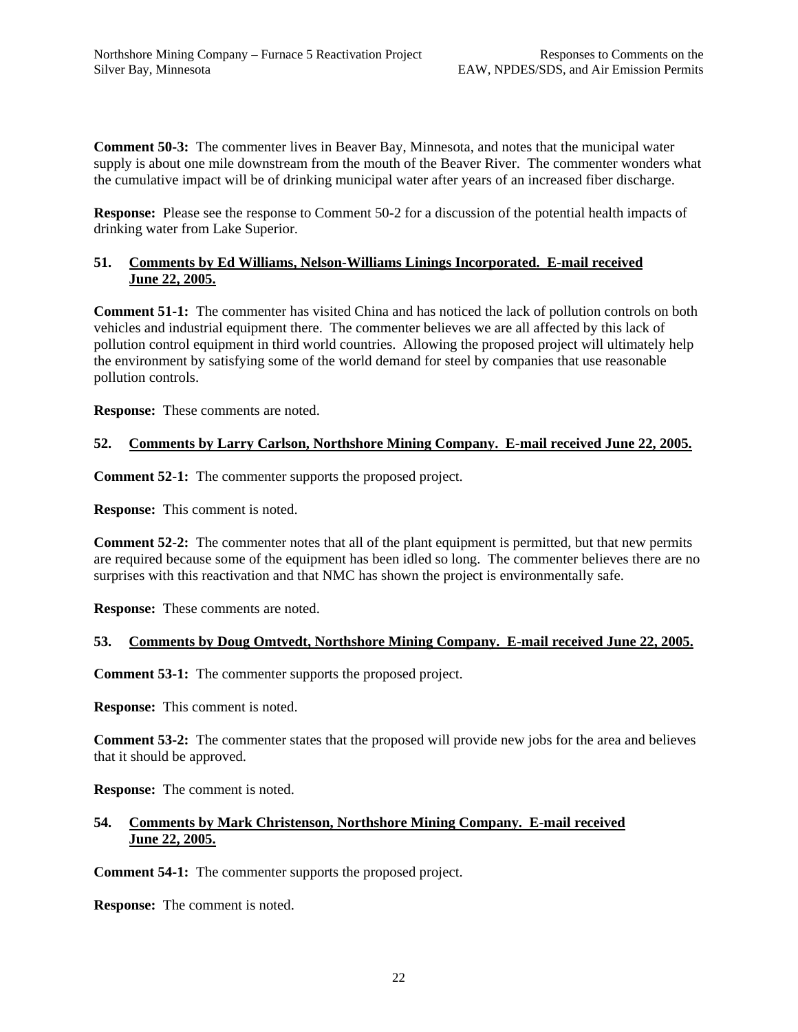**Comment 50-3:** The commenter lives in Beaver Bay, Minnesota, and notes that the municipal water supply is about one mile downstream from the mouth of the Beaver River. The commenter wonders what the cumulative impact will be of drinking municipal water after years of an increased fiber discharge.

**Response:** Please see the response to Comment 50-2 for a discussion of the potential health impacts of drinking water from Lake Superior.

### 51. Comments by Ed Williams, Nelson-Williams Linings Incorporated. E-mail received June 22, 2005.

**Comment 51-1:** The commenter has visited China and has noticed the lack of pollution controls on both vehicles and industrial equipment there. The commenter believes we are all affected by this lack of pollution control equipment in third world countries. Allowing the proposed project will ultimately help the environment by satisfying some of the world demand for steel by companies that use reasonable pollution controls.

**Response:** These comments are noted.

### 52. Comments by Larry Carlson, Northshore Mining Company. E-mail received June 22, 2005.

**Comment 52-1:** The commenter supports the proposed project.

**Response:** This comment is noted.

**Comment 52-2:** The commenter notes that all of the plant equipment is permitted, but that new permits are required because some of the equipment has been idled so long. The commenter believes there are no surprises with this reactivation and that NMC has shown the project is environmentally safe.

**Response:** These comments are noted.

### 53. Comments by Doug Omtvedt, Northshore Mining Company. E-mail received June 22, 2005.

**Comment 53-1:** The commenter supports the proposed project.

**Response:** This comment is noted.

**Comment 53-2:** The commenter states that the proposed will provide new jobs for the area and believes that it should be approved.

**Response:** The comment is noted.

### 54. Comments by Mark Christenson, Northshore Mining Company. E-mail received June 22, 2005.

**Comment 54-1:** The commenter supports the proposed project.

**Response:** The comment is noted.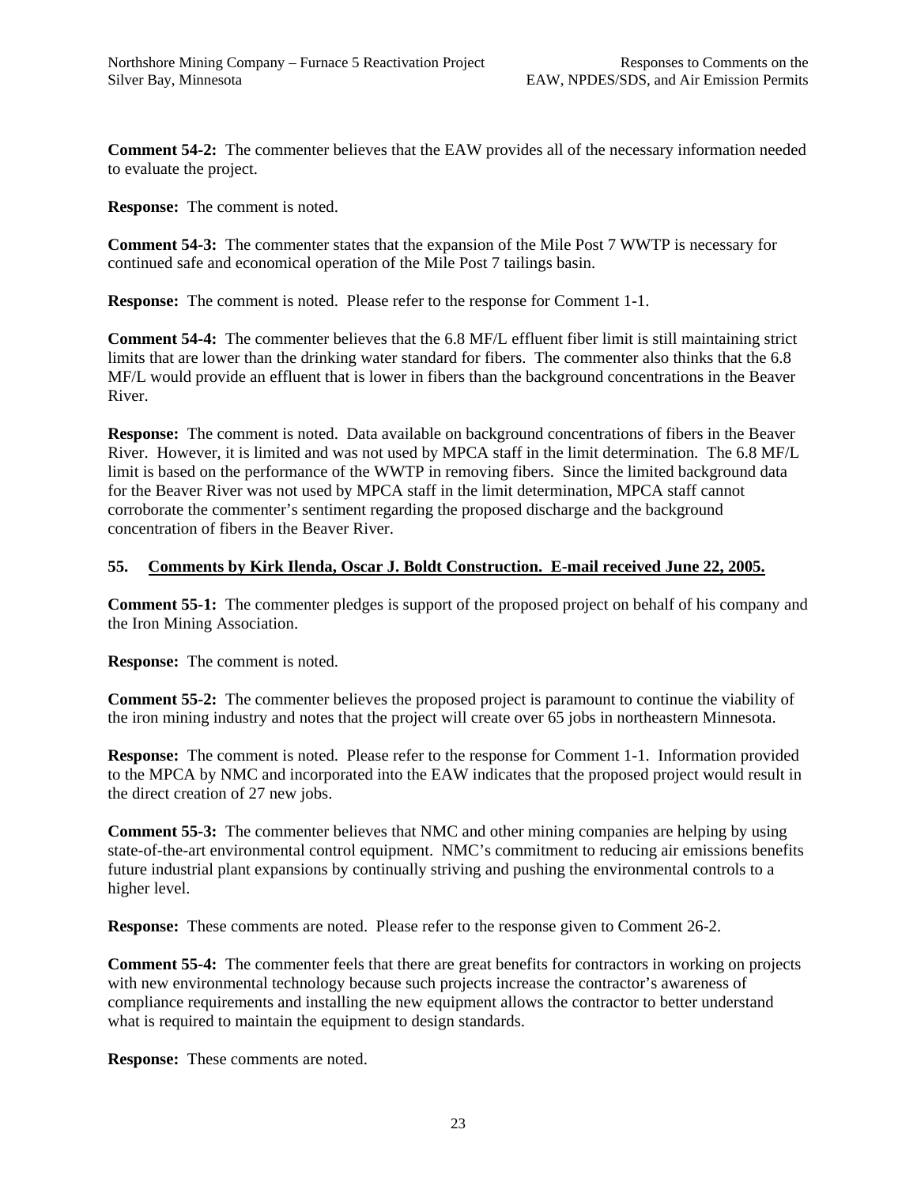**Comment 54-2:** The commenter believes that the EAW provides all of the necessary information needed to evaluate the project.

**Response:** The comment is noted.

**Comment 54-3:** The commenter states that the expansion of the Mile Post 7 WWTP is necessary for continued safe and economical operation of the Mile Post 7 tailings basin.

**Response:** The comment is noted. Please refer to the response for Comment 1-1.

**Comment 54-4:** The commenter believes that the 6.8 MF/L effluent fiber limit is still maintaining strict limits that are lower than the drinking water standard for fibers. The commenter also thinks that the 6.8 MF/L would provide an effluent that is lower in fibers than the background concentrations in the Beaver River.

**Response:** The comment is noted. Data available on background concentrations of fibers in the Beaver River. However, it is limited and was not used by MPCA staff in the limit determination. The 6.8 MF/L limit is based on the performance of the WWTP in removing fibers. Since the limited background data for the Beaver River was not used by MPCA staff in the limit determination, MPCA staff cannot corroborate the commenter's sentiment regarding the proposed discharge and the background concentration of fibers in the Beaver River.

## 55. Comments by Kirk Ilenda, Oscar J. Boldt Construction. E-mail received June 22, 2005.

**Comment 55-1:** The commenter pledges is support of the proposed project on behalf of his company and the Iron Mining Association.

**Response:** The comment is noted.

**Comment 55-2:** The commenter believes the proposed project is paramount to continue the viability of the iron mining industry and notes that the project will create over 65 jobs in northeastern Minnesota.

**Response:** The comment is noted. Please refer to the response for Comment 1-1. Information provided to the MPCA by NMC and incorporated into the EAW indicates that the proposed project would result in the direct creation of 27 new jobs.

**Comment 55-3:** The commenter believes that NMC and other mining companies are helping by using state-of-the-art environmental control equipment. NMC's commitment to reducing air emissions benefits future industrial plant expansions by continually striving and pushing the environmental controls to a higher level.

**Response:** These comments are noted. Please refer to the response given to Comment 26-2.

**Comment 55-4:** The commenter feels that there are great benefits for contractors in working on projects with new environmental technology because such projects increase the contractor's awareness of compliance requirements and installing the new equipment allows the contractor to better understand what is required to maintain the equipment to design standards.

**Response:** These comments are noted.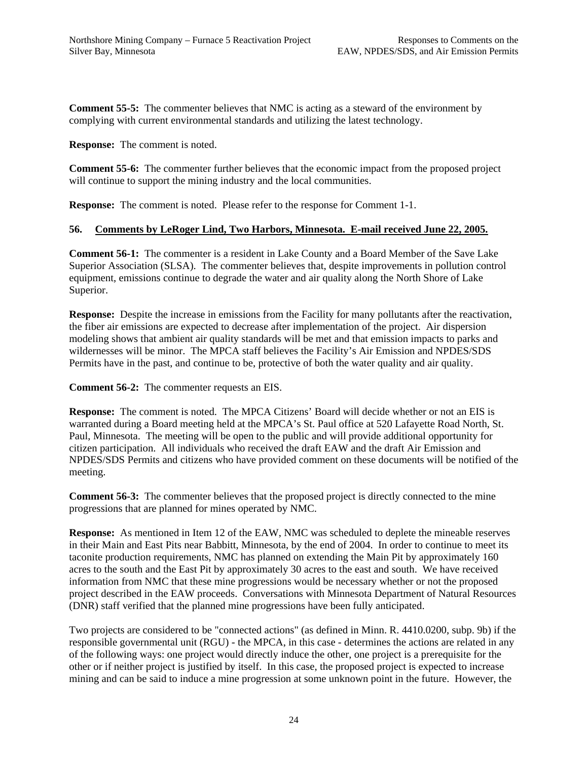**Comment 55-5:** The commenter believes that NMC is acting as a steward of the environment by complying with current environmental standards and utilizing the latest technology.

**Response:** The comment is noted.

**Comment 55-6:** The commenter further believes that the economic impact from the proposed project will continue to support the mining industry and the local communities.

**Response:** The comment is noted. Please refer to the response for Comment 1-1.

**56. Comments by LeRoger Lind, Two Harbors, Minnesota. E-mail received June 22, 2005.**

**Comment 56-1:** The commenter is a resident in Lake County and a Board Member of the Save Lake Superior Association (SLSA). The commenter believes that, despite improvements in pollution control equipment, emissions continue to degrade the water and air quality along the North Shore of Lake Superior.

**Response:** Despite the increase in emissions from the Facility for many pollutants after the reactivation, the fiber air emissions are expected to decrease after implementation of the project. Air dispersion modeling shows that ambient air quality standards will be met and that emission impacts to parks and wildernesses will be minor. The MPCA staff believes the Facility's Air Emission and NPDES/SDS Permits have in the past, and continue to be, protective of both the water quality and air quality.

**Comment 56-2:** The commenter requests an EIS.

**Response:** The comment is noted. The MPCA Citizens' Board will decide whether or not an EIS is warranted during a Board meeting held at the MPCA's St. Paul office at 520 Lafayette Road North, St. Paul, Minnesota. The meeting will be open to the public and will provide additional opportunity for citizen participation. All individuals who received the draft EAW and the draft Air Emission and NPDES/SDS Permits and citizens who have provided comment on these documents will be notified of the meeting.

**Comment 56-3:** The commenter believes that the proposed project is directly connected to the mine progressions that are planned for mines operated by NMC.

**Response:** As mentioned in Item 12 of the EAW, NMC was scheduled to deplete the mineable reserves in their Main and East Pits near Babbitt, Minnesota, by the end of 2004. In order to continue to meet its taconite production requirements, NMC has planned on extending the Main Pit by approximately 160 acres to the south and the East Pit by approximately 30 acres to the east and south. We have received information from NMC that these mine progressions would be necessary whether or not the proposed project described in the EAW proceeds. Conversations with Minnesota Department of Natural Resources (DNR) staff verified that the planned mine progressions have been fully anticipated.

Two projects are considered to be "connected actions" (as defined in Minn. R. 4410.0200, subp. 9b) if the responsible governmental unit (RGU) - the MPCA, in this case - determines the actions are related in any of the following ways: one project would directly induce the other, one project is a prerequisite for the other or if neither project is justified by itself. In this case, the proposed project is expected to increase mining and can be said to induce a mine progression at some unknown point in the future. However, the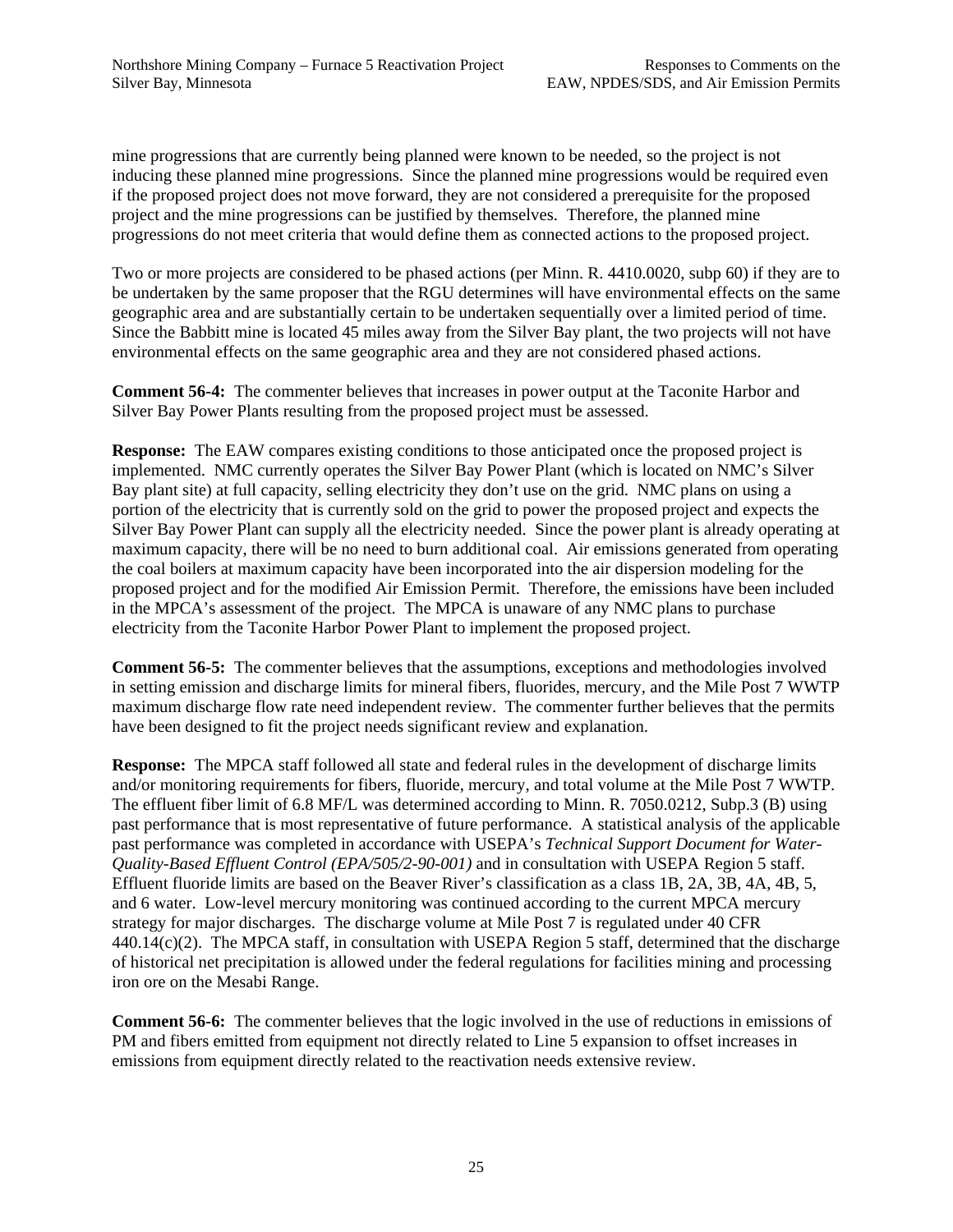mine progressions that are currently being planned were known to be needed, so the project is not inducing these planned mine progressions. Since the planned mine progressions would be required even if the proposed project does not move forward, they are not considered a prerequisite for the proposed project and the mine progressions can be justified by themselves. Therefore, the planned mine progressions do not meet criteria that would define them as connected actions to the proposed project.

Two or more projects are considered to be phased actions (per Minn. R. 4410.0020, subp 60) if they are to be undertaken by the same proposer that the RGU determines will have environmental effects on the same geographic area and are substantially certain to be undertaken sequentially over a limited period of time. Since the Babbitt mine is located 45 miles away from the Silver Bay plant, the two projects will not have environmental effects on the same geographic area and they are not considered phased actions.

**Comment 56-4:** The commenter believes that increases in power output at the Taconite Harbor and Silver Bay Power Plants resulting from the proposed project must be assessed.

**Response:** The EAW compares existing conditions to those anticipated once the proposed project is implemented. NMC currently operates the Silver Bay Power Plant (which is located on NMC's Silver Bay plant site) at full capacity, selling electricity they don't use on the grid. NMC plans on using a portion of the electricity that is currently sold on the grid to power the proposed project and expects the Silver Bay Power Plant can supply all the electricity needed. Since the power plant is already operating at maximum capacity, there will be no need to burn additional coal. Air emissions generated from operating the coal boilers at maximum capacity have been incorporated into the air dispersion modeling for the proposed project and for the modified Air Emission Permit. Therefore, the emissions have been included in the MPCA's assessment of the project. The MPCA is unaware of any NMC plans to purchase electricity from the Taconite Harbor Power Plant to implement the proposed project.

**Comment 56-5:** The commenter believes that the assumptions, exceptions and methodologies involved in setting emission and discharge limits for mineral fibers, fluorides, mercury, and the Mile Post 7 WWTP maximum discharge flow rate need independent review. The commenter further believes that the permits have been designed to fit the project needs significant review and explanation.

**Response:** The MPCA staff followed all state and federal rules in the development of discharge limits and/or monitoring requirements for fibers, fluoride, mercury, and total volume at the Mile Post 7 WWTP. The effluent fiber limit of 6.8 MF/L was determined according to Minn. R. 7050.0212, Subp.3 (B) using past performance that is most representative of future performance. A statistical analysis of the applicable past performance was completed in accordance with USEPA's *Technical Support Document for Water-Quality-Based Effluent Control (EPA/505/2-90-001)* and in consultation with USEPA Region 5 staff. Effluent fluoride limits are based on the Beaver River's classification as a class 1B, 2A, 3B, 4A, 4B, 5, and 6 water. Low-level mercury monitoring was continued according to the current MPCA mercury strategy for major discharges. The discharge volume at Mile Post 7 is regulated under 40 CFR 440.14(c)(2). The MPCA staff, in consultation with USEPA Region 5 staff, determined that the discharge of historical net precipitation is allowed under the federal regulations for facilities mining and processing iron ore on the Mesabi Range.

**Comment 56-6:** The commenter believes that the logic involved in the use of reductions in emissions of PM and fibers emitted from equipment not directly related to Line 5 expansion to offset increases in emissions from equipment directly related to the reactivation needs extensive review.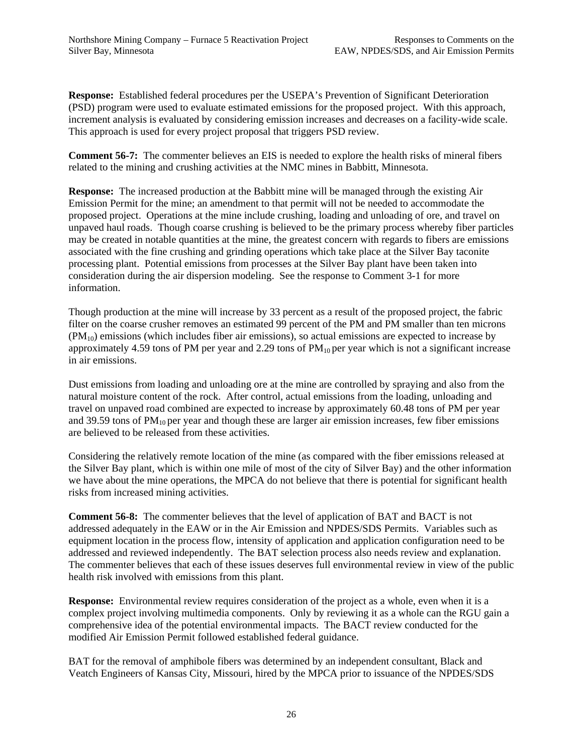**Response:** Established federal procedures per the USEPA's Prevention of Significant Deterioration (PSD) program were used to evaluate estimated emissions for the proposed project. With this approach, increment analysis is evaluated by considering emission increases and decreases on a facility-wide scale. This approach is used for every project proposal that triggers PSD review.

**Comment 56-7:** The commenter believes an EIS is needed to explore the health risks of mineral fibers related to the mining and crushing activities at the NMC mines in Babbitt, Minnesota.

**Response:** The increased production at the Babbitt mine will be managed through the existing Air Emission Permit for the mine; an amendment to that permit will not be needed to accommodate the proposed project. Operations at the mine include crushing, loading and unloading of ore, and travel on unpaved haul roads. Though coarse crushing is believed to be the primary process whereby fiber particles may be created in notable quantities at the mine, the greatest concern with regards to fibers are emissions associated with the fine crushing and grinding operations which take place at the Silver Bay taconite processing plant. Potential emissions from processes at the Silver Bay plant have been taken into consideration during the air dispersion modeling. See the response to Comment 3-1 for more information.

Though production at the mine will increase by 33 percent as a result of the proposed project, the fabric filter on the coarse crusher removes an estimated 99 percent of the PM and PM smaller than ten microns ($PM_{10}$) emissions (which includes fiber air emissions), so actual emissions are expected to increase by approximately 4.59 tons of PM per year and 2.29 tons of $PM_{10}$ per year which is not a significant increase in air emissions.

Dust emissions from loading and unloading ore at the mine are controlled by spraying and also from the natural moisture content of the rock. After control, actual emissions from the loading, unloading and travel on unpaved road combined are expected to increase by approximately 60.48 tons of PM per year and 39.59 tons of $PM_{10}$ per year and though these are larger air emission increases, few fiber emissions are believed to be released from these activities.

Considering the relatively remote location of the mine (as compared with the fiber emissions released at the Silver Bay plant, which is within one mile of most of the city of Silver Bay) and the other information we have about the mine operations, the MPCA do not believe that there is potential for significant health risks from increased mining activities.

**Comment 56-8:** The commenter believes that the level of application of BAT and BACT is not addressed adequately in the EAW or in the Air Emission and NPDES/SDS Permits. Variables such as equipment location in the process flow, intensity of application and application configuration need to be addressed and reviewed independently. The BAT selection process also needs review and explanation. The commenter believes that each of these issues deserves full environmental review in view of the public health risk involved with emissions from this plant.

**Response:** Environmental review requires consideration of the project as a whole, even when it is a complex project involving multimedia components. Only by reviewing it as a whole can the RGU gain a comprehensive idea of the potential environmental impacts. The BACT review conducted for the modified Air Emission Permit followed established federal guidance.

BAT for the removal of amphibole fibers was determined by an independent consultant, Black and Veatch Engineers of Kansas City, Missouri, hired by the MPCA prior to issuance of the NPDES/SDS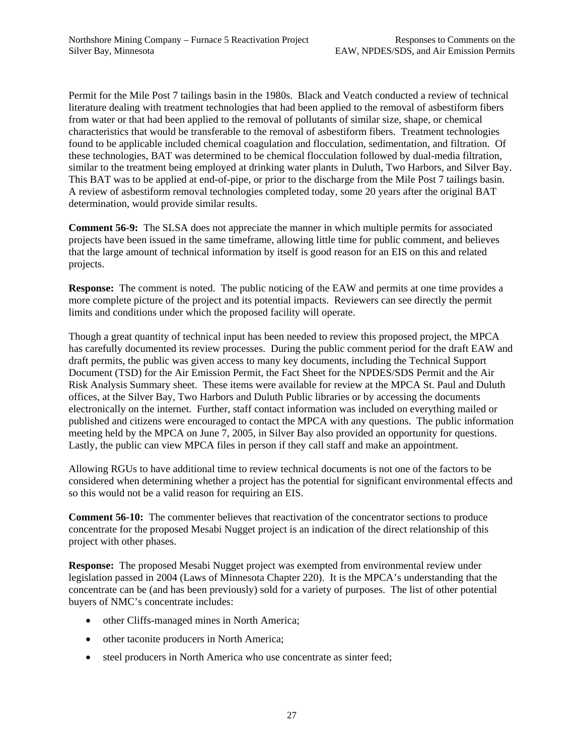Permit for the Mile Post 7 tailings basin in the 1980s. Black and Veatch conducted a review of technical literature dealing with treatment technologies that had been applied to the removal of asbestiform fibers from water or that had been applied to the removal of pollutants of similar size, shape, or chemical characteristics that would be transferable to the removal of asbestiform fibers. Treatment technologies found to be applicable included chemical coagulation and flocculation, sedimentation, and filtration. Of these technologies, BAT was determined to be chemical flocculation followed by dual-media filtration, similar to the treatment being employed at drinking water plants in Duluth, Two Harbors, and Silver Bay. This BAT was to be applied at end-of-pipe, or prior to the discharge from the Mile Post 7 tailings basin. A review of asbestiform removal technologies completed today, some 20 years after the original BAT determination, would provide similar results.

**Comment 56-9:** The SLSA does not appreciate the manner in which multiple permits for associated projects have been issued in the same timeframe, allowing little time for public comment, and believes that the large amount of technical information by itself is good reason for an EIS on this and related projects.

**Response:** The comment is noted. The public noticing of the EAW and permits at one time provides a more complete picture of the project and its potential impacts. Reviewers can see directly the permit limits and conditions under which the proposed facility will operate.

Though a great quantity of technical input has been needed to review this proposed project, the MPCA has carefully documented its review processes. During the public comment period for the draft EAW and draft permits, the public was given access to many key documents, including the Technical Support Document (TSD) for the Air Emission Permit, the Fact Sheet for the NPDES/SDS Permit and the Air Risk Analysis Summary sheet. These items were available for review at the MPCA St. Paul and Duluth offices, at the Silver Bay, Two Harbors and Duluth Public libraries or by accessing the documents electronically on the internet. Further, staff contact information was included on everything mailed or published and citizens were encouraged to contact the MPCA with any questions. The public information meeting held by the MPCA on June 7, 2005, in Silver Bay also provided an opportunity for questions. Lastly, the public can view MPCA files in person if they call staff and make an appointment.

Allowing RGUs to have additional time to review technical documents is not one of the factors to be considered when determining whether a project has the potential for significant environmental effects and so this would not be a valid reason for requiring an EIS.

**Comment 56-10:** The commenter believes that reactivation of the concentrator sections to produce concentrate for the proposed Mesabi Nugget project is an indication of the direct relationship of this project with other phases.

**Response:** The proposed Mesabi Nugget project was exempted from environmental review under legislation passed in 2004 (Laws of Minnesota Chapter 220). It is the MPCA's understanding that the concentrate can be (and has been previously) sold for a variety of purposes. The list of other potential buyers of NMC's concentrate includes:

- other Cliffs-managed mines in North America;
- other taconite producers in North America;
- steel producers in North America who use concentrate as sinter feed;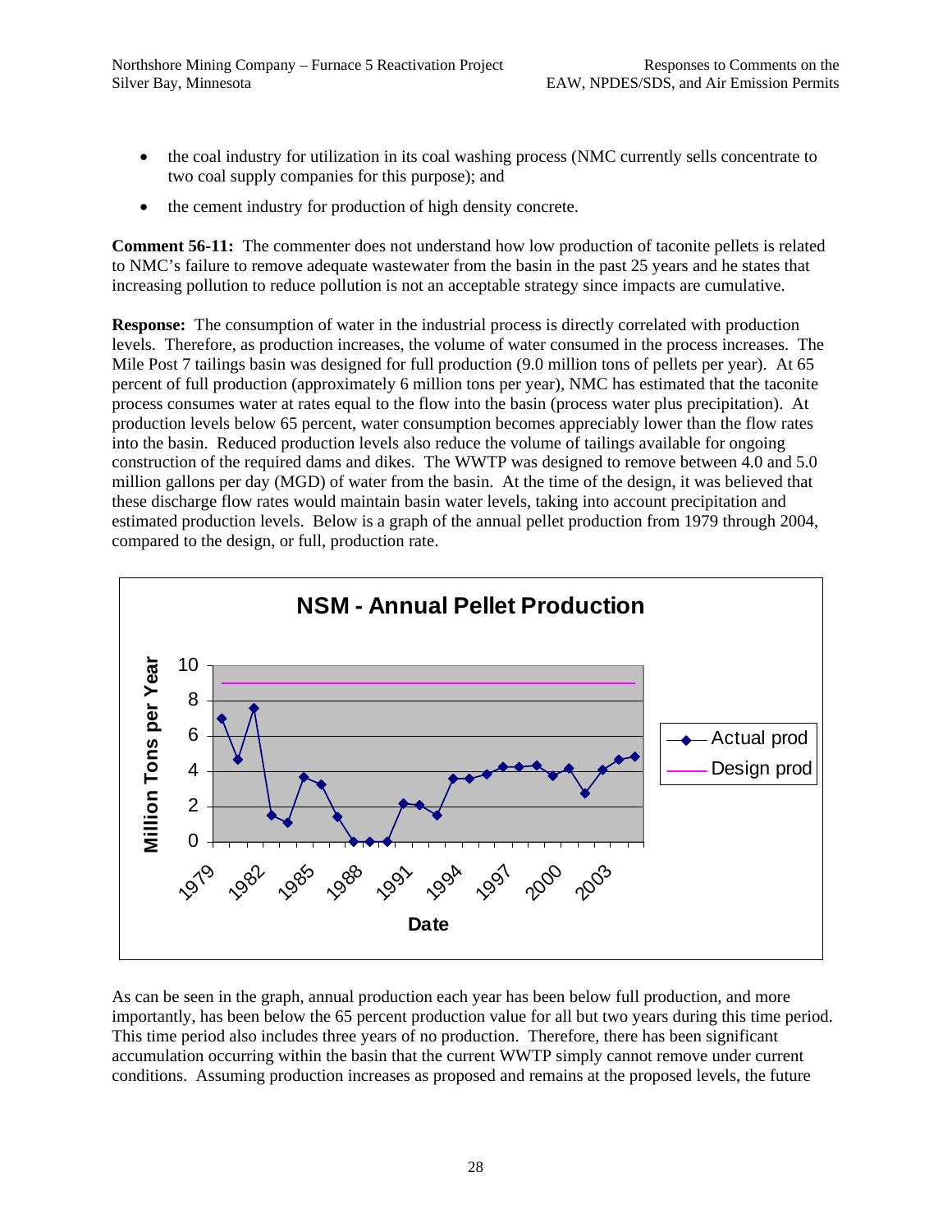- the coal industry for utilization in its coal washing process (NMC currently sells concentrate to two coal supply companies for this purpose); and
- the cement industry for production of high density concrete.

**Comment 56-11:** The commenter does not understand how low production of taconite pellets is related to NMC's failure to remove adequate wastewater from the basin in the past 25 years and he states that increasing pollution to reduce pollution is not an acceptable strategy since impacts are cumulative.

**Response:** The consumption of water in the industrial process is directly correlated with production levels. Therefore, as production increases, the volume of water consumed in the process increases. The Mile Post 7 tailings basin was designed for full production (9.0 million tons of pellets per year). At 65 percent of full production (approximately 6 million tons per year), NMC has estimated that the taconite process consumes water at rates equal to the flow into the basin (process water plus precipitation). At production levels below 65 percent, water consumption becomes appreciably lower than the flow rates into the basin. Reduced production levels also reduce the volume of tailings available for ongoing construction of the required dams and dikes. The WWTP was designed to remove between 4.0 and 5.0 million gallons per day (MGD) of water from the basin. At the time of the design, it was believed that these discharge flow rates would maintain basin water levels, taking into account precipitation and estimated production levels. Below is a graph of the annual pellet production from 1979 through 2004, compared to the design, or full, production rate.

**NSM - Annual Pellet Production**

As can be seen in the graph, annual production each year has been below full production, and more importantly, has been below the 65 percent production value for all but two years during this time period. This time period also includes three years of no production. Therefore, there has been significant accumulation occurring within the basin that the current WWTP simply cannot remove under current conditions. Assuming production increases as proposed and remains at the proposed levels, the future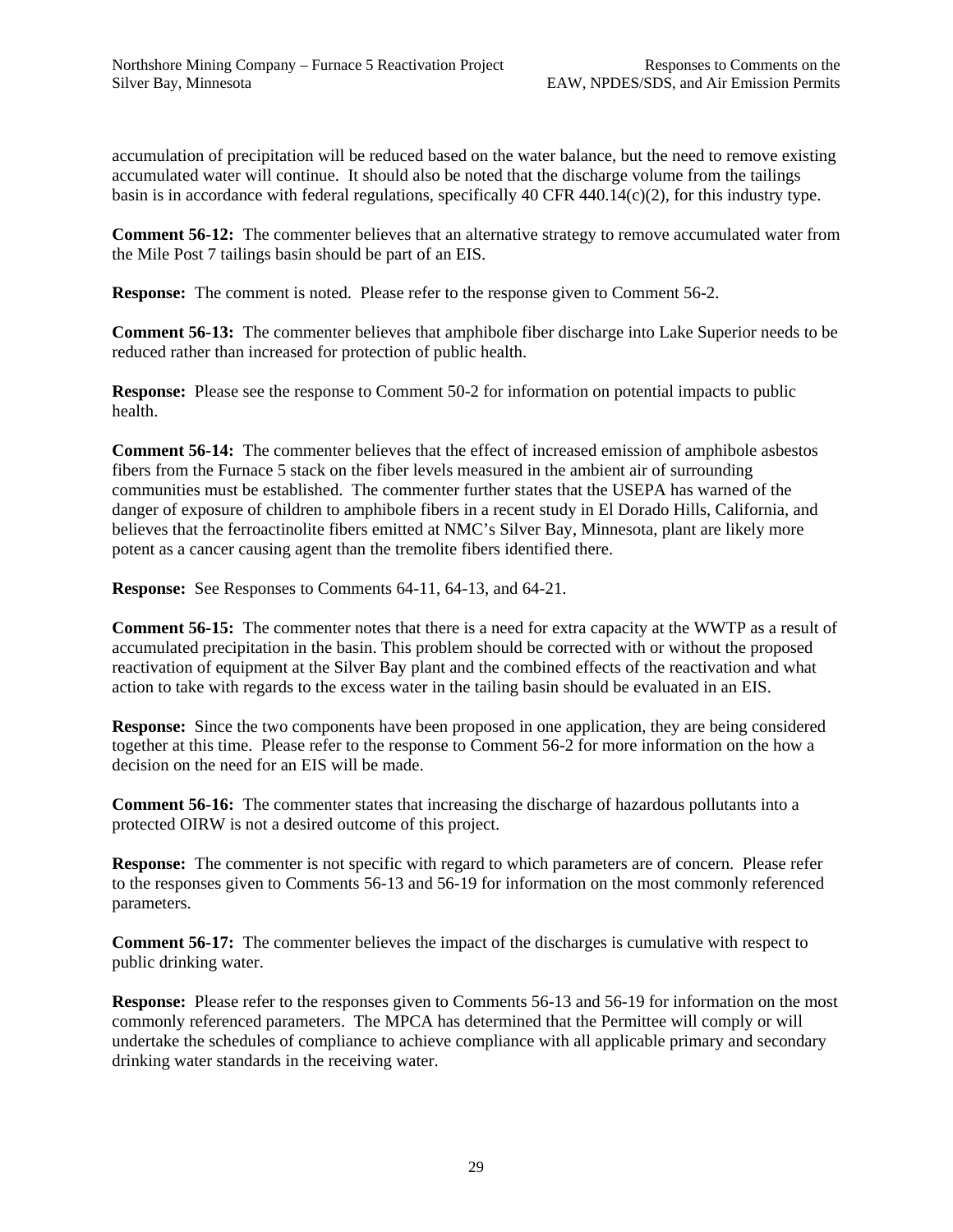accumulation of precipitation will be reduced based on the water balance, but the need to remove existing accumulated water will continue. It should also be noted that the discharge volume from the tailings basin is in accordance with federal regulations, specifically 40 CFR 440.14(c)(2), for this industry type.

**Comment 56-12:** The commenter believes that an alternative strategy to remove accumulated water from the Mile Post 7 tailings basin should be part of an EIS.

**Response:** The comment is noted. Please refer to the response given to Comment 56-2.

**Comment 56-13:** The commenter believes that amphibole fiber discharge into Lake Superior needs to be reduced rather than increased for protection of public health.

**Response:** Please see the response to Comment 50-2 for information on potential impacts to public health.

**Comment 56-14:** The commenter believes that the effect of increased emission of amphibole asbestos fibers from the Furnace 5 stack on the fiber levels measured in the ambient air of surrounding communities must be established. The commenter further states that the USEPA has warned of the danger of exposure of children to amphibole fibers in a recent study in El Dorado Hills, California, and believes that the ferroactinolite fibers emitted at NMC's Silver Bay, Minnesota, plant are likely more potent as a cancer causing agent than the tremolite fibers identified there.

**Response:** See Responses to Comments 64-11, 64-13, and 64-21.

**Comment 56-15:** The commenter notes that there is a need for extra capacity at the WWTP as a result of accumulated precipitation in the basin. This problem should be corrected with or without the proposed reactivation of equipment at the Silver Bay plant and the combined effects of the reactivation and what action to take with regards to the excess water in the tailing basin should be evaluated in an EIS.

**Response:** Since the two components have been proposed in one application, they are being considered together at this time. Please refer to the response to Comment 56-2 for more information on the how a decision on the need for an EIS will be made.

**Comment 56-16:** The commenter states that increasing the discharge of hazardous pollutants into a protected OIRW is not a desired outcome of this project.

**Response:** The commenter is not specific with regard to which parameters are of concern. Please refer to the responses given to Comments 56-13 and 56-19 for information on the most commonly referenced parameters.

**Comment 56-17:** The commenter believes the impact of the discharges is cumulative with respect to public drinking water.

**Response:** Please refer to the responses given to Comments 56-13 and 56-19 for information on the most commonly referenced parameters. The MPCA has determined that the Permittee will comply or will undertake the schedules of compliance to achieve compliance with all applicable primary and secondary drinking water standards in the receiving water.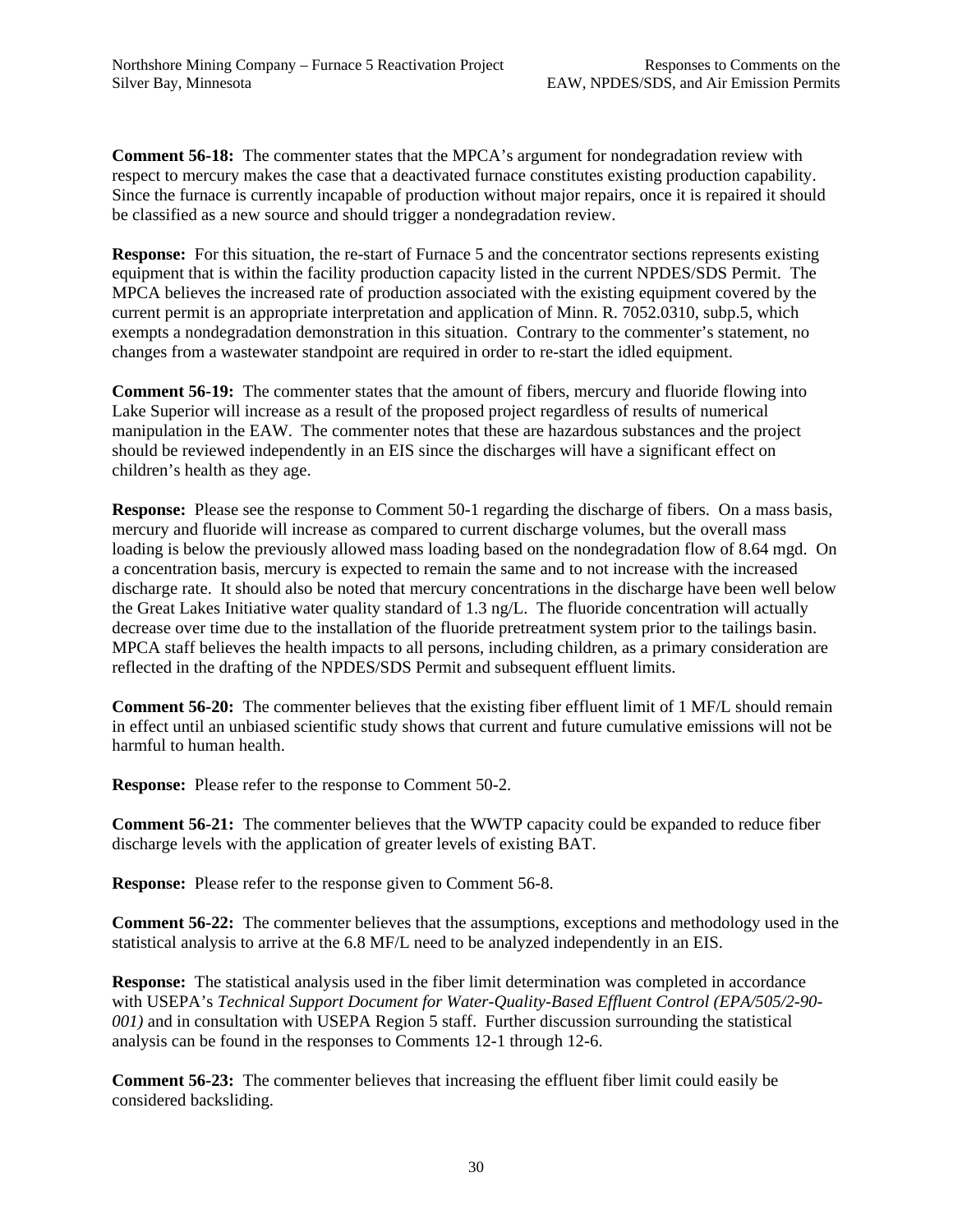**Comment 56-18:** The commenter states that the MPCA's argument for nondegradation review with respect to mercury makes the case that a deactivated furnace constitutes existing production capability. Since the furnace is currently incapable of production without major repairs, once it is repaired it should be classified as a new source and should trigger a nondegradation review.

**Response:** For this situation, the re-start of Furnace 5 and the concentrator sections represents existing equipment that is within the facility production capacity listed in the current NPDES/SDS Permit. The MPCA believes the increased rate of production associated with the existing equipment covered by the current permit is an appropriate interpretation and application of Minn. R. 7052.0310, subp.5, which exempts a nondegradation demonstration in this situation. Contrary to the commenter's statement, no changes from a wastewater standpoint are required in order to re-start the idled equipment.

**Comment 56-19:** The commenter states that the amount of fibers, mercury and fluoride flowing into Lake Superior will increase as a result of the proposed project regardless of results of numerical manipulation in the EAW. The commenter notes that these are hazardous substances and the project should be reviewed independently in an EIS since the discharges will have a significant effect on children's health as they age.

**Response:** Please see the response to Comment 50-1 regarding the discharge of fibers. On a mass basis, mercury and fluoride will increase as compared to current discharge volumes, but the overall mass loading is below the previously allowed mass loading based on the nondegradation flow of 8.64 mgd. On a concentration basis, mercury is expected to remain the same and to not increase with the increased discharge rate. It should also be noted that mercury concentrations in the discharge have been well below the Great Lakes Initiative water quality standard of 1.3 ng/L. The fluoride concentration will actually decrease over time due to the installation of the fluoride pretreatment system prior to the tailings basin. MPCA staff believes the health impacts to all persons, including children, as a primary consideration are reflected in the drafting of the NPDES/SDS Permit and subsequent effluent limits.

**Comment 56-20:** The commenter believes that the existing fiber effluent limit of 1 MF/L should remain in effect until an unbiased scientific study shows that current and future cumulative emissions will not be harmful to human health.

**Response:** Please refer to the response to Comment 50-2.

**Comment 56-21:** The commenter believes that the WWTP capacity could be expanded to reduce fiber discharge levels with the application of greater levels of existing BAT.

**Response:** Please refer to the response given to Comment 56-8.

**Comment 56-22:** The commenter believes that the assumptions, exceptions and methodology used in the statistical analysis to arrive at the 6.8 MF/L need to be analyzed independently in an EIS.

**Response:** The statistical analysis used in the fiber limit determination was completed in accordance with USEPA's *Technical Support Document for Water-Quality-Based Effluent Control (EPA/505/2-90-001)* and in consultation with USEPA Region 5 staff. Further discussion surrounding the statistical analysis can be found in the responses to Comments 12-1 through 12-6.

**Comment 56-23:** The commenter believes that increasing the effluent fiber limit could easily be considered backsliding.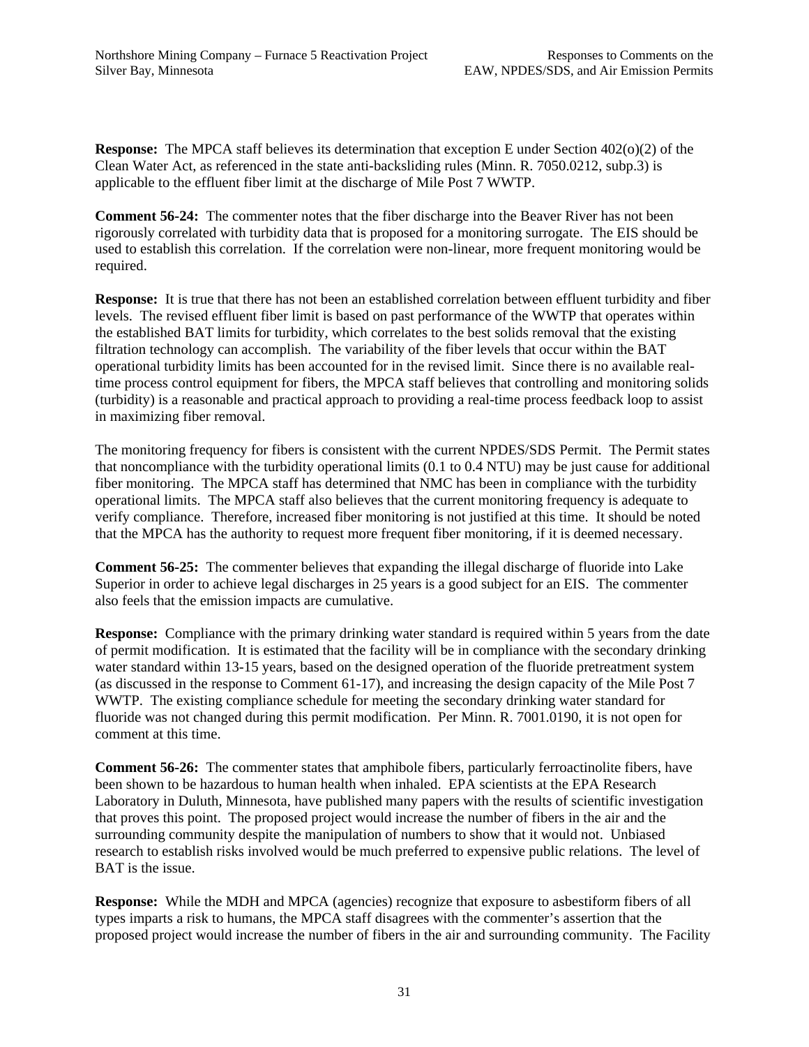**Response:** The MPCA staff believes its determination that exception E under Section 402(o)(2) of the Clean Water Act, as referenced in the state anti-backsliding rules (Minn. R. 7050.0212, subp.3) is applicable to the effluent fiber limit at the discharge of Mile Post 7 WWTP.

**Comment 56-24:** The commenter notes that the fiber discharge into the Beaver River has not been rigorously correlated with turbidity data that is proposed for a monitoring surrogate. The EIS should be used to establish this correlation. If the correlation were non-linear, more frequent monitoring would be required.

**Response:** It is true that there has not been an established correlation between effluent turbidity and fiber levels. The revised effluent fiber limit is based on past performance of the WWTP that operates within the established BAT limits for turbidity, which correlates to the best solids removal that the existing filtration technology can accomplish. The variability of the fiber levels that occur within the BAT operational turbidity limits has been accounted for in the revised limit. Since there is no available real-time process control equipment for fibers, the MPCA staff believes that controlling and monitoring solids (turbidity) is a reasonable and practical approach to providing a real-time process feedback loop to assist in maximizing fiber removal.

The monitoring frequency for fibers is consistent with the current NPDES/SDS Permit. The Permit states that noncompliance with the turbidity operational limits (0.1 to 0.4 NTU) may be just cause for additional fiber monitoring. The MPCA staff has determined that NMC has been in compliance with the turbidity operational limits. The MPCA staff also believes that the current monitoring frequency is adequate to verify compliance. Therefore, increased fiber monitoring is not justified at this time. It should be noted that the MPCA has the authority to request more frequent fiber monitoring, if it is deemed necessary.

**Comment 56-25:** The commenter believes that expanding the illegal discharge of fluoride into Lake Superior in order to achieve legal discharges in 25 years is a good subject for an EIS. The commenter also feels that the emission impacts are cumulative.

**Response:** Compliance with the primary drinking water standard is required within 5 years from the date of permit modification. It is estimated that the facility will be in compliance with the secondary drinking water standard within 13-15 years, based on the designed operation of the fluoride pretreatment system (as discussed in the response to Comment 61-17), and increasing the design capacity of the Mile Post 7 WWTP. The existing compliance schedule for meeting the secondary drinking water standard for fluoride was not changed during this permit modification. Per Minn. R. 7001.0190, it is not open for comment at this time.

**Comment 56-26:** The commenter states that amphibole fibers, particularly ferroactinolite fibers, have been shown to be hazardous to human health when inhaled. EPA scientists at the EPA Research Laboratory in Duluth, Minnesota, have published many papers with the results of scientific investigation that proves this point. The proposed project would increase the number of fibers in the air and the surrounding community despite the manipulation of numbers to show that it would not. Unbiased research to establish risks involved would be much preferred to expensive public relations. The level of BAT is the issue.

**Response:** While the MDH and MPCA (agencies) recognize that exposure to asbestiform fibers of all types imparts a risk to humans, the MPCA staff disagrees with the commenter's assertion that the proposed project would increase the number of fibers in the air and surrounding community. The Facility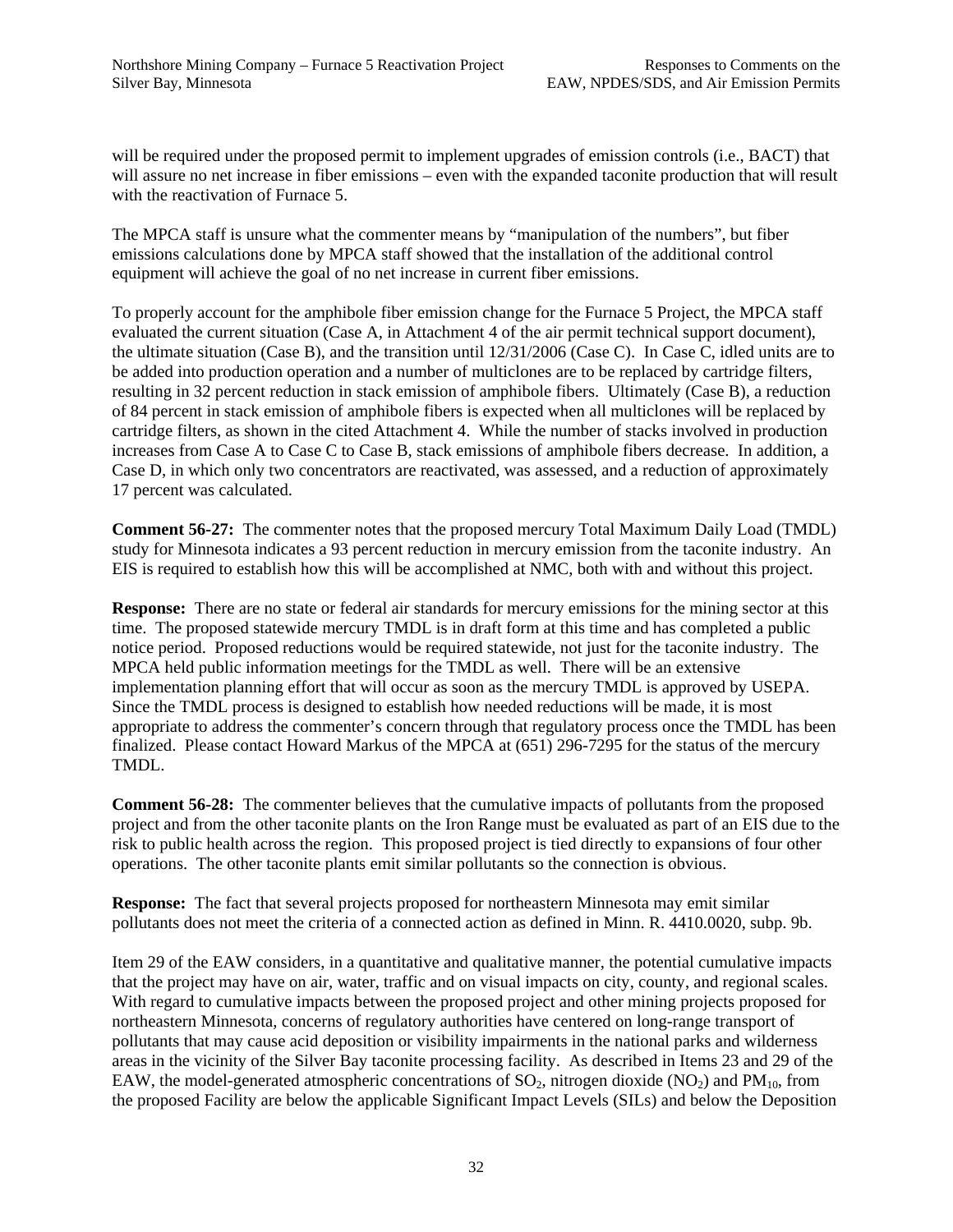will be required under the proposed permit to implement upgrades of emission controls (i.e., BACT) that will assure no net increase in fiber emissions – even with the expanded taconite production that will result with the reactivation of Furnace 5.

The MPCA staff is unsure what the commenter means by "manipulation of the numbers", but fiber emissions calculations done by MPCA staff showed that the installation of the additional control equipment will achieve the goal of no net increase in current fiber emissions.

To properly account for the amphibole fiber emission change for the Furnace 5 Project, the MPCA staff evaluated the current situation (Case A, in Attachment 4 of the air permit technical support document), the ultimate situation (Case B), and the transition until 12/31/2006 (Case C). In Case C, idled units are to be added into production operation and a number of multiclones are to be replaced by cartridge filters, resulting in 32 percent reduction in stack emission of amphibole fibers. Ultimately (Case B), a reduction of 84 percent in stack emission of amphibole fibers is expected when all multiclones will be replaced by cartridge filters, as shown in the cited Attachment 4. While the number of stacks involved in production increases from Case A to Case C to Case B, stack emissions of amphibole fibers decrease. In addition, a Case D, in which only two concentrators are reactivated, was assessed, and a reduction of approximately 17 percent was calculated.

**Comment 56-27:** The commenter notes that the proposed mercury Total Maximum Daily Load (TMDL) study for Minnesota indicates a 93 percent reduction in mercury emission from the taconite industry. An EIS is required to establish how this will be accomplished at NMC, both with and without this project.

**Response:** There are no state or federal air standards for mercury emissions for the mining sector at this time. The proposed statewide mercury TMDL is in draft form at this time and has completed a public notice period. Proposed reductions would be required statewide, not just for the taconite industry. The MPCA held public information meetings for the TMDL as well. There will be an extensive implementation planning effort that will occur as soon as the mercury TMDL is approved by USEPA. Since the TMDL process is designed to establish how needed reductions will be made, it is most appropriate to address the commenter's concern through that regulatory process once the TMDL has been finalized. Please contact Howard Markus of the MPCA at (651) 296-7295 for the status of the mercury TMDL.

**Comment 56-28:** The commenter believes that the cumulative impacts of pollutants from the proposed project and from the other taconite plants on the Iron Range must be evaluated as part of an EIS due to the risk to public health across the region. This proposed project is tied directly to expansions of four other operations. The other taconite plants emit similar pollutants so the connection is obvious.

**Response:** The fact that several projects proposed for northeastern Minnesota may emit similar pollutants does not meet the criteria of a connected action as defined in Minn. R. 4410.0020, subp. 9b.

Item 29 of the EAW considers, in a quantitative and qualitative manner, the potential cumulative impacts that the project may have on air, water, traffic and on visual impacts on city, county, and regional scales. With regard to cumulative impacts between the proposed project and other mining projects proposed for northeastern Minnesota, concerns of regulatory authorities have centered on long-range transport of pollutants that may cause acid deposition or visibility impairments in the national parks and wilderness areas in the vicinity of the Silver Bay taconite processing facility. As described in Items 23 and 29 of the EAW, the model-generated atmospheric concentrations of $SO_2$, nitrogen dioxide ($NO_2$) and $PM_{10}$, from the proposed Facility are below the applicable Significant Impact Levels (SILs) and below the Deposition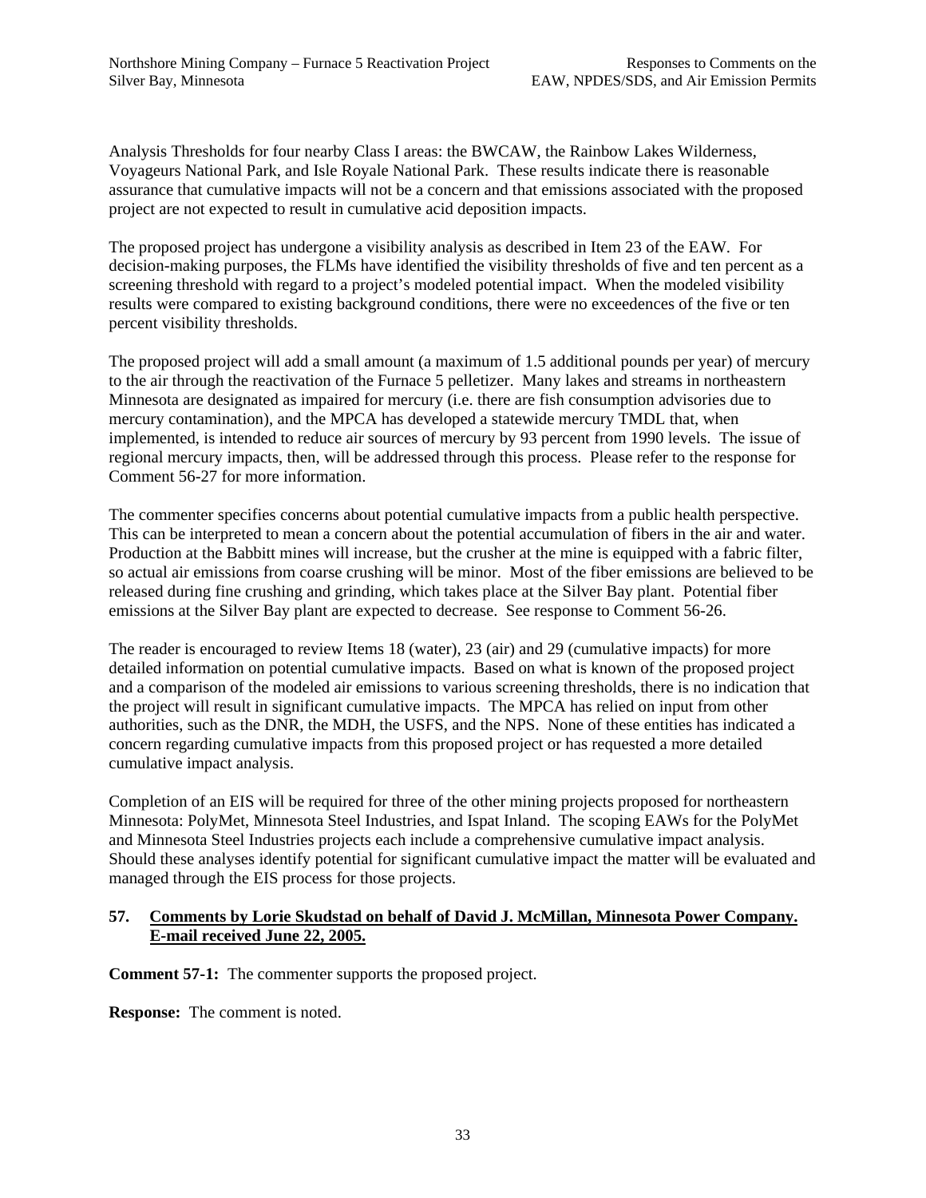Analysis Thresholds for four nearby Class I areas: the BWCAW, the Rainbow Lakes Wilderness, Voyageurs National Park, and Isle Royale National Park. These results indicate there is reasonable assurance that cumulative impacts will not be a concern and that emissions associated with the proposed project are not expected to result in cumulative acid deposition impacts.

The proposed project has undergone a visibility analysis as described in Item 23 of the EAW. For decision-making purposes, the FLMs have identified the visibility thresholds of five and ten percent as a screening threshold with regard to a project's modeled potential impact. When the modeled visibility results were compared to existing background conditions, there were no exceedences of the five or ten percent visibility thresholds.

The proposed project will add a small amount (a maximum of 1.5 additional pounds per year) of mercury to the air through the reactivation of the Furnace 5 pelletizer. Many lakes and streams in northeastern Minnesota are designated as impaired for mercury (i.e. there are fish consumption advisories due to mercury contamination), and the MPCA has developed a statewide mercury TMDL that, when implemented, is intended to reduce air sources of mercury by 93 percent from 1990 levels. The issue of regional mercury impacts, then, will be addressed through this process. Please refer to the response for Comment 56-27 for more information.

The commenter specifies concerns about potential cumulative impacts from a public health perspective. This can be interpreted to mean a concern about the potential accumulation of fibers in the air and water. Production at the Babbitt mines will increase, but the crusher at the mine is equipped with a fabric filter, so actual air emissions from coarse crushing will be minor. Most of the fiber emissions are believed to be released during fine crushing and grinding, which takes place at the Silver Bay plant. Potential fiber emissions at the Silver Bay plant are expected to decrease. See response to Comment 56-26.

The reader is encouraged to review Items 18 (water), 23 (air) and 29 (cumulative impacts) for more detailed information on potential cumulative impacts. Based on what is known of the proposed project and a comparison of the modeled air emissions to various screening thresholds, there is no indication that the project will result in significant cumulative impacts. The MPCA has relied on input from other authorities, such as the DNR, the MDH, the USFS, and the NPS. None of these entities has indicated a concern regarding cumulative impacts from this proposed project or has requested a more detailed cumulative impact analysis.

Completion of an EIS will be required for three of the other mining projects proposed for northeastern Minnesota: PolyMet, Minnesota Steel Industries, and Ispat Inland. The scoping EAWs for the PolyMet and Minnesota Steel Industries projects each include a comprehensive cumulative impact analysis. Should these analyses identify potential for significant cumulative impact the matter will be evaluated and managed through the EIS process for those projects.

## 57. Comments by Lorie Skudstad on behalf of David J. McMillan, Minnesota Power Company. E-mail received June 22, 2005.

**Comment 57-1:** The commenter supports the proposed project.

**Response:** The comment is noted.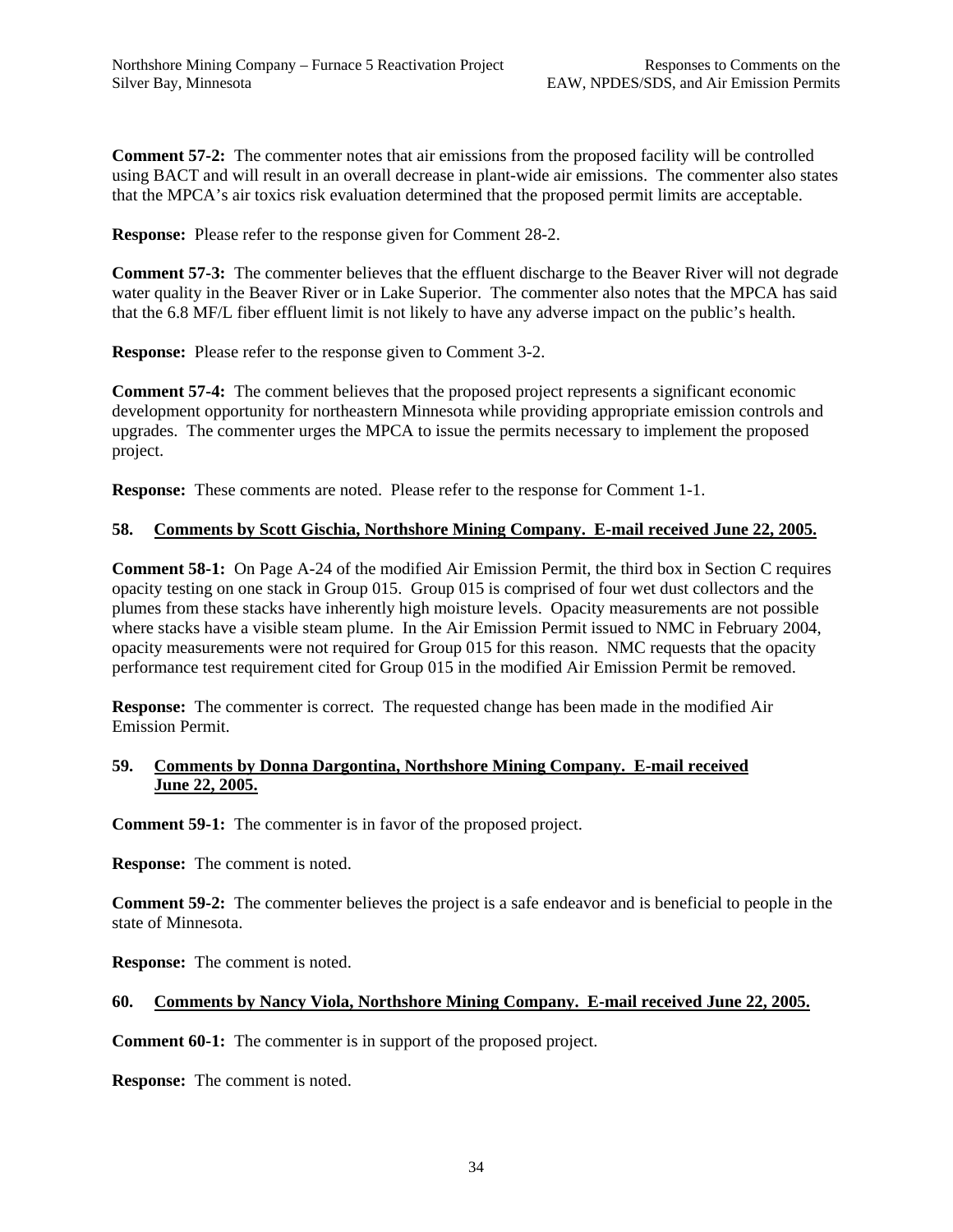**Comment 57-2:** The commenter notes that air emissions from the proposed facility will be controlled using BACT and will result in an overall decrease in plant-wide air emissions. The commenter also states that the MPCA's air toxics risk evaluation determined that the proposed permit limits are acceptable.

**Response:** Please refer to the response given for Comment 28-2.

**Comment 57-3:** The commenter believes that the effluent discharge to the Beaver River will not degrade water quality in the Beaver River or in Lake Superior. The commenter also notes that the MPCA has said that the 6.8 MF/L fiber effluent limit is not likely to have any adverse impact on the public's health.

**Response:** Please refer to the response given to Comment 3-2.

**Comment 57-4:** The comment believes that the proposed project represents a significant economic development opportunity for northeastern Minnesota while providing appropriate emission controls and upgrades. The commenter urges the MPCA to issue the permits necessary to implement the proposed project.

**Response:** These comments are noted. Please refer to the response for Comment 1-1.

**58. Comments by Scott Gischia, Northshore Mining Company. E-mail received June 22, 2005.**

**Comment 58-1:** On Page A-24 of the modified Air Emission Permit, the third box in Section C requires opacity testing on one stack in Group 015. Group 015 is comprised of four wet dust collectors and the plumes from these stacks have inherently high moisture levels. Opacity measurements are not possible where stacks have a visible steam plume. In the Air Emission Permit issued to NMC in February 2004, opacity measurements were not required for Group 015 for this reason. NMC requests that the opacity performance test requirement cited for Group 015 in the modified Air Emission Permit be removed.

**Response:** The commenter is correct. The requested change has been made in the modified Air Emission Permit.

**59. Comments by Donna Dargontina, Northshore Mining Company. E-mail received June 22, 2005.**

**Comment 59-1:** The commenter is in favor of the proposed project.

**Response:** The comment is noted.

**Comment 59-2:** The commenter believes the project is a safe endeavor and is beneficial to people in the state of Minnesota.

**Response:** The comment is noted.

**60. Comments by Nancy Viola, Northshore Mining Company. E-mail received June 22, 2005.**

**Comment 60-1:** The commenter is in support of the proposed project.

**Response:** The comment is noted.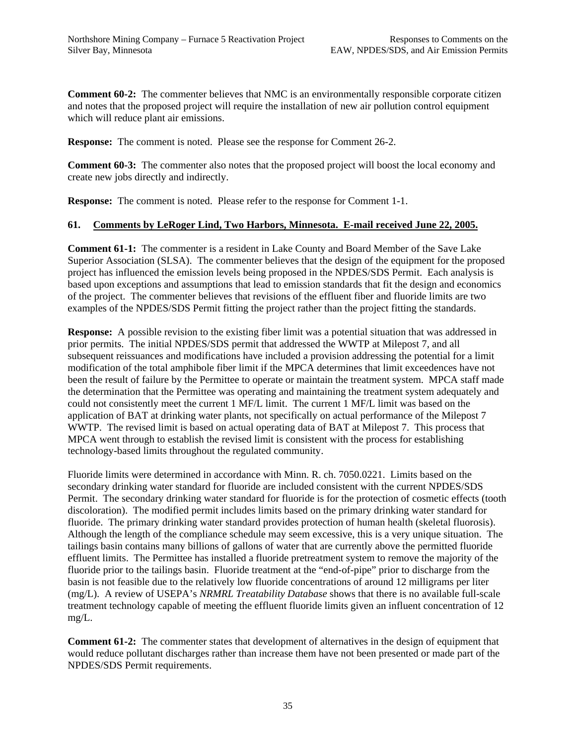**Comment 60-2:** The commenter believes that NMC is an environmentally responsible corporate citizen and notes that the proposed project will require the installation of new air pollution control equipment which will reduce plant air emissions.

**Response:** The comment is noted. Please see the response for Comment 26-2.

**Comment 60-3:** The commenter also notes that the proposed project will boost the local economy and create new jobs directly and indirectly.

**Response:** The comment is noted. Please refer to the response for Comment 1-1.

## 61. Comments by LeRoger Lind, Two Harbors, Minnesota. E-mail received June 22, 2005.

**Comment 61-1:** The commenter is a resident in Lake County and Board Member of the Save Lake Superior Association (SLSA). The commenter believes that the design of the equipment for the proposed project has influenced the emission levels being proposed in the NPDES/SDS Permit. Each analysis is based upon exceptions and assumptions that lead to emission standards that fit the design and economics of the project. The commenter believes that revisions of the effluent fiber and fluoride limits are two examples of the NPDES/SDS Permit fitting the project rather than the project fitting the standards.

**Response:** A possible revision to the existing fiber limit was a potential situation that was addressed in prior permits. The initial NPDES/SDS permit that addressed the WWTP at Milepost 7, and all subsequent reissuances and modifications have included a provision addressing the potential for a limit modification of the total amphibole fiber limit if the MPCA determines that limit exceedences have not been the result of failure by the Permittee to operate or maintain the treatment system. MPCA staff made the determination that the Permittee was operating and maintaining the treatment system adequately and could not consistently meet the current 1 MF/L limit. The current 1 MF/L limit was based on the application of BAT at drinking water plants, not specifically on actual performance of the Milepost 7 WWTP. The revised limit is based on actual operating data of BAT at Milepost 7. This process that MPCA went through to establish the revised limit is consistent with the process for establishing technology-based limits throughout the regulated community.

Fluoride limits were determined in accordance with Minn. R. ch. 7050.0221. Limits based on the secondary drinking water standard for fluoride are included consistent with the current NPDES/SDS Permit. The secondary drinking water standard for fluoride is for the protection of cosmetic effects (tooth discoloration). The modified permit includes limits based on the primary drinking water standard for fluoride. The primary drinking water standard provides protection of human health (skeletal fluorosis). Although the length of the compliance schedule may seem excessive, this is a very unique situation. The tailings basin contains many billions of gallons of water that are currently above the permitted fluoride effluent limits. The Permittee has installed a fluoride pretreatment system to remove the majority of the fluoride prior to the tailings basin. Fluoride treatment at the "end-of-pipe" prior to discharge from the basin is not feasible due to the relatively low fluoride concentrations of around 12 milligrams per liter (mg/L). A review of USEPA's *NRMRL Treatability Database* shows that there is no available full-scale treatment technology capable of meeting the effluent fluoride limits given an influent concentration of 12 mg/L.

**Comment 61-2:** The commenter states that development of alternatives in the design of equipment that would reduce pollutant discharges rather than increase them have not been presented or made part of the NPDES/SDS Permit requirements.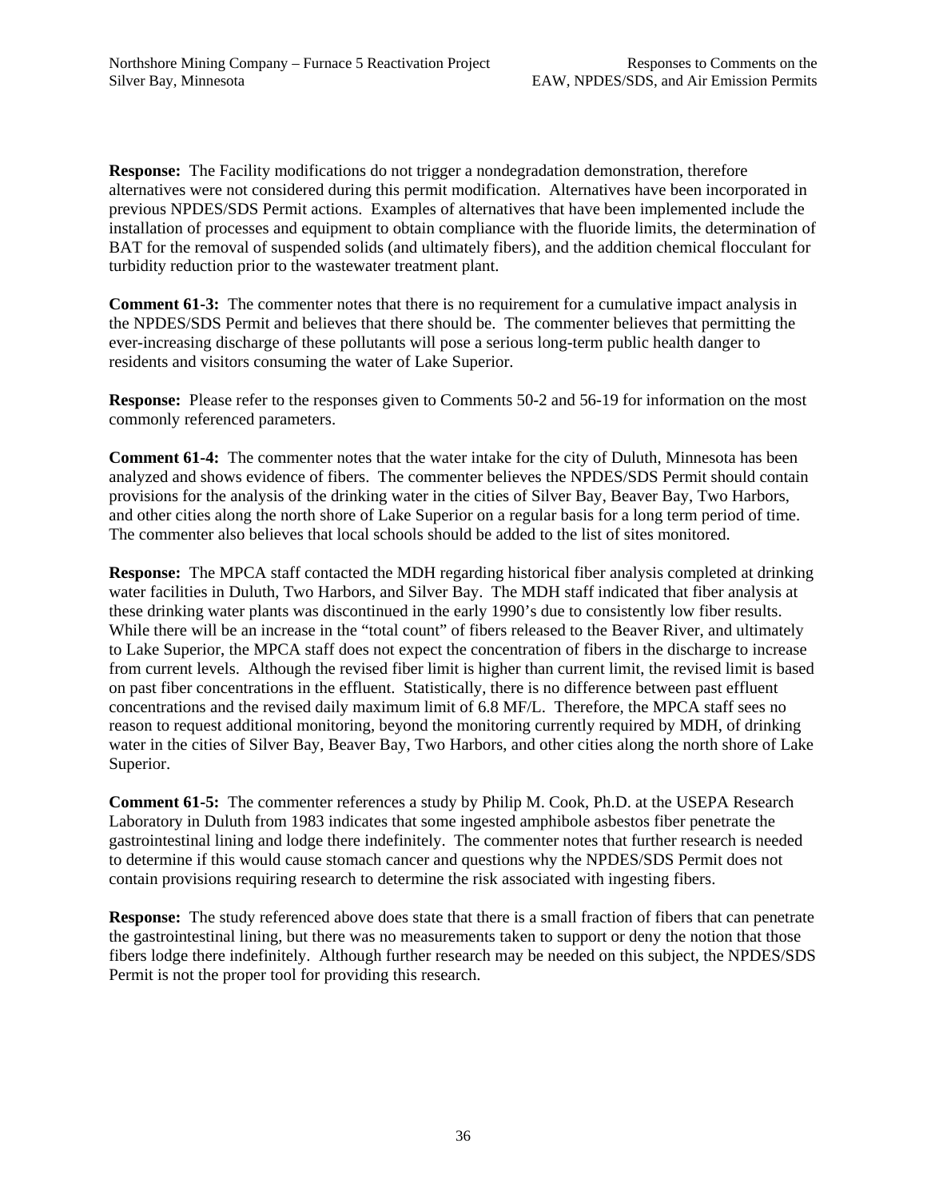**Response:** The Facility modifications do not trigger a nondegradation demonstration, therefore alternatives were not considered during this permit modification. Alternatives have been incorporated in previous NPDES/SDS Permit actions. Examples of alternatives that have been implemented include the installation of processes and equipment to obtain compliance with the fluoride limits, the determination of BAT for the removal of suspended solids (and ultimately fibers), and the addition chemical flocculant for turbidity reduction prior to the wastewater treatment plant.

**Comment 61-3:** The commenter notes that there is no requirement for a cumulative impact analysis in the NPDES/SDS Permit and believes that there should be. The commenter believes that permitting the ever-increasing discharge of these pollutants will pose a serious long-term public health danger to residents and visitors consuming the water of Lake Superior.

**Response:** Please refer to the responses given to Comments 50-2 and 56-19 for information on the most commonly referenced parameters.

**Comment 61-4:** The commenter notes that the water intake for the city of Duluth, Minnesota has been analyzed and shows evidence of fibers. The commenter believes the NPDES/SDS Permit should contain provisions for the analysis of the drinking water in the cities of Silver Bay, Beaver Bay, Two Harbors, and other cities along the north shore of Lake Superior on a regular basis for a long term period of time. The commenter also believes that local schools should be added to the list of sites monitored.

**Response:** The MPCA staff contacted the MDH regarding historical fiber analysis completed at drinking water facilities in Duluth, Two Harbors, and Silver Bay. The MDH staff indicated that fiber analysis at these drinking water plants was discontinued in the early 1990's due to consistently low fiber results. While there will be an increase in the "total count" of fibers released to the Beaver River, and ultimately to Lake Superior, the MPCA staff does not expect the concentration of fibers in the discharge to increase from current levels. Although the revised fiber limit is higher than current limit, the revised limit is based on past fiber concentrations in the effluent. Statistically, there is no difference between past effluent concentrations and the revised daily maximum limit of 6.8 MF/L. Therefore, the MPCA staff sees no reason to request additional monitoring, beyond the monitoring currently required by MDH, of drinking water in the cities of Silver Bay, Beaver Bay, Two Harbors, and other cities along the north shore of Lake Superior.

**Comment 61-5:** The commenter references a study by Philip M. Cook, Ph.D. at the USEPA Research Laboratory in Duluth from 1983 indicates that some ingested amphibole asbestos fiber penetrate the gastrointestinal lining and lodge there indefinitely. The commenter notes that further research is needed to determine if this would cause stomach cancer and questions why the NPDES/SDS Permit does not contain provisions requiring research to determine the risk associated with ingesting fibers.

**Response:** The study referenced above does state that there is a small fraction of fibers that can penetrate the gastrointestinal lining, but there was no measurements taken to support or deny the notion that those fibers lodge there indefinitely. Although further research may be needed on this subject, the NPDES/SDS Permit is not the proper tool for providing this research.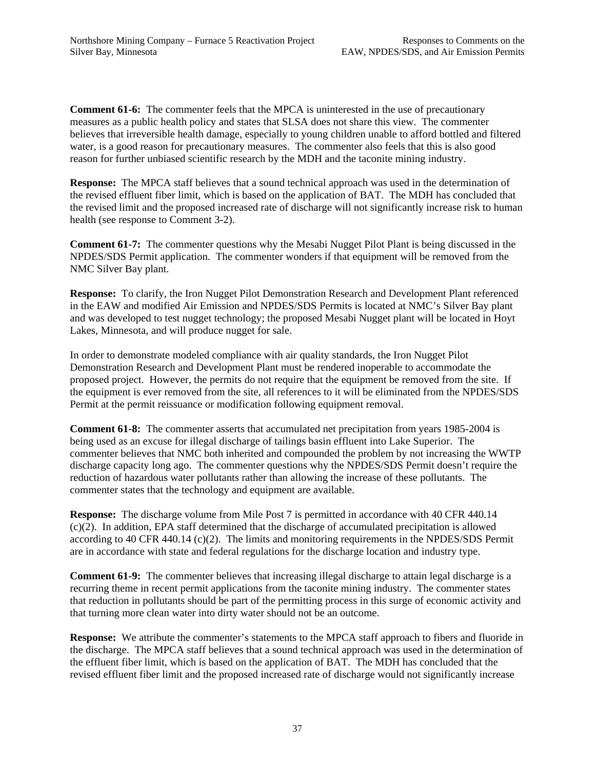**Comment 61-6:** The commenter feels that the MPCA is uninterested in the use of precautionary measures as a public health policy and states that SLSA does not share this view. The commenter believes that irreversible health damage, especially to young children unable to afford bottled and filtered water, is a good reason for precautionary measures. The commenter also feels that this is also good reason for further unbiased scientific research by the MDH and the taconite mining industry.

**Response:** The MPCA staff believes that a sound technical approach was used in the determination of the revised effluent fiber limit, which is based on the application of BAT. The MDH has concluded that the revised limit and the proposed increased rate of discharge will not significantly increase risk to human health (see response to Comment 3-2).

**Comment 61-7:** The commenter questions why the Mesabi Nugget Pilot Plant is being discussed in the NPDES/SDS Permit application. The commenter wonders if that equipment will be removed from the NMC Silver Bay plant.

**Response:** To clarify, the Iron Nugget Pilot Demonstration Research and Development Plant referenced in the EAW and modified Air Emission and NPDES/SDS Permits is located at NMC's Silver Bay plant and was developed to test nugget technology; the proposed Mesabi Nugget plant will be located in Hoyt Lakes, Minnesota, and will produce nugget for sale.

In order to demonstrate modeled compliance with air quality standards, the Iron Nugget Pilot Demonstration Research and Development Plant must be rendered inoperable to accommodate the proposed project. However, the permits do not require that the equipment be removed from the site. If the equipment is ever removed from the site, all references to it will be eliminated from the NPDES/SDS Permit at the permit reissuance or modification following equipment removal.

**Comment 61-8:** The commenter asserts that accumulated net precipitation from years 1985-2004 is being used as an excuse for illegal discharge of tailings basin effluent into Lake Superior. The commenter believes that NMC both inherited and compounded the problem by not increasing the WWTP discharge capacity long ago. The commenter questions why the NPDES/SDS Permit doesn't require the reduction of hazardous water pollutants rather than allowing the increase of these pollutants. The commenter states that the technology and equipment are available.

**Response:** The discharge volume from Mile Post 7 is permitted in accordance with 40 CFR 440.14 (c)(2). In addition, EPA staff determined that the discharge of accumulated precipitation is allowed according to 40 CFR 440.14 (c)(2). The limits and monitoring requirements in the NPDES/SDS Permit are in accordance with state and federal regulations for the discharge location and industry type.

**Comment 61-9:** The commenter believes that increasing illegal discharge to attain legal discharge is a recurring theme in recent permit applications from the taconite mining industry. The commenter states that reduction in pollutants should be part of the permitting process in this surge of economic activity and that turning more clean water into dirty water should not be an outcome.

**Response:** We attribute the commenter's statements to the MPCA staff approach to fibers and fluoride in the discharge. The MPCA staff believes that a sound technical approach was used in the determination of the effluent fiber limit, which is based on the application of BAT. The MDH has concluded that the revised effluent fiber limit and the proposed increased rate of discharge would not significantly increase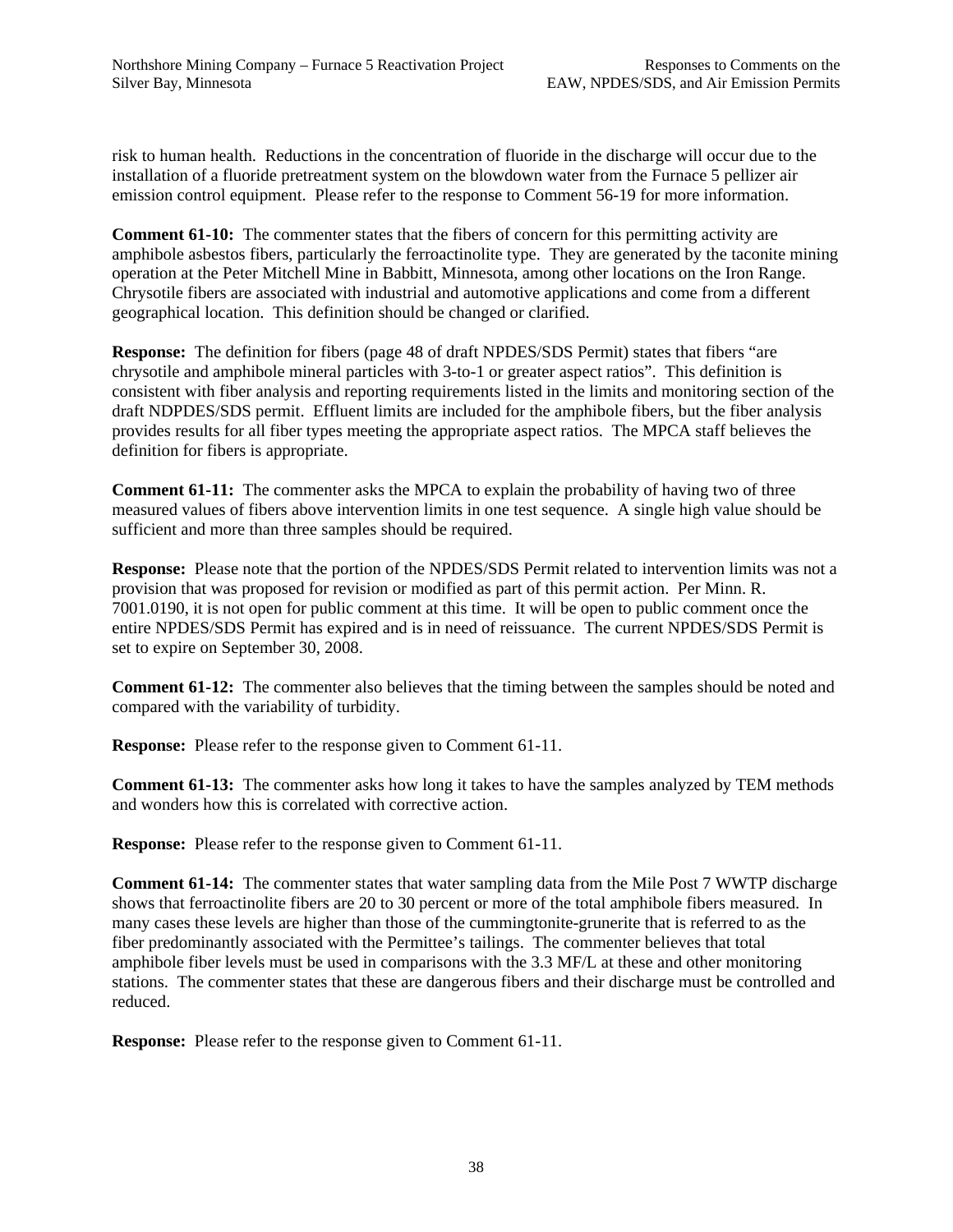risk to human health. Reductions in the concentration of fluoride in the discharge will occur due to the installation of a fluoride pretreatment system on the blowdown water from the Furnace 5 pellizer air emission control equipment. Please refer to the response to Comment 56-19 for more information.

**Comment 61-10:** The commenter states that the fibers of concern for this permitting activity are amphibole asbestos fibers, particularly the ferroactinolite type. They are generated by the taconite mining operation at the Peter Mitchell Mine in Babbitt, Minnesota, among other locations on the Iron Range. Chrysotile fibers are associated with industrial and automotive applications and come from a different geographical location. This definition should be changed or clarified.

**Response:** The definition for fibers (page 48 of draft NPDES/SDS Permit) states that fibers "are chrysotile and amphibole mineral particles with 3-to-1 or greater aspect ratios". This definition is consistent with fiber analysis and reporting requirements listed in the limits and monitoring section of the draft NDPDES/SDS permit. Effluent limits are included for the amphibole fibers, but the fiber analysis provides results for all fiber types meeting the appropriate aspect ratios. The MPCA staff believes the definition for fibers is appropriate.

**Comment 61-11:** The commenter asks the MPCA to explain the probability of having two of three measured values of fibers above intervention limits in one test sequence. A single high value should be sufficient and more than three samples should be required.

**Response:** Please note that the portion of the NPDES/SDS Permit related to intervention limits was not a provision that was proposed for revision or modified as part of this permit action. Per Minn. R. 7001.0190, it is not open for public comment at this time. It will be open to public comment once the entire NPDES/SDS Permit has expired and is in need of reissuance. The current NPDES/SDS Permit is set to expire on September 30, 2008.

**Comment 61-12:** The commenter also believes that the timing between the samples should be noted and compared with the variability of turbidity.

**Response:** Please refer to the response given to Comment 61-11.

**Comment 61-13:** The commenter asks how long it takes to have the samples analyzed by TEM methods and wonders how this is correlated with corrective action.

**Response:** Please refer to the response given to Comment 61-11.

**Comment 61-14:** The commenter states that water sampling data from the Mile Post 7 WWTP discharge shows that ferroactinolite fibers are 20 to 30 percent or more of the total amphibole fibers measured. In many cases these levels are higher than those of the cummingtonite-grunerite that is referred to as the fiber predominantly associated with the Permittee's tailings. The commenter believes that total amphibole fiber levels must be used in comparisons with the 3.3 MF/L at these and other monitoring stations. The commenter states that these are dangerous fibers and their discharge must be controlled and reduced.

**Response:** Please refer to the response given to Comment 61-11.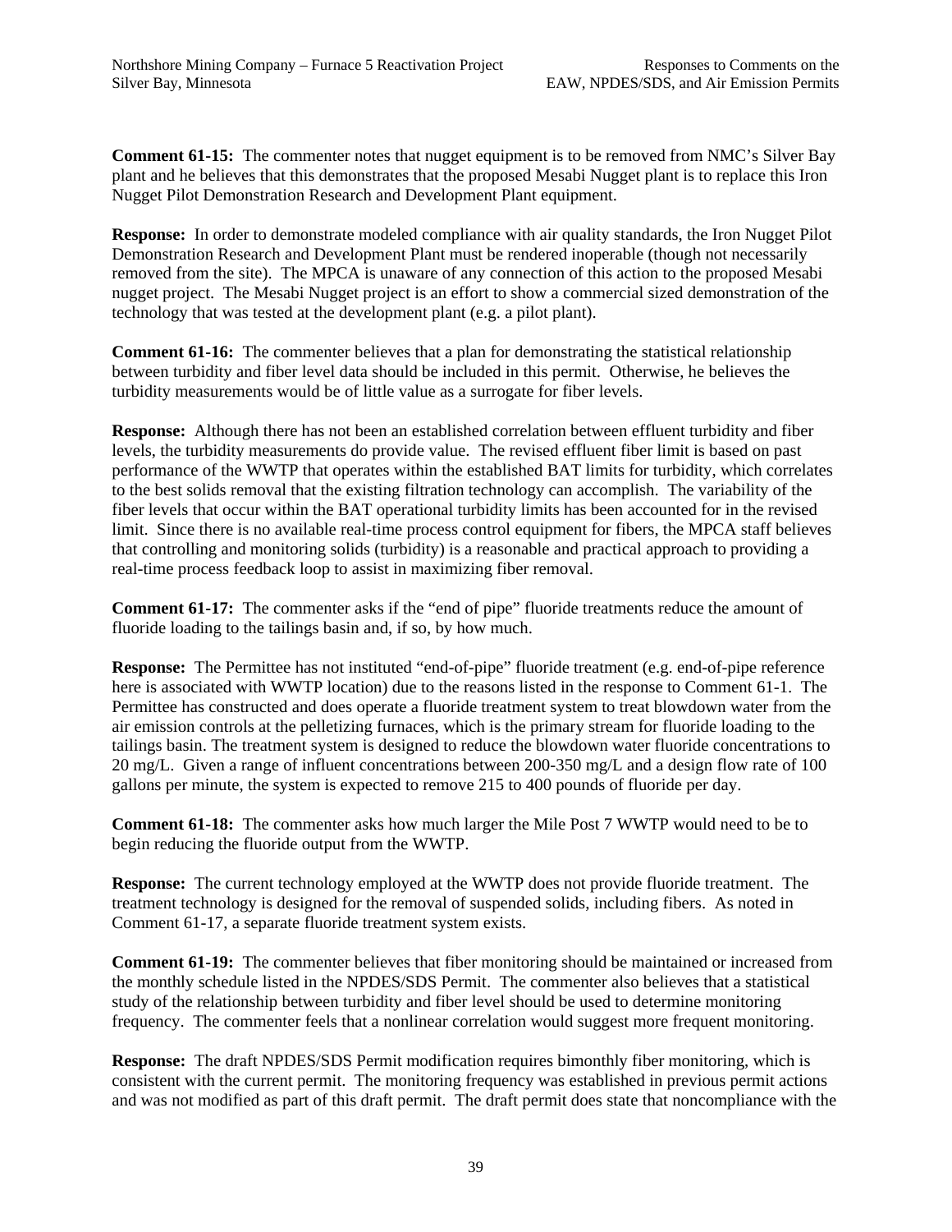**Comment 61-15:** The commenter notes that nugget equipment is to be removed from NMC's Silver Bay plant and he believes that this demonstrates that the proposed Mesabi Nugget plant is to replace this Iron Nugget Pilot Demonstration Research and Development Plant equipment.

**Response:** In order to demonstrate modeled compliance with air quality standards, the Iron Nugget Pilot Demonstration Research and Development Plant must be rendered inoperable (though not necessarily removed from the site). The MPCA is unaware of any connection of this action to the proposed Mesabi nugget project. The Mesabi Nugget project is an effort to show a commercial sized demonstration of the technology that was tested at the development plant (e.g. a pilot plant).

**Comment 61-16:** The commenter believes that a plan for demonstrating the statistical relationship between turbidity and fiber level data should be included in this permit. Otherwise, he believes the turbidity measurements would be of little value as a surrogate for fiber levels.

**Response:** Although there has not been an established correlation between effluent turbidity and fiber levels, the turbidity measurements do provide value. The revised effluent fiber limit is based on past performance of the WWTP that operates within the established BAT limits for turbidity, which correlates to the best solids removal that the existing filtration technology can accomplish. The variability of the fiber levels that occur within the BAT operational turbidity limits has been accounted for in the revised limit. Since there is no available real-time process control equipment for fibers, the MPCA staff believes that controlling and monitoring solids (turbidity) is a reasonable and practical approach to providing a real-time process feedback loop to assist in maximizing fiber removal.

**Comment 61-17:** The commenter asks if the "end of pipe" fluoride treatments reduce the amount of fluoride loading to the tailings basin and, if so, by how much.

**Response:** The Permittee has not instituted "end-of-pipe" fluoride treatment (e.g. end-of-pipe reference here is associated with WWTP location) due to the reasons listed in the response to Comment 61-1. The Permittee has constructed and does operate a fluoride treatment system to treat blowdown water from the air emission controls at the pelletizing furnaces, which is the primary stream for fluoride loading to the tailings basin. The treatment system is designed to reduce the blowdown water fluoride concentrations to 20 mg/L. Given a range of influent concentrations between 200-350 mg/L and a design flow rate of 100 gallons per minute, the system is expected to remove 215 to 400 pounds of fluoride per day.

**Comment 61-18:** The commenter asks how much larger the Mile Post 7 WWTP would need to be to begin reducing the fluoride output from the WWTP.

**Response:** The current technology employed at the WWTP does not provide fluoride treatment. The treatment technology is designed for the removal of suspended solids, including fibers. As noted in Comment 61-17, a separate fluoride treatment system exists.

**Comment 61-19:** The commenter believes that fiber monitoring should be maintained or increased from the monthly schedule listed in the NPDES/SDS Permit. The commenter also believes that a statistical study of the relationship between turbidity and fiber level should be used to determine monitoring frequency. The commenter feels that a nonlinear correlation would suggest more frequent monitoring.

**Response:** The draft NPDES/SDS Permit modification requires bimonthly fiber monitoring, which is consistent with the current permit. The monitoring frequency was established in previous permit actions and was not modified as part of this draft permit. The draft permit does state that noncompliance with the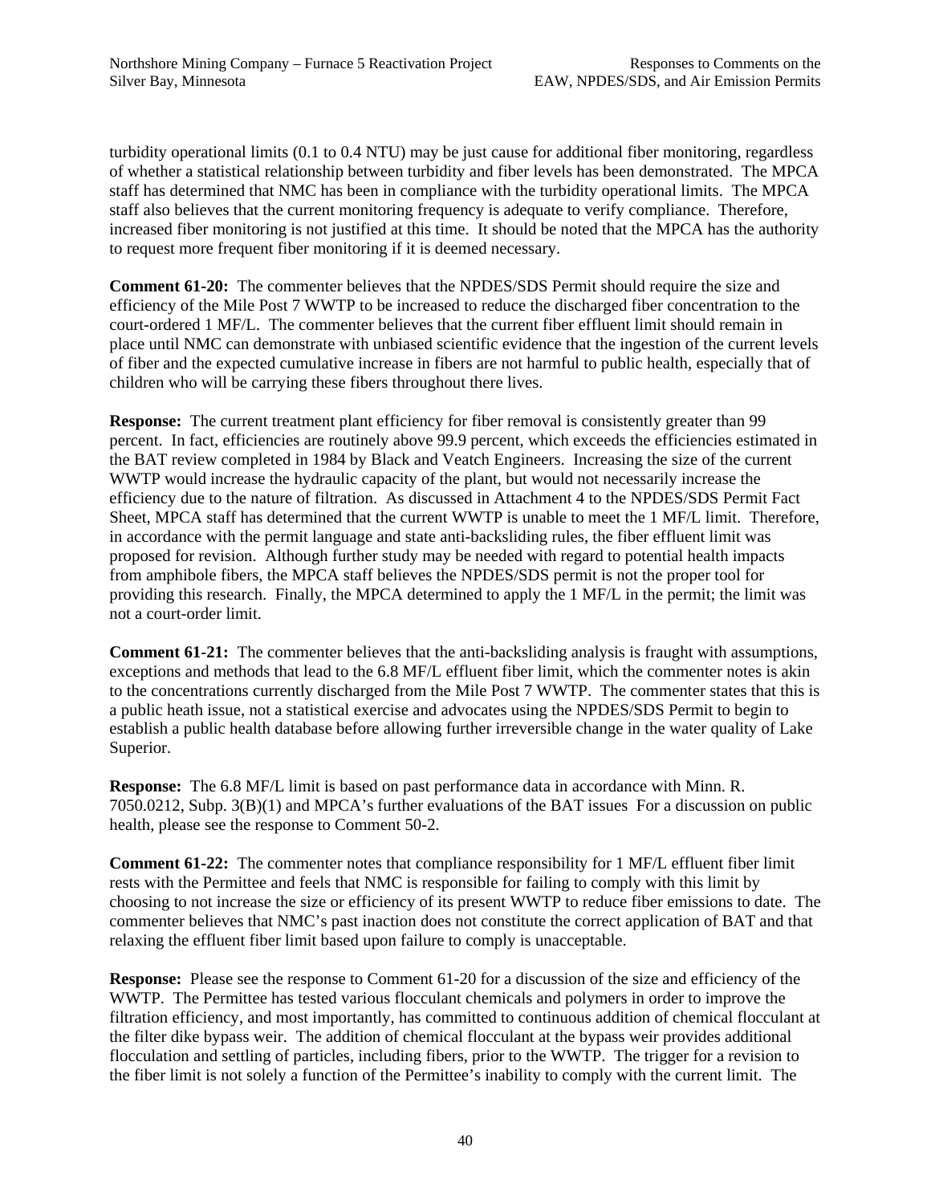turbidity operational limits (0.1 to 0.4 NTU) may be just cause for additional fiber monitoring, regardless of whether a statistical relationship between turbidity and fiber levels has been demonstrated. The MPCA staff has determined that NMC has been in compliance with the turbidity operational limits. The MPCA staff also believes that the current monitoring frequency is adequate to verify compliance. Therefore, increased fiber monitoring is not justified at this time. It should be noted that the MPCA has the authority to request more frequent fiber monitoring if it is deemed necessary.

**Comment 61-20:** The commenter believes that the NPDES/SDS Permit should require the size and efficiency of the Mile Post 7 WWTP to be increased to reduce the discharged fiber concentration to the court-ordered 1 MF/L. The commenter believes that the current fiber effluent limit should remain in place until NMC can demonstrate with unbiased scientific evidence that the ingestion of the current levels of fiber and the expected cumulative increase in fibers are not harmful to public health, especially that of children who will be carrying these fibers throughout there lives.

**Response:** The current treatment plant efficiency for fiber removal is consistently greater than 99 percent. In fact, efficiencies are routinely above 99.9 percent, which exceeds the efficiencies estimated in the BAT review completed in 1984 by Black and Veatch Engineers. Increasing the size of the current WWTP would increase the hydraulic capacity of the plant, but would not necessarily increase the efficiency due to the nature of filtration. As discussed in Attachment 4 to the NPDES/SDS Permit Fact Sheet, MPCA staff has determined that the current WWTP is unable to meet the 1 MF/L limit. Therefore, in accordance with the permit language and state anti-backsliding rules, the fiber effluent limit was proposed for revision. Although further study may be needed with regard to potential health impacts from amphibole fibers, the MPCA staff believes the NPDES/SDS permit is not the proper tool for providing this research. Finally, the MPCA determined to apply the 1 MF/L in the permit; the limit was not a court-order limit.

**Comment 61-21:** The commenter believes that the anti-backsliding analysis is fraught with assumptions, exceptions and methods that lead to the 6.8 MF/L effluent fiber limit, which the commenter notes is akin to the concentrations currently discharged from the Mile Post 7 WWTP. The commenter states that this is a public heath issue, not a statistical exercise and advocates using the NPDES/SDS Permit to begin to establish a public health database before allowing further irreversible change in the water quality of Lake Superior.

**Response:** The 6.8 MF/L limit is based on past performance data in accordance with Minn. R. 7050.0212, Subp. 3(B)(1) and MPCA's further evaluations of the BAT issues For a discussion on public health, please see the response to Comment 50-2.

**Comment 61-22:** The commenter notes that compliance responsibility for 1 MF/L effluent fiber limit rests with the Permittee and feels that NMC is responsible for failing to comply with this limit by choosing to not increase the size or efficiency of its present WWTP to reduce fiber emissions to date. The commenter believes that NMC's past inaction does not constitute the correct application of BAT and that relaxing the effluent fiber limit based upon failure to comply is unacceptable.

**Response:** Please see the response to Comment 61-20 for a discussion of the size and efficiency of the WWTP. The Permittee has tested various flocculant chemicals and polymers in order to improve the filtration efficiency, and most importantly, has committed to continuous addition of chemical flocculant at the filter dike bypass weir. The addition of chemical flocculant at the bypass weir provides additional flocculation and settling of particles, including fibers, prior to the WWTP. The trigger for a revision to the fiber limit is not solely a function of the Permittee's inability to comply with the current limit. The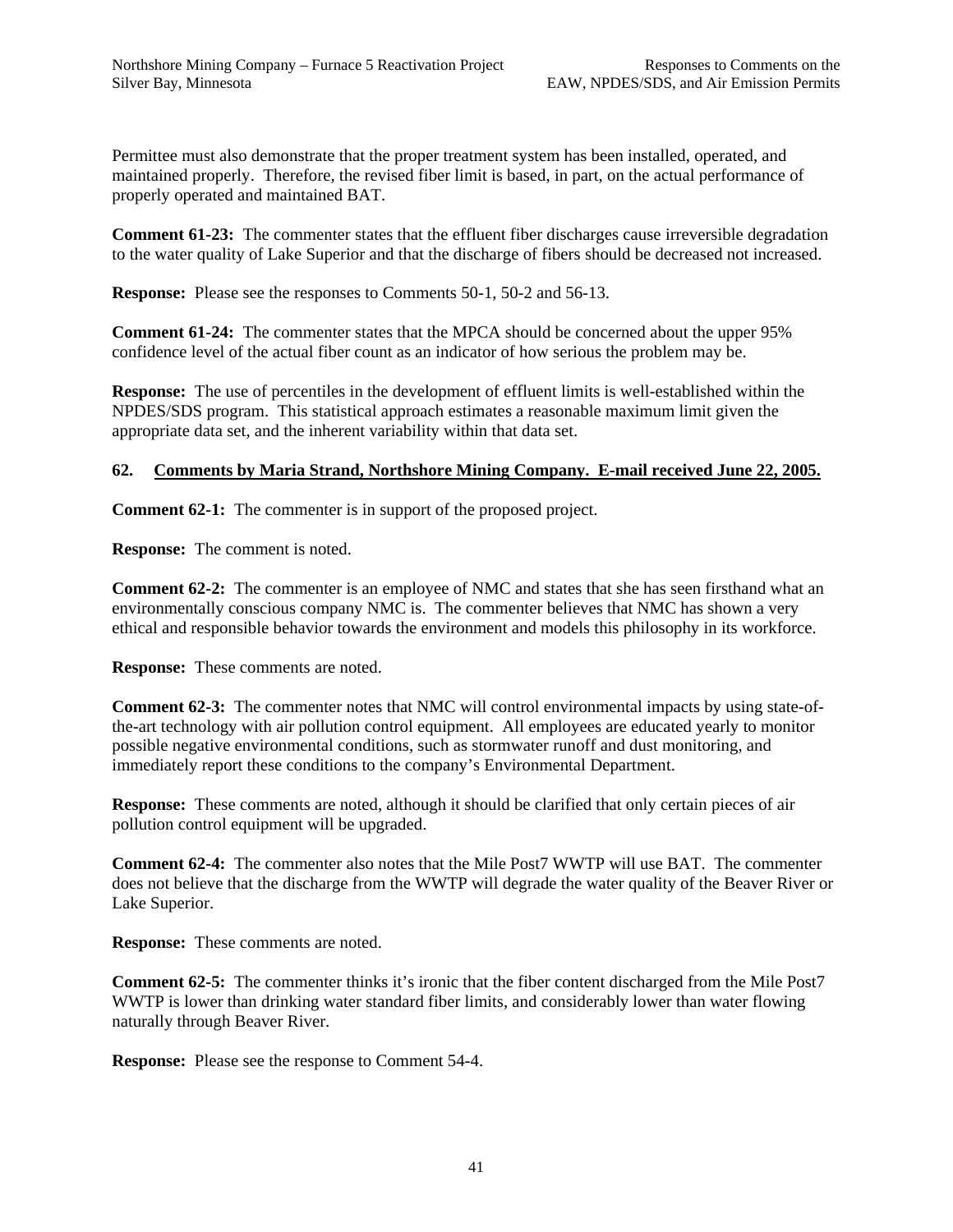Permittee must also demonstrate that the proper treatment system has been installed, operated, and maintained properly. Therefore, the revised fiber limit is based, in part, on the actual performance of properly operated and maintained BAT.

**Comment 61-23:** The commenter states that the effluent fiber discharges cause irreversible degradation to the water quality of Lake Superior and that the discharge of fibers should be decreased not increased.

**Response:** Please see the responses to Comments 50-1, 50-2 and 56-13.

**Comment 61-24:** The commenter states that the MPCA should be concerned about the upper 95% confidence level of the actual fiber count as an indicator of how serious the problem may be.

**Response:** The use of percentiles in the development of effluent limits is well-established within the NPDES/SDS program. This statistical approach estimates a reasonable maximum limit given the appropriate data set, and the inherent variability within that data set.

## 62. Comments by Maria Strand, Northshore Mining Company. E-mail received June 22, 2005.

**Comment 62-1:** The commenter is in support of the proposed project.

**Response:** The comment is noted.

**Comment 62-2:** The commenter is an employee of NMC and states that she has seen firsthand what an environmentally conscious company NMC is. The commenter believes that NMC has shown a very ethical and responsible behavior towards the environment and models this philosophy in its workforce.

**Response:** These comments are noted.

**Comment 62-3:** The commenter notes that NMC will control environmental impacts by using state-of-the-art technology with air pollution control equipment. All employees are educated yearly to monitor possible negative environmental conditions, such as stormwater runoff and dust monitoring, and immediately report these conditions to the company's Environmental Department.

**Response:** These comments are noted, although it should be clarified that only certain pieces of air pollution control equipment will be upgraded.

**Comment 62-4:** The commenter also notes that the Mile Post7 WWTP will use BAT. The commenter does not believe that the discharge from the WWTP will degrade the water quality of the Beaver River or Lake Superior.

**Response:** These comments are noted.

**Comment 62-5:** The commenter thinks it's ironic that the fiber content discharged from the Mile Post7 WWTP is lower than drinking water standard fiber limits, and considerably lower than water flowing naturally through Beaver River.

**Response:** Please see the response to Comment 54-4.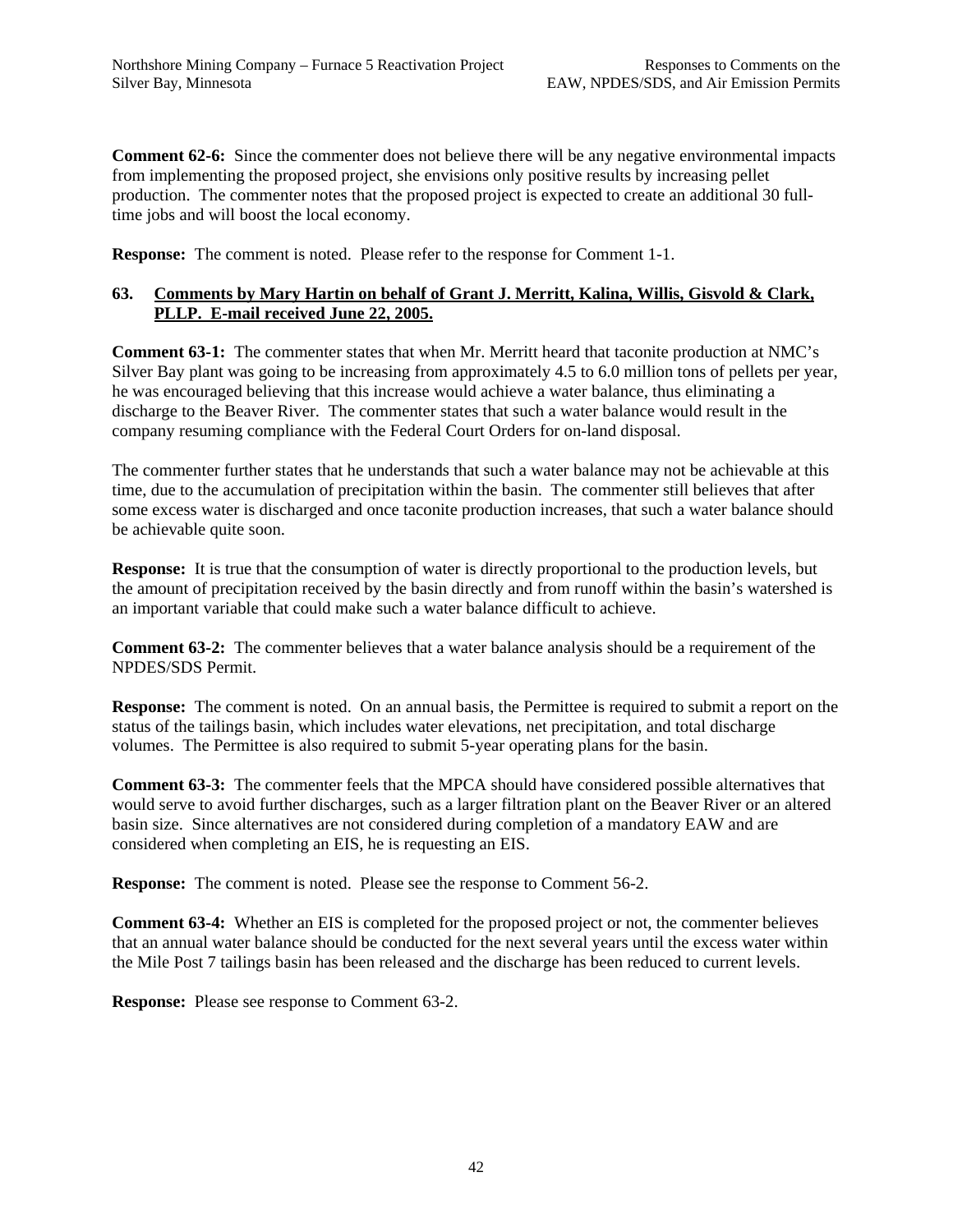**Comment 62-6:** Since the commenter does not believe there will be any negative environmental impacts from implementing the proposed project, she envisions only positive results by increasing pellet production. The commenter notes that the proposed project is expected to create an additional 30 full-time jobs and will boost the local economy.

**Response:** The comment is noted. Please refer to the response for Comment 1-1.

### 63. Comments by Mary Hartin on behalf of Grant J. Merritt, Kalina, Willis, Gisvold & Clark, PLLP. E-mail received June 22, 2005.

**Comment 63-1:** The commenter states that when Mr. Merritt heard that taconite production at NMC's Silver Bay plant was going to be increasing from approximately 4.5 to 6.0 million tons of pellets per year, he was encouraged believing that this increase would achieve a water balance, thus eliminating a discharge to the Beaver River. The commenter states that such a water balance would result in the company resuming compliance with the Federal Court Orders for on-land disposal.

The commenter further states that he understands that such a water balance may not be achievable at this time, due to the accumulation of precipitation within the basin. The commenter still believes that after some excess water is discharged and once taconite production increases, that such a water balance should be achievable quite soon.

**Response:** It is true that the consumption of water is directly proportional to the production levels, but the amount of precipitation received by the basin directly and from runoff within the basin's watershed is an important variable that could make such a water balance difficult to achieve.

**Comment 63-2:** The commenter believes that a water balance analysis should be a requirement of the NPDES/SDS Permit.

**Response:** The comment is noted. On an annual basis, the Permittee is required to submit a report on the status of the tailings basin, which includes water elevations, net precipitation, and total discharge volumes. The Permittee is also required to submit 5-year operating plans for the basin.

**Comment 63-3:** The commenter feels that the MPCA should have considered possible alternatives that would serve to avoid further discharges, such as a larger filtration plant on the Beaver River or an altered basin size. Since alternatives are not considered during completion of a mandatory EAW and are considered when completing an EIS, he is requesting an EIS.

**Response:** The comment is noted. Please see the response to Comment 56-2.

**Comment 63-4:** Whether an EIS is completed for the proposed project or not, the commenter believes that an annual water balance should be conducted for the next several years until the excess water within the Mile Post 7 tailings basin has been released and the discharge has been reduced to current levels.

**Response:** Please see response to Comment 63-2.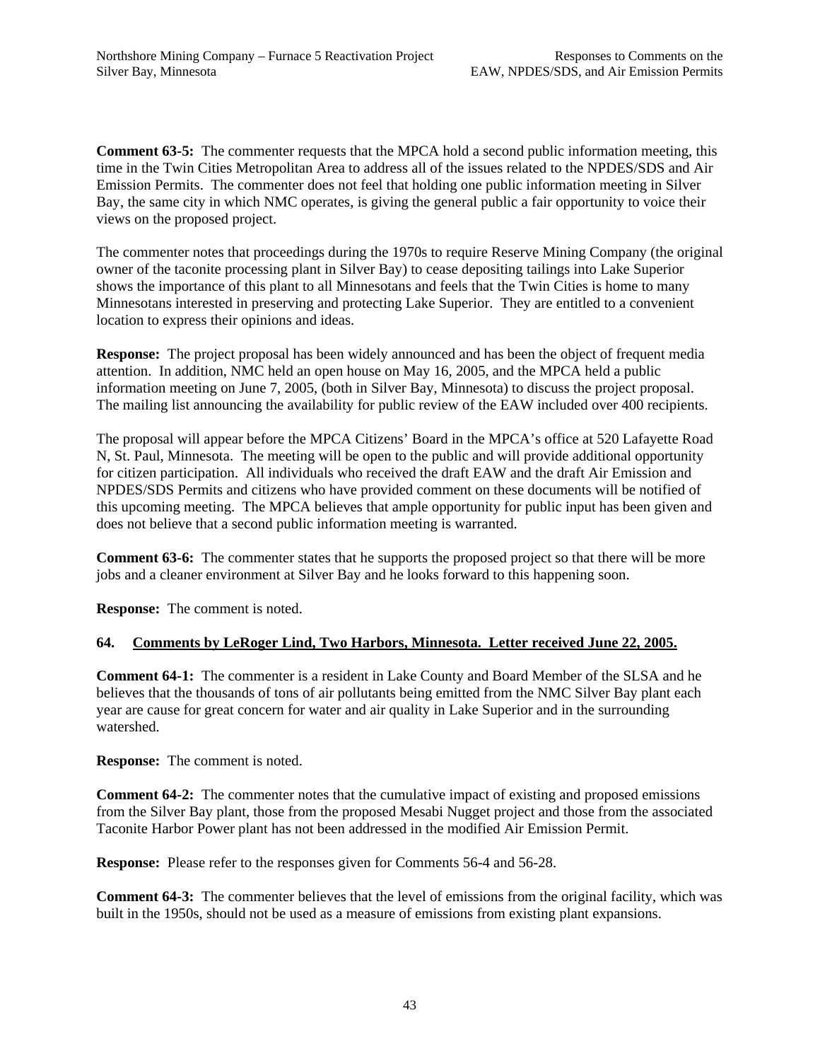**Comment 63-5:** The commenter requests that the MPCA hold a second public information meeting, this time in the Twin Cities Metropolitan Area to address all of the issues related to the NPDES/SDS and Air Emission Permits. The commenter does not feel that holding one public information meeting in Silver Bay, the same city in which NMC operates, is giving the general public a fair opportunity to voice their views on the proposed project.

The commenter notes that proceedings during the 1970s to require Reserve Mining Company (the original owner of the taconite processing plant in Silver Bay) to cease depositing tailings into Lake Superior shows the importance of this plant to all Minnesotans and feels that the Twin Cities is home to many Minnesotans interested in preserving and protecting Lake Superior. They are entitled to a convenient location to express their opinions and ideas.

**Response:** The project proposal has been widely announced and has been the object of frequent media attention. In addition, NMC held an open house on May 16, 2005, and the MPCA held a public information meeting on June 7, 2005, (both in Silver Bay, Minnesota) to discuss the project proposal. The mailing list announcing the availability for public review of the EAW included over 400 recipients.

The proposal will appear before the MPCA Citizens' Board in the MPCA's office at 520 Lafayette Road N, St. Paul, Minnesota. The meeting will be open to the public and will provide additional opportunity for citizen participation. All individuals who received the draft EAW and the draft Air Emission and NPDES/SDS Permits and citizens who have provided comment on these documents will be notified of this upcoming meeting. The MPCA believes that ample opportunity for public input has been given and does not believe that a second public information meeting is warranted.

**Comment 63-6:** The commenter states that he supports the proposed project so that there will be more jobs and a cleaner environment at Silver Bay and he looks forward to this happening soon.

**Response:** The comment is noted.

### 64. Comments by LeRoger Lind, Two Harbors, Minnesota. Letter received June 22, 2005.

**Comment 64-1:** The commenter is a resident in Lake County and Board Member of the SLSA and he believes that the thousands of tons of air pollutants being emitted from the NMC Silver Bay plant each year are cause for great concern for water and air quality in Lake Superior and in the surrounding watershed.

**Response:** The comment is noted.

**Comment 64-2:** The commenter notes that the cumulative impact of existing and proposed emissions from the Silver Bay plant, those from the proposed Mesabi Nugget project and those from the associated Taconite Harbor Power plant has not been addressed in the modified Air Emission Permit.

**Response:** Please refer to the responses given for Comments 56-4 and 56-28.

**Comment 64-3:** The commenter believes that the level of emissions from the original facility, which was built in the 1950s, should not be used as a measure of emissions from existing plant expansions.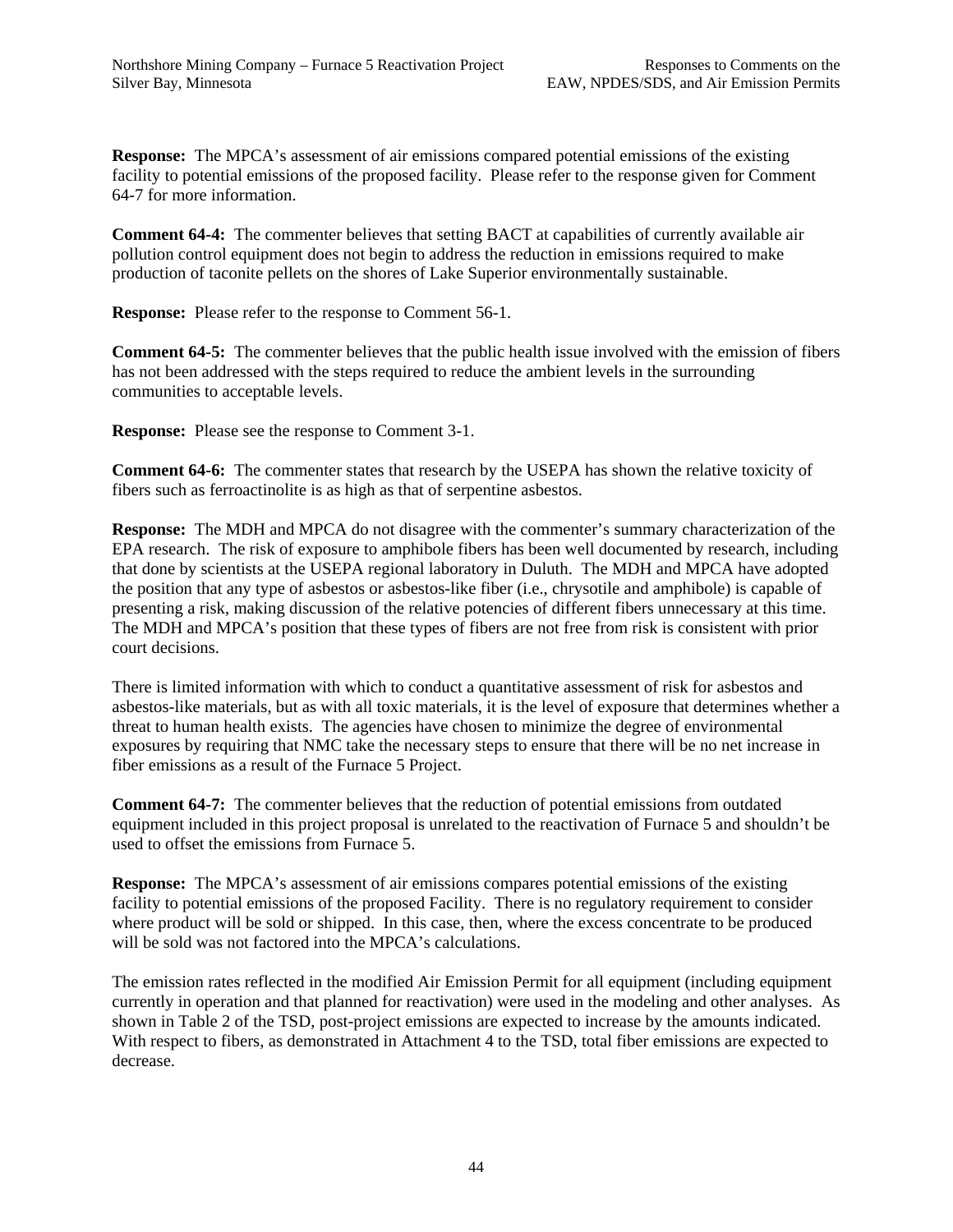**Response:** The MPCA's assessment of air emissions compared potential emissions of the existing facility to potential emissions of the proposed facility. Please refer to the response given for Comment 64-7 for more information.

**Comment 64-4:** The commenter believes that setting BACT at capabilities of currently available air pollution control equipment does not begin to address the reduction in emissions required to make production of taconite pellets on the shores of Lake Superior environmentally sustainable.

**Response:** Please refer to the response to Comment 56-1.

**Comment 64-5:** The commenter believes that the public health issue involved with the emission of fibers has not been addressed with the steps required to reduce the ambient levels in the surrounding communities to acceptable levels.

**Response:** Please see the response to Comment 3-1.

**Comment 64-6:** The commenter states that research by the USEPA has shown the relative toxicity of fibers such as ferroactinolite is as high as that of serpentine asbestos.

**Response:** The MDH and MPCA do not disagree with the commenter's summary characterization of the EPA research. The risk of exposure to amphibole fibers has been well documented by research, including that done by scientists at the USEPA regional laboratory in Duluth. The MDH and MPCA have adopted the position that any type of asbestos or asbestos-like fiber (i.e., chrysotile and amphibole) is capable of presenting a risk, making discussion of the relative potencies of different fibers unnecessary at this time. The MDH and MPCA's position that these types of fibers are not free from risk is consistent with prior court decisions.

There is limited information with which to conduct a quantitative assessment of risk for asbestos and asbestos-like materials, but as with all toxic materials, it is the level of exposure that determines whether a threat to human health exists. The agencies have chosen to minimize the degree of environmental exposures by requiring that NMC take the necessary steps to ensure that there will be no net increase in fiber emissions as a result of the Furnace 5 Project.

**Comment 64-7:** The commenter believes that the reduction of potential emissions from outdated equipment included in this project proposal is unrelated to the reactivation of Furnace 5 and shouldn't be used to offset the emissions from Furnace 5.

**Response:** The MPCA's assessment of air emissions compares potential emissions of the existing facility to potential emissions of the proposed Facility. There is no regulatory requirement to consider where product will be sold or shipped. In this case, then, where the excess concentrate to be produced will be sold was not factored into the MPCA's calculations.

The emission rates reflected in the modified Air Emission Permit for all equipment (including equipment currently in operation and that planned for reactivation) were used in the modeling and other analyses. As shown in Table 2 of the TSD, post-project emissions are expected to increase by the amounts indicated. With respect to fibers, as demonstrated in Attachment 4 to the TSD, total fiber emissions are expected to decrease.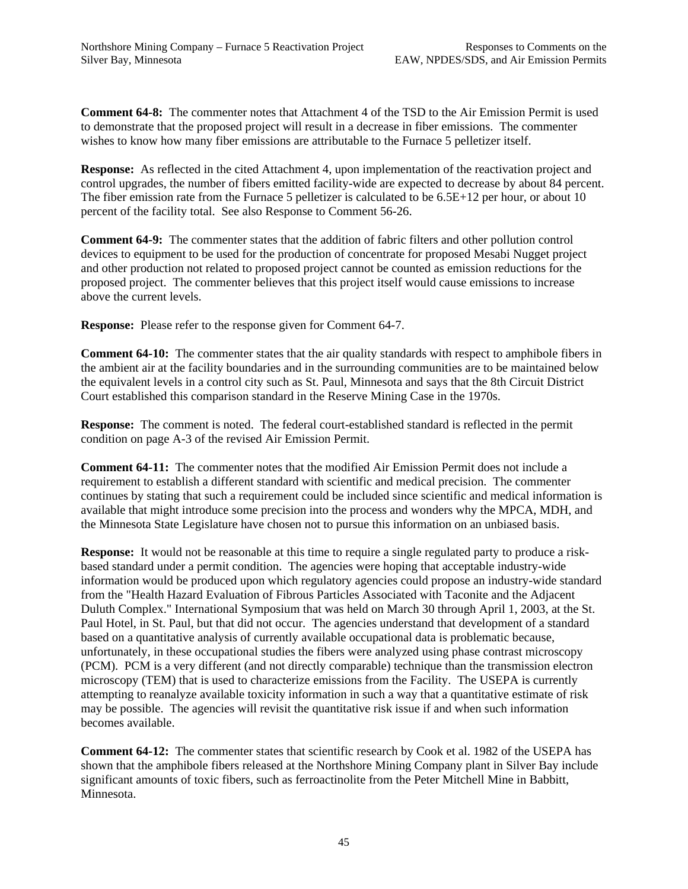**Comment 64-8:** The commenter notes that Attachment 4 of the TSD to the Air Emission Permit is used to demonstrate that the proposed project will result in a decrease in fiber emissions. The commenter wishes to know how many fiber emissions are attributable to the Furnace 5 pelletizer itself.

**Response:** As reflected in the cited Attachment 4, upon implementation of the reactivation project and control upgrades, the number of fibers emitted facility-wide are expected to decrease by about 84 percent. The fiber emission rate from the Furnace 5 pelletizer is calculated to be 6.5E+12 per hour, or about 10 percent of the facility total. See also Response to Comment 56-26.

**Comment 64-9:** The commenter states that the addition of fabric filters and other pollution control devices to equipment to be used for the production of concentrate for proposed Mesabi Nugget project and other production not related to proposed project cannot be counted as emission reductions for the proposed project. The commenter believes that this project itself would cause emissions to increase above the current levels.

**Response:** Please refer to the response given for Comment 64-7.

**Comment 64-10:** The commenter states that the air quality standards with respect to amphibole fibers in the ambient air at the facility boundaries and in the surrounding communities are to be maintained below the equivalent levels in a control city such as St. Paul, Minnesota and says that the 8th Circuit District Court established this comparison standard in the Reserve Mining Case in the 1970s.

**Response:** The comment is noted. The federal court-established standard is reflected in the permit condition on page A-3 of the revised Air Emission Permit.

**Comment 64-11:** The commenter notes that the modified Air Emission Permit does not include a requirement to establish a different standard with scientific and medical precision. The commenter continues by stating that such a requirement could be included since scientific and medical information is available that might introduce some precision into the process and wonders why the MPCA, MDH, and the Minnesota State Legislature have chosen not to pursue this information on an unbiased basis.

**Response:** It would not be reasonable at this time to require a single regulated party to produce a risk-based standard under a permit condition. The agencies were hoping that acceptable industry-wide information would be produced upon which regulatory agencies could propose an industry-wide standard from the "Health Hazard Evaluation of Fibrous Particles Associated with Taconite and the Adjacent Duluth Complex." International Symposium that was held on March 30 through April 1, 2003, at the St. Paul Hotel, in St. Paul, but that did not occur. The agencies understand that development of a standard based on a quantitative analysis of currently available occupational data is problematic because, unfortunately, in these occupational studies the fibers were analyzed using phase contrast microscopy (PCM). PCM is a very different (and not directly comparable) technique than the transmission electron microscopy (TEM) that is used to characterize emissions from the Facility. The USEPA is currently attempting to reanalyze available toxicity information in such a way that a quantitative estimate of risk may be possible. The agencies will revisit the quantitative risk issue if and when such information becomes available.

**Comment 64-12:** The commenter states that scientific research by Cook et al. 1982 of the USEPA has shown that the amphibole fibers released at the Northshore Mining Company plant in Silver Bay include significant amounts of toxic fibers, such as ferroactinolite from the Peter Mitchell Mine in Babbitt, Minnesota.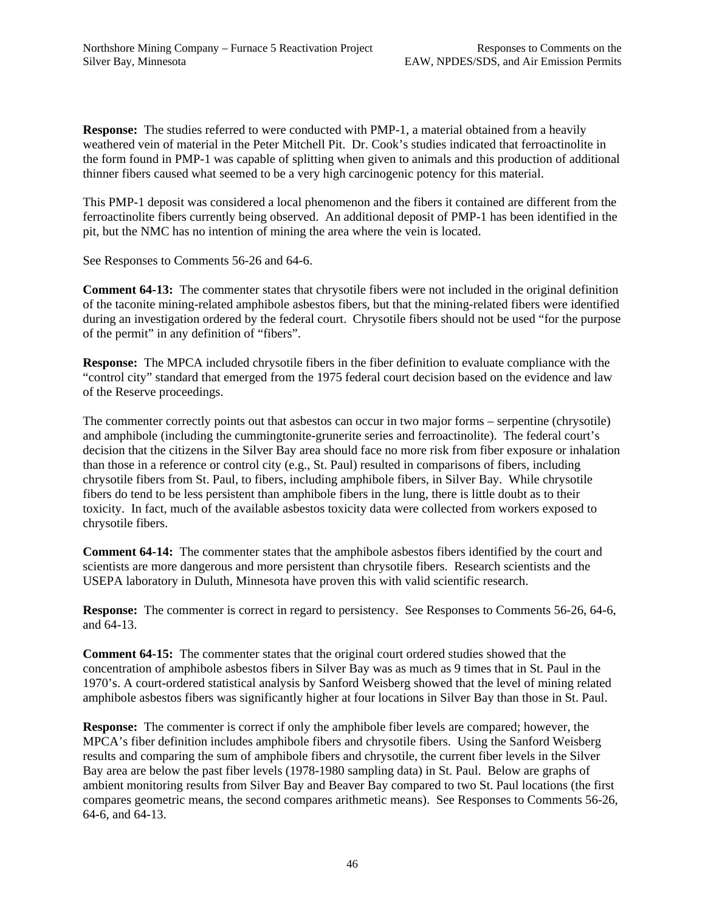**Response:** The studies referred to were conducted with PMP-1, a material obtained from a heavily weathered vein of material in the Peter Mitchell Pit. Dr. Cook's studies indicated that ferroactinolite in the form found in PMP-1 was capable of splitting when given to animals and this production of additional thinner fibers caused what seemed to be a very high carcinogenic potency for this material.

This PMP-1 deposit was considered a local phenomenon and the fibers it contained are different from the ferroactinolite fibers currently being observed. An additional deposit of PMP-1 has been identified in the pit, but the NMC has no intention of mining the area where the vein is located.

See Responses to Comments 56-26 and 64-6.

**Comment 64-13:** The commenter states that chrysotile fibers were not included in the original definition of the taconite mining-related amphibole asbestos fibers, but that the mining-related fibers were identified during an investigation ordered by the federal court. Chrysotile fibers should not be used "for the purpose of the permit" in any definition of "fibers".

**Response:** The MPCA included chrysotile fibers in the fiber definition to evaluate compliance with the "control city" standard that emerged from the 1975 federal court decision based on the evidence and law of the Reserve proceedings.

The commenter correctly points out that asbestos can occur in two major forms – serpentine (chrysotile) and amphibole (including the cummingtonite-grunerite series and ferroactinolite). The federal court's decision that the citizens in the Silver Bay area should face no more risk from fiber exposure or inhalation than those in a reference or control city (e.g., St. Paul) resulted in comparisons of fibers, including chrysotile fibers from St. Paul, to fibers, including amphibole fibers, in Silver Bay. While chrysotile fibers do tend to be less persistent than amphibole fibers in the lung, there is little doubt as to their toxicity. In fact, much of the available asbestos toxicity data were collected from workers exposed to chrysotile fibers.

**Comment 64-14:** The commenter states that the amphibole asbestos fibers identified by the court and scientists are more dangerous and more persistent than chrysotile fibers. Research scientists and the USEPA laboratory in Duluth, Minnesota have proven this with valid scientific research.

**Response:** The commenter is correct in regard to persistency. See Responses to Comments 56-26, 64-6, and 64-13.

**Comment 64-15:** The commenter states that the original court ordered studies showed that the concentration of amphibole asbestos fibers in Silver Bay was as much as 9 times that in St. Paul in the 1970's. A court-ordered statistical analysis by Sanford Weisberg showed that the level of mining related amphibole asbestos fibers was significantly higher at four locations in Silver Bay than those in St. Paul.

**Response:** The commenter is correct if only the amphibole fiber levels are compared; however, the MPCA's fiber definition includes amphibole fibers and chrysotile fibers. Using the Sanford Weisberg results and comparing the sum of amphibole fibers and chrysotile, the current fiber levels in the Silver Bay area are below the past fiber levels (1978-1980 sampling data) in St. Paul. Below are graphs of ambient monitoring results from Silver Bay and Beaver Bay compared to two St. Paul locations (the first compares geometric means, the second compares arithmetic means). See Responses to Comments 56-26, 64-6, and 64-13.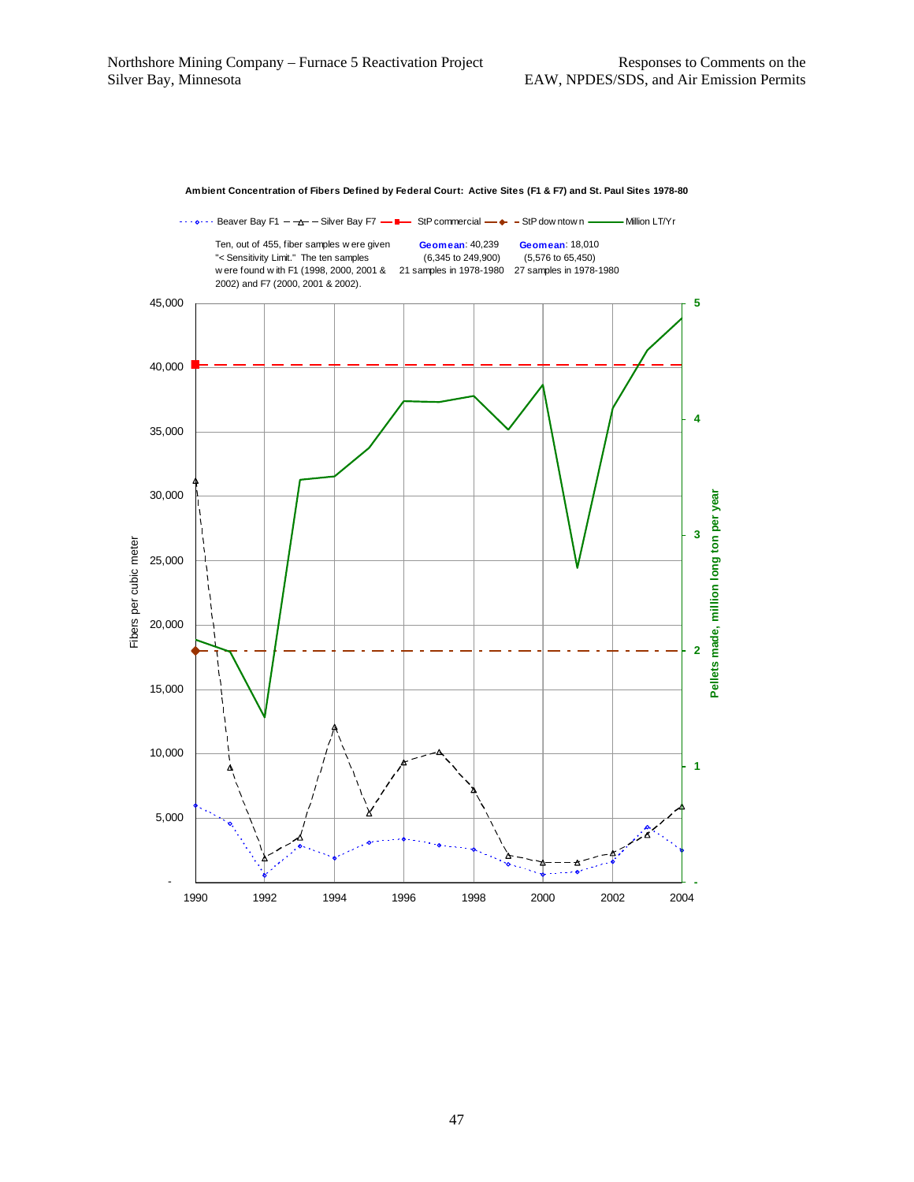**Ambient Concentration of Fibers Defined by Federal Court: Active Sites (F1 & F7) and St. Paul Sites 1978-80**

Beaver Bay F1 — Silver Bay F7 — StP commercial — StP downtown — Million LT/Yr

Ten, out of 455, fiber samples were given "< Sensitivity Limit." The ten samples were found with F1 (1998, 2000, 2001 & 2002) and F7 (2000, 2001 & 2002).

**Geomean**: 40,239 (6,345 to 249,900) 21 samples in 1978-1980

**Geomean**: 18,010 (5,576 to 65,450) 27 samples in 1978-1980

Fibers per cubic meter

**Pellets made, million long ton per year**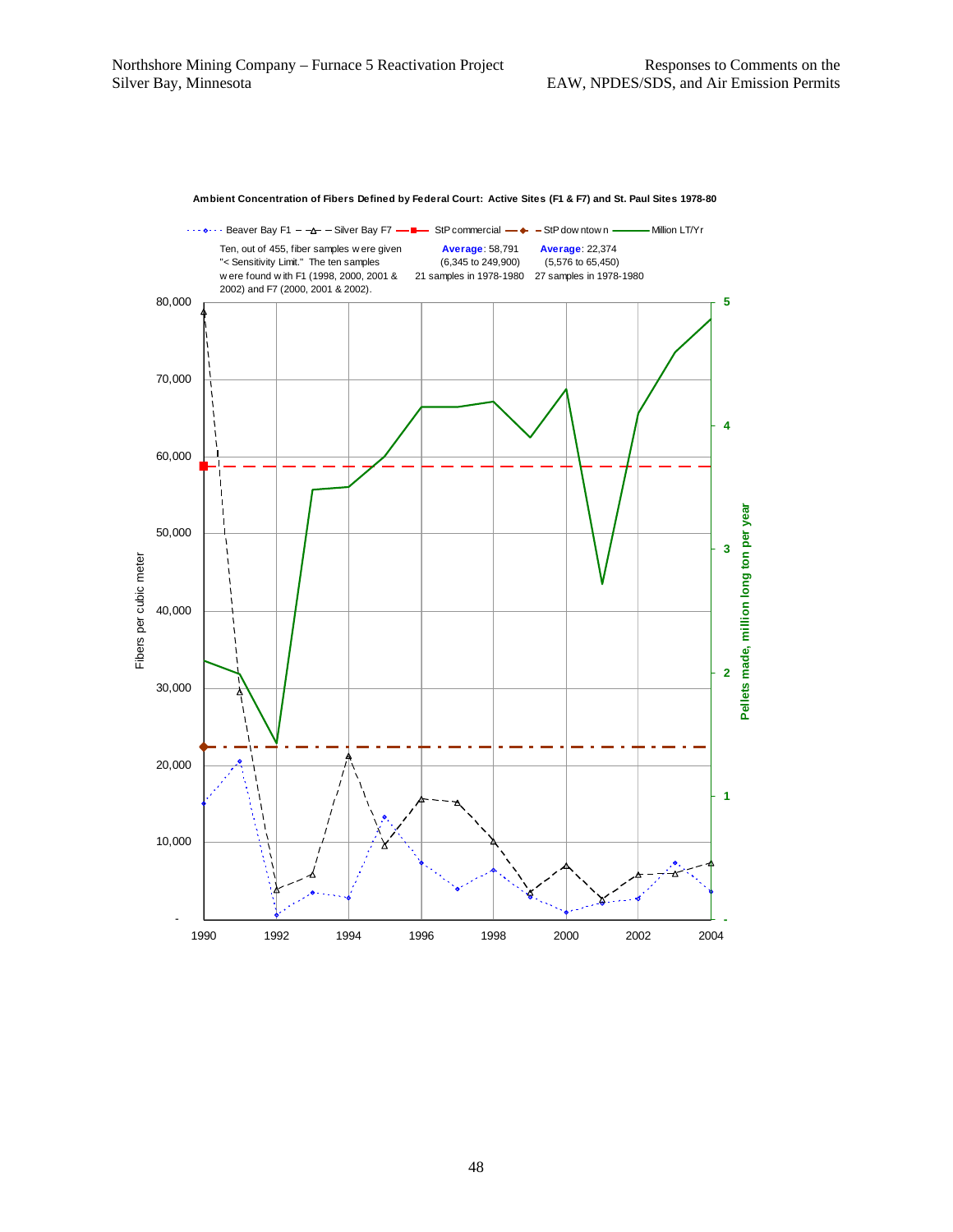**Ambient Concentration of Fibers Defined by Federal Court: Active Sites (F1 & F7) and St. Paul Sites 1978-80**

Beaver Bay F1 — Silver Bay F7 — StP commercial — StP downtown — Million LT/Yr

Ten, out of 455, fiber samples were given "< Sensitivity Limit." The ten samples were found with F1 (1998, 2000, 2001 & 2002) and F7 (2000, 2001 & 2002).

**Average**: 58,791 (6,345 to 249,900) 21 samples in 1978-1980

**Average**: 22,374 (5,576 to 65,450) 27 samples in 1978-1980

Fibers per cubic meter: -, 10,000, 20,000, 30,000, 40,000, 50,000, 60,000, 70,000, 80,000

Pellets made, million long ton per year: -, 1, 2, 3, 4, 5

Years: 1990, 1992, 1994, 1996, 1998, 2000, 2002, 2004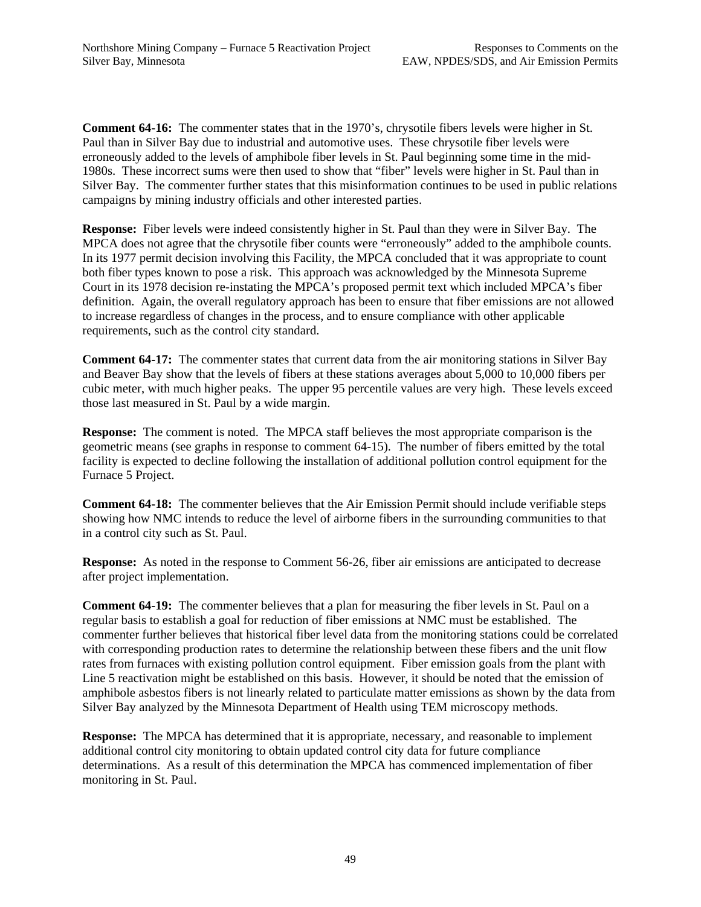**Comment 64-16:** The commenter states that in the 1970's, chrysotile fibers levels were higher in St. Paul than in Silver Bay due to industrial and automotive uses. These chrysotile fiber levels were erroneously added to the levels of amphibole fiber levels in St. Paul beginning some time in the mid-1980s. These incorrect sums were then used to show that "fiber" levels were higher in St. Paul than in Silver Bay. The commenter further states that this misinformation continues to be used in public relations campaigns by mining industry officials and other interested parties.

**Response:** Fiber levels were indeed consistently higher in St. Paul than they were in Silver Bay. The MPCA does not agree that the chrysotile fiber counts were "erroneously" added to the amphibole counts. In its 1977 permit decision involving this Facility, the MPCA concluded that it was appropriate to count both fiber types known to pose a risk. This approach was acknowledged by the Minnesota Supreme Court in its 1978 decision re-instating the MPCA's proposed permit text which included MPCA's fiber definition. Again, the overall regulatory approach has been to ensure that fiber emissions are not allowed to increase regardless of changes in the process, and to ensure compliance with other applicable requirements, such as the control city standard.

**Comment 64-17:** The commenter states that current data from the air monitoring stations in Silver Bay and Beaver Bay show that the levels of fibers at these stations averages about 5,000 to 10,000 fibers per cubic meter, with much higher peaks. The upper 95 percentile values are very high. These levels exceed those last measured in St. Paul by a wide margin.

**Response:** The comment is noted. The MPCA staff believes the most appropriate comparison is the geometric means (see graphs in response to comment 64-15). The number of fibers emitted by the total facility is expected to decline following the installation of additional pollution control equipment for the Furnace 5 Project.

**Comment 64-18:** The commenter believes that the Air Emission Permit should include verifiable steps showing how NMC intends to reduce the level of airborne fibers in the surrounding communities to that in a control city such as St. Paul.

**Response:** As noted in the response to Comment 56-26, fiber air emissions are anticipated to decrease after project implementation.

**Comment 64-19:** The commenter believes that a plan for measuring the fiber levels in St. Paul on a regular basis to establish a goal for reduction of fiber emissions at NMC must be established. The commenter further believes that historical fiber level data from the monitoring stations could be correlated with corresponding production rates to determine the relationship between these fibers and the unit flow rates from furnaces with existing pollution control equipment. Fiber emission goals from the plant with Line 5 reactivation might be established on this basis. However, it should be noted that the emission of amphibole asbestos fibers is not linearly related to particulate matter emissions as shown by the data from Silver Bay analyzed by the Minnesota Department of Health using TEM microscopy methods.

**Response:** The MPCA has determined that it is appropriate, necessary, and reasonable to implement additional control city monitoring to obtain updated control city data for future compliance determinations. As a result of this determination the MPCA has commenced implementation of fiber monitoring in St. Paul.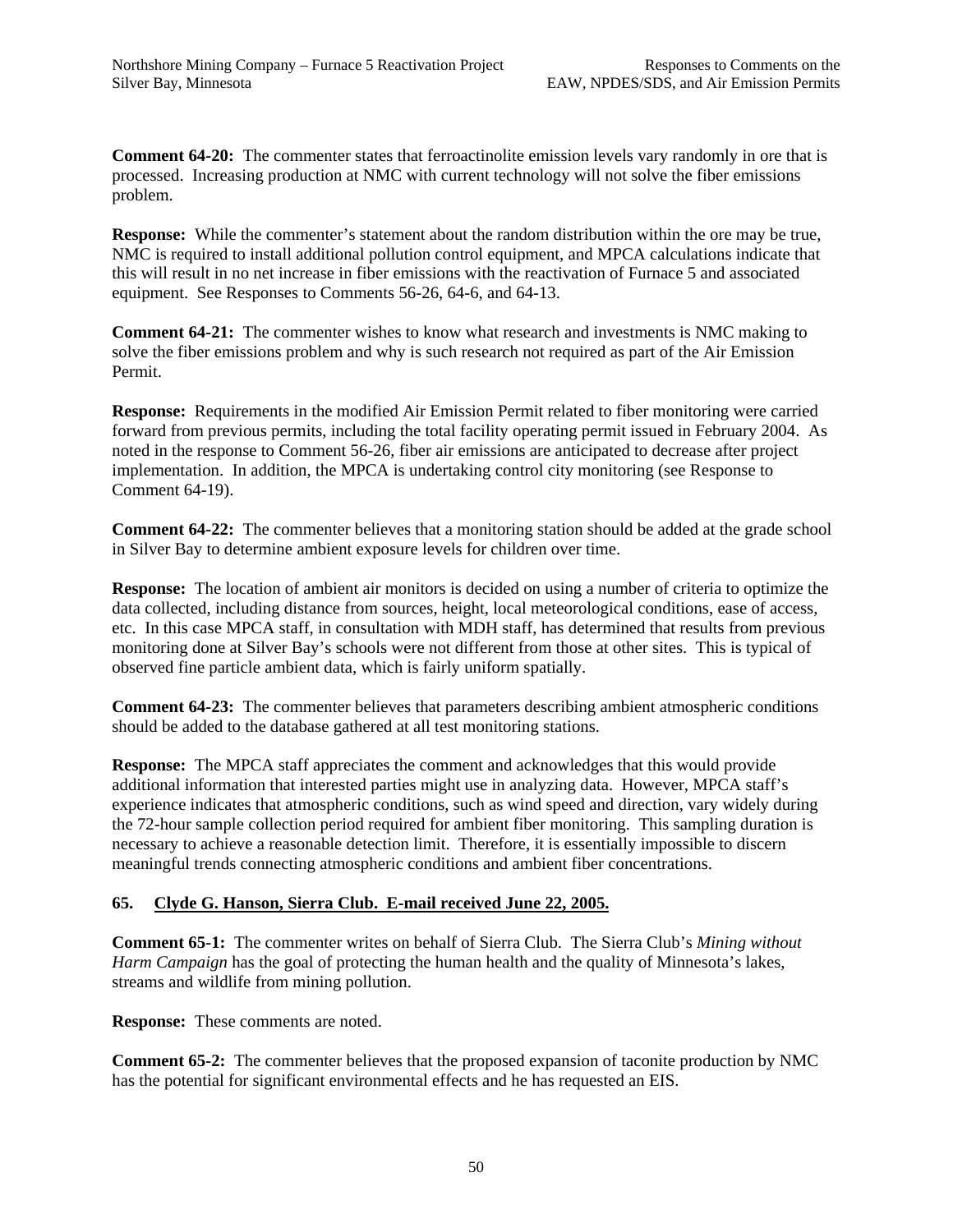**Comment 64-20:** The commenter states that ferroactinolite emission levels vary randomly in ore that is processed. Increasing production at NMC with current technology will not solve the fiber emissions problem.

**Response:** While the commenter's statement about the random distribution within the ore may be true, NMC is required to install additional pollution control equipment, and MPCA calculations indicate that this will result in no net increase in fiber emissions with the reactivation of Furnace 5 and associated equipment. See Responses to Comments 56-26, 64-6, and 64-13.

**Comment 64-21:** The commenter wishes to know what research and investments is NMC making to solve the fiber emissions problem and why is such research not required as part of the Air Emission Permit.

**Response:** Requirements in the modified Air Emission Permit related to fiber monitoring were carried forward from previous permits, including the total facility operating permit issued in February 2004. As noted in the response to Comment 56-26, fiber air emissions are anticipated to decrease after project implementation. In addition, the MPCA is undertaking control city monitoring (see Response to Comment 64-19).

**Comment 64-22:** The commenter believes that a monitoring station should be added at the grade school in Silver Bay to determine ambient exposure levels for children over time.

**Response:** The location of ambient air monitors is decided on using a number of criteria to optimize the data collected, including distance from sources, height, local meteorological conditions, ease of access, etc. In this case MPCA staff, in consultation with MDH staff, has determined that results from previous monitoring done at Silver Bay's schools were not different from those at other sites. This is typical of observed fine particle ambient data, which is fairly uniform spatially.

**Comment 64-23:** The commenter believes that parameters describing ambient atmospheric conditions should be added to the database gathered at all test monitoring stations.

**Response:** The MPCA staff appreciates the comment and acknowledges that this would provide additional information that interested parties might use in analyzing data. However, MPCA staff's experience indicates that atmospheric conditions, such as wind speed and direction, vary widely during the 72-hour sample collection period required for ambient fiber monitoring. This sampling duration is necessary to achieve a reasonable detection limit. Therefore, it is essentially impossible to discern meaningful trends connecting atmospheric conditions and ambient fiber concentrations.

## 65. Clyde G. Hanson, Sierra Club. E-mail received June 22, 2005.

**Comment 65-1:** The commenter writes on behalf of Sierra Club. The Sierra Club's *Mining without Harm Campaign* has the goal of protecting the human health and the quality of Minnesota's lakes, streams and wildlife from mining pollution.

**Response:** These comments are noted.

**Comment 65-2:** The commenter believes that the proposed expansion of taconite production by NMC has the potential for significant environmental effects and he has requested an EIS.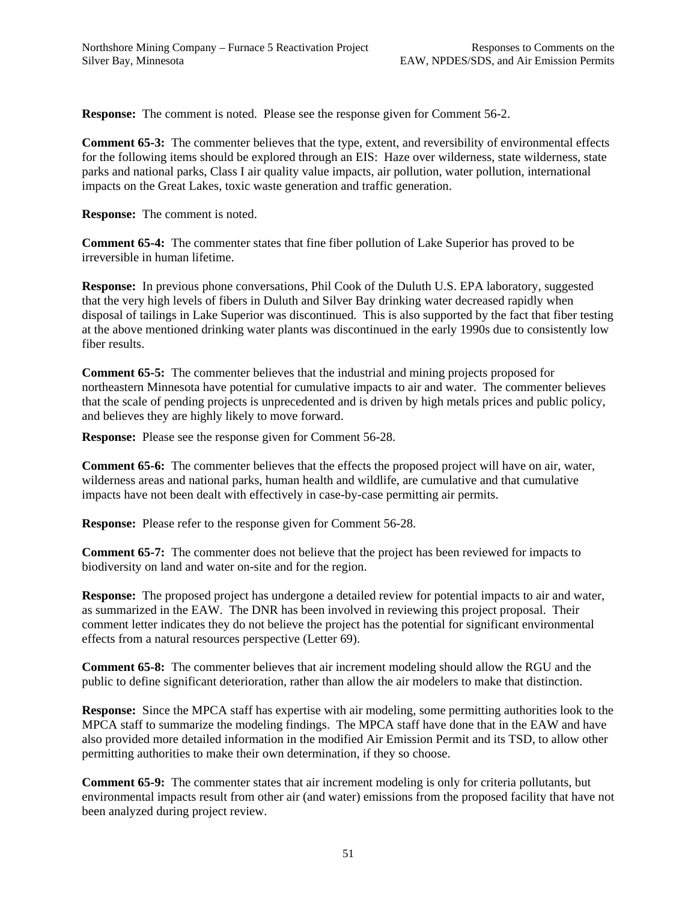**Response:** The comment is noted. Please see the response given for Comment 56-2.

**Comment 65-3:** The commenter believes that the type, extent, and reversibility of environmental effects for the following items should be explored through an EIS: Haze over wilderness, state wilderness, state parks and national parks, Class I air quality value impacts, air pollution, water pollution, international impacts on the Great Lakes, toxic waste generation and traffic generation.

**Response:** The comment is noted.

**Comment 65-4:** The commenter states that fine fiber pollution of Lake Superior has proved to be irreversible in human lifetime.

**Response:** In previous phone conversations, Phil Cook of the Duluth U.S. EPA laboratory, suggested that the very high levels of fibers in Duluth and Silver Bay drinking water decreased rapidly when disposal of tailings in Lake Superior was discontinued. This is also supported by the fact that fiber testing at the above mentioned drinking water plants was discontinued in the early 1990s due to consistently low fiber results.

**Comment 65-5:** The commenter believes that the industrial and mining projects proposed for northeastern Minnesota have potential for cumulative impacts to air and water. The commenter believes that the scale of pending projects is unprecedented and is driven by high metals prices and public policy, and believes they are highly likely to move forward.

**Response:** Please see the response given for Comment 56-28.

**Comment 65-6:** The commenter believes that the effects the proposed project will have on air, water, wilderness areas and national parks, human health and wildlife, are cumulative and that cumulative impacts have not been dealt with effectively in case-by-case permitting air permits.

**Response:** Please refer to the response given for Comment 56-28.

**Comment 65-7:** The commenter does not believe that the project has been reviewed for impacts to biodiversity on land and water on-site and for the region.

**Response:** The proposed project has undergone a detailed review for potential impacts to air and water, as summarized in the EAW. The DNR has been involved in reviewing this project proposal. Their comment letter indicates they do not believe the project has the potential for significant environmental effects from a natural resources perspective (Letter 69).

**Comment 65-8:** The commenter believes that air increment modeling should allow the RGU and the public to define significant deterioration, rather than allow the air modelers to make that distinction.

**Response:** Since the MPCA staff has expertise with air modeling, some permitting authorities look to the MPCA staff to summarize the modeling findings. The MPCA staff have done that in the EAW and have also provided more detailed information in the modified Air Emission Permit and its TSD, to allow other permitting authorities to make their own determination, if they so choose.

**Comment 65-9:** The commenter states that air increment modeling is only for criteria pollutants, but environmental impacts result from other air (and water) emissions from the proposed facility that have not been analyzed during project review.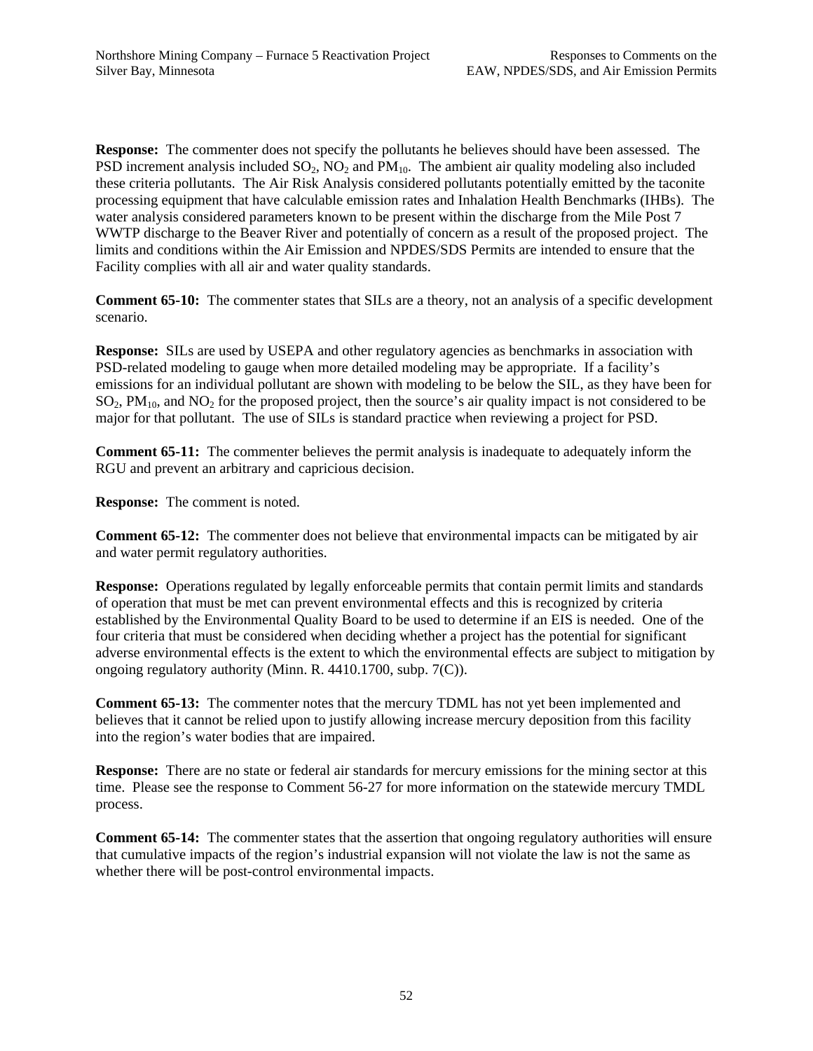**Response:** The commenter does not specify the pollutants he believes should have been assessed. The PSD increment analysis included $SO_2$, $NO_2$ and $PM_{10}$. The ambient air quality modeling also included these criteria pollutants. The Air Risk Analysis considered pollutants potentially emitted by the taconite processing equipment that have calculable emission rates and Inhalation Health Benchmarks (IHBs). The water analysis considered parameters known to be present within the discharge from the Mile Post 7 WWTP discharge to the Beaver River and potentially of concern as a result of the proposed project. The limits and conditions within the Air Emission and NPDES/SDS Permits are intended to ensure that the Facility complies with all air and water quality standards.

**Comment 65-10:** The commenter states that SILs are a theory, not an analysis of a specific development scenario.

**Response:** SILs are used by USEPA and other regulatory agencies as benchmarks in association with PSD-related modeling to gauge when more detailed modeling may be appropriate. If a facility's emissions for an individual pollutant are shown with modeling to be below the SIL, as they have been for $SO_2$, $PM_{10}$, and $NO_2$ for the proposed project, then the source's air quality impact is not considered to be major for that pollutant. The use of SILs is standard practice when reviewing a project for PSD.

**Comment 65-11:** The commenter believes the permit analysis is inadequate to adequately inform the RGU and prevent an arbitrary and capricious decision.

**Response:** The comment is noted.

**Comment 65-12:** The commenter does not believe that environmental impacts can be mitigated by air and water permit regulatory authorities.

**Response:** Operations regulated by legally enforceable permits that contain permit limits and standards of operation that must be met can prevent environmental effects and this is recognized by criteria established by the Environmental Quality Board to be used to determine if an EIS is needed. One of the four criteria that must be considered when deciding whether a project has the potential for significant adverse environmental effects is the extent to which the environmental effects are subject to mitigation by ongoing regulatory authority (Minn. R. 4410.1700, subp. 7(C)).

**Comment 65-13:** The commenter notes that the mercury TDML has not yet been implemented and believes that it cannot be relied upon to justify allowing increase mercury deposition from this facility into the region's water bodies that are impaired.

**Response:** There are no state or federal air standards for mercury emissions for the mining sector at this time. Please see the response to Comment 56-27 for more information on the statewide mercury TMDL process.

**Comment 65-14:** The commenter states that the assertion that ongoing regulatory authorities will ensure that cumulative impacts of the region's industrial expansion will not violate the law is not the same as whether there will be post-control environmental impacts.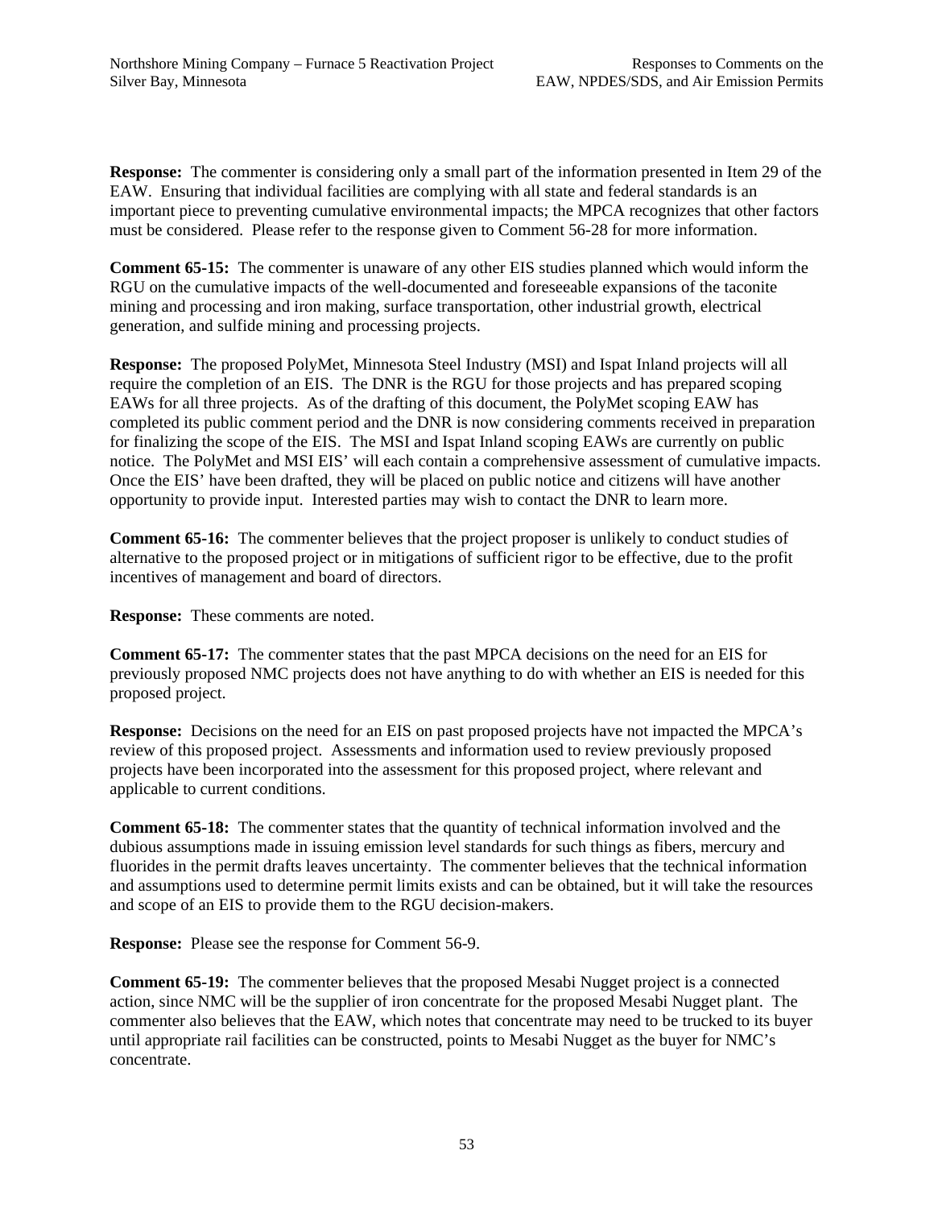**Response:** The commenter is considering only a small part of the information presented in Item 29 of the EAW. Ensuring that individual facilities are complying with all state and federal standards is an important piece to preventing cumulative environmental impacts; the MPCA recognizes that other factors must be considered. Please refer to the response given to Comment 56-28 for more information.

**Comment 65-15:** The commenter is unaware of any other EIS studies planned which would inform the RGU on the cumulative impacts of the well-documented and foreseeable expansions of the taconite mining and processing and iron making, surface transportation, other industrial growth, electrical generation, and sulfide mining and processing projects.

**Response:** The proposed PolyMet, Minnesota Steel Industry (MSI) and Ispat Inland projects will all require the completion of an EIS. The DNR is the RGU for those projects and has prepared scoping EAWs for all three projects. As of the drafting of this document, the PolyMet scoping EAW has completed its public comment period and the DNR is now considering comments received in preparation for finalizing the scope of the EIS. The MSI and Ispat Inland scoping EAWs are currently on public notice. The PolyMet and MSI EIS' will each contain a comprehensive assessment of cumulative impacts. Once the EIS' have been drafted, they will be placed on public notice and citizens will have another opportunity to provide input. Interested parties may wish to contact the DNR to learn more.

**Comment 65-16:** The commenter believes that the project proposer is unlikely to conduct studies of alternative to the proposed project or in mitigations of sufficient rigor to be effective, due to the profit incentives of management and board of directors.

**Response:** These comments are noted.

**Comment 65-17:** The commenter states that the past MPCA decisions on the need for an EIS for previously proposed NMC projects does not have anything to do with whether an EIS is needed for this proposed project.

**Response:** Decisions on the need for an EIS on past proposed projects have not impacted the MPCA's review of this proposed project. Assessments and information used to review previously proposed projects have been incorporated into the assessment for this proposed project, where relevant and applicable to current conditions.

**Comment 65-18:** The commenter states that the quantity of technical information involved and the dubious assumptions made in issuing emission level standards for such things as fibers, mercury and fluorides in the permit drafts leaves uncertainty. The commenter believes that the technical information and assumptions used to determine permit limits exists and can be obtained, but it will take the resources and scope of an EIS to provide them to the RGU decision-makers.

**Response:** Please see the response for Comment 56-9.

**Comment 65-19:** The commenter believes that the proposed Mesabi Nugget project is a connected action, since NMC will be the supplier of iron concentrate for the proposed Mesabi Nugget plant. The commenter also believes that the EAW, which notes that concentrate may need to be trucked to its buyer until appropriate rail facilities can be constructed, points to Mesabi Nugget as the buyer for NMC's concentrate.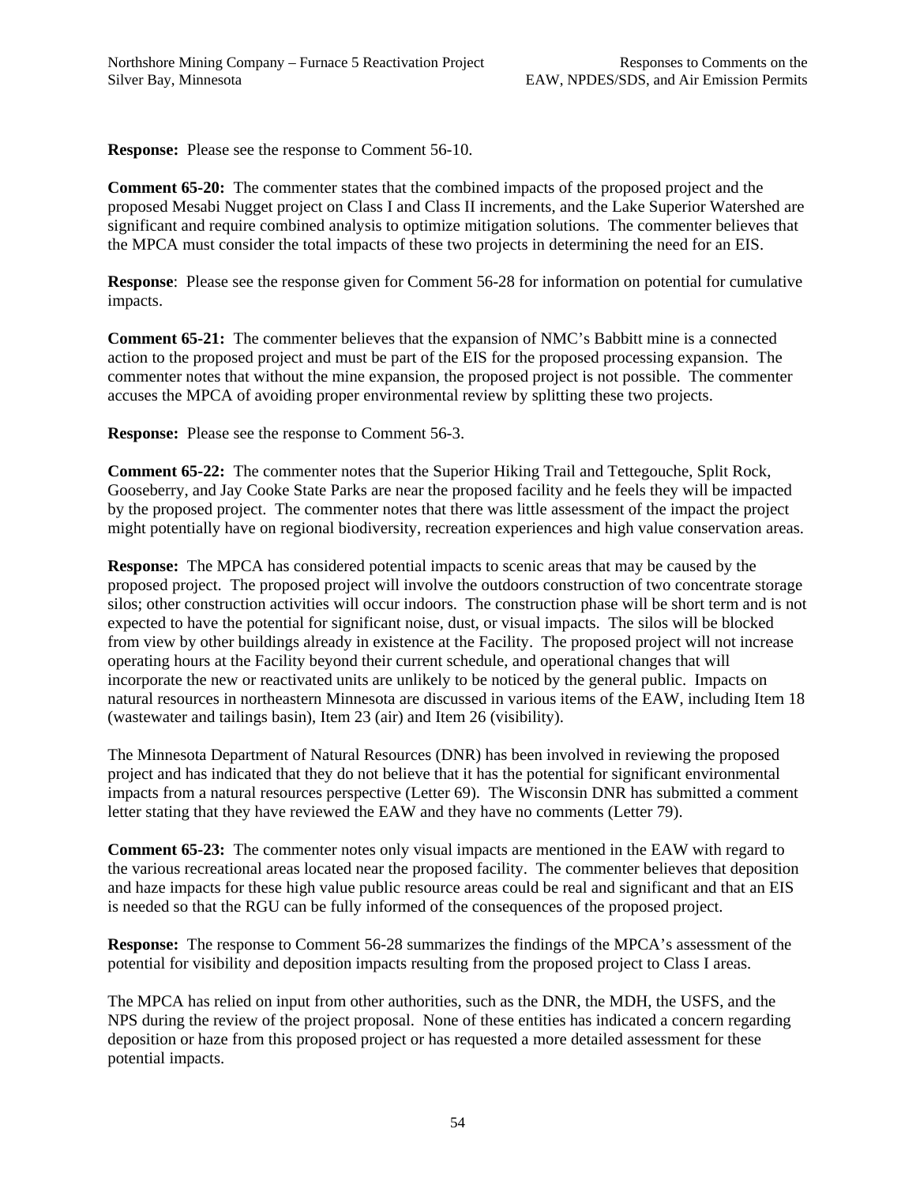**Response:** Please see the response to Comment 56-10.

**Comment 65-20:** The commenter states that the combined impacts of the proposed project and the proposed Mesabi Nugget project on Class I and Class II increments, and the Lake Superior Watershed are significant and require combined analysis to optimize mitigation solutions. The commenter believes that the MPCA must consider the total impacts of these two projects in determining the need for an EIS.

**Response**: Please see the response given for Comment 56-28 for information on potential for cumulative impacts.

**Comment 65-21:** The commenter believes that the expansion of NMC's Babbitt mine is a connected action to the proposed project and must be part of the EIS for the proposed processing expansion. The commenter notes that without the mine expansion, the proposed project is not possible. The commenter accuses the MPCA of avoiding proper environmental review by splitting these two projects.

**Response:** Please see the response to Comment 56-3.

**Comment 65-22:** The commenter notes that the Superior Hiking Trail and Tettegouche, Split Rock, Gooseberry, and Jay Cooke State Parks are near the proposed facility and he feels they will be impacted by the proposed project. The commenter notes that there was little assessment of the impact the project might potentially have on regional biodiversity, recreation experiences and high value conservation areas.

**Response:** The MPCA has considered potential impacts to scenic areas that may be caused by the proposed project. The proposed project will involve the outdoors construction of two concentrate storage silos; other construction activities will occur indoors. The construction phase will be short term and is not expected to have the potential for significant noise, dust, or visual impacts. The silos will be blocked from view by other buildings already in existence at the Facility. The proposed project will not increase operating hours at the Facility beyond their current schedule, and operational changes that will incorporate the new or reactivated units are unlikely to be noticed by the general public. Impacts on natural resources in northeastern Minnesota are discussed in various items of the EAW, including Item 18 (wastewater and tailings basin), Item 23 (air) and Item 26 (visibility).

The Minnesota Department of Natural Resources (DNR) has been involved in reviewing the proposed project and has indicated that they do not believe that it has the potential for significant environmental impacts from a natural resources perspective (Letter 69). The Wisconsin DNR has submitted a comment letter stating that they have reviewed the EAW and they have no comments (Letter 79).

**Comment 65-23:** The commenter notes only visual impacts are mentioned in the EAW with regard to the various recreational areas located near the proposed facility. The commenter believes that deposition and haze impacts for these high value public resource areas could be real and significant and that an EIS is needed so that the RGU can be fully informed of the consequences of the proposed project.

**Response:** The response to Comment 56-28 summarizes the findings of the MPCA's assessment of the potential for visibility and deposition impacts resulting from the proposed project to Class I areas.

The MPCA has relied on input from other authorities, such as the DNR, the MDH, the USFS, and the NPS during the review of the project proposal. None of these entities has indicated a concern regarding deposition or haze from this proposed project or has requested a more detailed assessment for these potential impacts.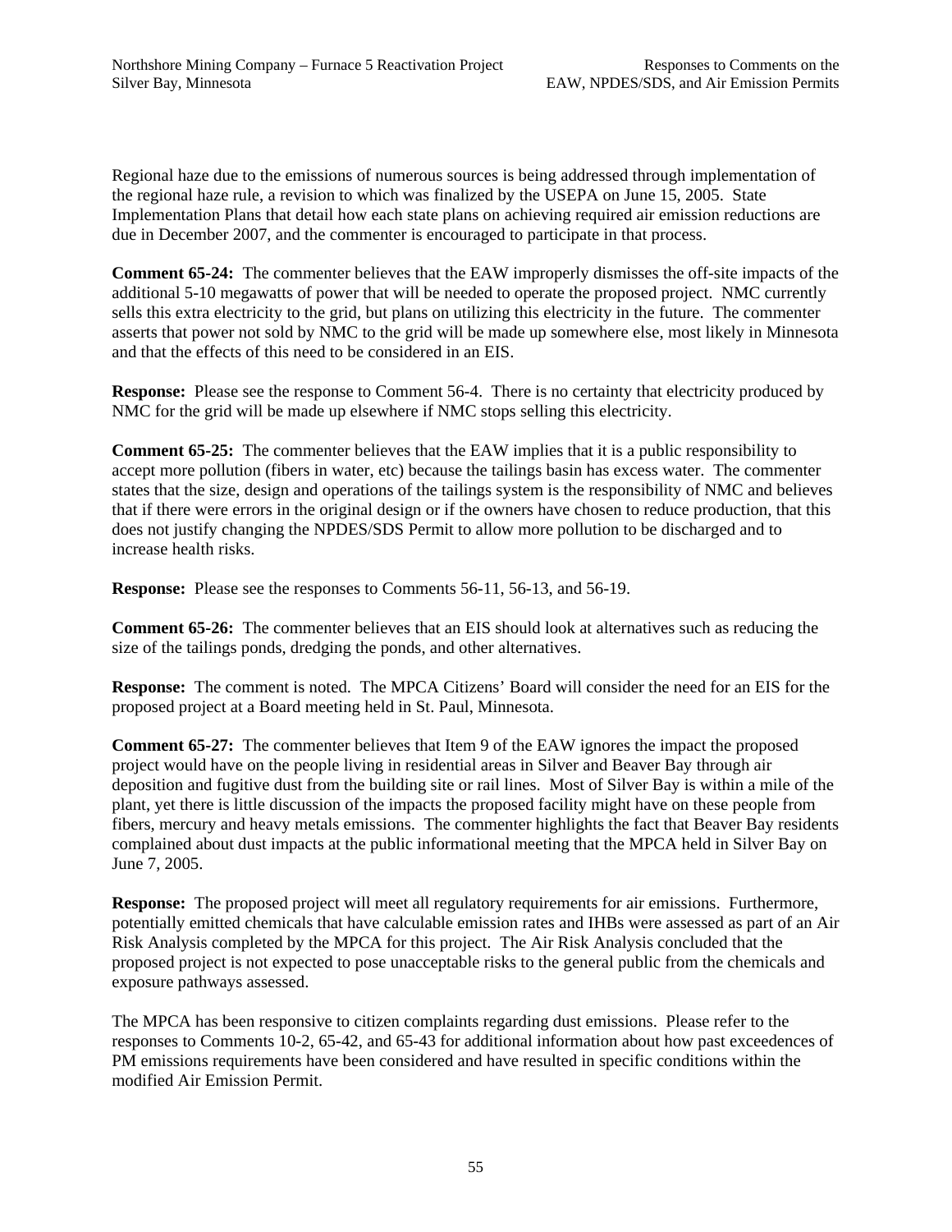Regional haze due to the emissions of numerous sources is being addressed through implementation of the regional haze rule, a revision to which was finalized by the USEPA on June 15, 2005. State Implementation Plans that detail how each state plans on achieving required air emission reductions are due in December 2007, and the commenter is encouraged to participate in that process.

**Comment 65-24:** The commenter believes that the EAW improperly dismisses the off-site impacts of the additional 5-10 megawatts of power that will be needed to operate the proposed project. NMC currently sells this extra electricity to the grid, but plans on utilizing this electricity in the future. The commenter asserts that power not sold by NMC to the grid will be made up somewhere else, most likely in Minnesota and that the effects of this need to be considered in an EIS.

**Response:** Please see the response to Comment 56-4. There is no certainty that electricity produced by NMC for the grid will be made up elsewhere if NMC stops selling this electricity.

**Comment 65-25:** The commenter believes that the EAW implies that it is a public responsibility to accept more pollution (fibers in water, etc) because the tailings basin has excess water. The commenter states that the size, design and operations of the tailings system is the responsibility of NMC and believes that if there were errors in the original design or if the owners have chosen to reduce production, that this does not justify changing the NPDES/SDS Permit to allow more pollution to be discharged and to increase health risks.

**Response:** Please see the responses to Comments 56-11, 56-13, and 56-19.

**Comment 65-26:** The commenter believes that an EIS should look at alternatives such as reducing the size of the tailings ponds, dredging the ponds, and other alternatives.

**Response:** The comment is noted. The MPCA Citizens' Board will consider the need for an EIS for the proposed project at a Board meeting held in St. Paul, Minnesota.

**Comment 65-27:** The commenter believes that Item 9 of the EAW ignores the impact the proposed project would have on the people living in residential areas in Silver and Beaver Bay through air deposition and fugitive dust from the building site or rail lines. Most of Silver Bay is within a mile of the plant, yet there is little discussion of the impacts the proposed facility might have on these people from fibers, mercury and heavy metals emissions. The commenter highlights the fact that Beaver Bay residents complained about dust impacts at the public informational meeting that the MPCA held in Silver Bay on June 7, 2005.

**Response:** The proposed project will meet all regulatory requirements for air emissions. Furthermore, potentially emitted chemicals that have calculable emission rates and IHBs were assessed as part of an Air Risk Analysis completed by the MPCA for this project. The Air Risk Analysis concluded that the proposed project is not expected to pose unacceptable risks to the general public from the chemicals and exposure pathways assessed.

The MPCA has been responsive to citizen complaints regarding dust emissions. Please refer to the responses to Comments 10-2, 65-42, and 65-43 for additional information about how past exceedences of PM emissions requirements have been considered and have resulted in specific conditions within the modified Air Emission Permit.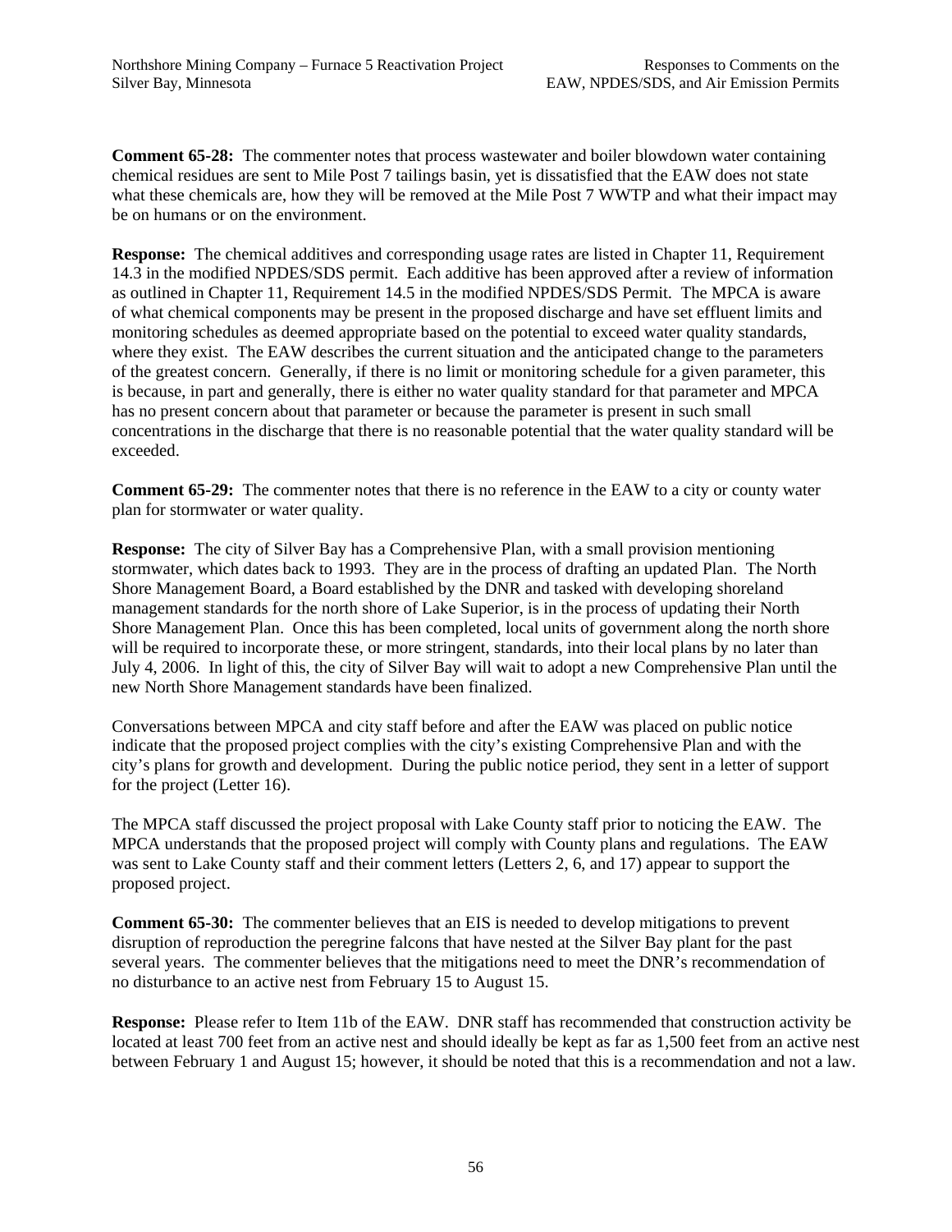**Comment 65-28:** The commenter notes that process wastewater and boiler blowdown water containing chemical residues are sent to Mile Post 7 tailings basin, yet is dissatisfied that the EAW does not state what these chemicals are, how they will be removed at the Mile Post 7 WWTP and what their impact may be on humans or on the environment.

**Response:** The chemical additives and corresponding usage rates are listed in Chapter 11, Requirement 14.3 in the modified NPDES/SDS permit. Each additive has been approved after a review of information as outlined in Chapter 11, Requirement 14.5 in the modified NPDES/SDS Permit. The MPCA is aware of what chemical components may be present in the proposed discharge and have set effluent limits and monitoring schedules as deemed appropriate based on the potential to exceed water quality standards, where they exist. The EAW describes the current situation and the anticipated change to the parameters of the greatest concern. Generally, if there is no limit or monitoring schedule for a given parameter, this is because, in part and generally, there is either no water quality standard for that parameter and MPCA has no present concern about that parameter or because the parameter is present in such small concentrations in the discharge that there is no reasonable potential that the water quality standard will be exceeded.

**Comment 65-29:** The commenter notes that there is no reference in the EAW to a city or county water plan for stormwater or water quality.

**Response:** The city of Silver Bay has a Comprehensive Plan, with a small provision mentioning stormwater, which dates back to 1993. They are in the process of drafting an updated Plan. The North Shore Management Board, a Board established by the DNR and tasked with developing shoreland management standards for the north shore of Lake Superior, is in the process of updating their North Shore Management Plan. Once this has been completed, local units of government along the north shore will be required to incorporate these, or more stringent, standards, into their local plans by no later than July 4, 2006. In light of this, the city of Silver Bay will wait to adopt a new Comprehensive Plan until the new North Shore Management standards have been finalized.

Conversations between MPCA and city staff before and after the EAW was placed on public notice indicate that the proposed project complies with the city's existing Comprehensive Plan and with the city's plans for growth and development. During the public notice period, they sent in a letter of support for the project (Letter 16).

The MPCA staff discussed the project proposal with Lake County staff prior to noticing the EAW. The MPCA understands that the proposed project will comply with County plans and regulations. The EAW was sent to Lake County staff and their comment letters (Letters 2, 6, and 17) appear to support the proposed project.

**Comment 65-30:** The commenter believes that an EIS is needed to develop mitigations to prevent disruption of reproduction the peregrine falcons that have nested at the Silver Bay plant for the past several years. The commenter believes that the mitigations need to meet the DNR's recommendation of no disturbance to an active nest from February 15 to August 15.

**Response:** Please refer to Item 11b of the EAW. DNR staff has recommended that construction activity be located at least 700 feet from an active nest and should ideally be kept as far as 1,500 feet from an active nest between February 1 and August 15; however, it should be noted that this is a recommendation and not a law.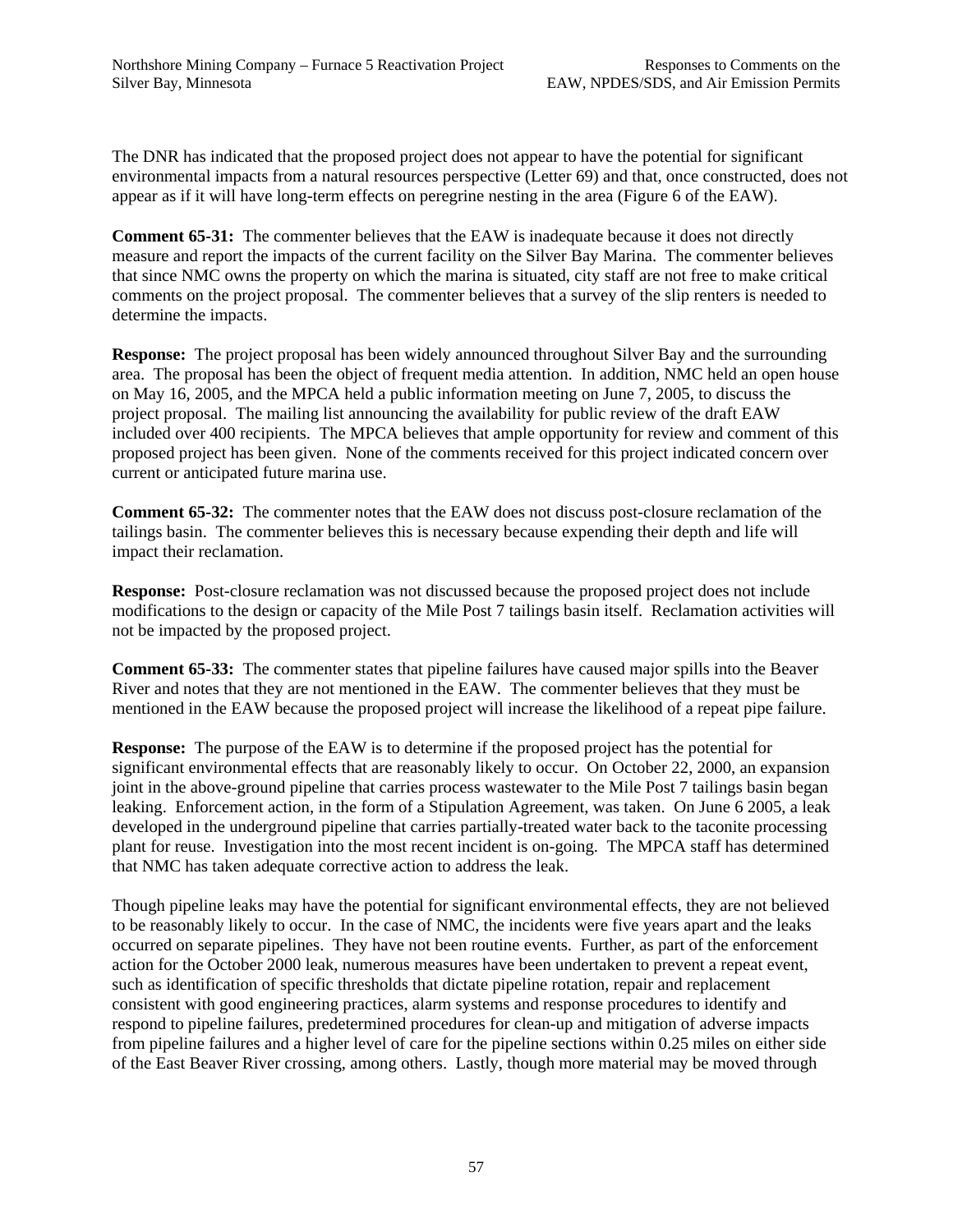The DNR has indicated that the proposed project does not appear to have the potential for significant environmental impacts from a natural resources perspective (Letter 69) and that, once constructed, does not appear as if it will have long-term effects on peregrine nesting in the area (Figure 6 of the EAW).

**Comment 65-31:** The commenter believes that the EAW is inadequate because it does not directly measure and report the impacts of the current facility on the Silver Bay Marina. The commenter believes that since NMC owns the property on which the marina is situated, city staff are not free to make critical comments on the project proposal. The commenter believes that a survey of the slip renters is needed to determine the impacts.

**Response:** The project proposal has been widely announced throughout Silver Bay and the surrounding area. The proposal has been the object of frequent media attention. In addition, NMC held an open house on May 16, 2005, and the MPCA held a public information meeting on June 7, 2005, to discuss the project proposal. The mailing list announcing the availability for public review of the draft EAW included over 400 recipients. The MPCA believes that ample opportunity for review and comment of this proposed project has been given. None of the comments received for this project indicated concern over current or anticipated future marina use.

**Comment 65-32:** The commenter notes that the EAW does not discuss post-closure reclamation of the tailings basin. The commenter believes this is necessary because expending their depth and life will impact their reclamation.

**Response:** Post-closure reclamation was not discussed because the proposed project does not include modifications to the design or capacity of the Mile Post 7 tailings basin itself. Reclamation activities will not be impacted by the proposed project.

**Comment 65-33:** The commenter states that pipeline failures have caused major spills into the Beaver River and notes that they are not mentioned in the EAW. The commenter believes that they must be mentioned in the EAW because the proposed project will increase the likelihood of a repeat pipe failure.

**Response:** The purpose of the EAW is to determine if the proposed project has the potential for significant environmental effects that are reasonably likely to occur. On October 22, 2000, an expansion joint in the above-ground pipeline that carries process wastewater to the Mile Post 7 tailings basin began leaking. Enforcement action, in the form of a Stipulation Agreement, was taken. On June 6 2005, a leak developed in the underground pipeline that carries partially-treated water back to the taconite processing plant for reuse. Investigation into the most recent incident is on-going. The MPCA staff has determined that NMC has taken adequate corrective action to address the leak.

Though pipeline leaks may have the potential for significant environmental effects, they are not believed to be reasonably likely to occur. In the case of NMC, the incidents were five years apart and the leaks occurred on separate pipelines. They have not been routine events. Further, as part of the enforcement action for the October 2000 leak, numerous measures have been undertaken to prevent a repeat event, such as identification of specific thresholds that dictate pipeline rotation, repair and replacement consistent with good engineering practices, alarm systems and response procedures to identify and respond to pipeline failures, predetermined procedures for clean-up and mitigation of adverse impacts from pipeline failures and a higher level of care for the pipeline sections within 0.25 miles on either side of the East Beaver River crossing, among others. Lastly, though more material may be moved through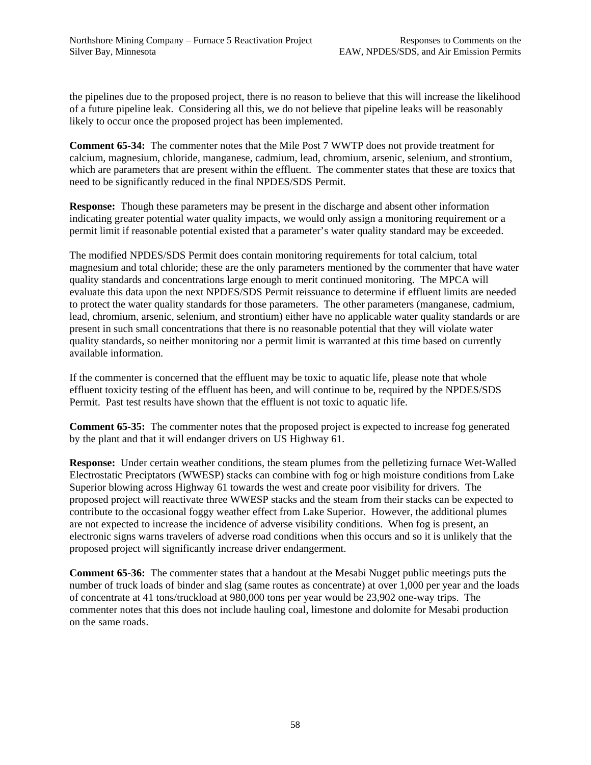the pipelines due to the proposed project, there is no reason to believe that this will increase the likelihood of a future pipeline leak. Considering all this, we do not believe that pipeline leaks will be reasonably likely to occur once the proposed project has been implemented.

**Comment 65-34:** The commenter notes that the Mile Post 7 WWTP does not provide treatment for calcium, magnesium, chloride, manganese, cadmium, lead, chromium, arsenic, selenium, and strontium, which are parameters that are present within the effluent. The commenter states that these are toxics that need to be significantly reduced in the final NPDES/SDS Permit.

**Response:** Though these parameters may be present in the discharge and absent other information indicating greater potential water quality impacts, we would only assign a monitoring requirement or a permit limit if reasonable potential existed that a parameter's water quality standard may be exceeded.

The modified NPDES/SDS Permit does contain monitoring requirements for total calcium, total magnesium and total chloride; these are the only parameters mentioned by the commenter that have water quality standards and concentrations large enough to merit continued monitoring. The MPCA will evaluate this data upon the next NPDES/SDS Permit reissuance to determine if effluent limits are needed to protect the water quality standards for those parameters. The other parameters (manganese, cadmium, lead, chromium, arsenic, selenium, and strontium) either have no applicable water quality standards or are present in such small concentrations that there is no reasonable potential that they will violate water quality standards, so neither monitoring nor a permit limit is warranted at this time based on currently available information.

If the commenter is concerned that the effluent may be toxic to aquatic life, please note that whole effluent toxicity testing of the effluent has been, and will continue to be, required by the NPDES/SDS Permit. Past test results have shown that the effluent is not toxic to aquatic life.

**Comment 65-35:** The commenter notes that the proposed project is expected to increase fog generated by the plant and that it will endanger drivers on US Highway 61.

**Response:** Under certain weather conditions, the steam plumes from the pelletizing furnace Wet-Walled Electrostatic Preciptators (WWESP) stacks can combine with fog or high moisture conditions from Lake Superior blowing across Highway 61 towards the west and create poor visibility for drivers. The proposed project will reactivate three WWESP stacks and the steam from their stacks can be expected to contribute to the occasional foggy weather effect from Lake Superior. However, the additional plumes are not expected to increase the incidence of adverse visibility conditions. When fog is present, an electronic signs warns travelers of adverse road conditions when this occurs and so it is unlikely that the proposed project will significantly increase driver endangerment.

**Comment 65-36:** The commenter states that a handout at the Mesabi Nugget public meetings puts the number of truck loads of binder and slag (same routes as concentrate) at over 1,000 per year and the loads of concentrate at 41 tons/truckload at 980,000 tons per year would be 23,902 one-way trips. The commenter notes that this does not include hauling coal, limestone and dolomite for Mesabi production on the same roads.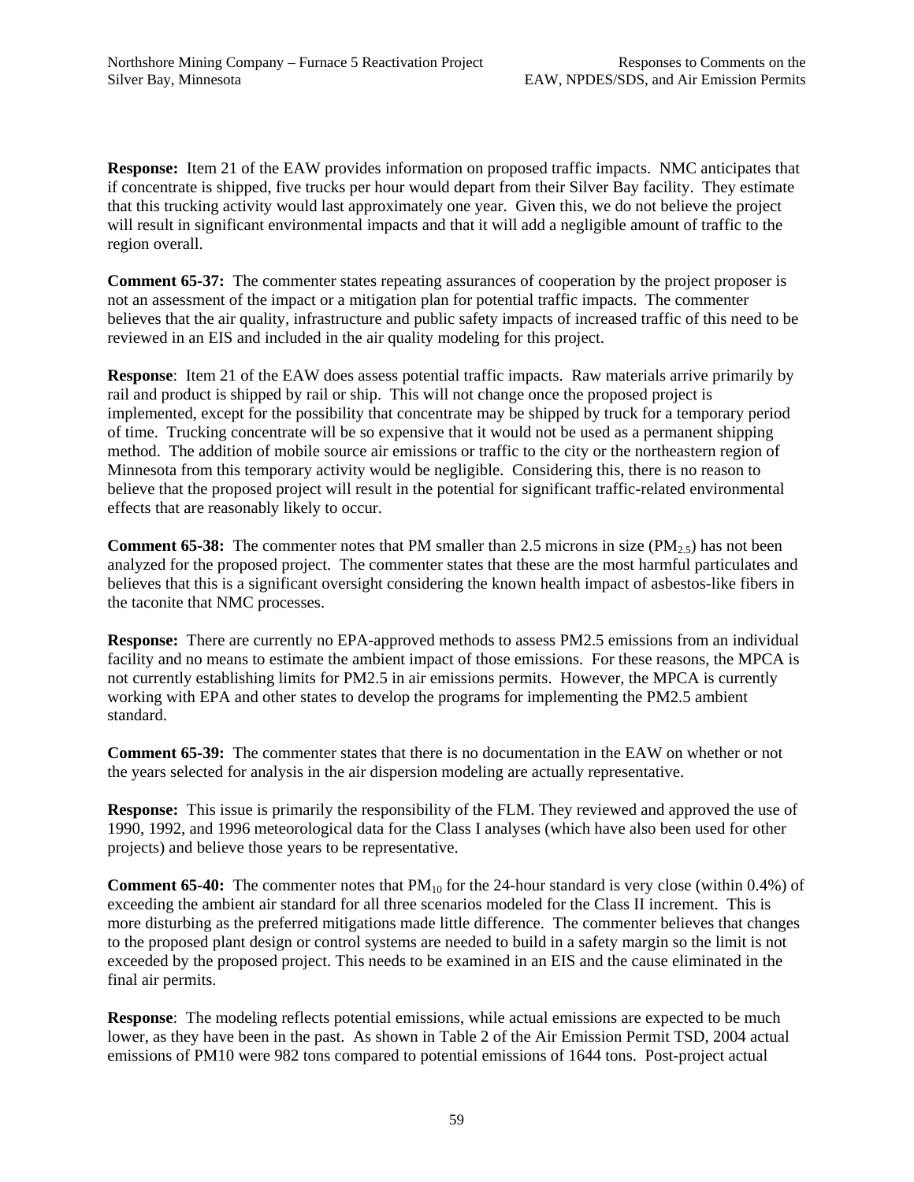**Response:** Item 21 of the EAW provides information on proposed traffic impacts. NMC anticipates that if concentrate is shipped, five trucks per hour would depart from their Silver Bay facility. They estimate that this trucking activity would last approximately one year. Given this, we do not believe the project will result in significant environmental impacts and that it will add a negligible amount of traffic to the region overall.

**Comment 65-37:** The commenter states repeating assurances of cooperation by the project proposer is not an assessment of the impact or a mitigation plan for potential traffic impacts. The commenter believes that the air quality, infrastructure and public safety impacts of increased traffic of this need to be reviewed in an EIS and included in the air quality modeling for this project.

**Response**: Item 21 of the EAW does assess potential traffic impacts. Raw materials arrive primarily by rail and product is shipped by rail or ship. This will not change once the proposed project is implemented, except for the possibility that concentrate may be shipped by truck for a temporary period of time. Trucking concentrate will be so expensive that it would not be used as a permanent shipping method. The addition of mobile source air emissions or traffic to the city or the northeastern region of Minnesota from this temporary activity would be negligible. Considering this, there is no reason to believe that the proposed project will result in the potential for significant traffic-related environmental effects that are reasonably likely to occur.

**Comment 65-38:** The commenter notes that PM smaller than 2.5 microns in size ($PM_{2.5}$) has not been analyzed for the proposed project. The commenter states that these are the most harmful particulates and believes that this is a significant oversight considering the known health impact of asbestos-like fibers in the taconite that NMC processes.

**Response:** There are currently no EPA-approved methods to assess PM2.5 emissions from an individual facility and no means to estimate the ambient impact of those emissions. For these reasons, the MPCA is not currently establishing limits for PM2.5 in air emissions permits. However, the MPCA is currently working with EPA and other states to develop the programs for implementing the PM2.5 ambient standard.

**Comment 65-39:** The commenter states that there is no documentation in the EAW on whether or not the years selected for analysis in the air dispersion modeling are actually representative.

**Response:** This issue is primarily the responsibility of the FLM. They reviewed and approved the use of 1990, 1992, and 1996 meteorological data for the Class I analyses (which have also been used for other projects) and believe those years to be representative.

**Comment 65-40:** The commenter notes that $PM_{10}$ for the 24-hour standard is very close (within 0.4%) of exceeding the ambient air standard for all three scenarios modeled for the Class II increment. This is more disturbing as the preferred mitigations made little difference. The commenter believes that changes to the proposed plant design or control systems are needed to build in a safety margin so the limit is not exceeded by the proposed project. This needs to be examined in an EIS and the cause eliminated in the final air permits.

**Response**: The modeling reflects potential emissions, while actual emissions are expected to be much lower, as they have been in the past. As shown in Table 2 of the Air Emission Permit TSD, 2004 actual emissions of PM10 were 982 tons compared to potential emissions of 1644 tons. Post-project actual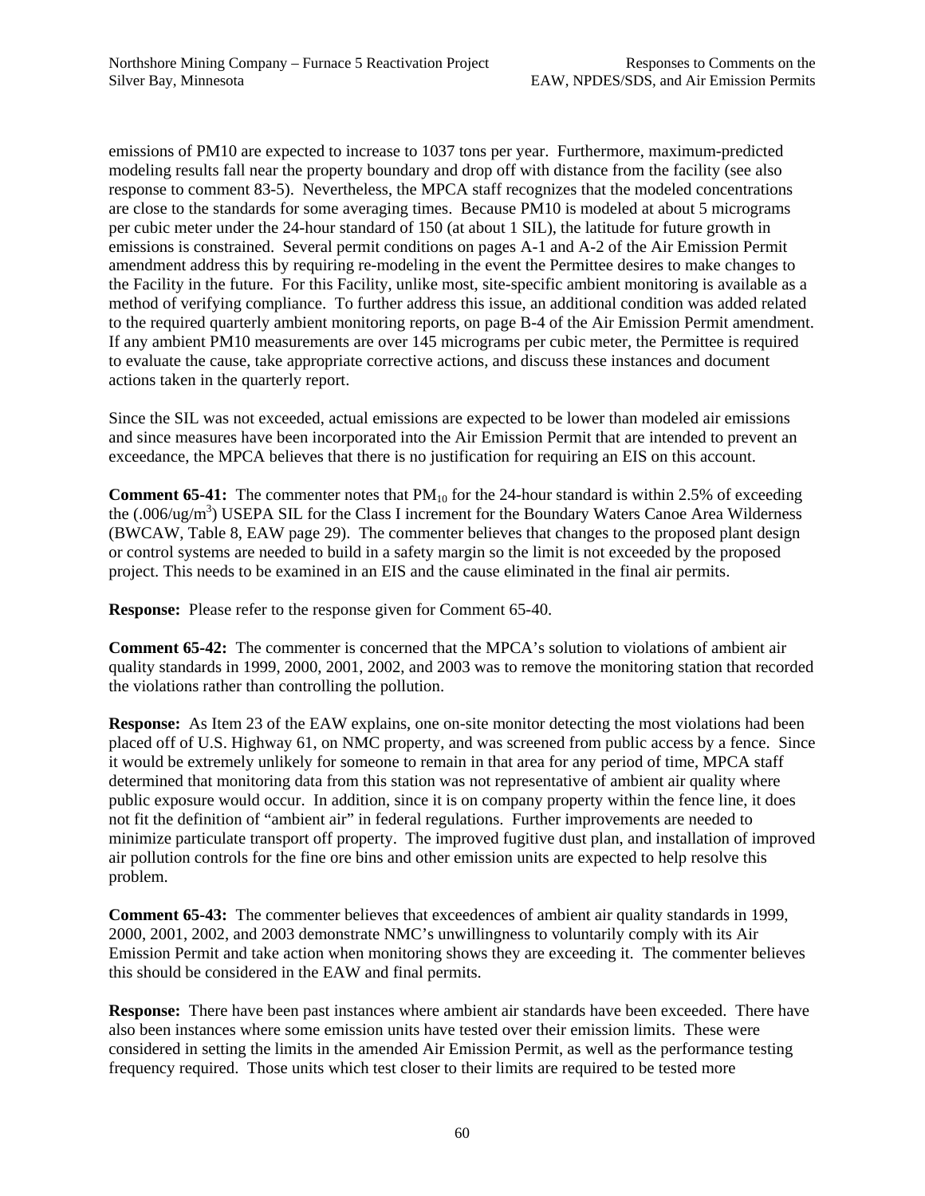emissions of PM10 are expected to increase to 1037 tons per year. Furthermore, maximum-predicted modeling results fall near the property boundary and drop off with distance from the facility (see also response to comment 83-5). Nevertheless, the MPCA staff recognizes that the modeled concentrations are close to the standards for some averaging times. Because PM10 is modeled at about 5 micrograms per cubic meter under the 24-hour standard of 150 (at about 1 SIL), the latitude for future growth in emissions is constrained. Several permit conditions on pages A-1 and A-2 of the Air Emission Permit amendment address this by requiring re-modeling in the event the Permittee desires to make changes to the Facility in the future. For this Facility, unlike most, site-specific ambient monitoring is available as a method of verifying compliance. To further address this issue, an additional condition was added related to the required quarterly ambient monitoring reports, on page B-4 of the Air Emission Permit amendment. If any ambient PM10 measurements are over 145 micrograms per cubic meter, the Permittee is required to evaluate the cause, take appropriate corrective actions, and discuss these instances and document actions taken in the quarterly report.

Since the SIL was not exceeded, actual emissions are expected to be lower than modeled air emissions and since measures have been incorporated into the Air Emission Permit that are intended to prevent an exceedance, the MPCA believes that there is no justification for requiring an EIS on this account.

**Comment 65-41:** The commenter notes that $PM_{10}$ for the 24-hour standard is within 2.5% of exceeding the (.006/ug/m$^3$) USEPA SIL for the Class I increment for the Boundary Waters Canoe Area Wilderness (BWCAW, Table 8, EAW page 29). The commenter believes that changes to the proposed plant design or control systems are needed to build in a safety margin so the limit is not exceeded by the proposed project. This needs to be examined in an EIS and the cause eliminated in the final air permits.

**Response:** Please refer to the response given for Comment 65-40.

**Comment 65-42:** The commenter is concerned that the MPCA's solution to violations of ambient air quality standards in 1999, 2000, 2001, 2002, and 2003 was to remove the monitoring station that recorded the violations rather than controlling the pollution.

**Response:** As Item 23 of the EAW explains, one on-site monitor detecting the most violations had been placed off of U.S. Highway 61, on NMC property, and was screened from public access by a fence. Since it would be extremely unlikely for someone to remain in that area for any period of time, MPCA staff determined that monitoring data from this station was not representative of ambient air quality where public exposure would occur. In addition, since it is on company property within the fence line, it does not fit the definition of "ambient air" in federal regulations. Further improvements are needed to minimize particulate transport off property. The improved fugitive dust plan, and installation of improved air pollution controls for the fine ore bins and other emission units are expected to help resolve this problem.

**Comment 65-43:** The commenter believes that exceedences of ambient air quality standards in 1999, 2000, 2001, 2002, and 2003 demonstrate NMC's unwillingness to voluntarily comply with its Air Emission Permit and take action when monitoring shows they are exceeding it. The commenter believes this should be considered in the EAW and final permits.

**Response:** There have been past instances where ambient air standards have been exceeded. There have also been instances where some emission units have tested over their emission limits. These were considered in setting the limits in the amended Air Emission Permit, as well as the performance testing frequency required. Those units which test closer to their limits are required to be tested more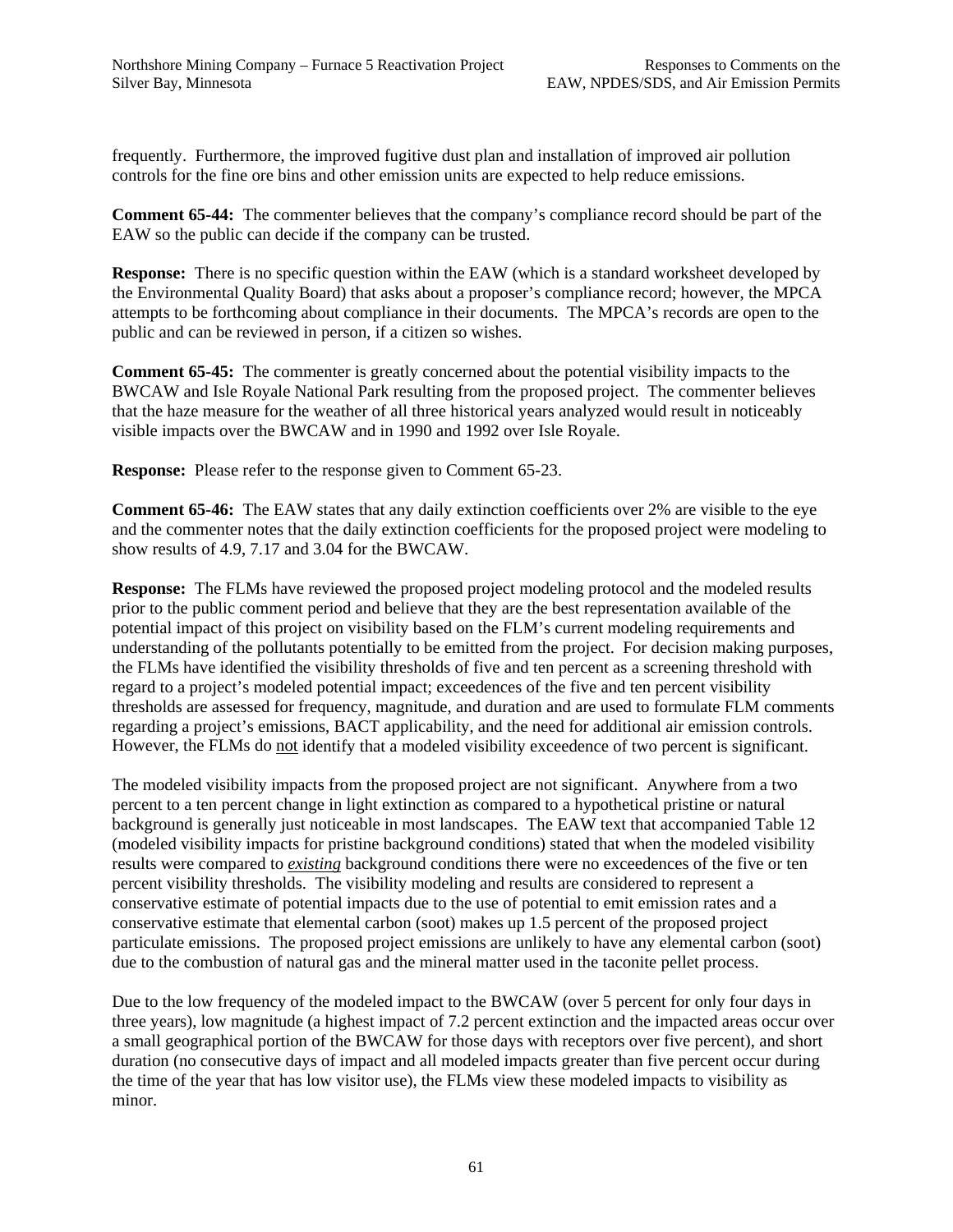frequently. Furthermore, the improved fugitive dust plan and installation of improved air pollution controls for the fine ore bins and other emission units are expected to help reduce emissions.

**Comment 65-44:** The commenter believes that the company's compliance record should be part of the EAW so the public can decide if the company can be trusted.

**Response:** There is no specific question within the EAW (which is a standard worksheet developed by the Environmental Quality Board) that asks about a proposer's compliance record; however, the MPCA attempts to be forthcoming about compliance in their documents. The MPCA's records are open to the public and can be reviewed in person, if a citizen so wishes.

**Comment 65-45:** The commenter is greatly concerned about the potential visibility impacts to the BWCAW and Isle Royale National Park resulting from the proposed project. The commenter believes that the haze measure for the weather of all three historical years analyzed would result in noticeably visible impacts over the BWCAW and in 1990 and 1992 over Isle Royale.

**Response:** Please refer to the response given to Comment 65-23.

**Comment 65-46:** The EAW states that any daily extinction coefficients over 2% are visible to the eye and the commenter notes that the daily extinction coefficients for the proposed project were modeling to show results of 4.9, 7.17 and 3.04 for the BWCAW.

**Response:** The FLMs have reviewed the proposed project modeling protocol and the modeled results prior to the public comment period and believe that they are the best representation available of the potential impact of this project on visibility based on the FLM's current modeling requirements and understanding of the pollutants potentially to be emitted from the project. For decision making purposes, the FLMs have identified the visibility thresholds of five and ten percent as a screening threshold with regard to a project's modeled potential impact; exceedences of the five and ten percent visibility thresholds are assessed for frequency, magnitude, and duration and are used to formulate FLM comments regarding a project's emissions, BACT applicability, and the need for additional air emission controls. However, the FLMs do <u>not</u> identify that a modeled visibility exceedence of two percent is significant.

The modeled visibility impacts from the proposed project are not significant. Anywhere from a two percent to a ten percent change in light extinction as compared to a hypothetical pristine or natural background is generally just noticeable in most landscapes. The EAW text that accompanied Table 12 (modeled visibility impacts for pristine background conditions) stated that when the modeled visibility results were compared to <u>*existing*</u> background conditions there were no exceedences of the five or ten percent visibility thresholds. The visibility modeling and results are considered to represent a conservative estimate of potential impacts due to the use of potential to emit emission rates and a conservative estimate that elemental carbon (soot) makes up 1.5 percent of the proposed project particulate emissions. The proposed project emissions are unlikely to have any elemental carbon (soot) due to the combustion of natural gas and the mineral matter used in the taconite pellet process.

Due to the low frequency of the modeled impact to the BWCAW (over 5 percent for only four days in three years), low magnitude (a highest impact of 7.2 percent extinction and the impacted areas occur over a small geographical portion of the BWCAW for those days with receptors over five percent), and short duration (no consecutive days of impact and all modeled impacts greater than five percent occur during the time of the year that has low visitor use), the FLMs view these modeled impacts to visibility as minor.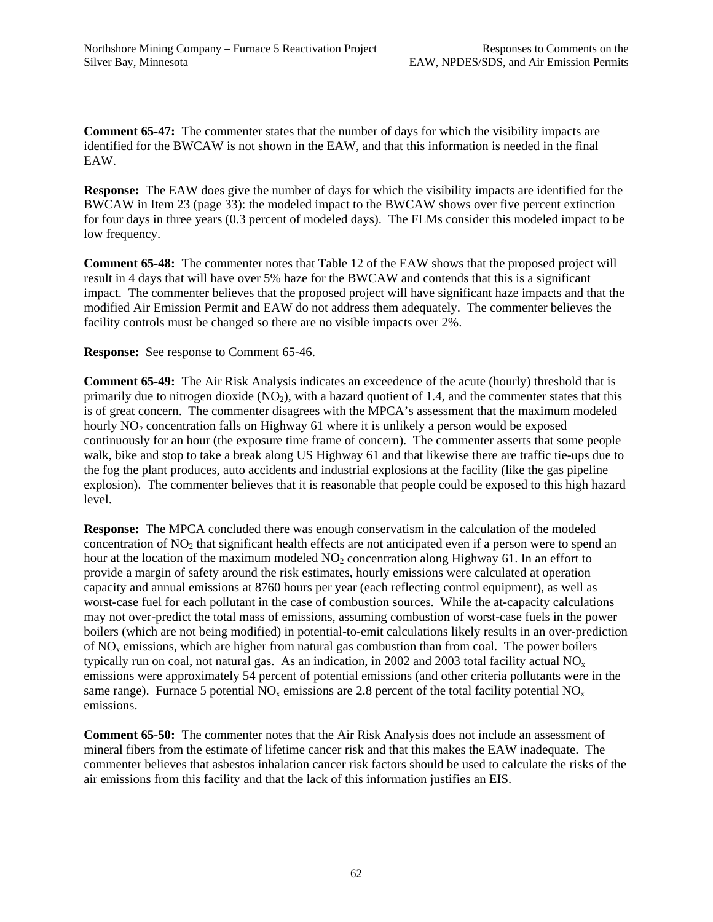**Comment 65-47:** The commenter states that the number of days for which the visibility impacts are identified for the BWCAW is not shown in the EAW, and that this information is needed in the final EAW.

**Response:** The EAW does give the number of days for which the visibility impacts are identified for the BWCAW in Item 23 (page 33): the modeled impact to the BWCAW shows over five percent extinction for four days in three years (0.3 percent of modeled days). The FLMs consider this modeled impact to be low frequency.

**Comment 65-48:** The commenter notes that Table 12 of the EAW shows that the proposed project will result in 4 days that will have over 5% haze for the BWCAW and contends that this is a significant impact. The commenter believes that the proposed project will have significant haze impacts and that the modified Air Emission Permit and EAW do not address them adequately. The commenter believes the facility controls must be changed so there are no visible impacts over 2%.

**Response:** See response to Comment 65-46.

**Comment 65-49:** The Air Risk Analysis indicates an exceedence of the acute (hourly) threshold that is primarily due to nitrogen dioxide ($NO_2$), with a hazard quotient of 1.4, and the commenter states that this is of great concern. The commenter disagrees with the MPCA's assessment that the maximum modeled hourly $NO_2$ concentration falls on Highway 61 where it is unlikely a person would be exposed continuously for an hour (the exposure time frame of concern). The commenter asserts that some people walk, bike and stop to take a break along US Highway 61 and that likewise there are traffic tie-ups due to the fog the plant produces, auto accidents and industrial explosions at the facility (like the gas pipeline explosion). The commenter believes that it is reasonable that people could be exposed to this high hazard level.

**Response:** The MPCA concluded there was enough conservatism in the calculation of the modeled concentration of $NO_2$ that significant health effects are not anticipated even if a person were to spend an hour at the location of the maximum modeled $NO_2$ concentration along Highway 61. In an effort to provide a margin of safety around the risk estimates, hourly emissions were calculated at operation capacity and annual emissions at 8760 hours per year (each reflecting control equipment), as well as worst-case fuel for each pollutant in the case of combustion sources. While the at-capacity calculations may not over-predict the total mass of emissions, assuming combustion of worst-case fuels in the power boilers (which are not being modified) in potential-to-emit calculations likely results in an over-prediction of $NO_x$ emissions, which are higher from natural gas combustion than from coal. The power boilers typically run on coal, not natural gas. As an indication, in 2002 and 2003 total facility actual $NO_x$ emissions were approximately 54 percent of potential emissions (and other criteria pollutants were in the same range). Furnace 5 potential $NO_x$ emissions are 2.8 percent of the total facility potential $NO_x$ emissions.

**Comment 65-50:** The commenter notes that the Air Risk Analysis does not include an assessment of mineral fibers from the estimate of lifetime cancer risk and that this makes the EAW inadequate. The commenter believes that asbestos inhalation cancer risk factors should be used to calculate the risks of the air emissions from this facility and that the lack of this information justifies an EIS.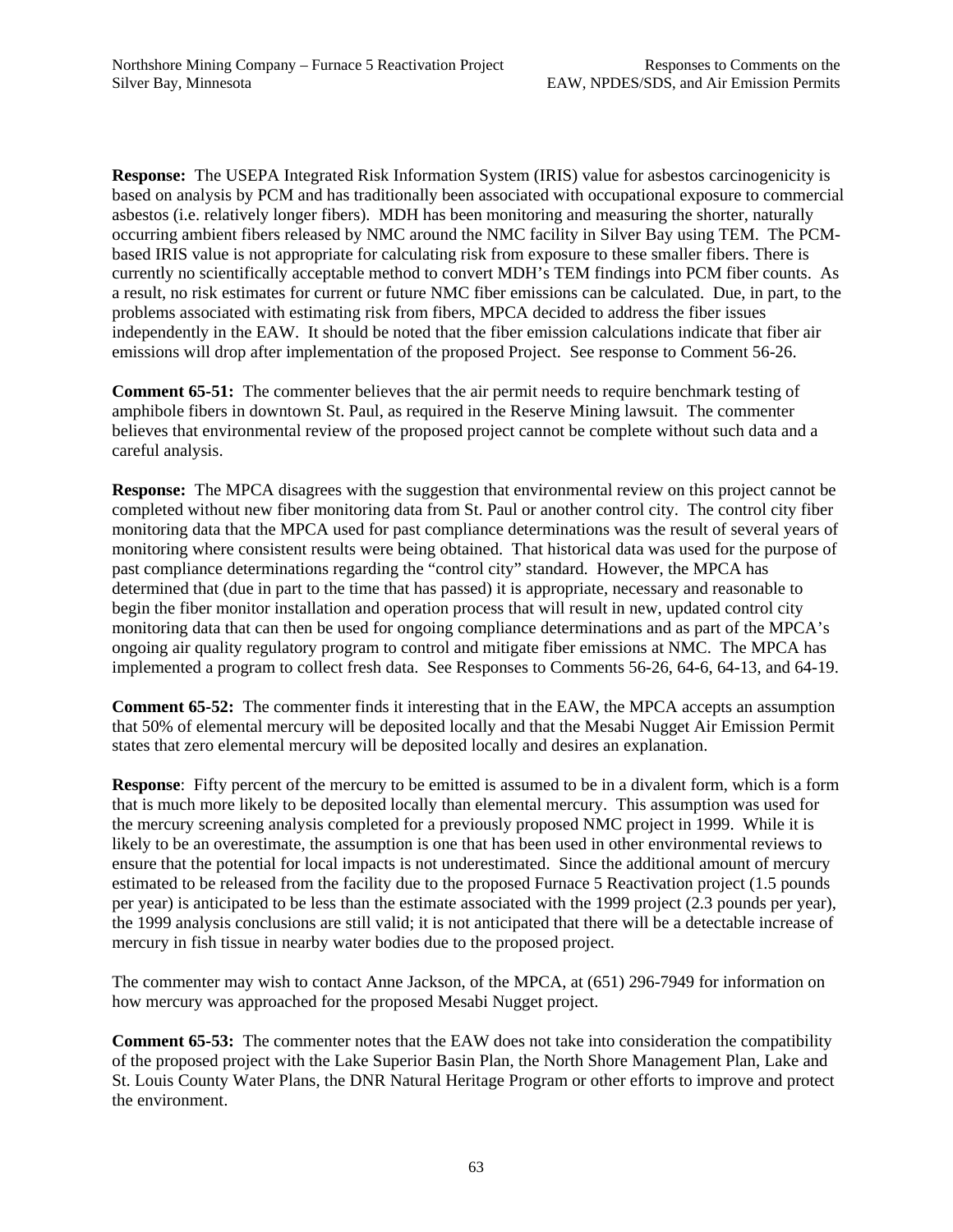**Response:** The USEPA Integrated Risk Information System (IRIS) value for asbestos carcinogenicity is based on analysis by PCM and has traditionally been associated with occupational exposure to commercial asbestos (i.e. relatively longer fibers). MDH has been monitoring and measuring the shorter, naturally occurring ambient fibers released by NMC around the NMC facility in Silver Bay using TEM. The PCM-based IRIS value is not appropriate for calculating risk from exposure to these smaller fibers. There is currently no scientifically acceptable method to convert MDH's TEM findings into PCM fiber counts. As a result, no risk estimates for current or future NMC fiber emissions can be calculated. Due, in part, to the problems associated with estimating risk from fibers, MPCA decided to address the fiber issues independently in the EAW. It should be noted that the fiber emission calculations indicate that fiber air emissions will drop after implementation of the proposed Project. See response to Comment 56-26.

**Comment 65-51:** The commenter believes that the air permit needs to require benchmark testing of amphibole fibers in downtown St. Paul, as required in the Reserve Mining lawsuit. The commenter believes that environmental review of the proposed project cannot be complete without such data and a careful analysis.

**Response:** The MPCA disagrees with the suggestion that environmental review on this project cannot be completed without new fiber monitoring data from St. Paul or another control city. The control city fiber monitoring data that the MPCA used for past compliance determinations was the result of several years of monitoring where consistent results were being obtained. That historical data was used for the purpose of past compliance determinations regarding the "control city" standard. However, the MPCA has determined that (due in part to the time that has passed) it is appropriate, necessary and reasonable to begin the fiber monitor installation and operation process that will result in new, updated control city monitoring data that can then be used for ongoing compliance determinations and as part of the MPCA's ongoing air quality regulatory program to control and mitigate fiber emissions at NMC. The MPCA has implemented a program to collect fresh data. See Responses to Comments 56-26, 64-6, 64-13, and 64-19.

**Comment 65-52:** The commenter finds it interesting that in the EAW, the MPCA accepts an assumption that 50% of elemental mercury will be deposited locally and that the Mesabi Nugget Air Emission Permit states that zero elemental mercury will be deposited locally and desires an explanation.

**Response**: Fifty percent of the mercury to be emitted is assumed to be in a divalent form, which is a form that is much more likely to be deposited locally than elemental mercury. This assumption was used for the mercury screening analysis completed for a previously proposed NMC project in 1999. While it is likely to be an overestimate, the assumption is one that has been used in other environmental reviews to ensure that the potential for local impacts is not underestimated. Since the additional amount of mercury estimated to be released from the facility due to the proposed Furnace 5 Reactivation project (1.5 pounds per year) is anticipated to be less than the estimate associated with the 1999 project (2.3 pounds per year), the 1999 analysis conclusions are still valid; it is not anticipated that there will be a detectable increase of mercury in fish tissue in nearby water bodies due to the proposed project.

The commenter may wish to contact Anne Jackson, of the MPCA, at (651) 296-7949 for information on how mercury was approached for the proposed Mesabi Nugget project.

**Comment 65-53:** The commenter notes that the EAW does not take into consideration the compatibility of the proposed project with the Lake Superior Basin Plan, the North Shore Management Plan, Lake and St. Louis County Water Plans, the DNR Natural Heritage Program or other efforts to improve and protect the environment.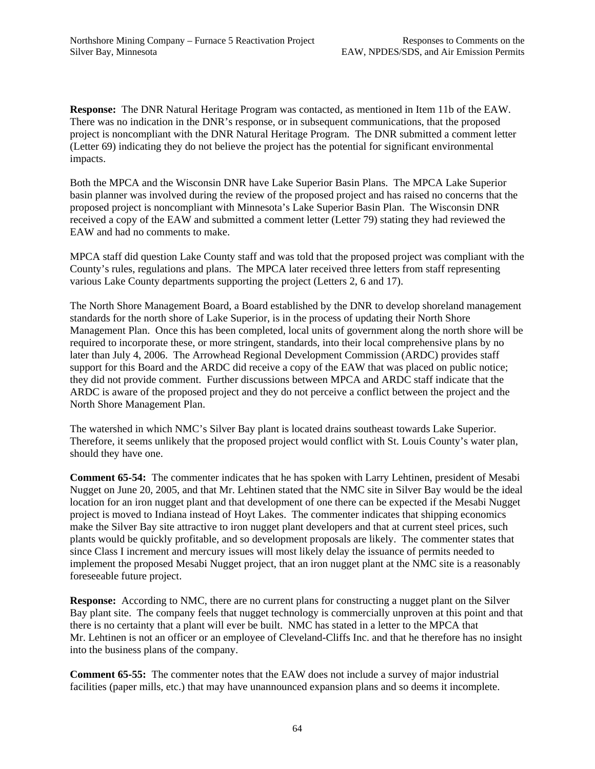**Response:** The DNR Natural Heritage Program was contacted, as mentioned in Item 11b of the EAW. There was no indication in the DNR's response, or in subsequent communications, that the proposed project is noncompliant with the DNR Natural Heritage Program. The DNR submitted a comment letter (Letter 69) indicating they do not believe the project has the potential for significant environmental impacts.

Both the MPCA and the Wisconsin DNR have Lake Superior Basin Plans. The MPCA Lake Superior basin planner was involved during the review of the proposed project and has raised no concerns that the proposed project is noncompliant with Minnesota's Lake Superior Basin Plan. The Wisconsin DNR received a copy of the EAW and submitted a comment letter (Letter 79) stating they had reviewed the EAW and had no comments to make.

MPCA staff did question Lake County staff and was told that the proposed project was compliant with the County's rules, regulations and plans. The MPCA later received three letters from staff representing various Lake County departments supporting the project (Letters 2, 6 and 17).

The North Shore Management Board, a Board established by the DNR to develop shoreland management standards for the north shore of Lake Superior, is in the process of updating their North Shore Management Plan. Once this has been completed, local units of government along the north shore will be required to incorporate these, or more stringent, standards, into their local comprehensive plans by no later than July 4, 2006. The Arrowhead Regional Development Commission (ARDC) provides staff support for this Board and the ARDC did receive a copy of the EAW that was placed on public notice; they did not provide comment. Further discussions between MPCA and ARDC staff indicate that the ARDC is aware of the proposed project and they do not perceive a conflict between the project and the North Shore Management Plan.

The watershed in which NMC's Silver Bay plant is located drains southeast towards Lake Superior. Therefore, it seems unlikely that the proposed project would conflict with St. Louis County's water plan, should they have one.

**Comment 65-54:** The commenter indicates that he has spoken with Larry Lehtinen, president of Mesabi Nugget on June 20, 2005, and that Mr. Lehtinen stated that the NMC site in Silver Bay would be the ideal location for an iron nugget plant and that development of one there can be expected if the Mesabi Nugget project is moved to Indiana instead of Hoyt Lakes. The commenter indicates that shipping economics make the Silver Bay site attractive to iron nugget plant developers and that at current steel prices, such plants would be quickly profitable, and so development proposals are likely. The commenter states that since Class I increment and mercury issues will most likely delay the issuance of permits needed to implement the proposed Mesabi Nugget project, that an iron nugget plant at the NMC site is a reasonably foreseeable future project.

**Response:** According to NMC, there are no current plans for constructing a nugget plant on the Silver Bay plant site. The company feels that nugget technology is commercially unproven at this point and that there is no certainty that a plant will ever be built. NMC has stated in a letter to the MPCA that Mr. Lehtinen is not an officer or an employee of Cleveland-Cliffs Inc. and that he therefore has no insight into the business plans of the company.

**Comment 65-55:** The commenter notes that the EAW does not include a survey of major industrial facilities (paper mills, etc.) that may have unannounced expansion plans and so deems it incomplete.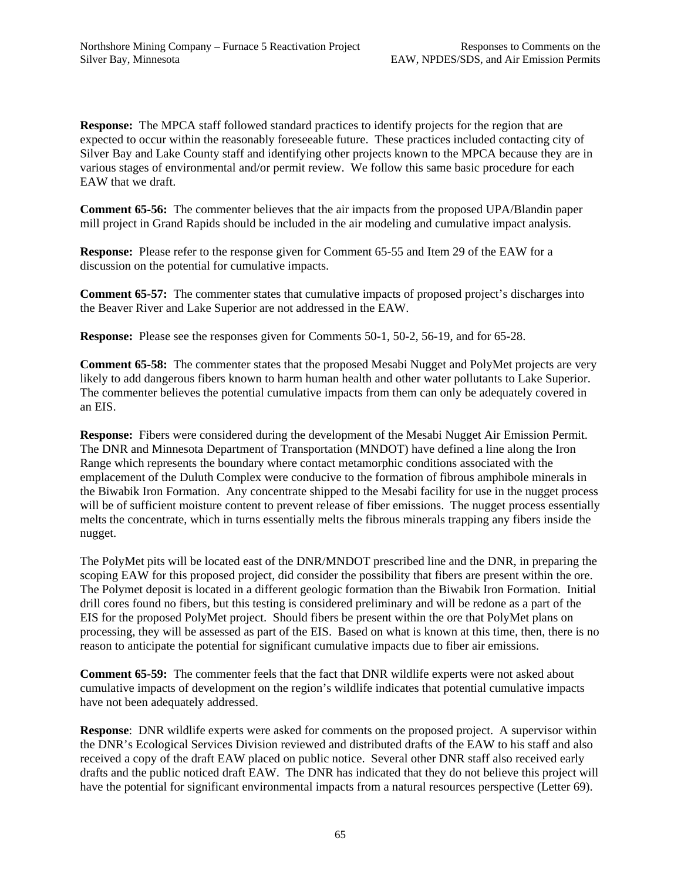**Response:** The MPCA staff followed standard practices to identify projects for the region that are expected to occur within the reasonably foreseeable future. These practices included contacting city of Silver Bay and Lake County staff and identifying other projects known to the MPCA because they are in various stages of environmental and/or permit review. We follow this same basic procedure for each EAW that we draft.

**Comment 65-56:** The commenter believes that the air impacts from the proposed UPA/Blandin paper mill project in Grand Rapids should be included in the air modeling and cumulative impact analysis.

**Response:** Please refer to the response given for Comment 65-55 and Item 29 of the EAW for a discussion on the potential for cumulative impacts.

**Comment 65-57:** The commenter states that cumulative impacts of proposed project's discharges into the Beaver River and Lake Superior are not addressed in the EAW.

**Response:** Please see the responses given for Comments 50-1, 50-2, 56-19, and for 65-28.

**Comment 65-58:** The commenter states that the proposed Mesabi Nugget and PolyMet projects are very likely to add dangerous fibers known to harm human health and other water pollutants to Lake Superior. The commenter believes the potential cumulative impacts from them can only be adequately covered in an EIS.

**Response:** Fibers were considered during the development of the Mesabi Nugget Air Emission Permit. The DNR and Minnesota Department of Transportation (MNDOT) have defined a line along the Iron Range which represents the boundary where contact metamorphic conditions associated with the emplacement of the Duluth Complex were conducive to the formation of fibrous amphibole minerals in the Biwabik Iron Formation. Any concentrate shipped to the Mesabi facility for use in the nugget process will be of sufficient moisture content to prevent release of fiber emissions. The nugget process essentially melts the concentrate, which in turns essentially melts the fibrous minerals trapping any fibers inside the nugget.

The PolyMet pits will be located east of the DNR/MNDOT prescribed line and the DNR, in preparing the scoping EAW for this proposed project, did consider the possibility that fibers are present within the ore. The Polymet deposit is located in a different geologic formation than the Biwabik Iron Formation. Initial drill cores found no fibers, but this testing is considered preliminary and will be redone as a part of the EIS for the proposed PolyMet project. Should fibers be present within the ore that PolyMet plans on processing, they will be assessed as part of the EIS. Based on what is known at this time, then, there is no reason to anticipate the potential for significant cumulative impacts due to fiber air emissions.

**Comment 65-59:** The commenter feels that the fact that DNR wildlife experts were not asked about cumulative impacts of development on the region's wildlife indicates that potential cumulative impacts have not been adequately addressed.

**Response**: DNR wildlife experts were asked for comments on the proposed project. A supervisor within the DNR's Ecological Services Division reviewed and distributed drafts of the EAW to his staff and also received a copy of the draft EAW placed on public notice. Several other DNR staff also received early drafts and the public noticed draft EAW. The DNR has indicated that they do not believe this project will have the potential for significant environmental impacts from a natural resources perspective (Letter 69).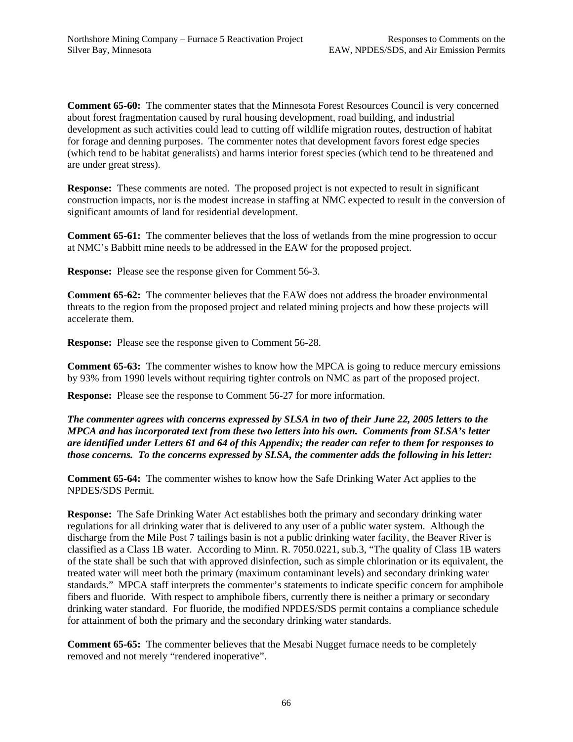**Comment 65-60:** The commenter states that the Minnesota Forest Resources Council is very concerned about forest fragmentation caused by rural housing development, road building, and industrial development as such activities could lead to cutting off wildlife migration routes, destruction of habitat for forage and denning purposes. The commenter notes that development favors forest edge species (which tend to be habitat generalists) and harms interior forest species (which tend to be threatened and are under great stress).

**Response:** These comments are noted. The proposed project is not expected to result in significant construction impacts, nor is the modest increase in staffing at NMC expected to result in the conversion of significant amounts of land for residential development.

**Comment 65-61:** The commenter believes that the loss of wetlands from the mine progression to occur at NMC's Babbitt mine needs to be addressed in the EAW for the proposed project.

**Response:** Please see the response given for Comment 56-3.

**Comment 65-62:** The commenter believes that the EAW does not address the broader environmental threats to the region from the proposed project and related mining projects and how these projects will accelerate them.

**Response:** Please see the response given to Comment 56-28.

**Comment 65-63:** The commenter wishes to know how the MPCA is going to reduce mercury emissions by 93% from 1990 levels without requiring tighter controls on NMC as part of the proposed project.

**Response:** Please see the response to Comment 56-27 for more information.

***The commenter agrees with concerns expressed by SLSA in two of their June 22, 2005 letters to the MPCA and has incorporated text from these two letters into his own. Comments from SLSA's letter are identified under Letters 61 and 64 of this Appendix; the reader can refer to them for responses to those concerns. To the concerns expressed by SLSA, the commenter adds the following in his letter:***

**Comment 65-64:** The commenter wishes to know how the Safe Drinking Water Act applies to the NPDES/SDS Permit.

**Response:** The Safe Drinking Water Act establishes both the primary and secondary drinking water regulations for all drinking water that is delivered to any user of a public water system. Although the discharge from the Mile Post 7 tailings basin is not a public drinking water facility, the Beaver River is classified as a Class 1B water. According to Minn. R. 7050.0221, sub.3, "The quality of Class 1B waters of the state shall be such that with approved disinfection, such as simple chlorination or its equivalent, the treated water will meet both the primary (maximum contaminant levels) and secondary drinking water standards." MPCA staff interprets the commenter's statements to indicate specific concern for amphibole fibers and fluoride. With respect to amphibole fibers, currently there is neither a primary or secondary drinking water standard. For fluoride, the modified NPDES/SDS permit contains a compliance schedule for attainment of both the primary and the secondary drinking water standards.

**Comment 65-65:** The commenter believes that the Mesabi Nugget furnace needs to be completely removed and not merely "rendered inoperative".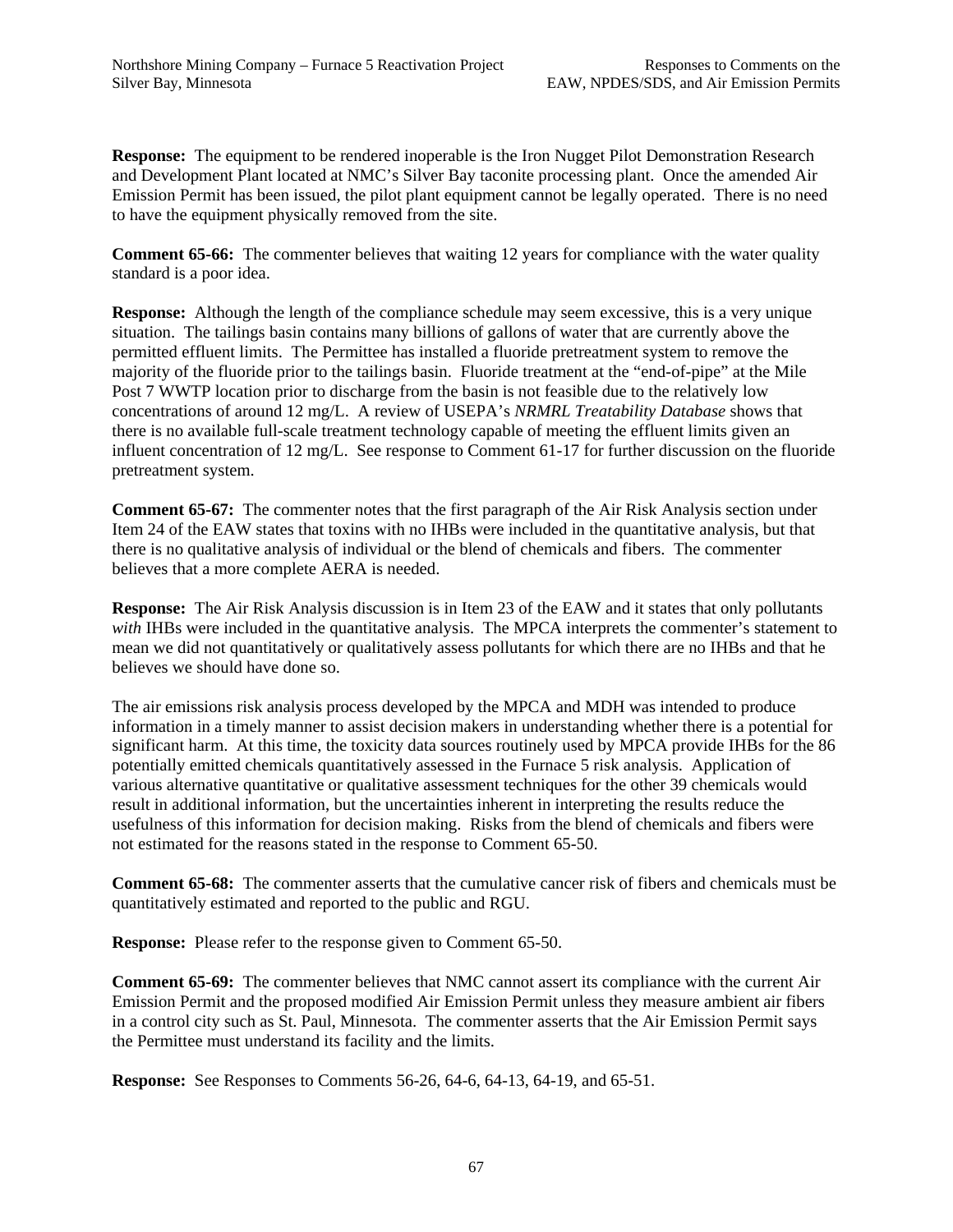**Response:** The equipment to be rendered inoperable is the Iron Nugget Pilot Demonstration Research and Development Plant located at NMC's Silver Bay taconite processing plant. Once the amended Air Emission Permit has been issued, the pilot plant equipment cannot be legally operated. There is no need to have the equipment physically removed from the site.

**Comment 65-66:** The commenter believes that waiting 12 years for compliance with the water quality standard is a poor idea.

**Response:** Although the length of the compliance schedule may seem excessive, this is a very unique situation. The tailings basin contains many billions of gallons of water that are currently above the permitted effluent limits. The Permittee has installed a fluoride pretreatment system to remove the majority of the fluoride prior to the tailings basin. Fluoride treatment at the "end-of-pipe" at the Mile Post 7 WWTP location prior to discharge from the basin is not feasible due to the relatively low concentrations of around 12 mg/L. A review of USEPA's *NRMRL Treatability Database* shows that there is no available full-scale treatment technology capable of meeting the effluent limits given an influent concentration of 12 mg/L. See response to Comment 61-17 for further discussion on the fluoride pretreatment system.

**Comment 65-67:** The commenter notes that the first paragraph of the Air Risk Analysis section under Item 24 of the EAW states that toxins with no IHBs were included in the quantitative analysis, but that there is no qualitative analysis of individual or the blend of chemicals and fibers. The commenter believes that a more complete AERA is needed.

**Response:** The Air Risk Analysis discussion is in Item 23 of the EAW and it states that only pollutants *with* IHBs were included in the quantitative analysis. The MPCA interprets the commenter's statement to mean we did not quantitatively or qualitatively assess pollutants for which there are no IHBs and that he believes we should have done so.

The air emissions risk analysis process developed by the MPCA and MDH was intended to produce information in a timely manner to assist decision makers in understanding whether there is a potential for significant harm. At this time, the toxicity data sources routinely used by MPCA provide IHBs for the 86 potentially emitted chemicals quantitatively assessed in the Furnace 5 risk analysis. Application of various alternative quantitative or qualitative assessment techniques for the other 39 chemicals would result in additional information, but the uncertainties inherent in interpreting the results reduce the usefulness of this information for decision making. Risks from the blend of chemicals and fibers were not estimated for the reasons stated in the response to Comment 65-50.

**Comment 65-68:** The commenter asserts that the cumulative cancer risk of fibers and chemicals must be quantitatively estimated and reported to the public and RGU.

**Response:** Please refer to the response given to Comment 65-50.

**Comment 65-69:** The commenter believes that NMC cannot assert its compliance with the current Air Emission Permit and the proposed modified Air Emission Permit unless they measure ambient air fibers in a control city such as St. Paul, Minnesota. The commenter asserts that the Air Emission Permit says the Permittee must understand its facility and the limits.

**Response:** See Responses to Comments 56-26, 64-6, 64-13, 64-19, and 65-51.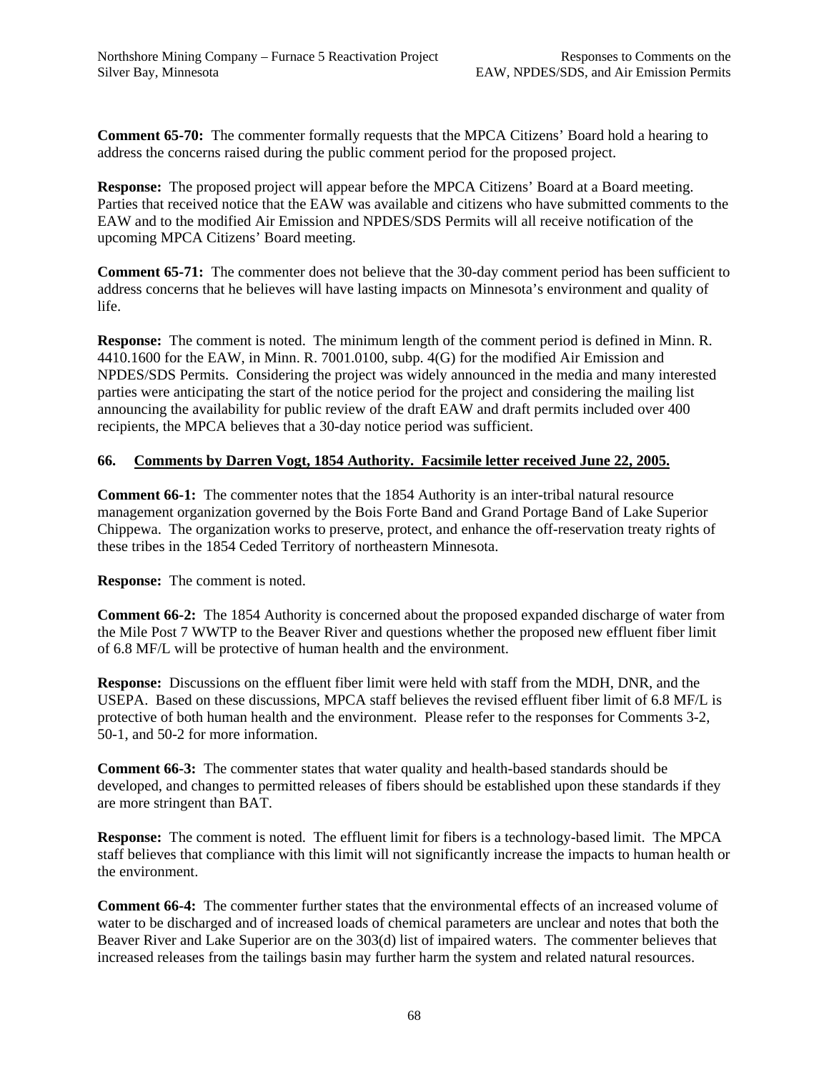**Comment 65-70:** The commenter formally requests that the MPCA Citizens' Board hold a hearing to address the concerns raised during the public comment period for the proposed project.

**Response:** The proposed project will appear before the MPCA Citizens' Board at a Board meeting. Parties that received notice that the EAW was available and citizens who have submitted comments to the EAW and to the modified Air Emission and NPDES/SDS Permits will all receive notification of the upcoming MPCA Citizens' Board meeting.

**Comment 65-71:** The commenter does not believe that the 30-day comment period has been sufficient to address concerns that he believes will have lasting impacts on Minnesota's environment and quality of life.

**Response:** The comment is noted. The minimum length of the comment period is defined in Minn. R. 4410.1600 for the EAW, in Minn. R. 7001.0100, subp. 4(G) for the modified Air Emission and NPDES/SDS Permits. Considering the project was widely announced in the media and many interested parties were anticipating the start of the notice period for the project and considering the mailing list announcing the availability for public review of the draft EAW and draft permits included over 400 recipients, the MPCA believes that a 30-day notice period was sufficient.

## 66. Comments by Darren Vogt, 1854 Authority. Facsimile letter received June 22, 2005.

**Comment 66-1:** The commenter notes that the 1854 Authority is an inter-tribal natural resource management organization governed by the Bois Forte Band and Grand Portage Band of Lake Superior Chippewa. The organization works to preserve, protect, and enhance the off-reservation treaty rights of these tribes in the 1854 Ceded Territory of northeastern Minnesota.

**Response:** The comment is noted.

**Comment 66-2:** The 1854 Authority is concerned about the proposed expanded discharge of water from the Mile Post 7 WWTP to the Beaver River and questions whether the proposed new effluent fiber limit of 6.8 MF/L will be protective of human health and the environment.

**Response:** Discussions on the effluent fiber limit were held with staff from the MDH, DNR, and the USEPA. Based on these discussions, MPCA staff believes the revised effluent fiber limit of 6.8 MF/L is protective of both human health and the environment. Please refer to the responses for Comments 3-2, 50-1, and 50-2 for more information.

**Comment 66-3:** The commenter states that water quality and health-based standards should be developed, and changes to permitted releases of fibers should be established upon these standards if they are more stringent than BAT.

**Response:** The comment is noted. The effluent limit for fibers is a technology-based limit. The MPCA staff believes that compliance with this limit will not significantly increase the impacts to human health or the environment.

**Comment 66-4:** The commenter further states that the environmental effects of an increased volume of water to be discharged and of increased loads of chemical parameters are unclear and notes that both the Beaver River and Lake Superior are on the 303(d) list of impaired waters. The commenter believes that increased releases from the tailings basin may further harm the system and related natural resources.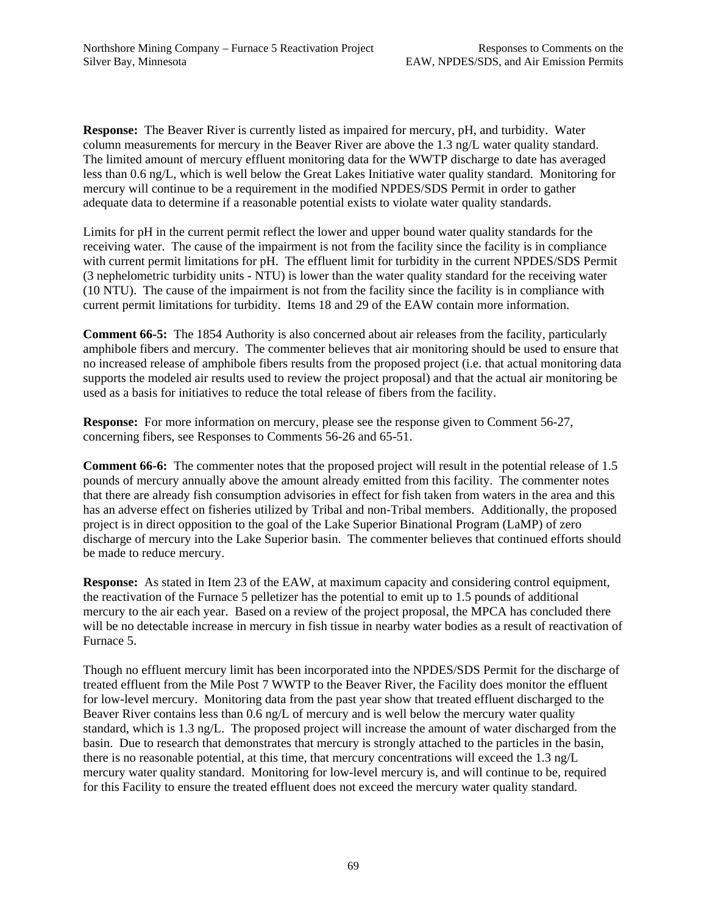**Response:** The Beaver River is currently listed as impaired for mercury, pH, and turbidity. Water column measurements for mercury in the Beaver River are above the 1.3 ng/L water quality standard. The limited amount of mercury effluent monitoring data for the WWTP discharge to date has averaged less than 0.6 ng/L, which is well below the Great Lakes Initiative water quality standard. Monitoring for mercury will continue to be a requirement in the modified NPDES/SDS Permit in order to gather adequate data to determine if a reasonable potential exists to violate water quality standards.

Limits for pH in the current permit reflect the lower and upper bound water quality standards for the receiving water. The cause of the impairment is not from the facility since the facility is in compliance with current permit limitations for pH. The effluent limit for turbidity in the current NPDES/SDS Permit (3 nephelometric turbidity units - NTU) is lower than the water quality standard for the receiving water (10 NTU). The cause of the impairment is not from the facility since the facility is in compliance with current permit limitations for turbidity. Items 18 and 29 of the EAW contain more information.

**Comment 66-5:** The 1854 Authority is also concerned about air releases from the facility, particularly amphibole fibers and mercury. The commenter believes that air monitoring should be used to ensure that no increased release of amphibole fibers results from the proposed project (i.e. that actual monitoring data supports the modeled air results used to review the project proposal) and that the actual air monitoring be used as a basis for initiatives to reduce the total release of fibers from the facility.

**Response:** For more information on mercury, please see the response given to Comment 56-27, concerning fibers, see Responses to Comments 56-26 and 65-51.

**Comment 66-6:** The commenter notes that the proposed project will result in the potential release of 1.5 pounds of mercury annually above the amount already emitted from this facility. The commenter notes that there are already fish consumption advisories in effect for fish taken from waters in the area and this has an adverse effect on fisheries utilized by Tribal and non-Tribal members. Additionally, the proposed project is in direct opposition to the goal of the Lake Superior Binational Program (LaMP) of zero discharge of mercury into the Lake Superior basin. The commenter believes that continued efforts should be made to reduce mercury.

**Response:** As stated in Item 23 of the EAW, at maximum capacity and considering control equipment, the reactivation of the Furnace 5 pelletizer has the potential to emit up to 1.5 pounds of additional mercury to the air each year. Based on a review of the project proposal, the MPCA has concluded there will be no detectable increase in mercury in fish tissue in nearby water bodies as a result of reactivation of Furnace 5.

Though no effluent mercury limit has been incorporated into the NPDES/SDS Permit for the discharge of treated effluent from the Mile Post 7 WWTP to the Beaver River, the Facility does monitor the effluent for low-level mercury. Monitoring data from the past year show that treated effluent discharged to the Beaver River contains less than 0.6 ng/L of mercury and is well below the mercury water quality standard, which is 1.3 ng/L. The proposed project will increase the amount of water discharged from the basin. Due to research that demonstrates that mercury is strongly attached to the particles in the basin, there is no reasonable potential, at this time, that mercury concentrations will exceed the 1.3 ng/L mercury water quality standard. Monitoring for low-level mercury is, and will continue to be, required for this Facility to ensure the treated effluent does not exceed the mercury water quality standard.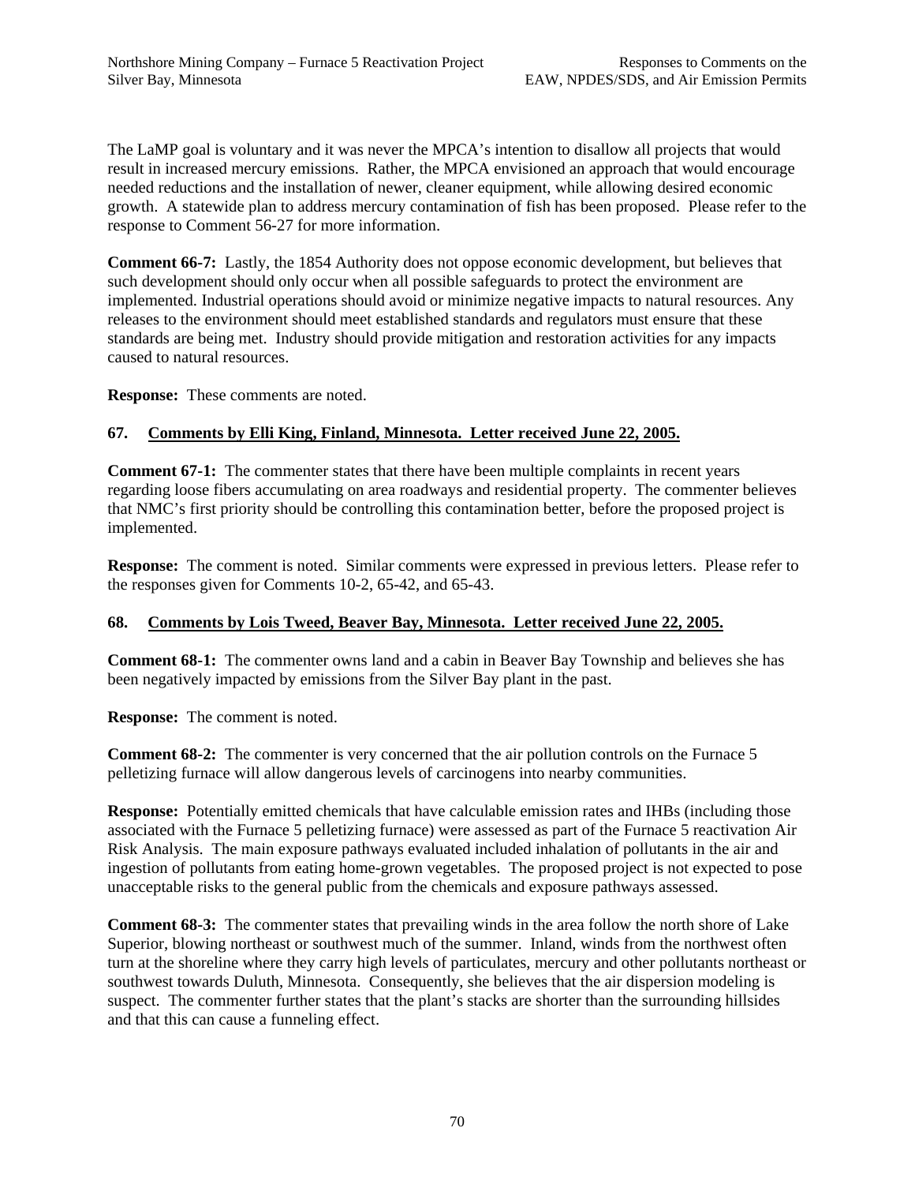The LaMP goal is voluntary and it was never the MPCA's intention to disallow all projects that would result in increased mercury emissions. Rather, the MPCA envisioned an approach that would encourage needed reductions and the installation of newer, cleaner equipment, while allowing desired economic growth. A statewide plan to address mercury contamination of fish has been proposed. Please refer to the response to Comment 56-27 for more information.

**Comment 66-7:** Lastly, the 1854 Authority does not oppose economic development, but believes that such development should only occur when all possible safeguards to protect the environment are implemented. Industrial operations should avoid or minimize negative impacts to natural resources. Any releases to the environment should meet established standards and regulators must ensure that these standards are being met. Industry should provide mitigation and restoration activities for any impacts caused to natural resources.

**Response:** These comments are noted.

### 67. Comments by Elli King, Finland, Minnesota. Letter received June 22, 2005.

**Comment 67-1:** The commenter states that there have been multiple complaints in recent years regarding loose fibers accumulating on area roadways and residential property. The commenter believes that NMC's first priority should be controlling this contamination better, before the proposed project is implemented.

**Response:** The comment is noted. Similar comments were expressed in previous letters. Please refer to the responses given for Comments 10-2, 65-42, and 65-43.

### 68. Comments by Lois Tweed, Beaver Bay, Minnesota. Letter received June 22, 2005.

**Comment 68-1:** The commenter owns land and a cabin in Beaver Bay Township and believes she has been negatively impacted by emissions from the Silver Bay plant in the past.

**Response:** The comment is noted.

**Comment 68-2:** The commenter is very concerned that the air pollution controls on the Furnace 5 pelletizing furnace will allow dangerous levels of carcinogens into nearby communities.

**Response:** Potentially emitted chemicals that have calculable emission rates and IHBs (including those associated with the Furnace 5 pelletizing furnace) were assessed as part of the Furnace 5 reactivation Air Risk Analysis. The main exposure pathways evaluated included inhalation of pollutants in the air and ingestion of pollutants from eating home-grown vegetables. The proposed project is not expected to pose unacceptable risks to the general public from the chemicals and exposure pathways assessed.

**Comment 68-3:** The commenter states that prevailing winds in the area follow the north shore of Lake Superior, blowing northeast or southwest much of the summer. Inland, winds from the northwest often turn at the shoreline where they carry high levels of particulates, mercury and other pollutants northeast or southwest towards Duluth, Minnesota. Consequently, she believes that the air dispersion modeling is suspect. The commenter further states that the plant's stacks are shorter than the surrounding hillsides and that this can cause a funneling effect.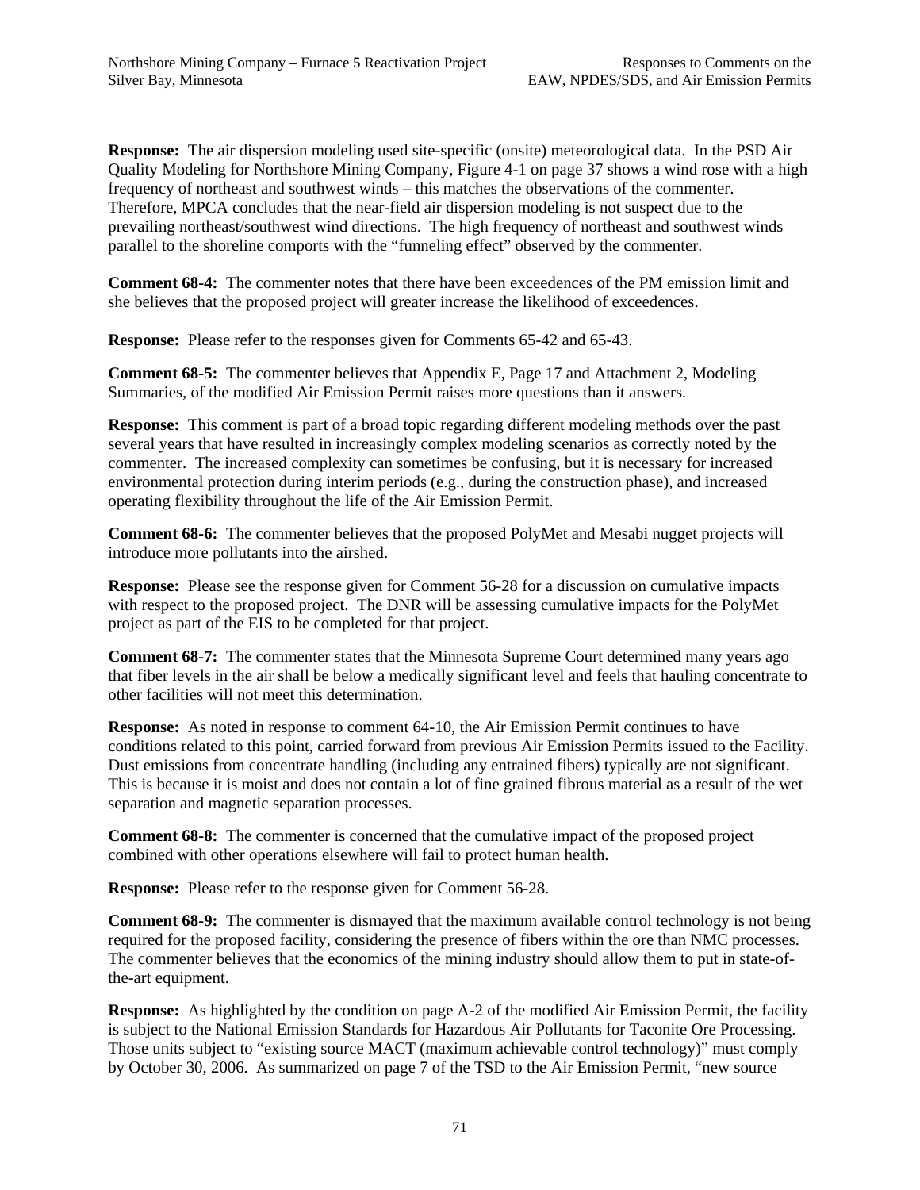**Response:** The air dispersion modeling used site-specific (onsite) meteorological data. In the PSD Air Quality Modeling for Northshore Mining Company, Figure 4-1 on page 37 shows a wind rose with a high frequency of northeast and southwest winds – this matches the observations of the commenter. Therefore, MPCA concludes that the near-field air dispersion modeling is not suspect due to the prevailing northeast/southwest wind directions. The high frequency of northeast and southwest winds parallel to the shoreline comports with the "funneling effect" observed by the commenter.

**Comment 68-4:** The commenter notes that there have been exceedences of the PM emission limit and she believes that the proposed project will greater increase the likelihood of exceedences.

**Response:** Please refer to the responses given for Comments 65-42 and 65-43.

**Comment 68-5:** The commenter believes that Appendix E, Page 17 and Attachment 2, Modeling Summaries, of the modified Air Emission Permit raises more questions than it answers.

**Response:** This comment is part of a broad topic regarding different modeling methods over the past several years that have resulted in increasingly complex modeling scenarios as correctly noted by the commenter. The increased complexity can sometimes be confusing, but it is necessary for increased environmental protection during interim periods (e.g., during the construction phase), and increased operating flexibility throughout the life of the Air Emission Permit.

**Comment 68-6:** The commenter believes that the proposed PolyMet and Mesabi nugget projects will introduce more pollutants into the airshed.

**Response:** Please see the response given for Comment 56-28 for a discussion on cumulative impacts with respect to the proposed project. The DNR will be assessing cumulative impacts for the PolyMet project as part of the EIS to be completed for that project.

**Comment 68-7:** The commenter states that the Minnesota Supreme Court determined many years ago that fiber levels in the air shall be below a medically significant level and feels that hauling concentrate to other facilities will not meet this determination.

**Response:** As noted in response to comment 64-10, the Air Emission Permit continues to have conditions related to this point, carried forward from previous Air Emission Permits issued to the Facility. Dust emissions from concentrate handling (including any entrained fibers) typically are not significant. This is because it is moist and does not contain a lot of fine grained fibrous material as a result of the wet separation and magnetic separation processes.

**Comment 68-8:** The commenter is concerned that the cumulative impact of the proposed project combined with other operations elsewhere will fail to protect human health.

**Response:** Please refer to the response given for Comment 56-28.

**Comment 68-9:** The commenter is dismayed that the maximum available control technology is not being required for the proposed facility, considering the presence of fibers within the ore than NMC processes. The commenter believes that the economics of the mining industry should allow them to put in state-of-the-art equipment.

**Response:** As highlighted by the condition on page A-2 of the modified Air Emission Permit, the facility is subject to the National Emission Standards for Hazardous Air Pollutants for Taconite Ore Processing. Those units subject to "existing source MACT (maximum achievable control technology)" must comply by October 30, 2006. As summarized on page 7 of the TSD to the Air Emission Permit, "new source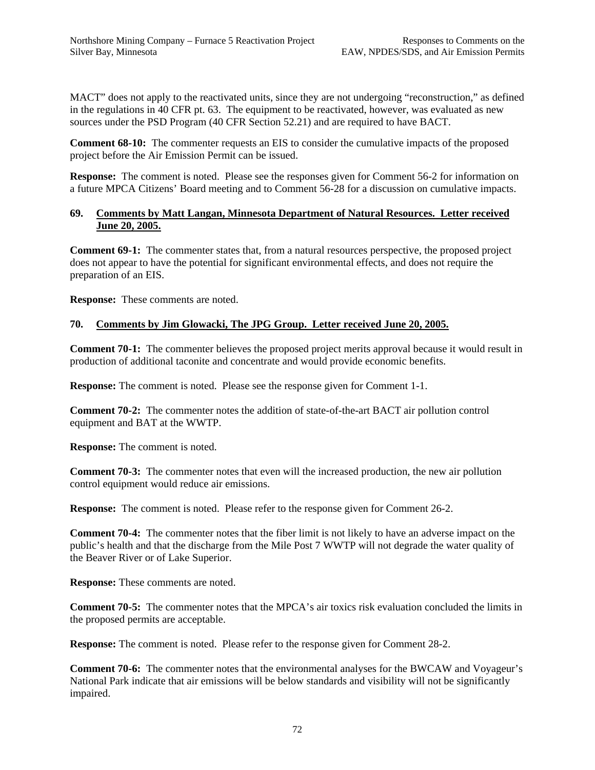MACT" does not apply to the reactivated units, since they are not undergoing "reconstruction," as defined in the regulations in 40 CFR pt. 63. The equipment to be reactivated, however, was evaluated as new sources under the PSD Program (40 CFR Section 52.21) and are required to have BACT.

**Comment 68-10:** The commenter requests an EIS to consider the cumulative impacts of the proposed project before the Air Emission Permit can be issued.

**Response:** The comment is noted. Please see the responses given for Comment 56-2 for information on a future MPCA Citizens' Board meeting and to Comment 56-28 for a discussion on cumulative impacts.

### 69. Comments by Matt Langan, Minnesota Department of Natural Resources. Letter received June 20, 2005.

**Comment 69-1:** The commenter states that, from a natural resources perspective, the proposed project does not appear to have the potential for significant environmental effects, and does not require the preparation of an EIS.

**Response:** These comments are noted.

### 70. Comments by Jim Glowacki, The JPG Group. Letter received June 20, 2005.

**Comment 70-1:** The commenter believes the proposed project merits approval because it would result in production of additional taconite and concentrate and would provide economic benefits.

**Response:** The comment is noted. Please see the response given for Comment 1-1.

**Comment 70-2:** The commenter notes the addition of state-of-the-art BACT air pollution control equipment and BAT at the WWTP.

**Response:** The comment is noted.

**Comment 70-3:** The commenter notes that even will the increased production, the new air pollution control equipment would reduce air emissions.

**Response:** The comment is noted. Please refer to the response given for Comment 26-2.

**Comment 70-4:** The commenter notes that the fiber limit is not likely to have an adverse impact on the public's health and that the discharge from the Mile Post 7 WWTP will not degrade the water quality of the Beaver River or of Lake Superior.

**Response:** These comments are noted.

**Comment 70-5:** The commenter notes that the MPCA's air toxics risk evaluation concluded the limits in the proposed permits are acceptable.

**Response:** The comment is noted. Please refer to the response given for Comment 28-2.

**Comment 70-6:** The commenter notes that the environmental analyses for the BWCAW and Voyageur's National Park indicate that air emissions will be below standards and visibility will not be significantly impaired.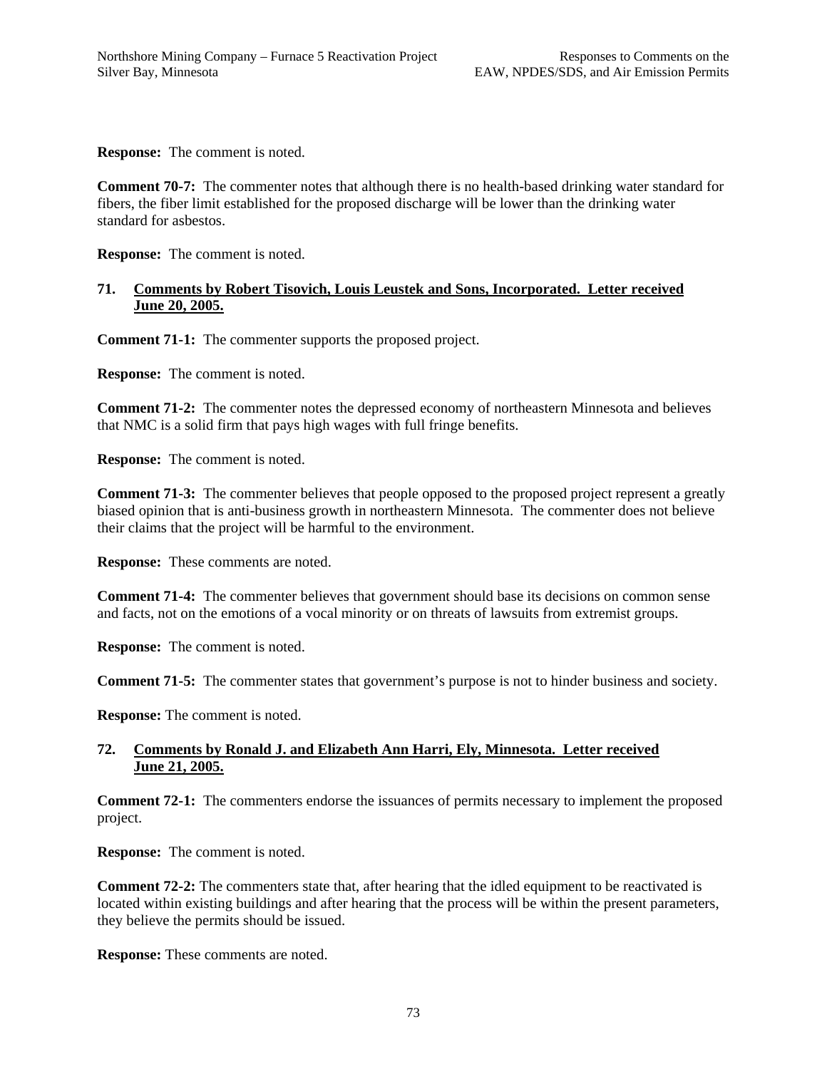**Response:** The comment is noted.

**Comment 70-7:** The commenter notes that although there is no health-based drinking water standard for fibers, the fiber limit established for the proposed discharge will be lower than the drinking water standard for asbestos.

**Response:** The comment is noted.

## 71. Comments by Robert Tisovich, Louis Leustek and Sons, Incorporated. Letter received June 20, 2005.

**Comment 71-1:** The commenter supports the proposed project.

**Response:** The comment is noted.

**Comment 71-2:** The commenter notes the depressed economy of northeastern Minnesota and believes that NMC is a solid firm that pays high wages with full fringe benefits.

**Response:** The comment is noted.

**Comment 71-3:** The commenter believes that people opposed to the proposed project represent a greatly biased opinion that is anti-business growth in northeastern Minnesota. The commenter does not believe their claims that the project will be harmful to the environment.

**Response:** These comments are noted.

**Comment 71-4:** The commenter believes that government should base its decisions on common sense and facts, not on the emotions of a vocal minority or on threats of lawsuits from extremist groups.

**Response:** The comment is noted.

**Comment 71-5:** The commenter states that government's purpose is not to hinder business and society.

**Response:** The comment is noted.

## 72. Comments by Ronald J. and Elizabeth Ann Harri, Ely, Minnesota. Letter received June 21, 2005.

**Comment 72-1:** The commenters endorse the issuances of permits necessary to implement the proposed project.

**Response:** The comment is noted.

**Comment 72-2:** The commenters state that, after hearing that the idled equipment to be reactivated is located within existing buildings and after hearing that the process will be within the present parameters, they believe the permits should be issued.

**Response:** These comments are noted.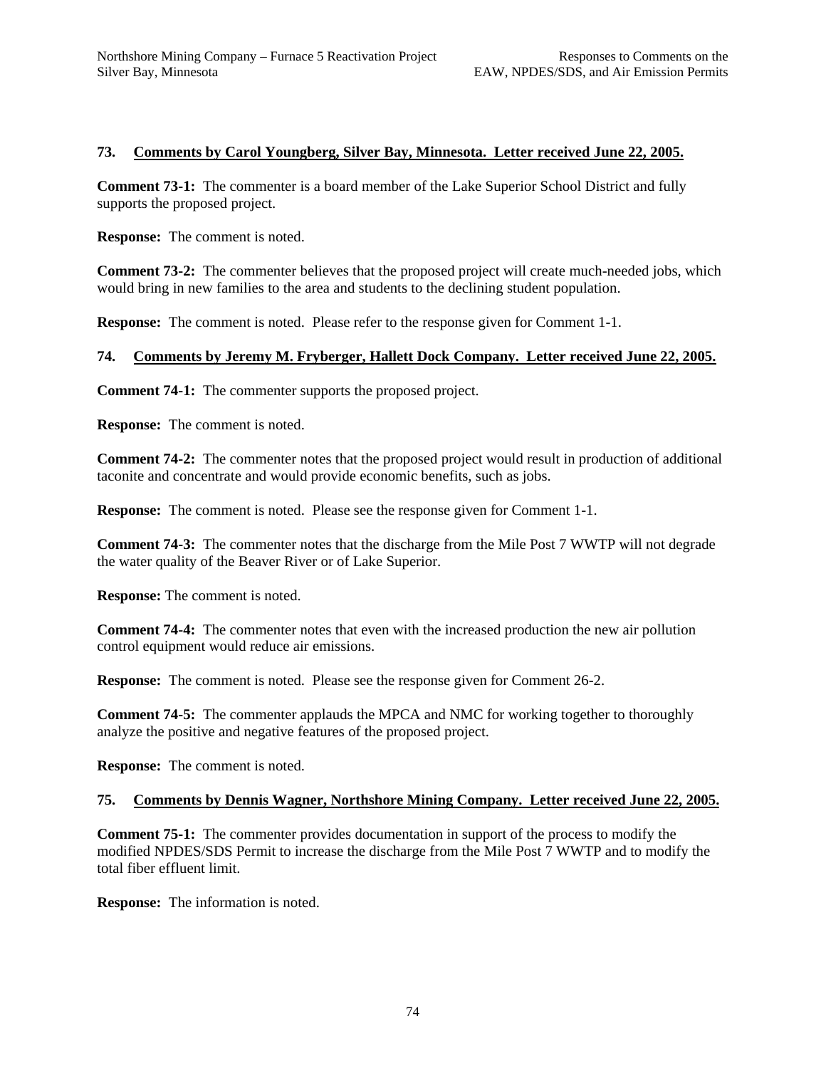### 73. Comments by Carol Youngberg, Silver Bay, Minnesota. Letter received June 22, 2005.

**Comment 73-1:** The commenter is a board member of the Lake Superior School District and fully supports the proposed project.

**Response:** The comment is noted.

**Comment 73-2:** The commenter believes that the proposed project will create much-needed jobs, which would bring in new families to the area and students to the declining student population.

**Response:** The comment is noted. Please refer to the response given for Comment 1-1.

### 74. Comments by Jeremy M. Fryberger, Hallett Dock Company. Letter received June 22, 2005.

**Comment 74-1:** The commenter supports the proposed project.

**Response:** The comment is noted.

**Comment 74-2:** The commenter notes that the proposed project would result in production of additional taconite and concentrate and would provide economic benefits, such as jobs.

**Response:** The comment is noted. Please see the response given for Comment 1-1.

**Comment 74-3:** The commenter notes that the discharge from the Mile Post 7 WWTP will not degrade the water quality of the Beaver River or of Lake Superior.

**Response:** The comment is noted.

**Comment 74-4:** The commenter notes that even with the increased production the new air pollution control equipment would reduce air emissions.

**Response:** The comment is noted. Please see the response given for Comment 26-2.

**Comment 74-5:** The commenter applauds the MPCA and NMC for working together to thoroughly analyze the positive and negative features of the proposed project.

**Response:** The comment is noted.

### 75. Comments by Dennis Wagner, Northshore Mining Company. Letter received June 22, 2005.

**Comment 75-1:** The commenter provides documentation in support of the process to modify the modified NPDES/SDS Permit to increase the discharge from the Mile Post 7 WWTP and to modify the total fiber effluent limit.

**Response:** The information is noted.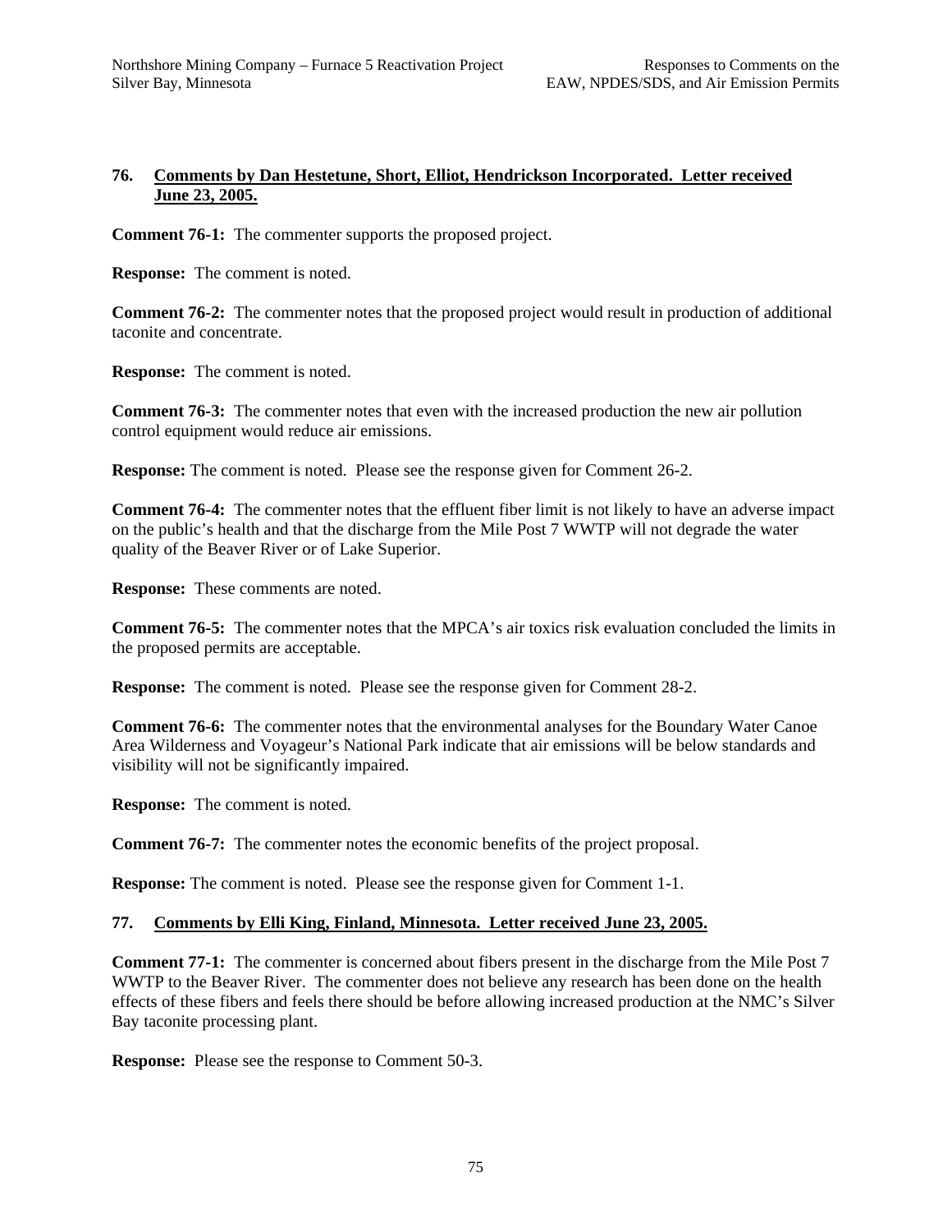### 76. Comments by Dan Hestetune, Short, Elliot, Hendrickson Incorporated. Letter received June 23, 2005.

**Comment 76-1:** The commenter supports the proposed project.

**Response:** The comment is noted.

**Comment 76-2:** The commenter notes that the proposed project would result in production of additional taconite and concentrate.

**Response:** The comment is noted.

**Comment 76-3:** The commenter notes that even with the increased production the new air pollution control equipment would reduce air emissions.

**Response:** The comment is noted. Please see the response given for Comment 26-2.

**Comment 76-4:** The commenter notes that the effluent fiber limit is not likely to have an adverse impact on the public's health and that the discharge from the Mile Post 7 WWTP will not degrade the water quality of the Beaver River or of Lake Superior.

**Response:** These comments are noted.

**Comment 76-5:** The commenter notes that the MPCA's air toxics risk evaluation concluded the limits in the proposed permits are acceptable.

**Response:** The comment is noted. Please see the response given for Comment 28-2.

**Comment 76-6:** The commenter notes that the environmental analyses for the Boundary Water Canoe Area Wilderness and Voyageur's National Park indicate that air emissions will be below standards and visibility will not be significantly impaired.

**Response:** The comment is noted.

**Comment 76-7:** The commenter notes the economic benefits of the project proposal.

**Response:** The comment is noted. Please see the response given for Comment 1-1.

### 77. Comments by Elli King, Finland, Minnesota. Letter received June 23, 2005.

**Comment 77-1:** The commenter is concerned about fibers present in the discharge from the Mile Post 7 WWTP to the Beaver River. The commenter does not believe any research has been done on the health effects of these fibers and feels there should be before allowing increased production at the NMC's Silver Bay taconite processing plant.

**Response:** Please see the response to Comment 50-3.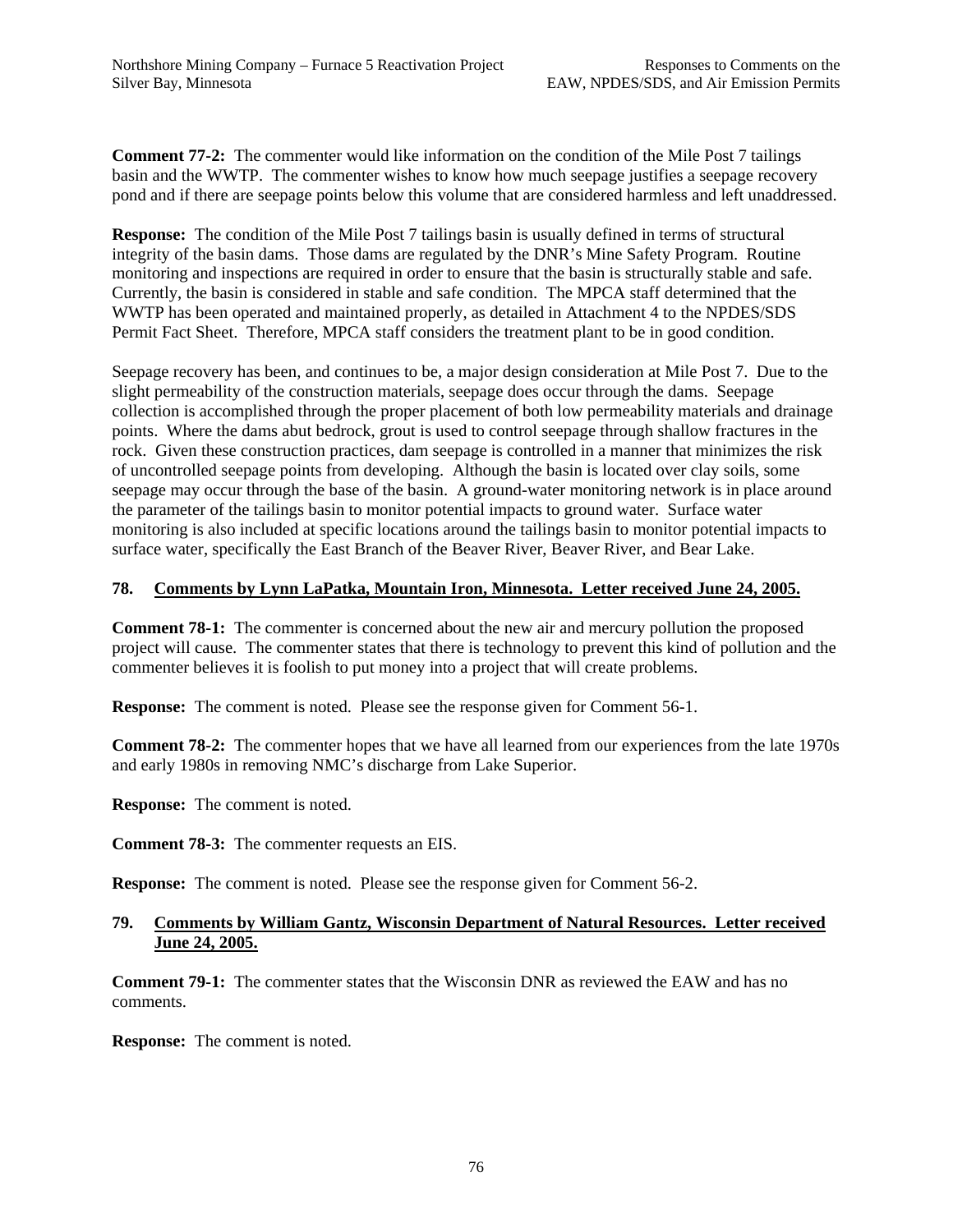**Comment 77-2:** The commenter would like information on the condition of the Mile Post 7 tailings basin and the WWTP. The commenter wishes to know how much seepage justifies a seepage recovery pond and if there are seepage points below this volume that are considered harmless and left unaddressed.

**Response:** The condition of the Mile Post 7 tailings basin is usually defined in terms of structural integrity of the basin dams. Those dams are regulated by the DNR's Mine Safety Program. Routine monitoring and inspections are required in order to ensure that the basin is structurally stable and safe. Currently, the basin is considered in stable and safe condition. The MPCA staff determined that the WWTP has been operated and maintained properly, as detailed in Attachment 4 to the NPDES/SDS Permit Fact Sheet. Therefore, MPCA staff considers the treatment plant to be in good condition.

Seepage recovery has been, and continues to be, a major design consideration at Mile Post 7. Due to the slight permeability of the construction materials, seepage does occur through the dams. Seepage collection is accomplished through the proper placement of both low permeability materials and drainage points. Where the dams abut bedrock, grout is used to control seepage through shallow fractures in the rock. Given these construction practices, dam seepage is controlled in a manner that minimizes the risk of uncontrolled seepage points from developing. Although the basin is located over clay soils, some seepage may occur through the base of the basin. A ground-water monitoring network is in place around the parameter of the tailings basin to monitor potential impacts to ground water. Surface water monitoring is also included at specific locations around the tailings basin to monitor potential impacts to surface water, specifically the East Branch of the Beaver River, Beaver River, and Bear Lake.

## 78. Comments by Lynn LaPatka, Mountain Iron, Minnesota. Letter received June 24, 2005.

**Comment 78-1:** The commenter is concerned about the new air and mercury pollution the proposed project will cause. The commenter states that there is technology to prevent this kind of pollution and the commenter believes it is foolish to put money into a project that will create problems.

**Response:** The comment is noted. Please see the response given for Comment 56-1.

**Comment 78-2:** The commenter hopes that we have all learned from our experiences from the late 1970s and early 1980s in removing NMC's discharge from Lake Superior.

**Response:** The comment is noted.

**Comment 78-3:** The commenter requests an EIS.

**Response:** The comment is noted. Please see the response given for Comment 56-2.

## 79. Comments by William Gantz, Wisconsin Department of Natural Resources. Letter received June 24, 2005.

**Comment 79-1:** The commenter states that the Wisconsin DNR as reviewed the EAW and has no comments.

**Response:** The comment is noted.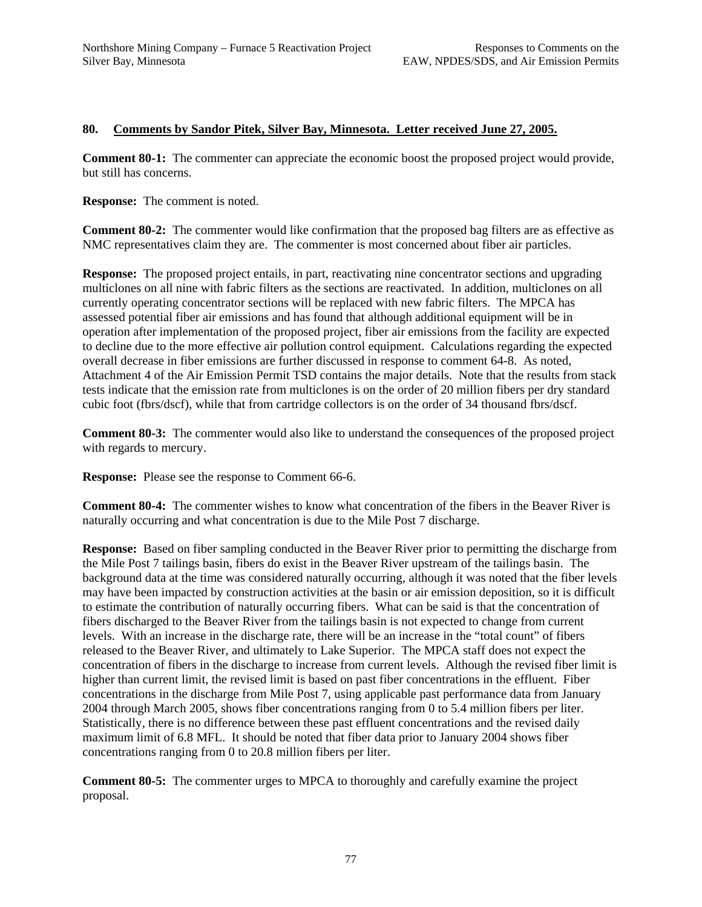## 80. Comments by Sandor Pitek, Silver Bay, Minnesota. Letter received June 27, 2005.

**Comment 80-1:** The commenter can appreciate the economic boost the proposed project would provide, but still has concerns.

**Response:** The comment is noted.

**Comment 80-2:** The commenter would like confirmation that the proposed bag filters are as effective as NMC representatives claim they are. The commenter is most concerned about fiber air particles.

**Response:** The proposed project entails, in part, reactivating nine concentrator sections and upgrading multiclones on all nine with fabric filters as the sections are reactivated. In addition, multiclones on all currently operating concentrator sections will be replaced with new fabric filters. The MPCA has assessed potential fiber air emissions and has found that although additional equipment will be in operation after implementation of the proposed project, fiber air emissions from the facility are expected to decline due to the more effective air pollution control equipment. Calculations regarding the expected overall decrease in fiber emissions are further discussed in response to comment 64-8. As noted, Attachment 4 of the Air Emission Permit TSD contains the major details. Note that the results from stack tests indicate that the emission rate from multiclones is on the order of 20 million fibers per dry standard cubic foot (fbrs/dscf), while that from cartridge collectors is on the order of 34 thousand fbrs/dscf.

**Comment 80-3:** The commenter would also like to understand the consequences of the proposed project with regards to mercury.

**Response:** Please see the response to Comment 66-6.

**Comment 80-4:** The commenter wishes to know what concentration of the fibers in the Beaver River is naturally occurring and what concentration is due to the Mile Post 7 discharge.

**Response:** Based on fiber sampling conducted in the Beaver River prior to permitting the discharge from the Mile Post 7 tailings basin, fibers do exist in the Beaver River upstream of the tailings basin. The background data at the time was considered naturally occurring, although it was noted that the fiber levels may have been impacted by construction activities at the basin or air emission deposition, so it is difficult to estimate the contribution of naturally occurring fibers. What can be said is that the concentration of fibers discharged to the Beaver River from the tailings basin is not expected to change from current levels. With an increase in the discharge rate, there will be an increase in the "total count" of fibers released to the Beaver River, and ultimately to Lake Superior. The MPCA staff does not expect the concentration of fibers in the discharge to increase from current levels. Although the revised fiber limit is higher than current limit, the revised limit is based on past fiber concentrations in the effluent. Fiber concentrations in the discharge from Mile Post 7, using applicable past performance data from January 2004 through March 2005, shows fiber concentrations ranging from 0 to 5.4 million fibers per liter. Statistically, there is no difference between these past effluent concentrations and the revised daily maximum limit of 6.8 MFL. It should be noted that fiber data prior to January 2004 shows fiber concentrations ranging from 0 to 20.8 million fibers per liter.

**Comment 80-5:** The commenter urges to MPCA to thoroughly and carefully examine the project proposal.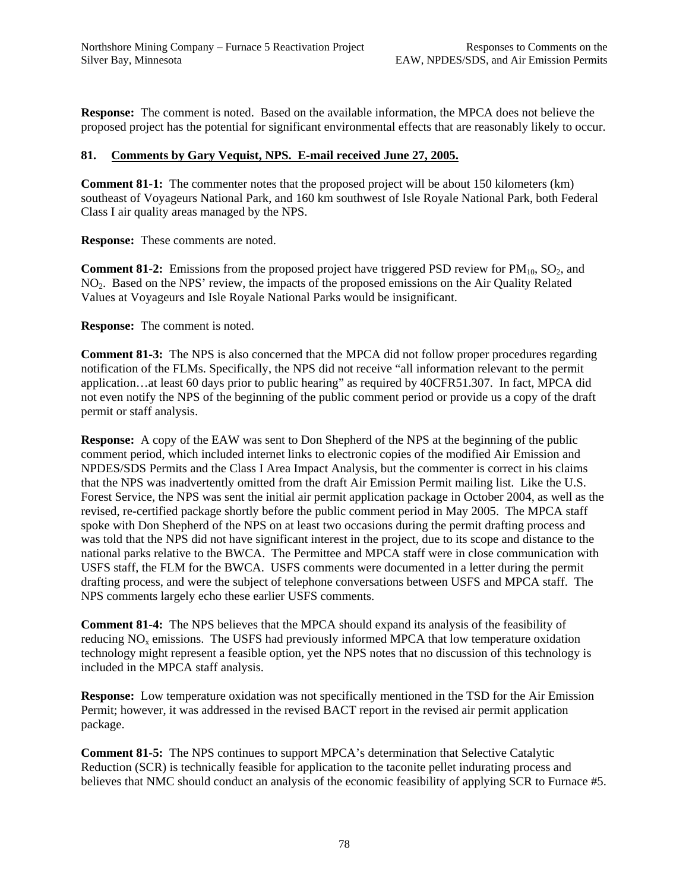**Response:** The comment is noted. Based on the available information, the MPCA does not believe the proposed project has the potential for significant environmental effects that are reasonably likely to occur.

### 81. Comments by Gary Vequist, NPS. E-mail received June 27, 2005.

**Comment 81-1:** The commenter notes that the proposed project will be about 150 kilometers (km) southeast of Voyageurs National Park, and 160 km southwest of Isle Royale National Park, both Federal Class I air quality areas managed by the NPS.

**Response:** These comments are noted.

**Comment 81-2:** Emissions from the proposed project have triggered PSD review for $PM_{10}$, $SO_2$, and $NO_2$. Based on the NPS' review, the impacts of the proposed emissions on the Air Quality Related Values at Voyageurs and Isle Royale National Parks would be insignificant.

**Response:** The comment is noted.

**Comment 81-3:** The NPS is also concerned that the MPCA did not follow proper procedures regarding notification of the FLMs. Specifically, the NPS did not receive "all information relevant to the permit application…at least 60 days prior to public hearing" as required by 40CFR51.307. In fact, MPCA did not even notify the NPS of the beginning of the public comment period or provide us a copy of the draft permit or staff analysis.

**Response:** A copy of the EAW was sent to Don Shepherd of the NPS at the beginning of the public comment period, which included internet links to electronic copies of the modified Air Emission and NPDES/SDS Permits and the Class I Area Impact Analysis, but the commenter is correct in his claims that the NPS was inadvertently omitted from the draft Air Emission Permit mailing list. Like the U.S. Forest Service, the NPS was sent the initial air permit application package in October 2004, as well as the revised, re-certified package shortly before the public comment period in May 2005. The MPCA staff spoke with Don Shepherd of the NPS on at least two occasions during the permit drafting process and was told that the NPS did not have significant interest in the project, due to its scope and distance to the national parks relative to the BWCA. The Permittee and MPCA staff were in close communication with USFS staff, the FLM for the BWCA. USFS comments were documented in a letter during the permit drafting process, and were the subject of telephone conversations between USFS and MPCA staff. The NPS comments largely echo these earlier USFS comments.

**Comment 81-4:** The NPS believes that the MPCA should expand its analysis of the feasibility of reducing $NO_x$ emissions. The USFS had previously informed MPCA that low temperature oxidation technology might represent a feasible option, yet the NPS notes that no discussion of this technology is included in the MPCA staff analysis.

**Response:** Low temperature oxidation was not specifically mentioned in the TSD for the Air Emission Permit; however, it was addressed in the revised BACT report in the revised air permit application package.

**Comment 81-5:** The NPS continues to support MPCA's determination that Selective Catalytic Reduction (SCR) is technically feasible for application to the taconite pellet indurating process and believes that NMC should conduct an analysis of the economic feasibility of applying SCR to Furnace #5.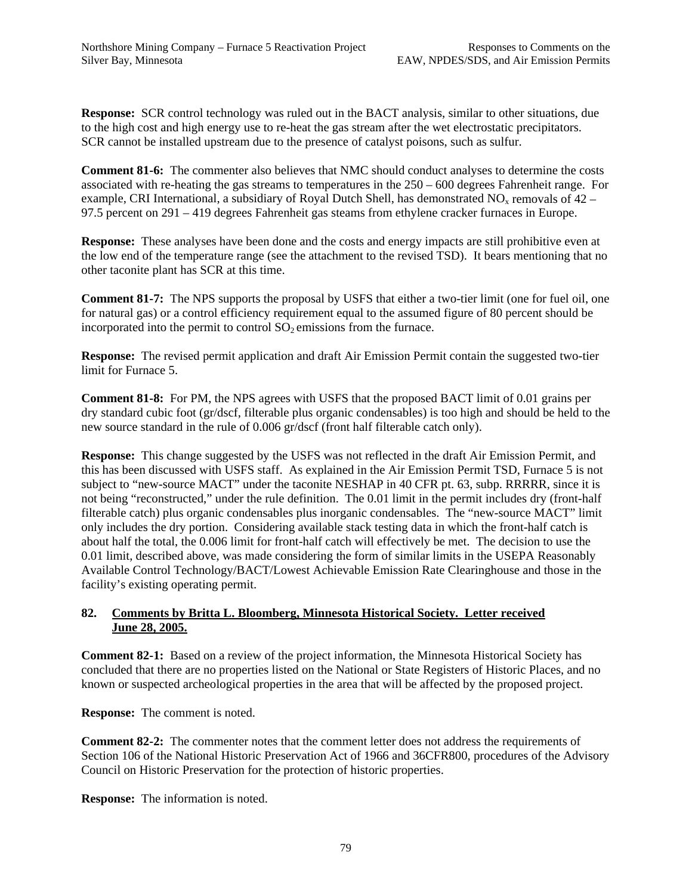**Response:** SCR control technology was ruled out in the BACT analysis, similar to other situations, due to the high cost and high energy use to re-heat the gas stream after the wet electrostatic precipitators. SCR cannot be installed upstream due to the presence of catalyst poisons, such as sulfur.

**Comment 81-6:** The commenter also believes that NMC should conduct analyses to determine the costs associated with re-heating the gas streams to temperatures in the 250 – 600 degrees Fahrenheit range. For example, CRI International, a subsidiary of Royal Dutch Shell, has demonstrated $NO_x$ removals of 42 – 97.5 percent on 291 – 419 degrees Fahrenheit gas steams from ethylene cracker furnaces in Europe.

**Response:** These analyses have been done and the costs and energy impacts are still prohibitive even at the low end of the temperature range (see the attachment to the revised TSD). It bears mentioning that no other taconite plant has SCR at this time.

**Comment 81-7:** The NPS supports the proposal by USFS that either a two-tier limit (one for fuel oil, one for natural gas) or a control efficiency requirement equal to the assumed figure of 80 percent should be incorporated into the permit to control $SO_2$ emissions from the furnace.

**Response:** The revised permit application and draft Air Emission Permit contain the suggested two-tier limit for Furnace 5.

**Comment 81-8:** For PM, the NPS agrees with USFS that the proposed BACT limit of 0.01 grains per dry standard cubic foot (gr/dscf, filterable plus organic condensables) is too high and should be held to the new source standard in the rule of 0.006 gr/dscf (front half filterable catch only).

**Response:** This change suggested by the USFS was not reflected in the draft Air Emission Permit, and this has been discussed with USFS staff. As explained in the Air Emission Permit TSD, Furnace 5 is not subject to "new-source MACT" under the taconite NESHAP in 40 CFR pt. 63, subp. RRRRR, since it is not being "reconstructed," under the rule definition. The 0.01 limit in the permit includes dry (front-half filterable catch) plus organic condensables plus inorganic condensables. The "new-source MACT" limit only includes the dry portion. Considering available stack testing data in which the front-half catch is about half the total, the 0.006 limit for front-half catch will effectively be met. The decision to use the 0.01 limit, described above, was made considering the form of similar limits in the USEPA Reasonably Available Control Technology/BACT/Lowest Achievable Emission Rate Clearinghouse and those in the facility's existing operating permit.

## 82. Comments by Britta L. Bloomberg, Minnesota Historical Society. Letter received June 28, 2005.

**Comment 82-1:** Based on a review of the project information, the Minnesota Historical Society has concluded that there are no properties listed on the National or State Registers of Historic Places, and no known or suspected archeological properties in the area that will be affected by the proposed project.

**Response:** The comment is noted.

**Comment 82-2:** The commenter notes that the comment letter does not address the requirements of Section 106 of the National Historic Preservation Act of 1966 and 36CFR800, procedures of the Advisory Council on Historic Preservation for the protection of historic properties.

**Response:** The information is noted.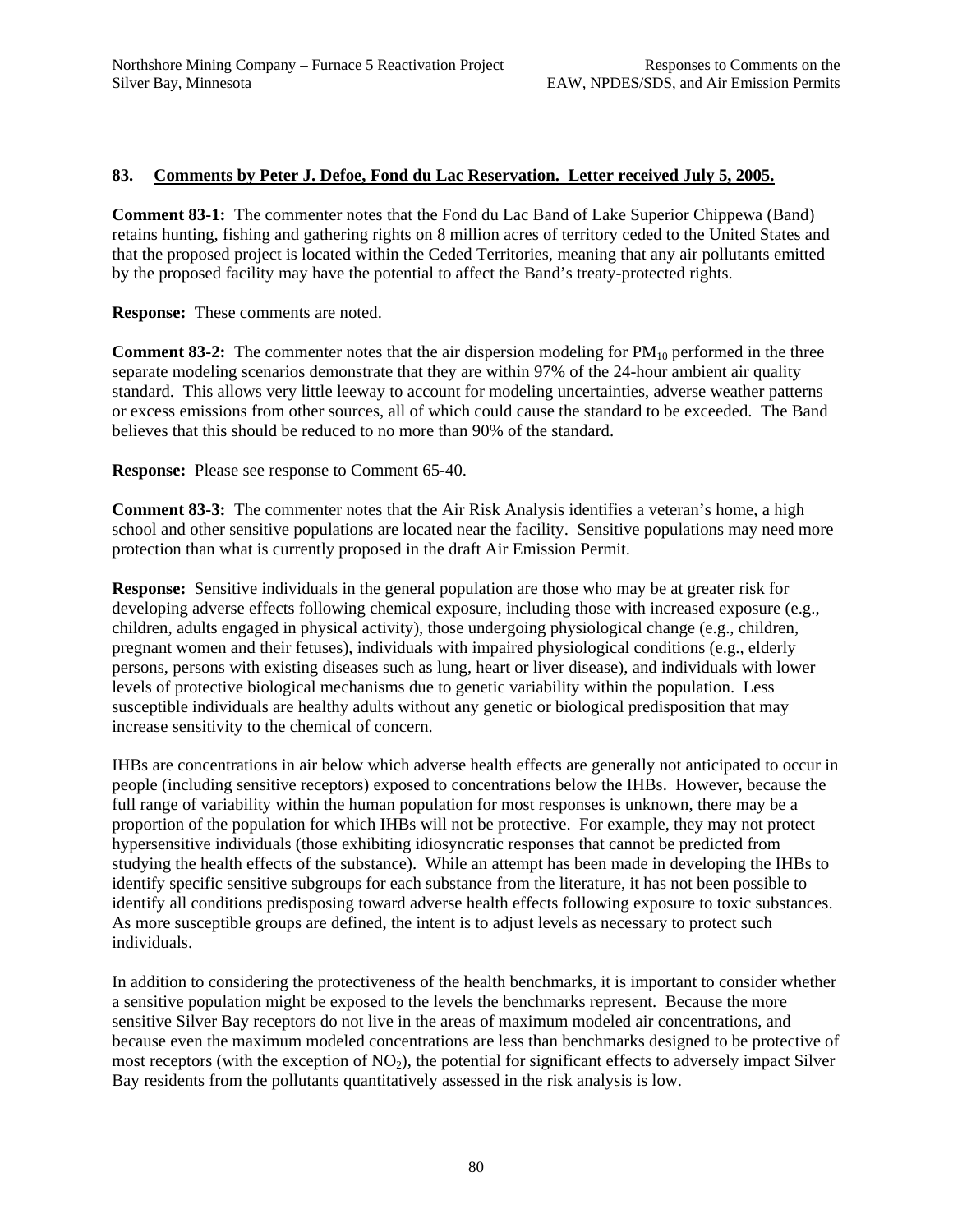### 83. Comments by Peter J. Defoe, Fond du Lac Reservation. Letter received July 5, 2005.

**Comment 83-1:** The commenter notes that the Fond du Lac Band of Lake Superior Chippewa (Band) retains hunting, fishing and gathering rights on 8 million acres of territory ceded to the United States and that the proposed project is located within the Ceded Territories, meaning that any air pollutants emitted by the proposed facility may have the potential to affect the Band's treaty-protected rights.

**Response:** These comments are noted.

**Comment 83-2:** The commenter notes that the air dispersion modeling for $PM_{10}$ performed in the three separate modeling scenarios demonstrate that they are within 97% of the 24-hour ambient air quality standard. This allows very little leeway to account for modeling uncertainties, adverse weather patterns or excess emissions from other sources, all of which could cause the standard to be exceeded. The Band believes that this should be reduced to no more than 90% of the standard.

**Response:** Please see response to Comment 65-40.

**Comment 83-3:** The commenter notes that the Air Risk Analysis identifies a veteran's home, a high school and other sensitive populations are located near the facility. Sensitive populations may need more protection than what is currently proposed in the draft Air Emission Permit.

**Response:** Sensitive individuals in the general population are those who may be at greater risk for developing adverse effects following chemical exposure, including those with increased exposure (e.g., children, adults engaged in physical activity), those undergoing physiological change (e.g., children, pregnant women and their fetuses), individuals with impaired physiological conditions (e.g., elderly persons, persons with existing diseases such as lung, heart or liver disease), and individuals with lower levels of protective biological mechanisms due to genetic variability within the population. Less susceptible individuals are healthy adults without any genetic or biological predisposition that may increase sensitivity to the chemical of concern.

IHBs are concentrations in air below which adverse health effects are generally not anticipated to occur in people (including sensitive receptors) exposed to concentrations below the IHBs. However, because the full range of variability within the human population for most responses is unknown, there may be a proportion of the population for which IHBs will not be protective. For example, they may not protect hypersensitive individuals (those exhibiting idiosyncratic responses that cannot be predicted from studying the health effects of the substance). While an attempt has been made in developing the IHBs to identify specific sensitive subgroups for each substance from the literature, it has not been possible to identify all conditions predisposing toward adverse health effects following exposure to toxic substances. As more susceptible groups are defined, the intent is to adjust levels as necessary to protect such individuals.

In addition to considering the protectiveness of the health benchmarks, it is important to consider whether a sensitive population might be exposed to the levels the benchmarks represent. Because the more sensitive Silver Bay receptors do not live in the areas of maximum modeled air concentrations, and because even the maximum modeled concentrations are less than benchmarks designed to be protective of most receptors (with the exception of $NO_2$), the potential for significant effects to adversely impact Silver Bay residents from the pollutants quantitatively assessed in the risk analysis is low.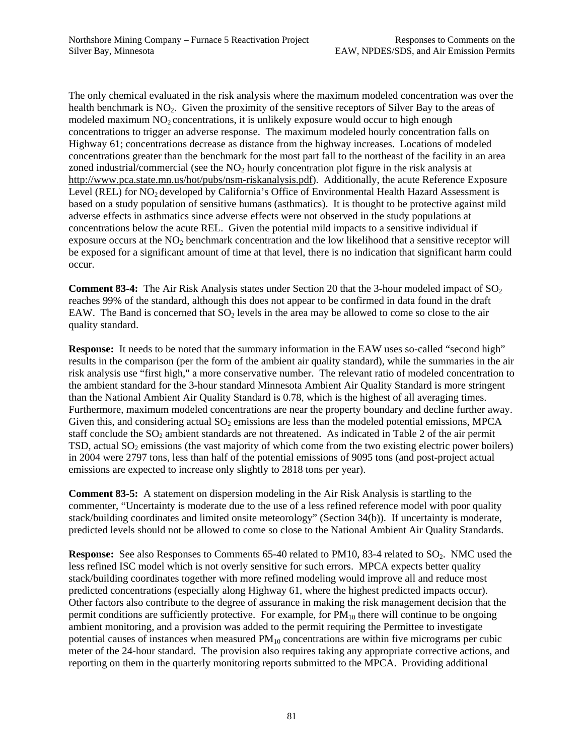The only chemical evaluated in the risk analysis where the maximum modeled concentration was over the health benchmark is $NO_2$. Given the proximity of the sensitive receptors of Silver Bay to the areas of modeled maximum $NO_2$ concentrations, it is unlikely exposure would occur to high enough concentrations to trigger an adverse response. The maximum modeled hourly concentration falls on Highway 61; concentrations decrease as distance from the highway increases. Locations of modeled concentrations greater than the benchmark for the most part fall to the northeast of the facility in an area zoned industrial/commercial (see the $NO_2$ hourly concentration plot figure in the risk analysis at http://www.pca.state.mn.us/hot/pubs/nsm-riskanalysis.pdf). Additionally, the acute Reference Exposure Level (REL) for $NO_2$ developed by California's Office of Environmental Health Hazard Assessment is based on a study population of sensitive humans (asthmatics). It is thought to be protective against mild adverse effects in asthmatics since adverse effects were not observed in the study populations at concentrations below the acute REL. Given the potential mild impacts to a sensitive individual if exposure occurs at the $NO_2$ benchmark concentration and the low likelihood that a sensitive receptor will be exposed for a significant amount of time at that level, there is no indication that significant harm could occur.

**Comment 83-4:** The Air Risk Analysis states under Section 20 that the 3-hour modeled impact of $SO_2$ reaches 99% of the standard, although this does not appear to be confirmed in data found in the draft EAW. The Band is concerned that $SO_2$ levels in the area may be allowed to come so close to the air quality standard.

**Response:** It needs to be noted that the summary information in the EAW uses so-called "second high" results in the comparison (per the form of the ambient air quality standard), while the summaries in the air risk analysis use "first high," a more conservative number. The relevant ratio of modeled concentration to the ambient standard for the 3-hour standard Minnesota Ambient Air Quality Standard is more stringent than the National Ambient Air Quality Standard is 0.78, which is the highest of all averaging times. Furthermore, maximum modeled concentrations are near the property boundary and decline further away. Given this, and considering actual $SO_2$ emissions are less than the modeled potential emissions, MPCA staff conclude the $SO_2$ ambient standards are not threatened. As indicated in Table 2 of the air permit TSD, actual $SO_2$ emissions (the vast majority of which come from the two existing electric power boilers) in 2004 were 2797 tons, less than half of the potential emissions of 9095 tons (and post-project actual emissions are expected to increase only slightly to 2818 tons per year).

**Comment 83-5:** A statement on dispersion modeling in the Air Risk Analysis is startling to the commenter, "Uncertainty is moderate due to the use of a less refined reference model with poor quality stack/building coordinates and limited onsite meteorology" (Section 34(b)). If uncertainty is moderate, predicted levels should not be allowed to come so close to the National Ambient Air Quality Standards.

**Response:** See also Responses to Comments 65-40 related to PM10, 83-4 related to $SO_2$. NMC used the less refined ISC model which is not overly sensitive for such errors. MPCA expects better quality stack/building coordinates together with more refined modeling would improve all and reduce most predicted concentrations (especially along Highway 61, where the highest predicted impacts occur). Other factors also contribute to the degree of assurance in making the risk management decision that the permit conditions are sufficiently protective. For example, for $PM_{10}$ there will continue to be ongoing ambient monitoring, and a provision was added to the permit requiring the Permittee to investigate potential causes of instances when measured $PM_{10}$ concentrations are within five micrograms per cubic meter of the 24-hour standard. The provision also requires taking any appropriate corrective actions, and reporting on them in the quarterly monitoring reports submitted to the MPCA. Providing additional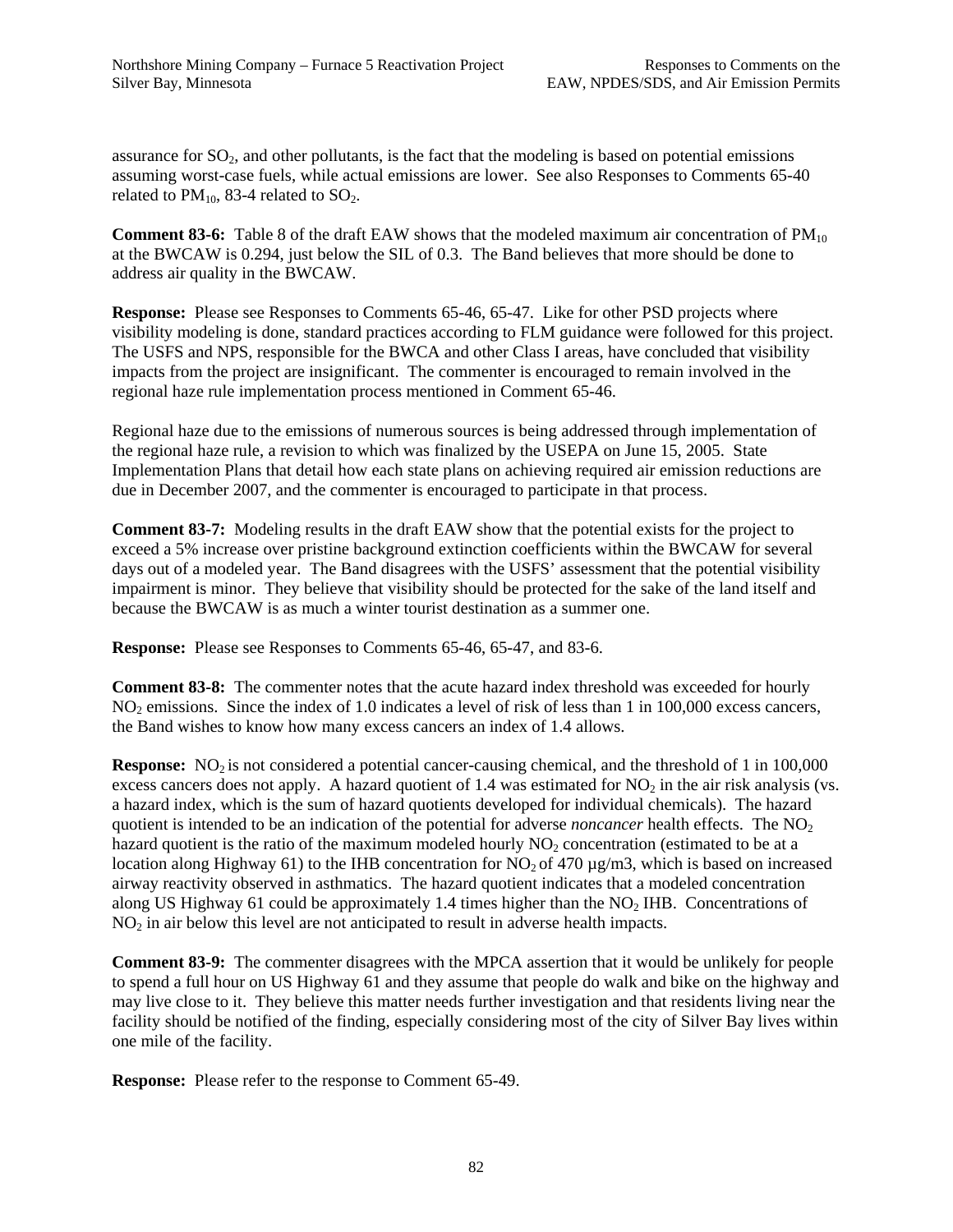assurance for $SO_2$, and other pollutants, is the fact that the modeling is based on potential emissions assuming worst-case fuels, while actual emissions are lower. See also Responses to Comments 65-40 related to $PM_{10}$, 83-4 related to $SO_2$.

**Comment 83-6:** Table 8 of the draft EAW shows that the modeled maximum air concentration of $PM_{10}$ at the BWCAW is 0.294, just below the SIL of 0.3. The Band believes that more should be done to address air quality in the BWCAW.

**Response:** Please see Responses to Comments 65-46, 65-47. Like for other PSD projects where visibility modeling is done, standard practices according to FLM guidance were followed for this project. The USFS and NPS, responsible for the BWCA and other Class I areas, have concluded that visibility impacts from the project are insignificant. The commenter is encouraged to remain involved in the regional haze rule implementation process mentioned in Comment 65-46.

Regional haze due to the emissions of numerous sources is being addressed through implementation of the regional haze rule, a revision to which was finalized by the USEPA on June 15, 2005. State Implementation Plans that detail how each state plans on achieving required air emission reductions are due in December 2007, and the commenter is encouraged to participate in that process.

**Comment 83-7:** Modeling results in the draft EAW show that the potential exists for the project to exceed a 5% increase over pristine background extinction coefficients within the BWCAW for several days out of a modeled year. The Band disagrees with the USFS' assessment that the potential visibility impairment is minor. They believe that visibility should be protected for the sake of the land itself and because the BWCAW is as much a winter tourist destination as a summer one.

**Response:** Please see Responses to Comments 65-46, 65-47, and 83-6.

**Comment 83-8:** The commenter notes that the acute hazard index threshold was exceeded for hourly $NO_2$ emissions. Since the index of 1.0 indicates a level of risk of less than 1 in 100,000 excess cancers, the Band wishes to know how many excess cancers an index of 1.4 allows.

**Response:** $NO_2$ is not considered a potential cancer-causing chemical, and the threshold of 1 in 100,000 excess cancers does not apply. A hazard quotient of 1.4 was estimated for $NO_2$ in the air risk analysis (vs. a hazard index, which is the sum of hazard quotients developed for individual chemicals). The hazard quotient is intended to be an indication of the potential for adverse *noncancer* health effects. The $NO_2$ hazard quotient is the ratio of the maximum modeled hourly $NO_2$ concentration (estimated to be at a location along Highway 61) to the IHB concentration for $NO_2$ of 470 µg/m3, which is based on increased airway reactivity observed in asthmatics. The hazard quotient indicates that a modeled concentration along US Highway 61 could be approximately 1.4 times higher than the $NO_2$ IHB. Concentrations of $NO_2$ in air below this level are not anticipated to result in adverse health impacts.

**Comment 83-9:** The commenter disagrees with the MPCA assertion that it would be unlikely for people to spend a full hour on US Highway 61 and they assume that people do walk and bike on the highway and may live close to it. They believe this matter needs further investigation and that residents living near the facility should be notified of the finding, especially considering most of the city of Silver Bay lives within one mile of the facility.

**Response:** Please refer to the response to Comment 65-49.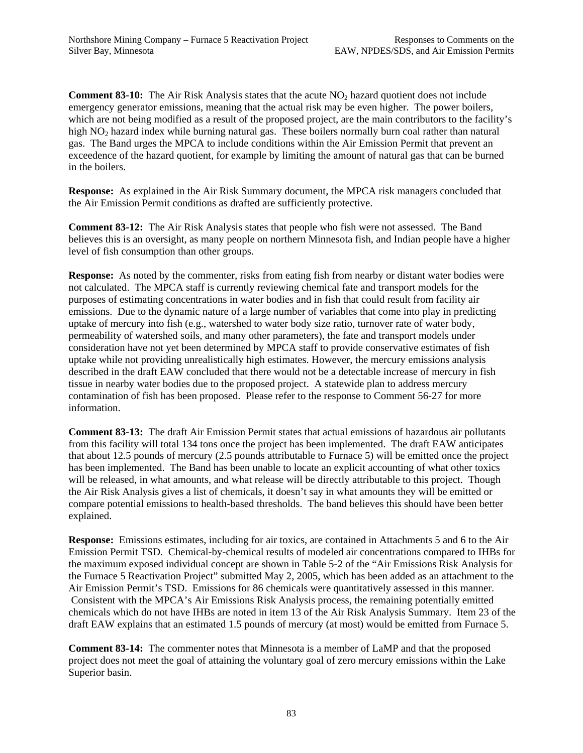**Comment 83-10:** The Air Risk Analysis states that the acute $NO_2$ hazard quotient does not include emergency generator emissions, meaning that the actual risk may be even higher. The power boilers, which are not being modified as a result of the proposed project, are the main contributors to the facility's high $NO_2$ hazard index while burning natural gas. These boilers normally burn coal rather than natural gas. The Band urges the MPCA to include conditions within the Air Emission Permit that prevent an exceedence of the hazard quotient, for example by limiting the amount of natural gas that can be burned in the boilers.

**Response:** As explained in the Air Risk Summary document, the MPCA risk managers concluded that the Air Emission Permit conditions as drafted are sufficiently protective.

**Comment 83-12:** The Air Risk Analysis states that people who fish were not assessed. The Band believes this is an oversight, as many people on northern Minnesota fish, and Indian people have a higher level of fish consumption than other groups.

**Response:** As noted by the commenter, risks from eating fish from nearby or distant water bodies were not calculated. The MPCA staff is currently reviewing chemical fate and transport models for the purposes of estimating concentrations in water bodies and in fish that could result from facility air emissions. Due to the dynamic nature of a large number of variables that come into play in predicting uptake of mercury into fish (e.g., watershed to water body size ratio, turnover rate of water body, permeability of watershed soils, and many other parameters), the fate and transport models under consideration have not yet been determined by MPCA staff to provide conservative estimates of fish uptake while not providing unrealistically high estimates. However, the mercury emissions analysis described in the draft EAW concluded that there would not be a detectable increase of mercury in fish tissue in nearby water bodies due to the proposed project. A statewide plan to address mercury contamination of fish has been proposed. Please refer to the response to Comment 56-27 for more information.

**Comment 83-13:** The draft Air Emission Permit states that actual emissions of hazardous air pollutants from this facility will total 134 tons once the project has been implemented. The draft EAW anticipates that about 12.5 pounds of mercury (2.5 pounds attributable to Furnace 5) will be emitted once the project has been implemented. The Band has been unable to locate an explicit accounting of what other toxics will be released, in what amounts, and what release will be directly attributable to this project. Though the Air Risk Analysis gives a list of chemicals, it doesn't say in what amounts they will be emitted or compare potential emissions to health-based thresholds. The band believes this should have been better explained.

**Response:** Emissions estimates, including for air toxics, are contained in Attachments 5 and 6 to the Air Emission Permit TSD. Chemical-by-chemical results of modeled air concentrations compared to IHBs for the maximum exposed individual concept are shown in Table 5-2 of the "Air Emissions Risk Analysis for the Furnace 5 Reactivation Project" submitted May 2, 2005, which has been added as an attachment to the Air Emission Permit's TSD. Emissions for 86 chemicals were quantitatively assessed in this manner. Consistent with the MPCA's Air Emissions Risk Analysis process, the remaining potentially emitted chemicals which do not have IHBs are noted in item 13 of the Air Risk Analysis Summary. Item 23 of the draft EAW explains that an estimated 1.5 pounds of mercury (at most) would be emitted from Furnace 5.

**Comment 83-14:** The commenter notes that Minnesota is a member of LaMP and that the proposed project does not meet the goal of attaining the voluntary goal of zero mercury emissions within the Lake Superior basin.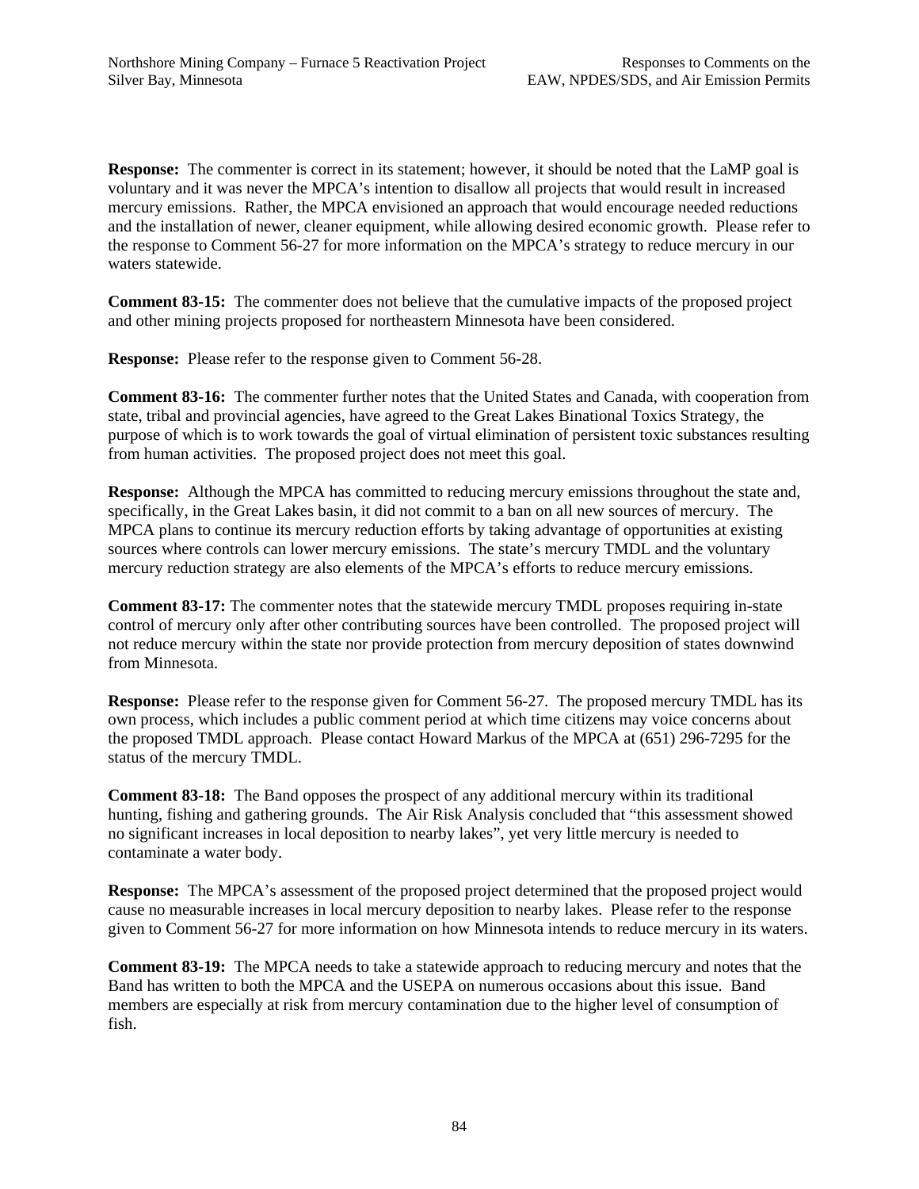**Response:** The commenter is correct in its statement; however, it should be noted that the LaMP goal is voluntary and it was never the MPCA's intention to disallow all projects that would result in increased mercury emissions. Rather, the MPCA envisioned an approach that would encourage needed reductions and the installation of newer, cleaner equipment, while allowing desired economic growth. Please refer to the response to Comment 56-27 for more information on the MPCA's strategy to reduce mercury in our waters statewide.

**Comment 83-15:** The commenter does not believe that the cumulative impacts of the proposed project and other mining projects proposed for northeastern Minnesota have been considered.

**Response:** Please refer to the response given to Comment 56-28.

**Comment 83-16:** The commenter further notes that the United States and Canada, with cooperation from state, tribal and provincial agencies, have agreed to the Great Lakes Binational Toxics Strategy, the purpose of which is to work towards the goal of virtual elimination of persistent toxic substances resulting from human activities. The proposed project does not meet this goal.

**Response:** Although the MPCA has committed to reducing mercury emissions throughout the state and, specifically, in the Great Lakes basin, it did not commit to a ban on all new sources of mercury. The MPCA plans to continue its mercury reduction efforts by taking advantage of opportunities at existing sources where controls can lower mercury emissions. The state's mercury TMDL and the voluntary mercury reduction strategy are also elements of the MPCA's efforts to reduce mercury emissions.

**Comment 83-17:** The commenter notes that the statewide mercury TMDL proposes requiring in-state control of mercury only after other contributing sources have been controlled. The proposed project will not reduce mercury within the state nor provide protection from mercury deposition of states downwind from Minnesota.

**Response:** Please refer to the response given for Comment 56-27. The proposed mercury TMDL has its own process, which includes a public comment period at which time citizens may voice concerns about the proposed TMDL approach. Please contact Howard Markus of the MPCA at (651) 296-7295 for the status of the mercury TMDL.

**Comment 83-18:** The Band opposes the prospect of any additional mercury within its traditional hunting, fishing and gathering grounds. The Air Risk Analysis concluded that "this assessment showed no significant increases in local deposition to nearby lakes", yet very little mercury is needed to contaminate a water body.

**Response:** The MPCA's assessment of the proposed project determined that the proposed project would cause no measurable increases in local mercury deposition to nearby lakes. Please refer to the response given to Comment 56-27 for more information on how Minnesota intends to reduce mercury in its waters.

**Comment 83-19:** The MPCA needs to take a statewide approach to reducing mercury and notes that the Band has written to both the MPCA and the USEPA on numerous occasions about this issue. Band members are especially at risk from mercury contamination due to the higher level of consumption of fish.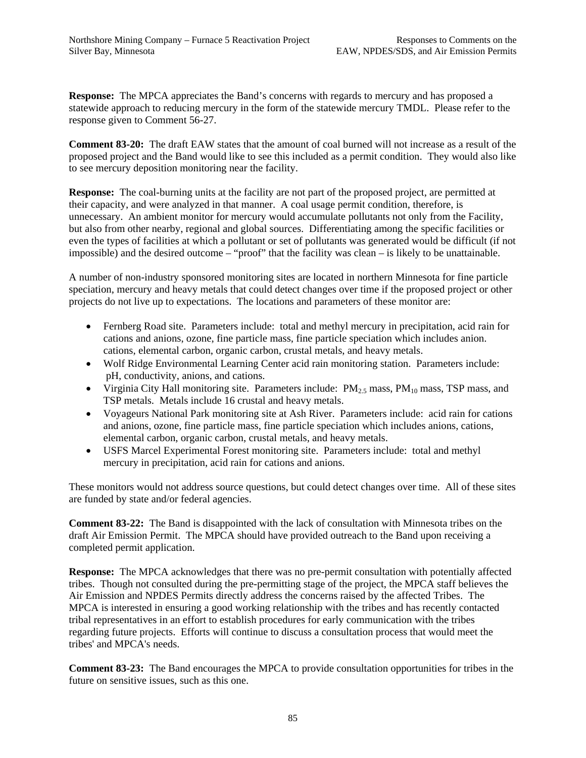**Response:** The MPCA appreciates the Band's concerns with regards to mercury and has proposed a statewide approach to reducing mercury in the form of the statewide mercury TMDL. Please refer to the response given to Comment 56-27.

**Comment 83-20:** The draft EAW states that the amount of coal burned will not increase as a result of the proposed project and the Band would like to see this included as a permit condition. They would also like to see mercury deposition monitoring near the facility.

**Response:** The coal-burning units at the facility are not part of the proposed project, are permitted at their capacity, and were analyzed in that manner. A coal usage permit condition, therefore, is unnecessary. An ambient monitor for mercury would accumulate pollutants not only from the Facility, but also from other nearby, regional and global sources. Differentiating among the specific facilities or even the types of facilities at which a pollutant or set of pollutants was generated would be difficult (if not impossible) and the desired outcome – "proof" that the facility was clean – is likely to be unattainable.

A number of non-industry sponsored monitoring sites are located in northern Minnesota for fine particle speciation, mercury and heavy metals that could detect changes over time if the proposed project or other projects do not live up to expectations. The locations and parameters of these monitor are:

- Fernberg Road site. Parameters include: total and methyl mercury in precipitation, acid rain for cations and anions, ozone, fine particle mass, fine particle speciation which includes anion. cations, elemental carbon, organic carbon, crustal metals, and heavy metals.
- Wolf Ridge Environmental Learning Center acid rain monitoring station. Parameters include: pH, conductivity, anions, and cations.
- Virginia City Hall monitoring site. Parameters include: $PM_{2.5}$ mass, $PM_{10}$ mass, TSP mass, and TSP metals. Metals include 16 crustal and heavy metals.
- Voyageurs National Park monitoring site at Ash River. Parameters include: acid rain for cations and anions, ozone, fine particle mass, fine particle speciation which includes anions, cations, elemental carbon, organic carbon, crustal metals, and heavy metals.
- USFS Marcel Experimental Forest monitoring site. Parameters include: total and methyl mercury in precipitation, acid rain for cations and anions.

These monitors would not address source questions, but could detect changes over time. All of these sites are funded by state and/or federal agencies.

**Comment 83-22:** The Band is disappointed with the lack of consultation with Minnesota tribes on the draft Air Emission Permit. The MPCA should have provided outreach to the Band upon receiving a completed permit application.

**Response:** The MPCA acknowledges that there was no pre-permit consultation with potentially affected tribes. Though not consulted during the pre-permitting stage of the project, the MPCA staff believes the Air Emission and NPDES Permits directly address the concerns raised by the affected Tribes. The MPCA is interested in ensuring a good working relationship with the tribes and has recently contacted tribal representatives in an effort to establish procedures for early communication with the tribes regarding future projects. Efforts will continue to discuss a consultation process that would meet the tribes' and MPCA's needs.

**Comment 83-23:** The Band encourages the MPCA to provide consultation opportunities for tribes in the future on sensitive issues, such as this one.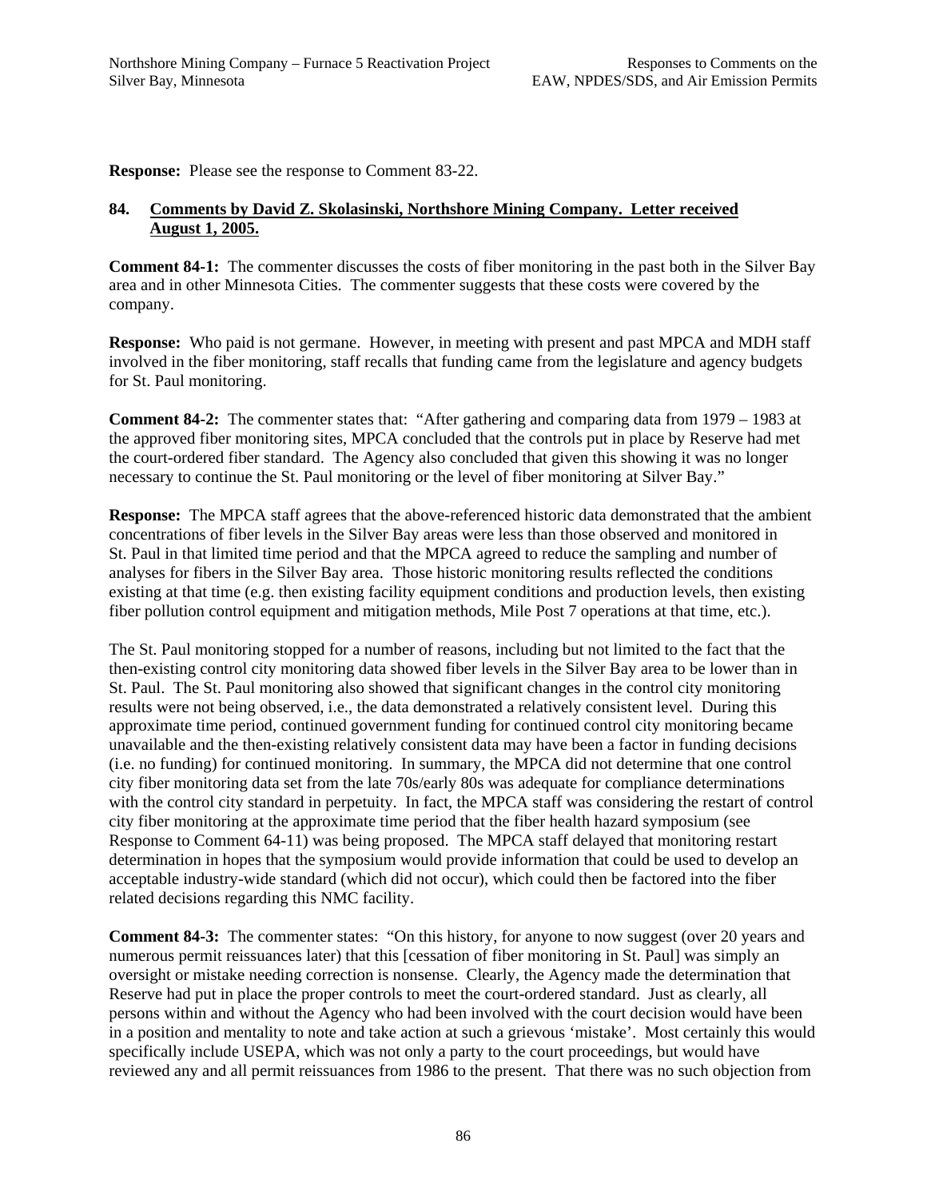**Response:** Please see the response to Comment 83-22.

## 84. Comments by David Z. Skolasinski, Northshore Mining Company. Letter received August 1, 2005.

**Comment 84-1:** The commenter discusses the costs of fiber monitoring in the past both in the Silver Bay area and in other Minnesota Cities. The commenter suggests that these costs were covered by the company.

**Response:** Who paid is not germane. However, in meeting with present and past MPCA and MDH staff involved in the fiber monitoring, staff recalls that funding came from the legislature and agency budgets for St. Paul monitoring.

**Comment 84-2:** The commenter states that: "After gathering and comparing data from 1979 – 1983 at the approved fiber monitoring sites, MPCA concluded that the controls put in place by Reserve had met the court-ordered fiber standard. The Agency also concluded that given this showing it was no longer necessary to continue the St. Paul monitoring or the level of fiber monitoring at Silver Bay."

**Response:** The MPCA staff agrees that the above-referenced historic data demonstrated that the ambient concentrations of fiber levels in the Silver Bay areas were less than those observed and monitored in St. Paul in that limited time period and that the MPCA agreed to reduce the sampling and number of analyses for fibers in the Silver Bay area. Those historic monitoring results reflected the conditions existing at that time (e.g. then existing facility equipment conditions and production levels, then existing fiber pollution control equipment and mitigation methods, Mile Post 7 operations at that time, etc.).

The St. Paul monitoring stopped for a number of reasons, including but not limited to the fact that the then-existing control city monitoring data showed fiber levels in the Silver Bay area to be lower than in St. Paul. The St. Paul monitoring also showed that significant changes in the control city monitoring results were not being observed, i.e., the data demonstrated a relatively consistent level. During this approximate time period, continued government funding for continued control city monitoring became unavailable and the then-existing relatively consistent data may have been a factor in funding decisions (i.e. no funding) for continued monitoring. In summary, the MPCA did not determine that one control city fiber monitoring data set from the late 70s/early 80s was adequate for compliance determinations with the control city standard in perpetuity. In fact, the MPCA staff was considering the restart of control city fiber monitoring at the approximate time period that the fiber health hazard symposium (see Response to Comment 64-11) was being proposed. The MPCA staff delayed that monitoring restart determination in hopes that the symposium would provide information that could be used to develop an acceptable industry-wide standard (which did not occur), which could then be factored into the fiber related decisions regarding this NMC facility.

**Comment 84-3:** The commenter states: "On this history, for anyone to now suggest (over 20 years and numerous permit reissuances later) that this [cessation of fiber monitoring in St. Paul] was simply an oversight or mistake needing correction is nonsense. Clearly, the Agency made the determination that Reserve had put in place the proper controls to meet the court-ordered standard. Just as clearly, all persons within and without the Agency who had been involved with the court decision would have been in a position and mentality to note and take action at such a grievous 'mistake'. Most certainly this would specifically include USEPA, which was not only a party to the court proceedings, but would have reviewed any and all permit reissuances from 1986 to the present. That there was no such objection from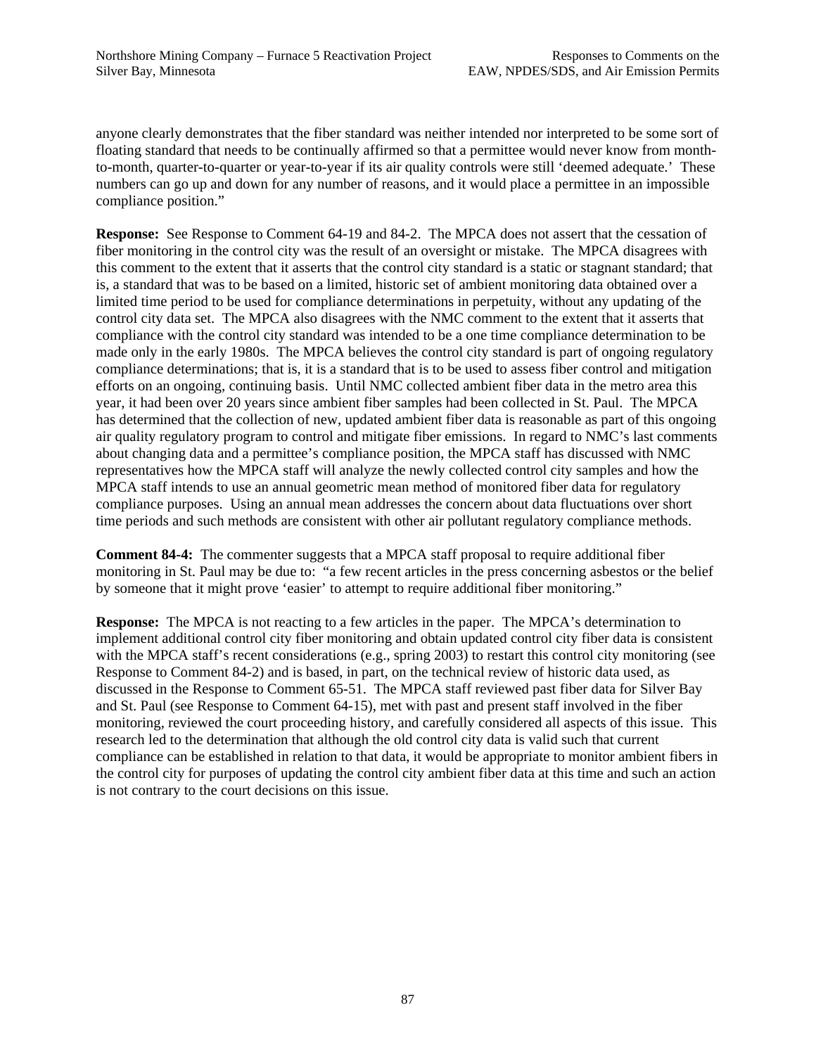anyone clearly demonstrates that the fiber standard was neither intended nor interpreted to be some sort of floating standard that needs to be continually affirmed so that a permittee would never know from month-to-month, quarter-to-quarter or year-to-year if its air quality controls were still 'deemed adequate.' These numbers can go up and down for any number of reasons, and it would place a permittee in an impossible compliance position."

**Response:** See Response to Comment 64-19 and 84-2. The MPCA does not assert that the cessation of fiber monitoring in the control city was the result of an oversight or mistake. The MPCA disagrees with this comment to the extent that it asserts that the control city standard is a static or stagnant standard; that is, a standard that was to be based on a limited, historic set of ambient monitoring data obtained over a limited time period to be used for compliance determinations in perpetuity, without any updating of the control city data set. The MPCA also disagrees with the NMC comment to the extent that it asserts that compliance with the control city standard was intended to be a one time compliance determination to be made only in the early 1980s. The MPCA believes the control city standard is part of ongoing regulatory compliance determinations; that is, it is a standard that is to be used to assess fiber control and mitigation efforts on an ongoing, continuing basis. Until NMC collected ambient fiber data in the metro area this year, it had been over 20 years since ambient fiber samples had been collected in St. Paul. The MPCA has determined that the collection of new, updated ambient fiber data is reasonable as part of this ongoing air quality regulatory program to control and mitigate fiber emissions. In regard to NMC's last comments about changing data and a permittee's compliance position, the MPCA staff has discussed with NMC representatives how the MPCA staff will analyze the newly collected control city samples and how the MPCA staff intends to use an annual geometric mean method of monitored fiber data for regulatory compliance purposes. Using an annual mean addresses the concern about data fluctuations over short time periods and such methods are consistent with other air pollutant regulatory compliance methods.

**Comment 84-4:** The commenter suggests that a MPCA staff proposal to require additional fiber monitoring in St. Paul may be due to: "a few recent articles in the press concerning asbestos or the belief by someone that it might prove 'easier' to attempt to require additional fiber monitoring."

**Response:** The MPCA is not reacting to a few articles in the paper. The MPCA's determination to implement additional control city fiber monitoring and obtain updated control city fiber data is consistent with the MPCA staff's recent considerations (e.g., spring 2003) to restart this control city monitoring (see Response to Comment 84-2) and is based, in part, on the technical review of historic data used, as discussed in the Response to Comment 65-51. The MPCA staff reviewed past fiber data for Silver Bay and St. Paul (see Response to Comment 64-15), met with past and present staff involved in the fiber monitoring, reviewed the court proceeding history, and carefully considered all aspects of this issue. This research led to the determination that although the old control city data is valid such that current compliance can be established in relation to that data, it would be appropriate to monitor ambient fibers in the control city for purposes of updating the control city ambient fiber data at this time and such an action is not contrary to the court decisions on this issue.